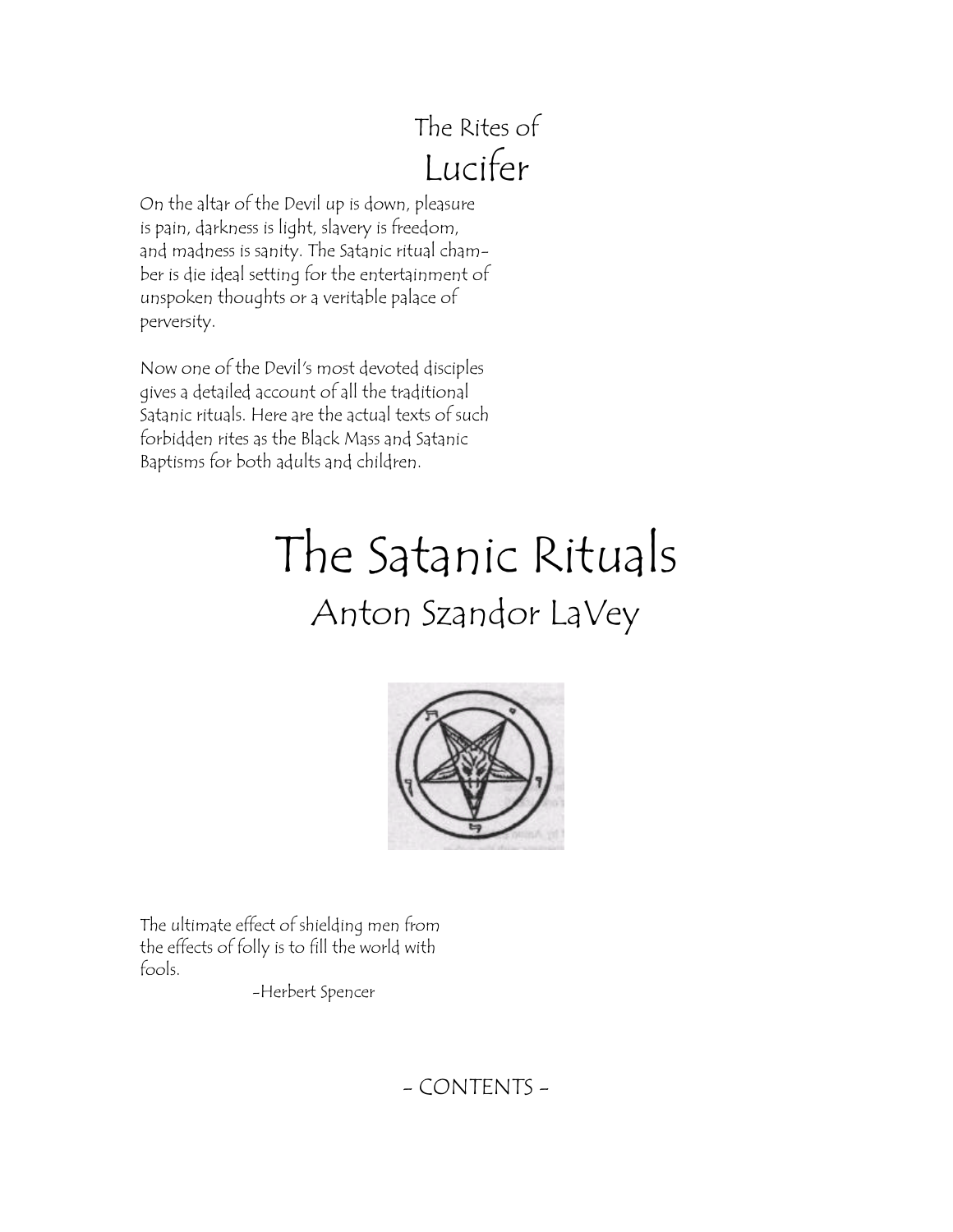## The Rites of
# Lucifer

On the altar of the Devil up is down, pleasure is pain, darkness is light, slavery is freedom, and madness is sanity. The Satanic ritual chamber is die ideal setting for the entertainment of unspoken thoughts or a veritable palace of perversity.

Now one of the Devil's most devoted disciples gives a detailed account of all the traditional Satanic rituals. Here are the actual texts of such forbidden rites as the Black Mass and Satanic Baptisms for both adults and children.

# The Satanic Rituals

## Anton Szandor LaVey

The ultimate effect of shielding men from the effects of folly is to fill the world with fools.

-Herbert Spencer

- CONTENTS -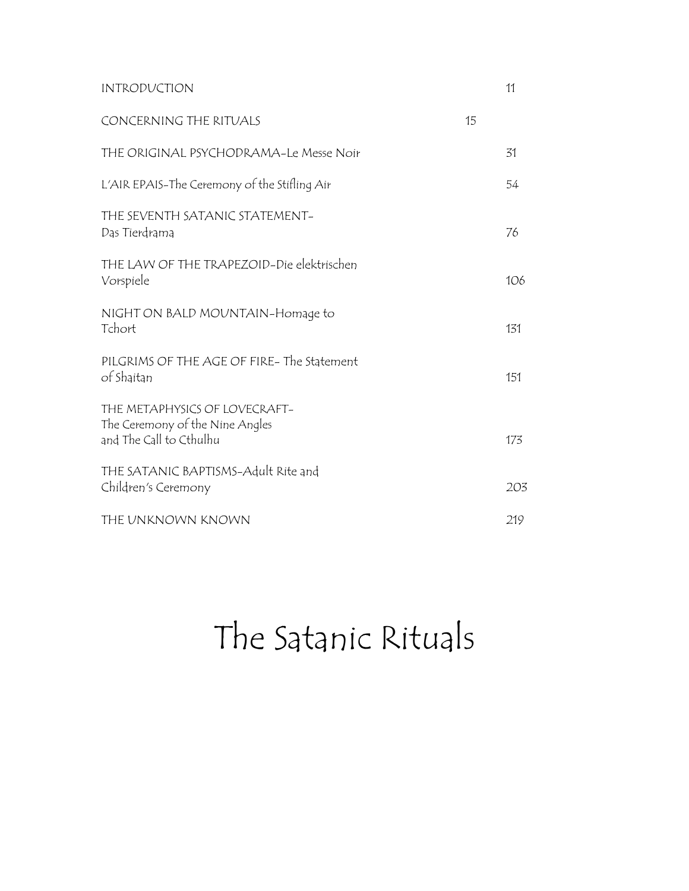| | |
|---|---|
| INTRODUCTION | 11 |
| CONCERNING THE RITUALS | 15 |
| THE ORIGINAL PSYCHODRAMA-Le Messe Noir | 31 |
| L'AIR EPAIS-The Ceremony of the Stifling Air | 54 |
| THE SEVENTH SATANIC STATEMENT-Das Tierdrama | 76 |
| THE LAW OF THE TRAPEZOID-Die elektrischen Vorspiele | 106 |
| NIGHT ON BALD MOUNTAIN-Homage to Tchort | 131 |
| PILGRIMS OF THE AGE OF FIRE- The Statement of Shaitan | 151 |
| THE METAPHYSICS OF LOVECRAFT-The Ceremony of the Nine Angles and The Call to Cthulhu | 173 |
| THE SATANIC BAPTISMS-Adult Rite and Children's Ceremony | 203 |
| THE UNKNOWN KNOWN | 219 |

# The Satanic Rituals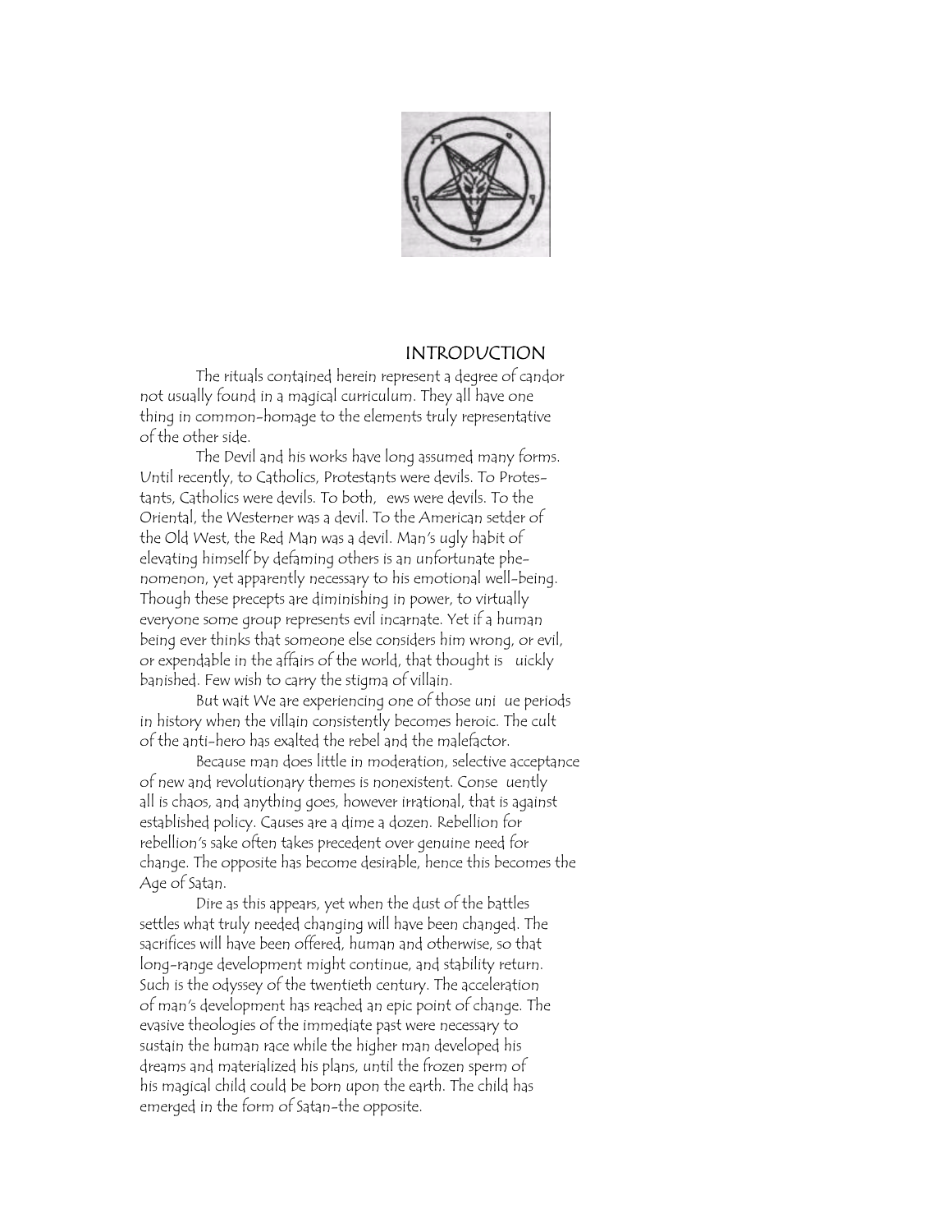## INTRODUCTION

The rituals contained herein represent a degree of candor not usually found in a magical curriculum. They all have one thing in common-homage to the elements truly representative of the other side.

The Devil and his works have long assumed many forms. Until recently, to Catholics, Protestants were devils. To Protestants, Catholics were devils. To both, ews were devils. To the Oriental, the Westerner was a devil. To the American setder of the Old West, the Red Man was a devil. Man's ugly habit of elevating himself by defaming others is an unfortunate phenomenon, yet apparently necessary to his emotional well-being. Though these precepts are diminishing in power, to virtually everyone some group represents evil incarnate. Yet if a human being ever thinks that someone else considers him wrong, or evil, or expendable in the affairs of the world, that thought is uickly banished. Few wish to carry the stigma of villain.

But wait We are experiencing one of those uni ue periods in history when the villain consistently becomes heroic. The cult of the anti-hero has exalted the rebel and the malefactor.

Because man does little in moderation, selective acceptance of new and revolutionary themes is nonexistent. Conse uently all is chaos, and anything goes, however irrational, that is against established policy. Causes are a dime a dozen. Rebellion for rebellion's sake often takes precedent over genuine need for change. The opposite has become desirable, hence this becomes the Age of Satan.

Dire as this appears, yet when the dust of the battles settles what truly needed changing will have been changed. The sacrifices will have been offered, human and otherwise, so that long-range development might continue, and stability return. Such is the odyssey of the twentieth century. The acceleration of man's development has reached an epic point of change. The evasive theologies of the immediate past were necessary to sustain the human race while the higher man developed his dreams and materialized his plans, until the frozen sperm of his magical child could be born upon the earth. The child has emerged in the form of Satan-the opposite.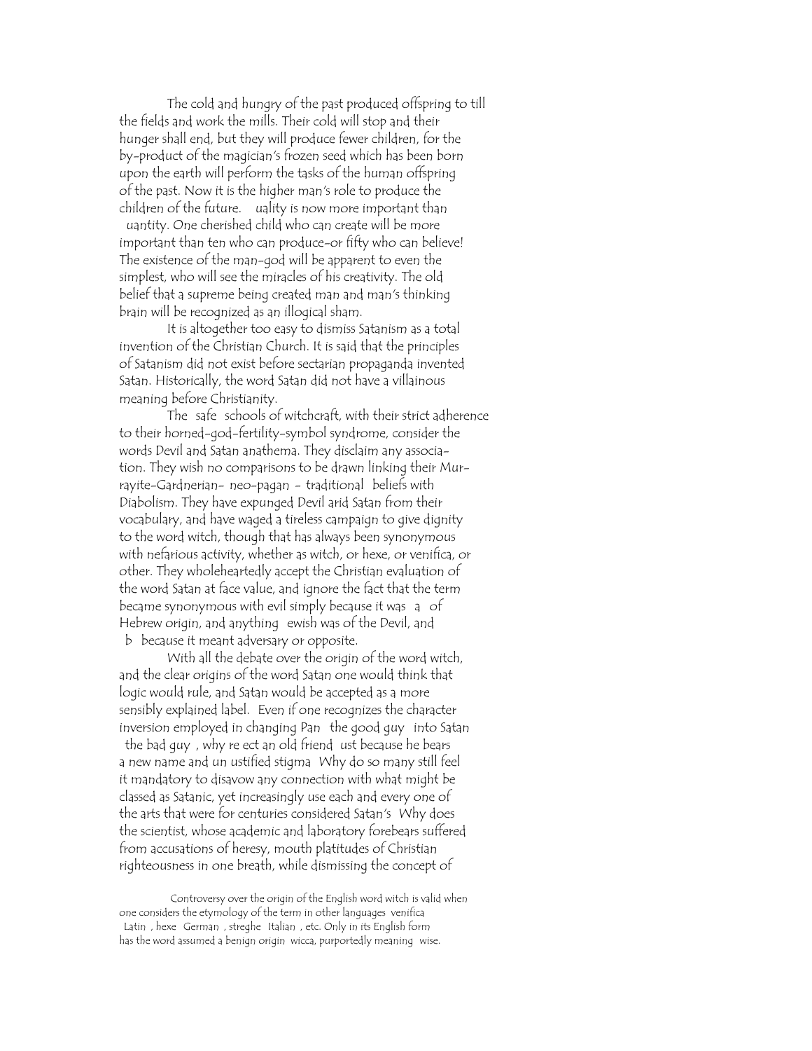The cold and hungry of the past produced offspring to till the fields and work the mills. Their cold will stop and their hunger shall end, but they will produce fewer children, for the by-product of the magician's frozen seed which has been born upon the earth will perform the tasks of the human offspring of the past. Now it is the higher man's role to produce the children of the future. uality is now more important than uantity. One cherished child who can create will be more important than ten who can produce-or fifty who can believe! The existence of the man-god will be apparent to even the simplest, who will see the miracles of his creativity. The old belief that a supreme being created man and man's thinking brain will be recognized as an illogical sham.

It is altogether too easy to dismiss Satanism as a total invention of the Christian Church. It is said that the principles of Satanism did not exist before sectarian propaganda invented Satan. Historically, the word Satan did not have a villainous meaning before Christianity.

The safe schools of witchcraft, with their strict adherence to their horned-god-fertility-symbol syndrome, consider the words Devil and Satan anathema. They disclaim any association. They wish no comparisons to be drawn linking their Murrayite-Gardnerian- neo-pagan - traditional beliefs with Diabolism. They have expunged Devil arid Satan from their vocabulary, and have waged a tireless campaign to give dignity to the word witch, though that has always been synonymous with nefarious activity, whether as witch, or hexe, or venifica, or other. They wholeheartedly accept the Christian evaluation of the word Satan at face value, and ignore the fact that the term became synonymous with evil simply because it was a of Hebrew origin, and anything ewish was of the Devil, and b because it meant adversary or opposite.

With all the debate over the origin of the word witch, and the clear origins of the word Satan one would think that logic would rule, and Satan would be accepted as a more sensibly explained label. Even if one recognizes the character inversion employed in changing Pan the good guy into Satan the bad guy , why re ect an old friend ust because he bears a new name and un ustified stigma Why do so many still feel it mandatory to disavow any connection with what might be classed as Satanic, yet increasingly use each and every one of the arts that were for centuries considered Satan's Why does the scientist, whose academic and laboratory forebears suffered from accusations of heresy, mouth platitudes of Christian righteousness in one breath, while dismissing the concept of

Controversy over the origin of the English word witch is valid when one considers the etymology of the term in other languages venifica Latin , hexe German , streghe Italian , etc. Only in its English form has the word assumed a benign origin wicca, purportedly meaning wise.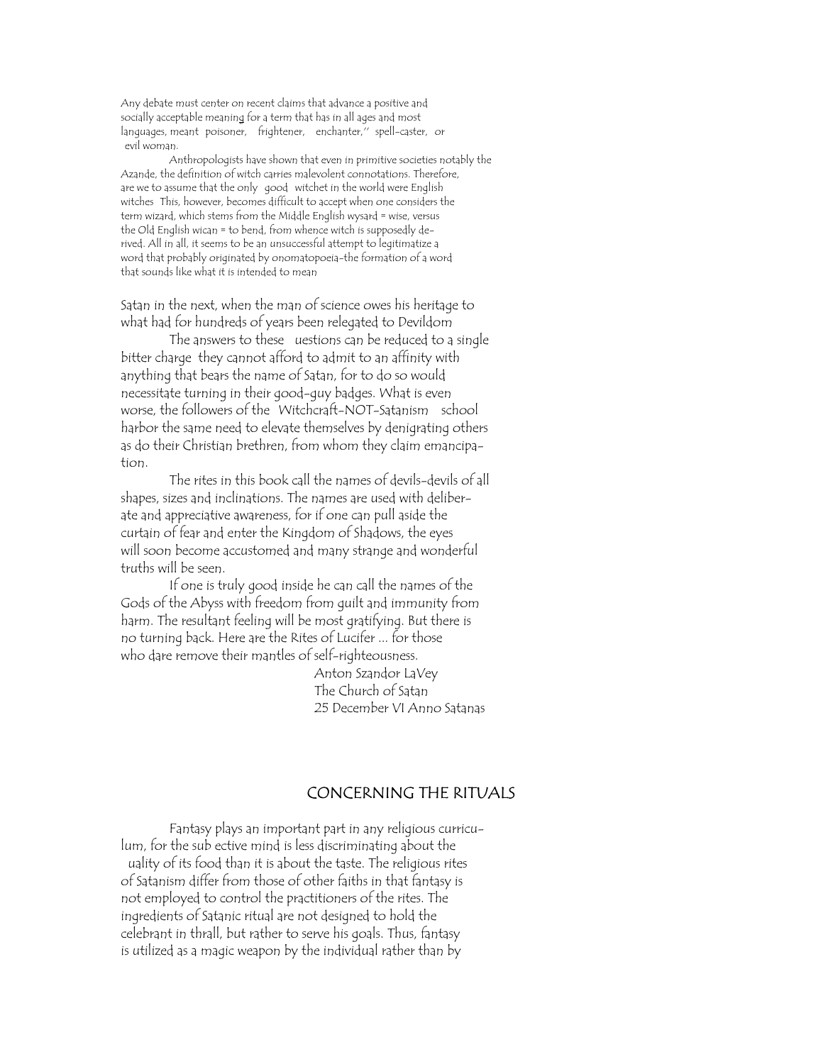Any debate must center on recent claims that advance a positive and socially acceptable meaning for a term that has in all ages and most languages, meant poisoner, frightener, enchanter," spell-caster, or evil woman.

Anthropologists have shown that even in primitive societies notably the Azande, the definition of witch carries malevolent connotations. Therefore, are we to assume that the only good witchet in the world were English witches This, however, becomes difficult to accept when one considers the term wizard, which stems from the Middle English wysard = wise, versus the Old English wican = to bend, from whence witch is supposedly derived. All in all, it seems to be an unsuccessful attempt to legitimatize a word that probably originated by onomatopoeia-the formation of a word that sounds like what it is intended to mean

Satan in the next, when the man of science owes his heritage to what had for hundreds of years been relegated to Devildom

The answers to these uestions can be reduced to a single bitter charge they cannot afford to admit to an affinity with anything that bears the name of Satan, for to do so would necessitate turning in their good-guy badges. What is even worse, the followers of the Witchcraft-NOT-Satanism school harbor the same need to elevate themselves by denigrating others as do their Christian brethren, from whom they claim emancipation.

The rites in this book call the names of devils-devils of all shapes, sizes and inclinations. The names are used with deliberate and appreciative awareness, for if one can pull aside the curtain of fear and enter the Kingdom of Shadows, the eyes will soon become accustomed and many strange and wonderful truths will be seen.

If one is truly good inside he can call the names of the Gods of the Abyss with freedom from guilt and immunity from harm. The resultant feeling will be most gratifying. But there is no turning back. Here are the Rites of Lucifer ... for those who dare remove their mantles of self-righteousness.

Anton Szandor LaVey
The Church of Satan
25 December VI Anno Satanas

## CONCERNING THE RITUALS

Fantasy plays an important part in any religious curriculum, for the sub ective mind is less discriminating about the uality of its food than it is about the taste. The religious rites of Satanism differ from those of other faiths in that fantasy is not employed to control the practitioners of the rites. The ingredients of Satanic ritual are not designed to hold the celebrant in thrall, but rather to serve his goals. Thus, fantasy is utilized as a magic weapon by the individual rather than by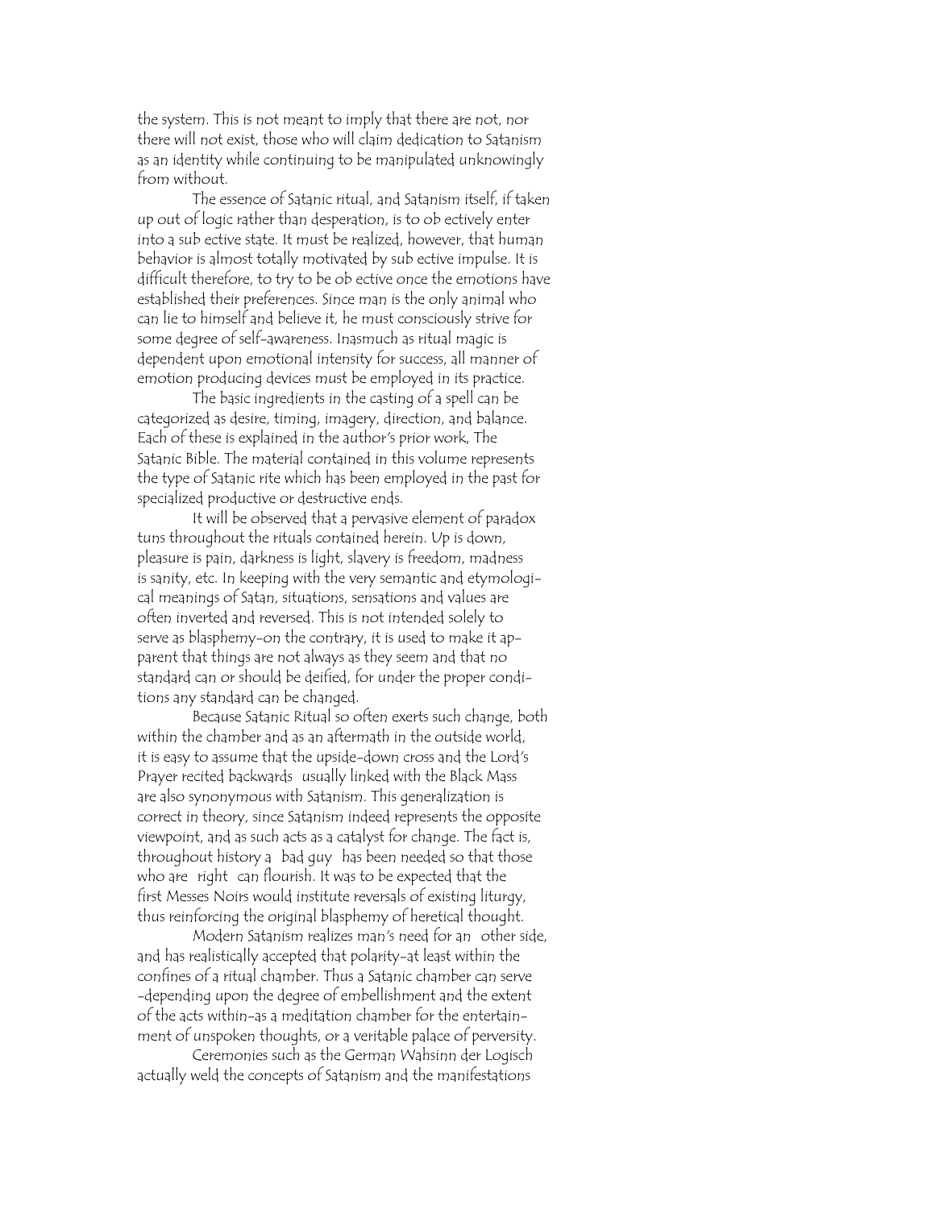the system. This is not meant to imply that there are not, nor there will not exist, those who will claim dedication to Satanism as an identity while continuing to be manipulated unknowingly from without.

The essence of Satanic ritual, and Satanism itself, if taken up out of logic rather than desperation, is to ob ectively enter into a sub ective state. It must be realized, however, that human behavior is almost totally motivated by sub ective impulse. It is difficult therefore, to try to be ob ective once the emotions have established their preferences. Since man is the only animal who can lie to himself and believe it, he must consciously strive for some degree of self-awareness. Inasmuch as ritual magic is dependent upon emotional intensity for success, all manner of emotion producing devices must be employed in its practice.

The basic ingredients in the casting of a spell can be categorized as desire, timing, imagery, direction, and balance. Each of these is explained in the author's prior work, The Satanic Bible. The material contained in this volume represents the type of Satanic rite which has been employed in the past for specialized productive or destructive ends.

It will be observed that a pervasive element of paradox tuns throughout the rituals contained herein. Up is down, pleasure is pain, darkness is light, slavery is freedom, madness is sanity, etc. In keeping with the very semantic and etymological meanings of Satan, situations, sensations and values are often inverted and reversed. This is not intended solely to serve as blasphemy-on the contrary, it is used to make it apparent that things are not always as they seem and that no standard can or should be deified, for under the proper conditions any standard can be changed.

Because Satanic Ritual so often exerts such change, both within the chamber and as an aftermath in the outside world, it is easy to assume that the upside-down cross and the Lord's Prayer recited backwards usually linked with the Black Mass are also synonymous with Satanism. This generalization is correct in theory, since Satanism indeed represents the opposite viewpoint, and as such acts as a catalyst for change. The fact is, throughout history a bad guy has been needed so that those who are right can flourish. It was to be expected that the first Messes Noirs would institute reversals of existing liturgy, thus reinforcing the original blasphemy of heretical thought.

Modern Satanism realizes man's need for an other side, and has realistically accepted that polarity-at least within the confines of a ritual chamber. Thus a Satanic chamber can serve -depending upon the degree of embellishment and the extent of the acts within-as a meditation chamber for the entertainment of unspoken thoughts, or a veritable palace of perversity.

Ceremonies such as the German Wahsinn der Logisch actually weld the concepts of Satanism and the manifestations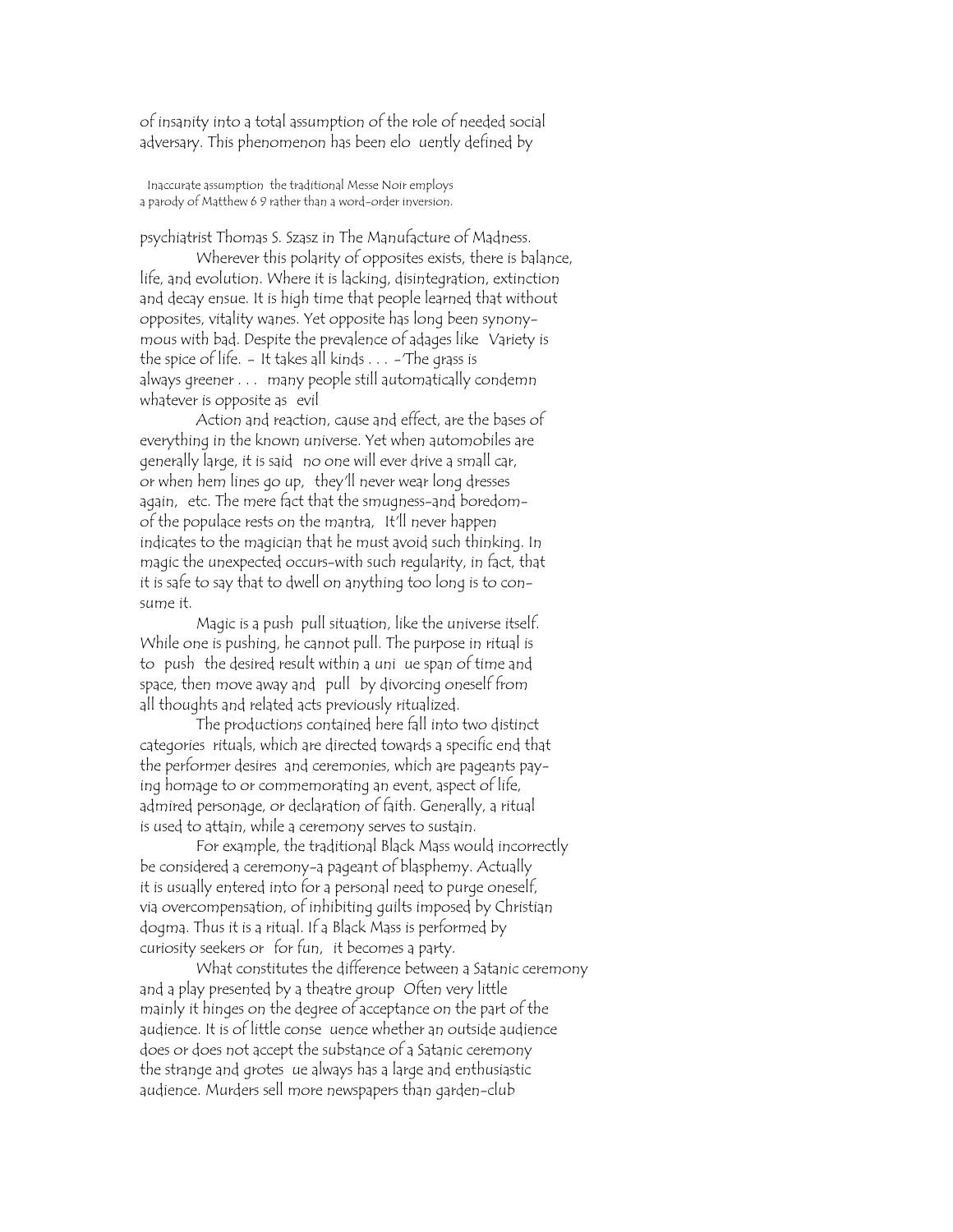of insanity into a total assumption of the role of needed social adversary. This phenomenon has been elo uently defined by

Inaccurate assumption the traditional Messe Noir employs a parody of Matthew 6 9 rather than a word-order inversion.

psychiatrist Thomas S. Szasz in The Manufacture of Madness.

Wherever this polarity of opposites exists, there is balance, life, and evolution. Where it is lacking, disintegration, extinction and decay ensue. It is high time that people learned that without opposites, vitality wanes. Yet opposite has long been synonymous with bad. Despite the prevalence of adages like Variety is the spice of life. - It takes all kinds . . . -'The grass is always greener . . . many people still automatically condemn whatever is opposite as evil

Action and reaction, cause and effect, are the bases of everything in the known universe. Yet when automobiles are generally large, it is said no one will ever drive a small car, or when hem lines go up, they'll never wear long dresses again, etc. The mere fact that the smugness-and boredom-of the populace rests on the mantra, It'll never happen indicates to the magician that he must avoid such thinking. In magic the unexpected occurs-with such regularity, in fact, that it is safe to say that to dwell on anything too long is to consume it.

Magic is a push pull situation, like the universe itself. While one is pushing, he cannot pull. The purpose in ritual is to push the desired result within a uni ue span of time and space, then move away and pull by divorcing oneself from all thoughts and related acts previously ritualized.

The productions contained here fall into two distinct categories rituals, which are directed towards a specific end that the performer desires and ceremonies, which are pageants paying homage to or commemorating an event, aspect of life, admired personage, or declaration of faith. Generally, a ritual is used to attain, while a ceremony serves to sustain.

For example, the traditional Black Mass would incorrectly be considered a ceremony-a pageant of blasphemy. Actually it is usually entered into for a personal need to purge oneself, via overcompensation, of inhibiting guilts imposed by Christian dogma. Thus it is a ritual. If a Black Mass is performed by curiosity seekers or for fun, it becomes a party.

What constitutes the difference between a Satanic ceremony and a play presented by a theatre group Often very little mainly it hinges on the degree of acceptance on the part of the audience. It is of little conse uence whether an outside audience does or does not accept the substance of a Satanic ceremony the strange and grotes ue always has a large and enthusiastic audience. Murders sell more newspapers than garden-club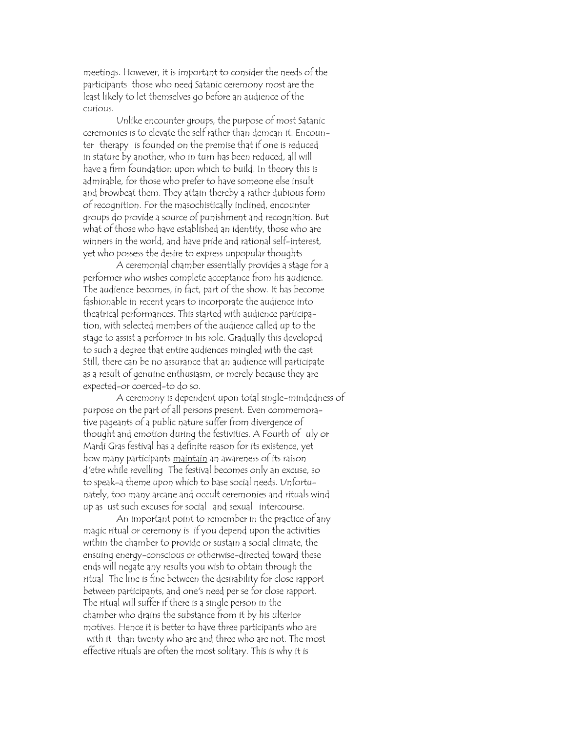meetings. However, it is important to consider the needs of the participants those who need Satanic ceremony most are the least likely to let themselves go before an audience of the curious.

Unlike encounter groups, the purpose of most Satanic ceremonies is to elevate the self rather than demean it. Encounter therapy is founded on the premise that if one is reduced in stature by another, who in turn has been reduced, all will have a firm foundation upon which to build. In theory this is admirable, for those who prefer to have someone else insult and browbeat them. They attain thereby a rather dubious form of recognition. For the masochistically inclined, encounter groups do provide a source of punishment and recognition. But what of those who have established an identity, those who are winners in the world, and have pride and rational self-interest, yet who possess the desire to express unpopular thoughts

A ceremonial chamber essentially provides a stage for a performer who wishes complete acceptance from his audience. The audience becomes, in fact, part of the show. It has become fashionable in recent years to incorporate the audience into theatrical performances. This started with audience participation, with selected members of the audience called up to the stage to assist a performer in his role. Gradually this developed to such a degree that entire audiences mingled with the cast Still, there can be no assurance that an audience will participate as a result of genuine enthusiasm, or merely because they are expected-or coerced-to do so.

A ceremony is dependent upon total single-mindedness of purpose on the part of all persons present. Even commemorative pageants of a public nature suffer from divergence of thought and emotion during the festivities. A Fourth of uly or Mardi Gras festival has a definite reason for its existence, yet how many participants <u>maintain</u> an awareness of its raison d'etre while revelling The festival becomes only an excuse, so to speak-a theme upon which to base social needs. Unfortunately, too many arcane and occult ceremonies and rituals wind up as ust such excuses for social and sexual intercourse.

An important point to remember in the practice of any magic ritual or ceremony is if you depend upon the activities within the chamber to provide or sustain a social climate, the ensuing energy-conscious or otherwise-directed toward these ends will negate any results you wish to obtain through the ritual The line is fine between the desirability for close rapport between participants, and one's need per se for close rapport. The ritual will suffer if there is a single person in the chamber who drains the substance from it by his ulterior motives. Hence it is better to have three participants who are with it than twenty who are and three who are not. The most effective rituals are often the most solitary. This is why it is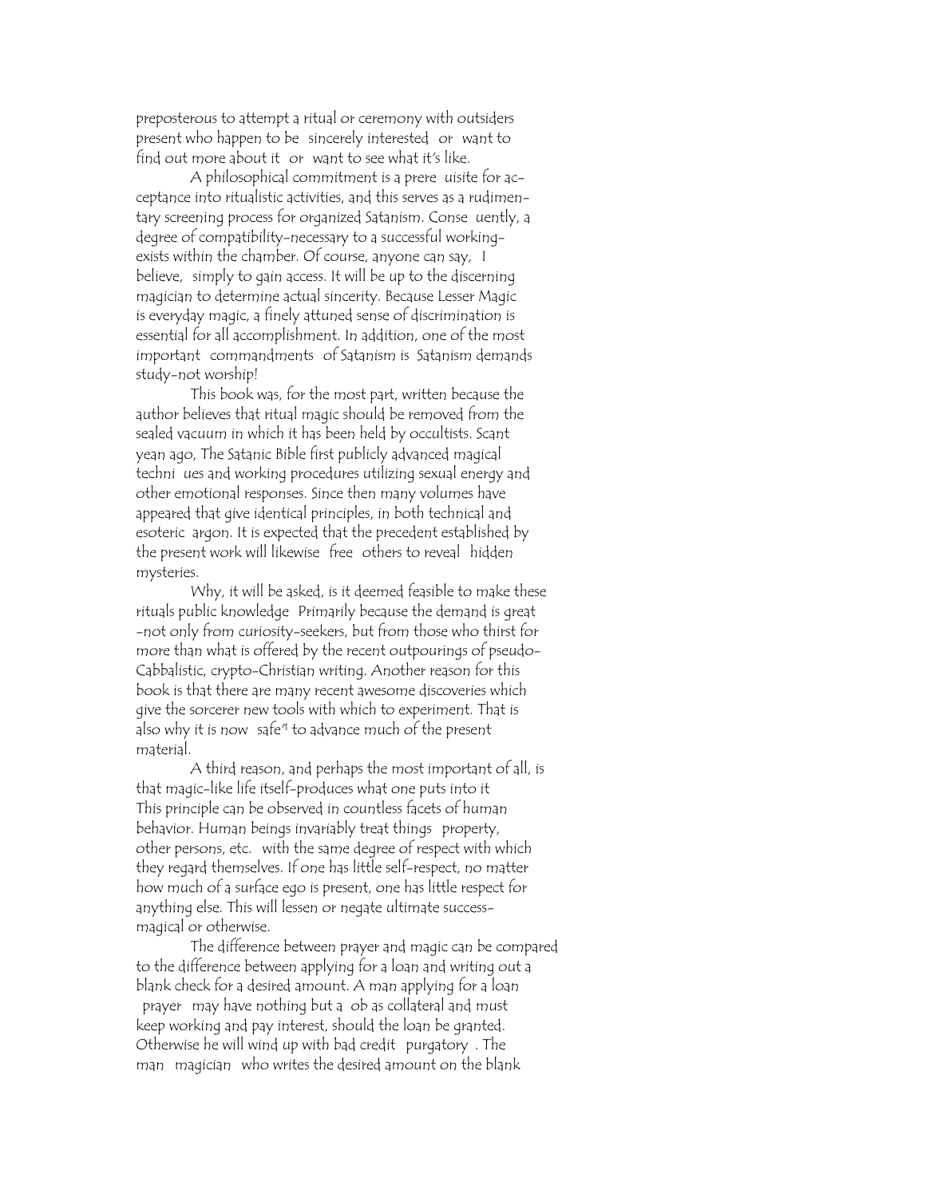preposterous to attempt a ritual or ceremony with outsiders present who happen to be  sincerely interested  or  want to find out more about it  or  want to see what it's like.

A philosophical commitment is a prere uisite for acceptance into ritualistic activities, and this serves as a rudimentary screening process for organized Satanism. Conse uently, a degree of compatibility-necessary to a successful working-exists within the chamber. Of course, anyone can say,  I believe,  simply to gain access. It will be up to the discerning magician to determine actual sincerity. Because Lesser Magic is everyday magic, a finely attuned sense of discrimination is essential for all accomplishment. In addition, one of the most important  commandments  of Satanism is  Satanism demands study-not worship!

This book was, for the most part, written because the author believes that ritual magic should be removed from the sealed vacuum in which it has been held by occultists. Scant yean ago, The Satanic Bible first publicly advanced magical techni ues and working procedures utilizing sexual energy and other emotional responses. Since then many volumes have appeared that give identical principles, in both technical and esoteric  argon. It is expected that the precedent established by the present work will likewise  free  others to reveal  hidden mysteries.

Why, it will be asked, is it deemed feasible to make these rituals public knowledge  Primarily because the demand is great -not only from curiosity-seekers, but from those who thirst for more than what is offered by the recent outpourings of pseudo-Cabbalistic, crypto-Christian writing. Another reason for this book is that there are many recent awesome discoveries which give the sorcerer new tools with which to experiment. That is also why it is now  safe"[1] to advance much of the present material.

A third reason, and perhaps the most important of all, is that magic-like life itself-produces what one puts into it This principle can be observed in countless facets of human behavior. Human beings invariably treat things  property, other persons, etc.  with the same degree of respect with which they regard themselves. If one has little self-respect, no matter how much of a surface ego is present, one has little respect for anything else. This will lessen or negate ultimate success-magical or otherwise.

The difference between prayer and magic can be compared to the difference between applying for a loan and writing out a blank check for a desired amount. A man applying for a loan  prayer  may have nothing but a  ob as collateral and must keep working and pay interest, should the loan be granted. Otherwise he will wind up with bad credit  purgatory . The man  magician  who writes the desired amount on the blank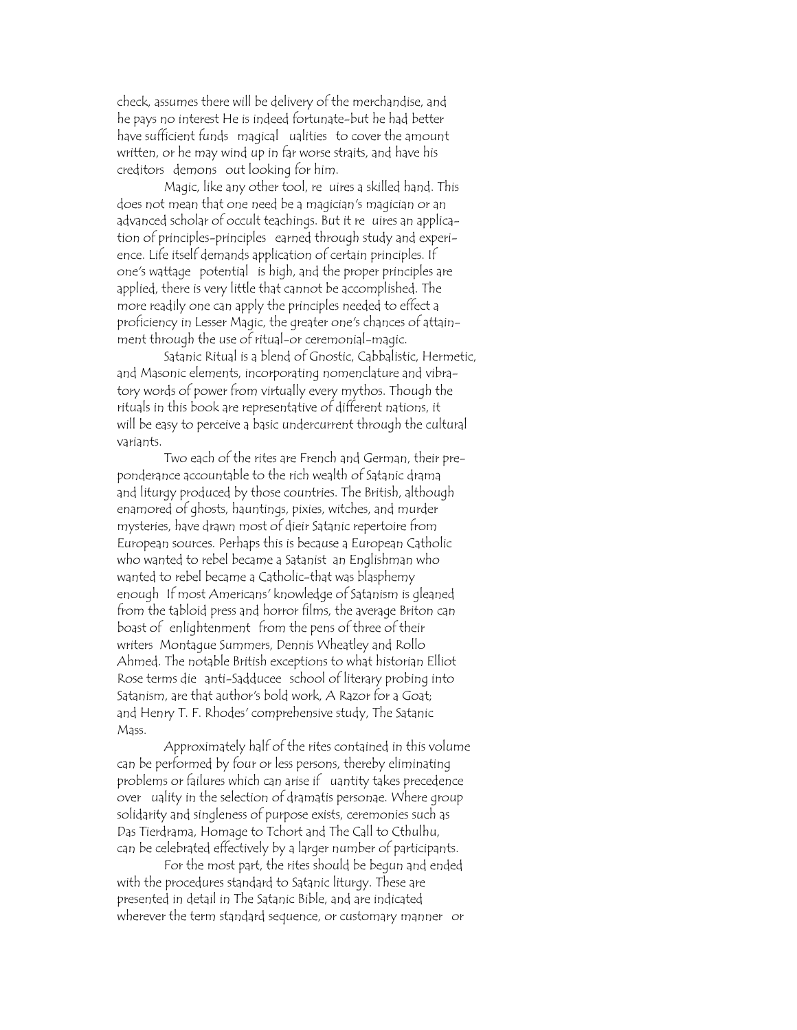check, assumes there will be delivery of the merchandise, and he pays no interest He is indeed fortunate-but he had better have sufficient funds magical ualities to cover the amount written, or he may wind up in far worse straits, and have his creditors demons out looking for him.

Magic, like any other tool, re uires a skilled hand. This does not mean that one need be a magician's magician or an advanced scholar of occult teachings. But it re uires an application of principles-principles earned through study and experience. Life itself demands application of certain principles. If one's wattage potential is high, and the proper principles are applied, there is very little that cannot be accomplished. The more readily one can apply the principles needed to effect a proficiency in Lesser Magic, the greater one's chances of attainment through the use of ritual-or ceremonial-magic.

Satanic Ritual is a blend of Gnostic, Cabbalistic, Hermetic, and Masonic elements, incorporating nomenclature and vibratory words of power from virtually every mythos. Though the rituals in this book are representative of different nations, it will be easy to perceive a basic undercurrent through the cultural variants.

Two each of the rites are French and German, their preponderance accountable to the rich wealth of Satanic drama and liturgy produced by those countries. The British, although enamored of ghosts, hauntings, pixies, witches, and murder mysteries, have drawn most of dieir Satanic repertoire from European sources. Perhaps this is because a European Catholic who wanted to rebel became a Satanist an Englishman who wanted to rebel became a Catholic-that was blasphemy enough If most Americans' knowledge of Satanism is gleaned from the tabloid press and horror films, the average Briton can boast of enlightenment from the pens of three of their writers Montague Summers, Dennis Wheatley and Rollo Ahmed. The notable British exceptions to what historian Elliot Rose terms die anti-Sadducee school of literary probing into Satanism, are that author's bold work, A Razor for a Goat; and Henry T. F. Rhodes' comprehensive study, The Satanic Mass.

Approximately half of the rites contained in this volume can be performed by four or less persons, thereby eliminating problems or failures which can arise if uantity takes precedence over uality in the selection of dramatis personae. Where group solidarity and singleness of purpose exists, ceremonies such as Das Tierdrama, Homage to Tchort and The Call to Cthulhu, can be celebrated effectively by a larger number of participants.

For the most part, the rites should be begun and ended with the procedures standard to Satanic liturgy. These are presented in detail in The Satanic Bible, and are indicated wherever the term standard sequence, or customary manner or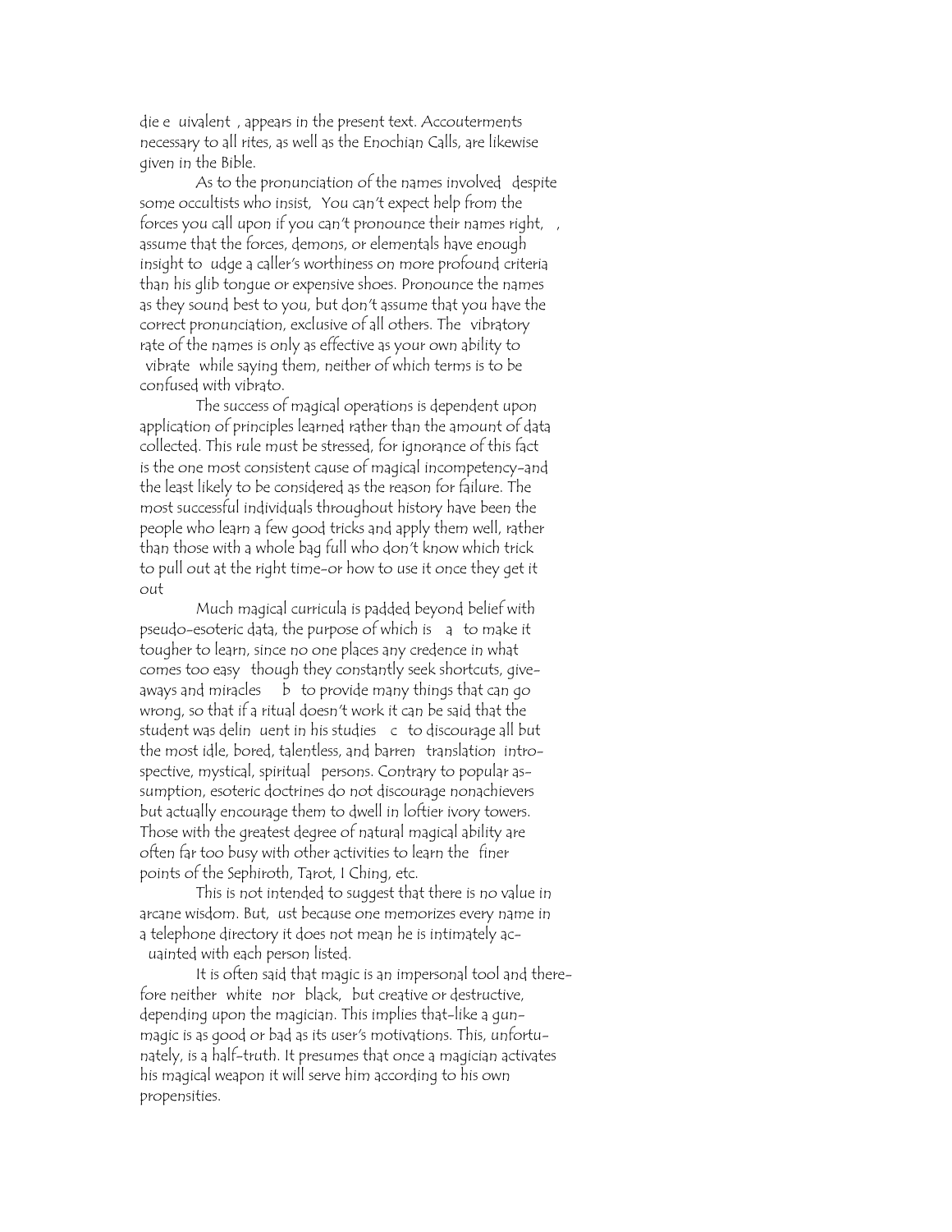die e uivalent , appears in the present text. Accouterments necessary to all rites, as well as the Enochian Calls, are likewise given in the Bible.

As to the pronunciation of the names involved despite some occultists who insist, You can't expect help from the forces you call upon if you can't pronounce their names right, , assume that the forces, demons, or elementals have enough insight to udge a caller's worthiness on more profound criteria than his glib tongue or expensive shoes. Pronounce the names as they sound best to you, but don't assume that you have the correct pronunciation, exclusive of all others. The vibratory rate of the names is only as effective as your own ability to vibrate while saying them, neither of which terms is to be confused with vibrato.

The success of magical operations is dependent upon application of principles learned rather than the amount of data collected. This rule must be stressed, for ignorance of this fact is the one most consistent cause of magical incompetency-and the least likely to be considered as the reason for failure. The most successful individuals throughout history have been the people who learn a few good tricks and apply them well, rather than those with a whole bag full who don't know which trick to pull out at the right time-or how to use it once they get it out

Much magical curricula is padded beyond belief with pseudo-esoteric data, the purpose of which is a to make it tougher to learn, since no one places any credence in what comes too easy though they constantly seek shortcuts, give-aways and miracles b to provide many things that can go wrong, so that if a ritual doesn't work it can be said that the student was delin uent in his studies c to discourage all but the most idle, bored, talentless, and barren translation intro-spective, mystical, spiritual persons. Contrary to popular as-sumption, esoteric doctrines do not discourage nonachievers but actually encourage them to dwell in loftier ivory towers. Those with the greatest degree of natural magical ability are often far too busy with other activities to learn the finer points of the Sephiroth, Tarot, I Ching, etc.

This is not intended to suggest that there is no value in arcane wisdom. But, ust because one memorizes every name in a telephone directory it does not mean he is intimately ac-uainted with each person listed.

It is often said that magic is an impersonal tool and there-fore neither white nor black, but creative or destructive, depending upon the magician. This implies that-like a gun-magic is as good or bad as its user's motivations. This, unfortu-nately, is a half-truth. It presumes that once a magician activates his magical weapon it will serve him according to his own propensities.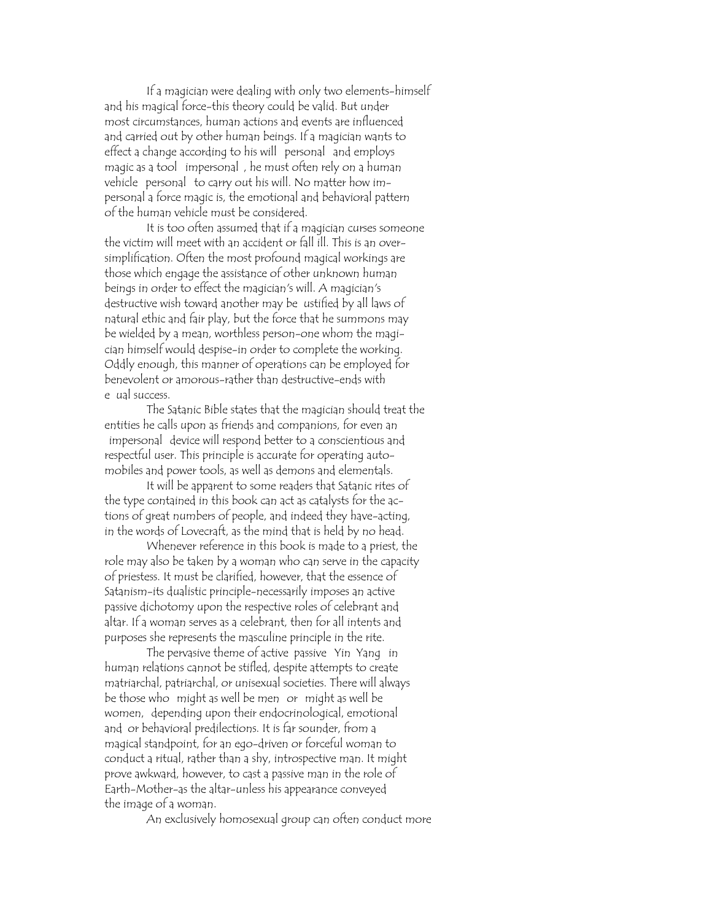If a magician were dealing with only two elements–himself and his magical force–this theory could be valid. But under most circumstances, human actions and events are influenced and carried out by other human beings. If a magician wants to effect a change according to his will (personal) and employs magic as a tool (impersonal), he must often rely on a human vehicle (personal) to carry out his will. No matter how impersonal a force magic is, the emotional and behavioral pattern of the human vehicle must be considered.

It is too often assumed that if a magician curses someone the victim will meet with an accident or fall ill. This is an oversimplification. Often the most profound magical workings are those which engage the assistance of other unknown human beings in order to effect the magician's will. A magician's destructive wish toward another may be justified by all laws of natural ethic and fair play, but the force that he summons may be wielded by a mean, worthless person–one whom the magician himself would despise–in order to complete the working. Oddly enough, this manner of operations can be employed for benevolent or amorous–rather than destructive–ends with equal success.

The Satanic Bible states that the magician should treat the entities he calls upon as friends and companions, for even an "impersonal" device will respond better to a conscientious and respectful user. This principle is accurate for operating automobiles and power tools, as well as demons and elementals.

It will be apparent to some readers that Satanic rites of the type contained in this book can act as catalysts for the actions of great numbers of people, and indeed they have–acting, in the words of Lovecraft, as the mind that is held by no head.

Whenever reference in this book is made to a priest, the role may also be taken by a woman who can serve in the capacity of priestess. It must be clarified, however, that the essence of Satanism–its dualistic principle–necessarily imposes an active/passive dichotomy upon the respective roles of celebrant and altar. If a woman serves as a celebrant, then for all intents and purposes she represents the masculine principle in the rite.

The pervasive theme of active/passive (Yin/Yang) in human relations cannot be stifled, despite attempts to create matriarchal, patriarchal, or unisexual societies. There will always be those who "might as well be men" or "might as well be women," depending upon their endocrinological, emotional and/or behavioral predilections. It is far sounder, from a magical standpoint, for an ego-driven or forceful woman to conduct a ritual, rather than a shy, introspective man. It might prove awkward, however, to cast a passive man in the role of Earth-Mother–as the altar–unless his appearance conveyed the image of a woman.

An exclusively homosexual group can often conduct more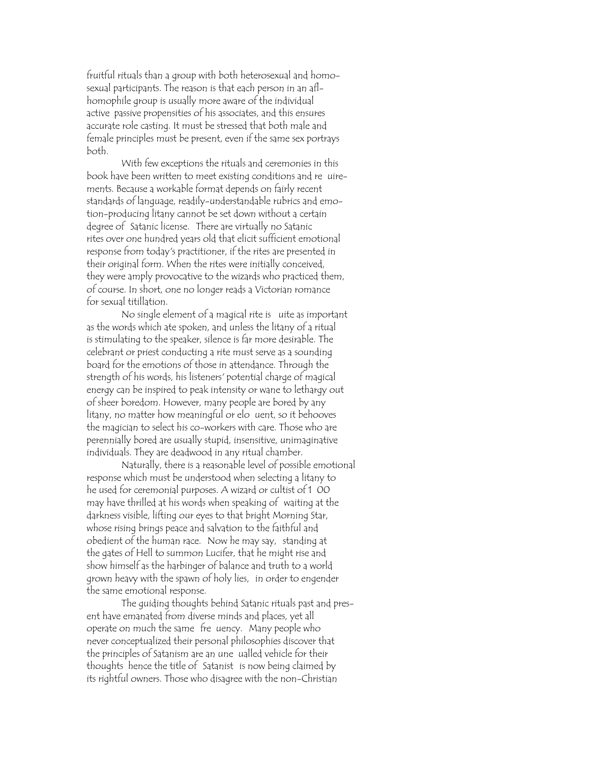fruitful rituals than a group with both heterosexual and homosexual participants. The reason is that each person in an afl-homophile group is usually more aware of the individual active passive propensities of his associates, and this ensures accurate role casting. It must be stressed that both male and female principles must be present, even if the same sex portrays both.

With few exceptions the rituals and ceremonies in this book have been written to meet existing conditions and re uirements. Because a workable format depends on fairly recent standards of language, readily-understandable rubrics and emotion-producing litany cannot be set down without a certain degree of Satanic license. There are virtually no Satanic rites over one hundred years old that elicit sufficient emotional response from today's practitioner, if the rites are presented in their original form. When the rites were initially conceived, they were amply provocative to the wizards who practiced them, of course. In short, one no longer reads a Victorian romance for sexual titillation.

No single element of a magical rite is uite as important as the words which ate spoken, and unless the litany of a ritual is stimulating to the speaker, silence is far more desirable. The celebrant or priest conducting a rite must serve as a sounding board for the emotions of those in attendance. Through the strength of his words, his listeners' potential charge of magical energy can be inspired to peak intensity or wane to lethargy out of sheer boredom. However, many people are bored by any litany, no matter how meaningful or elo uent, so it behooves the magician to select his co-workers with care. Those who are perennially bored are usually stupid, insensitive, unimaginative individuals. They are deadwood in any ritual chamber.

Naturally, there is a reasonable level of possible emotional response which must be understood when selecting a litany to he used for ceremonial purposes. A wizard or cultist of 1 00 may have thrilled at his words when speaking of waiting at the darkness visible, lifting our eyes to that bright Morning Star, whose rising brings peace and salvation to the faithful and obedient of the human race. Now he may say, standing at the gates of Hell to summon Lucifer, that he might rise and show himself as the harbinger of balance and truth to a world grown heavy with the spawn of holy lies, in order to engender the same emotional response.

The guiding thoughts behind Satanic rituals past and present have emanated from diverse minds and places, yet all operate on much the same fre uency. Many people who never conceptualized their personal philosophies discover that the principles of Satanism are an une ualled vehicle for their thoughts hence the title of Satanist is now being claimed by its rightful owners. Those who disagree with the non-Christian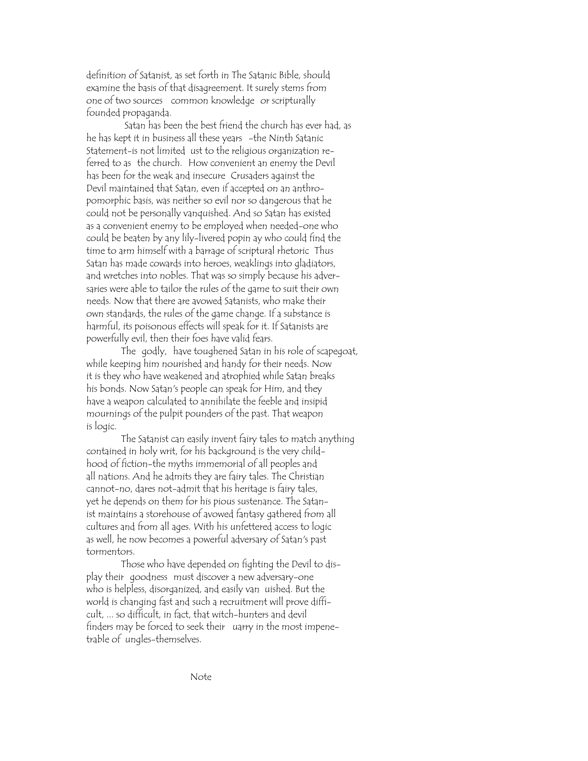definition of Satanist, as set forth in The Satanic Bible, should examine the basis of that disagreement. It surely stems from one of two sources common knowledge or scripturally founded propaganda.

Satan has been the best friend the church has ever had, as he has kept it in business all these years -the Ninth Satanic Statement-is not limited ust to the religious organization referred to as the church. How convenient an enemy the Devil has been for the weak and insecure Crusaders against the Devil maintained that Satan, even if accepted on an anthropomorphic basis, was neither so evil nor so dangerous that he could not be personally vanquished. And so Satan has existed as a convenient enemy to be employed when needed-one who could be beaten by any lily-livered popin ay who could find the time to arm himself with a barrage of scriptural rhetoric Thus Satan has made cowards into heroes, weaklings into gladiators, and wretches into nobles. That was so simply because his adversaries were able to tailor the rules of the game to suit their own needs. Now that there are avowed Satanists, who make their own standards, the rules of the game change. If a substance is harmful, its poisonous effects will speak for it. If Satanists are powerfully evil, then their foes have valid fears.

The godly, have toughened Satan in his role of scapegoat, while keeping him nourished and handy for their needs. Now it is they who have weakened and atrophied while Satan breaks his bonds. Now Satan's people can speak for Him, and they have a weapon calculated to annihilate the feeble and insipid mournings of the pulpit pounders of the past. That weapon is logic.

The Satanist can easily invent fairy tales to match anything contained in holy writ, for his background is the very childhood of fiction-the myths immemorial of all peoples and all nations. And he admits they are fairy tales. The Christian cannot-no, dares not-admit that his heritage is fairy tales, yet he depends on them for his pious sustenance. The Satanist maintains a storehouse of avowed fantasy gathered from all cultures and from all ages. With his unfettered access to logic as well, he now becomes a powerful adversary of Satan's past tormentors.

Those who have depended on fighting the Devil to display their goodness must discover a new adversary-one who is helpless, disorganized, and easily van uished. But the world is changing fast and such a recruitment will prove difficult, ... so difficult, in fact, that witch-hunters and devil finders may be forced to seek their uarry in the most impenetrable of ungles-themselves.

Note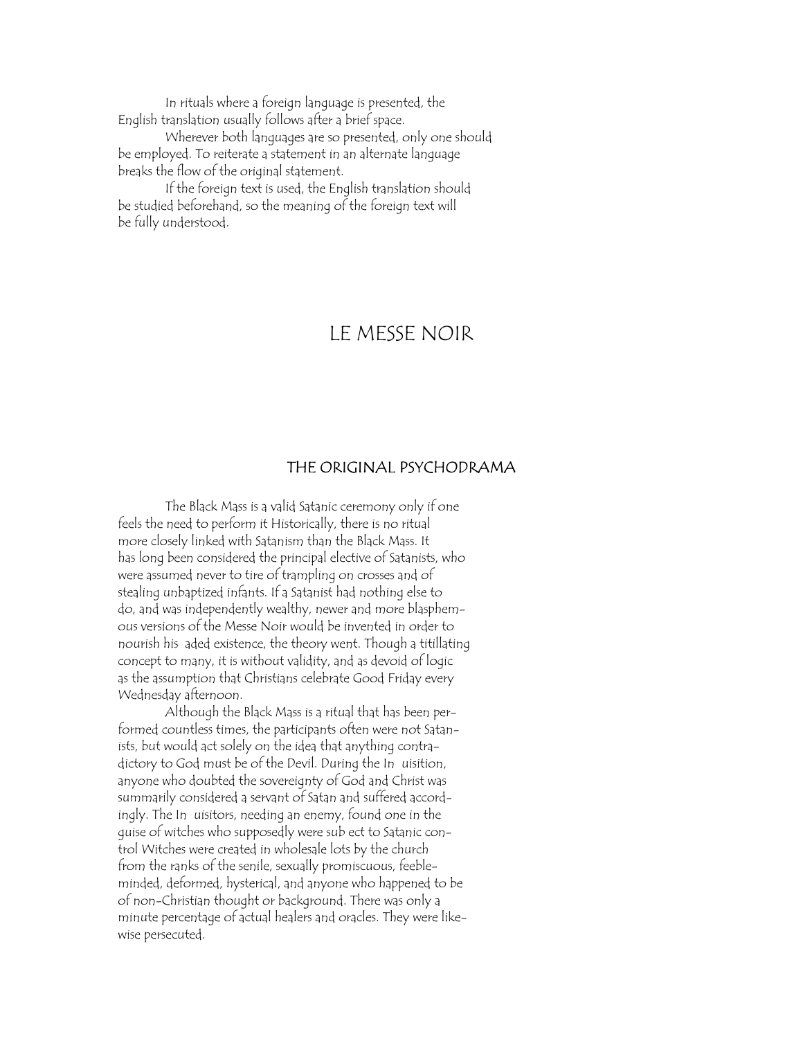In rituals where a foreign language is presented, the English translation usually follows after a brief space.

Wherever both languages are so presented, only one should be employed. To reiterate a statement in an alternate language breaks the flow of the original statement.

If the foreign text is used, the English translation should be studied beforehand, so the meaning of the foreign text will be fully understood.

# LE MESSE NOIR

## THE ORIGINAL PSYCHODRAMA

The Black Mass is a valid Satanic ceremony only if one feels the need to perform it Historically, there is no ritual more closely linked with Satanism than the Black Mass. It has long been considered the principal elective of Satanists, who were assumed never to tire of trampling on crosses and of stealing unbaptized infants. If a Satanist had nothing else to do, and was independently wealthy, newer and more blasphemous versions of the Messe Noir would be invented in order to nourish his  aded existence, the theory went. Though a titillating concept to many, it is without validity, and as devoid of logic as the assumption that Christians celebrate Good Friday every Wednesday afternoon.

Although the Black Mass is a ritual that has been performed countless times, the participants often were not Satanists, but would act solely on the idea that anything contradictory to God must be of the Devil. During the In  uisition, anyone who doubted the sovereignty of God and Christ was summarily considered a servant of Satan and suffered accordingly. The In  uisitors, needing an enemy, found one in the guise of witches who supposedly were sub ect to Satanic control Witches were created in wholesale lots by the church from the ranks of the senile, sexually promiscuous, feeble-minded, deformed, hysterical, and anyone who happened to be of non-Christian thought or background. There was only a minute percentage of actual healers and oracles. They were likewise persecuted.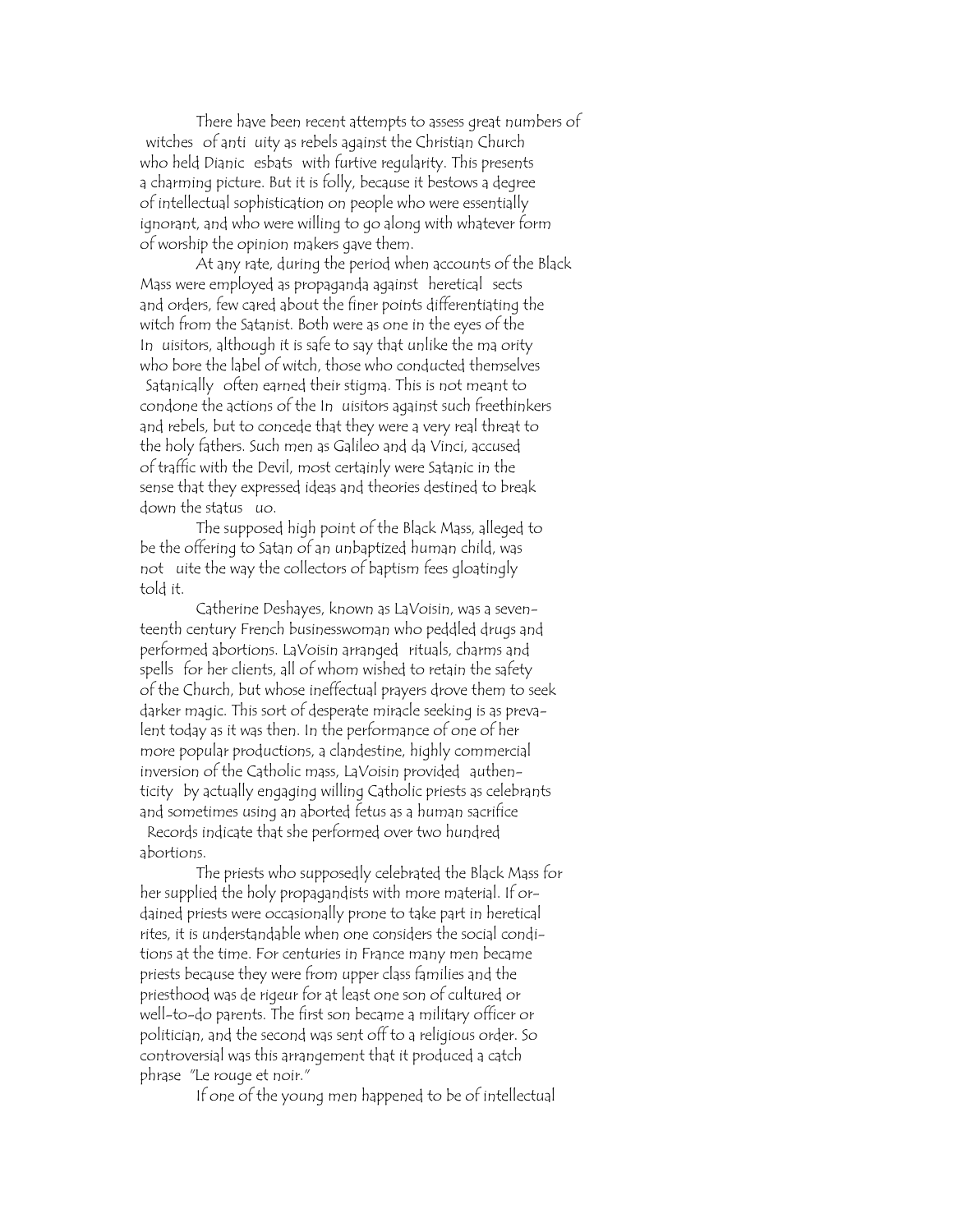There have been recent attempts to assess great numbers of witches of anti uity as rebels against the Christian Church who held Dianic esbats with furtive regularity. This presents a charming picture. But it is folly, because it bestows a degree of intellectual sophistication on people who were essentially ignorant, and who were willing to go along with whatever form of worship the opinion makers gave them.

At any rate, during the period when accounts of the Black Mass were employed as propaganda against heretical sects and orders, few cared about the finer points differentiating the witch from the Satanist. Both were as one in the eyes of the In uisitors, although it is safe to say that unlike the ma ority who bore the label of witch, those who conducted themselves Satanically often earned their stigma. This is not meant to condone the actions of the In uisitors against such freethinkers and rebels, but to concede that they were a very real threat to the holy fathers. Such men as Galileo and da Vinci, accused of traffic with the Devil, most certainly were Satanic in the sense that they expressed ideas and theories destined to break down the status uo.

The supposed high point of the Black Mass, alleged to be the offering to Satan of an unbaptized human child, was not uite the way the collectors of baptism fees gloatingly told it.

Catherine Deshayes, known as LaVoisin, was a seventeenth century French businesswoman who peddled drugs and performed abortions. LaVoisin arranged rituals, charms and spells for her clients, all of whom wished to retain the safety of the Church, but whose ineffectual prayers drove them to seek darker magic. This sort of desperate miracle seeking is as prevalent today as it was then. In the performance of one of her more popular productions, a clandestine, highly commercial inversion of the Catholic mass, LaVoisin provided authenticity by actually engaging willing Catholic priests as celebrants and sometimes using an aborted fetus as a human sacrifice Records indicate that she performed over two hundred abortions.

The priests who supposedly celebrated the Black Mass for her supplied the holy propagandists with more material. If ordained priests were occasionally prone to take part in heretical rites, it is understandable when one considers the social conditions at the time. For centuries in France many men became priests because they were from upper class families and the priesthood was de rigeur for at least one son of cultured or well-to-do parents. The first son became a military officer or politician, and the second was sent off to a religious order. So controversial was this arrangement that it produced a catch phrase "Le rouge et noir."

If one of the young men happened to be of intellectual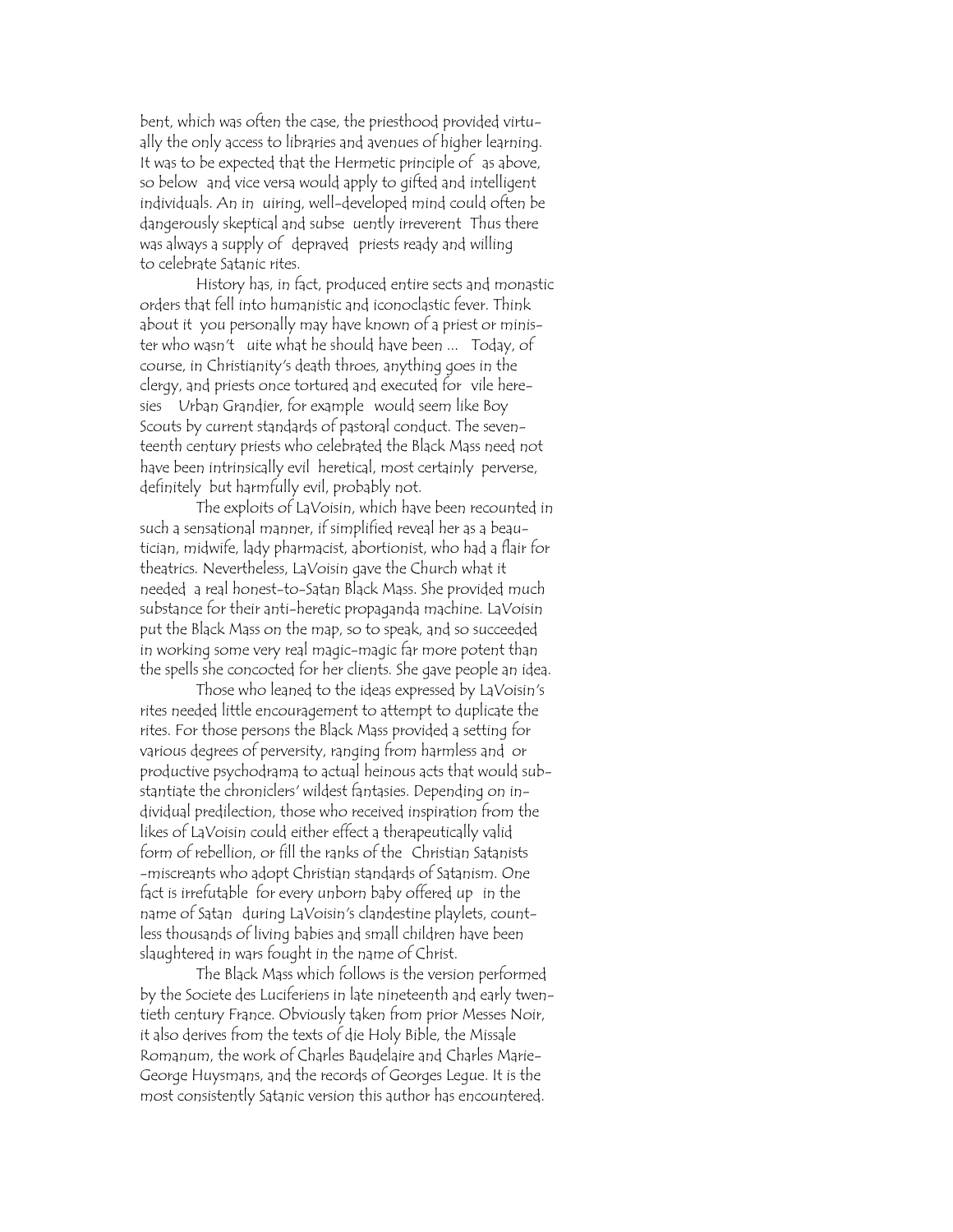bent, which was often the case, the priesthood provided virtually the only access to libraries and avenues of higher learning. It was to be expected that the Hermetic principle of as above, so below and vice versa would apply to gifted and intelligent individuals. An in uiring, well-developed mind could often be dangerously skeptical and subse uently irreverent Thus there was always a supply of depraved priests ready and willing to celebrate Satanic rites.

History has, in fact, produced entire sects and monastic orders that fell into humanistic and iconoclastic fever. Think about it you personally may have known of a priest or minister who wasn't uite what he should have been ... Today, of course, in Christianity's death throes, anything goes in the clergy, and priests once tortured and executed for vile heresies Urban Grandier, for example would seem like Boy Scouts by current standards of pastoral conduct. The seventeenth century priests who celebrated the Black Mass need not have been intrinsically evil heretical, most certainly perverse, definitely but harmfully evil, probably not.

The exploits of LaVoisin, which have been recounted in such a sensational manner, if simplified reveal her as a beautician, midwife, lady pharmacist, abortionist, who had a flair for theatrics. Nevertheless, LaVoisin gave the Church what it needed a real honest-to-Satan Black Mass. She provided much substance for their anti-heretic propaganda machine. LaVoisin put the Black Mass on the map, so to speak, and so succeeded in working some very real magic-magic far more potent than the spells she concocted for her clients. She gave people an idea.

Those who leaned to the ideas expressed by LaVoisin's rites needed little encouragement to attempt to duplicate the rites. For those persons the Black Mass provided a setting for various degrees of perversity, ranging from harmless and or productive psychodrama to actual heinous acts that would substantiate the chroniclers' wildest fantasies. Depending on individual predilection, those who received inspiration from the likes of LaVoisin could either effect a therapeutically valid form of rebellion, or fill the ranks of the Christian Satanists -miscreants who adopt Christian standards of Satanism. One fact is irrefutable for every unborn baby offered up in the name of Satan during LaVoisin's clandestine playlets, countless thousands of living babies and small children have been slaughtered in wars fought in the name of Christ.

The Black Mass which follows is the version performed by the Societe des Luciferiens in late nineteenth and early twentieth century France. Obviously taken from prior Messes Noir, it also derives from the texts of die Holy Bible, the Missale Romanum, the work of Charles Baudelaire and Charles Marie-George Huysmans, and the records of Georges Legue. It is the most consistently Satanic version this author has encountered.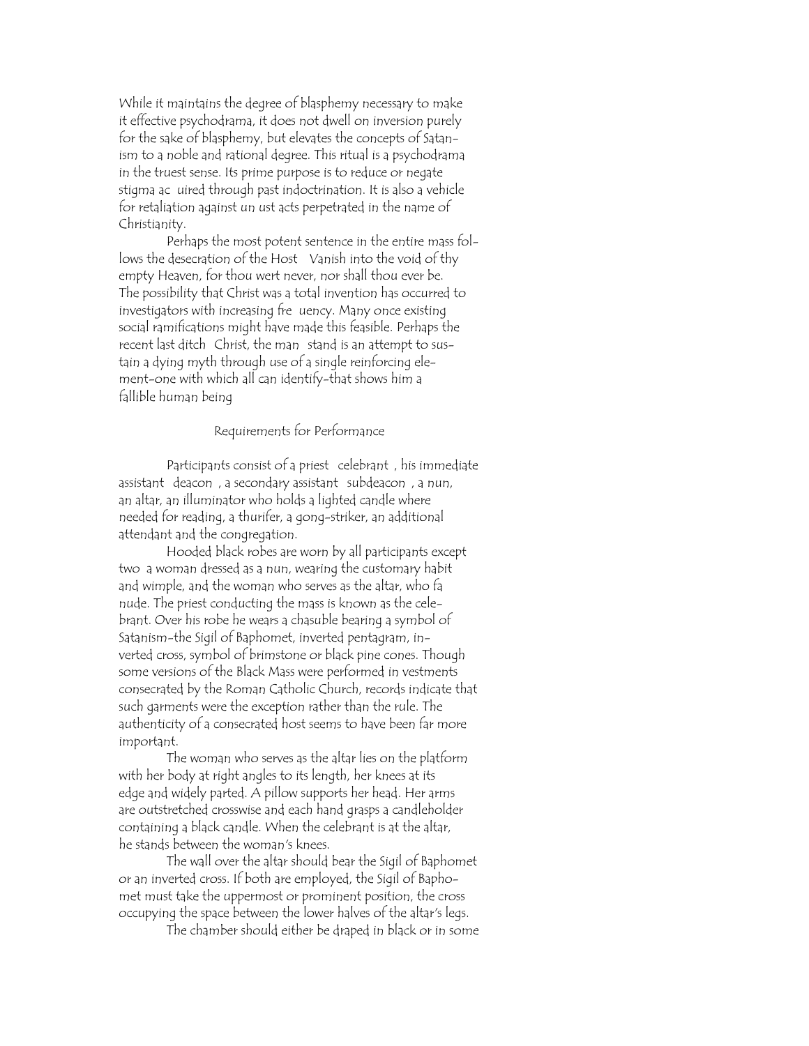While it maintains the degree of blasphemy necessary to make it effective psychodrama, it does not dwell on inversion purely for the sake of blasphemy, but elevates the concepts of Satanism to a noble and rational degree. This ritual is a psychodrama in the truest sense. Its prime purpose is to reduce or negate stigma ac uired through past indoctrination. It is also a vehicle for retaliation against un ust acts perpetrated in the name of Christianity.

Perhaps the most potent sentence in the entire mass follows the desecration of the Host Vanish into the void of thy empty Heaven, for thou wert never, nor shall thou ever be. The possibility that Christ was a total invention has occurred to investigators with increasing fre uency. Many once existing social ramifications might have made this feasible. Perhaps the recent last ditch Christ, the man stand is an attempt to sustain a dying myth through use of a single reinforcing element–one with which all can identify–that shows him a fallible human being

## Requirements for Performance

Participants consist of a priest celebrant , his immediate assistant deacon , a secondary assistant subdeacon , a nun, an altar, an illuminator who holds a lighted candle where needed for reading, a thurifer, a gong-striker, an additional attendant and the congregation.

Hooded black robes are worn by all participants except two a woman dressed as a nun, wearing the customary habit and wimple, and the woman who serves as the altar, who fa nude. The priest conducting the mass is known as the celebrant. Over his robe he wears a chasuble bearing a symbol of Satanism–the Sigil of Baphomet, inverted pentagram, inverted cross, symbol of brimstone or black pine cones. Though some versions of the Black Mass were performed in vestments consecrated by the Roman Catholic Church, records indicate that such garments were the exception rather than the rule. The authenticity of a consecrated host seems to have been far more important.

The woman who serves as the altar lies on the platform with her body at right angles to its length, her knees at its edge and widely parted. A pillow supports her head. Her arms are outstretched crosswise and each hand grasps a candleholder containing a black candle. When the celebrant is at the altar, he stands between the woman's knees.

The wall over the altar should bear the Sigil of Baphomet or an inverted cross. If both are employed, the Sigil of Baphomet must take the uppermost or prominent position, the cross occupying the space between the lower halves of the altar's legs.

The chamber should either be draped in black or in some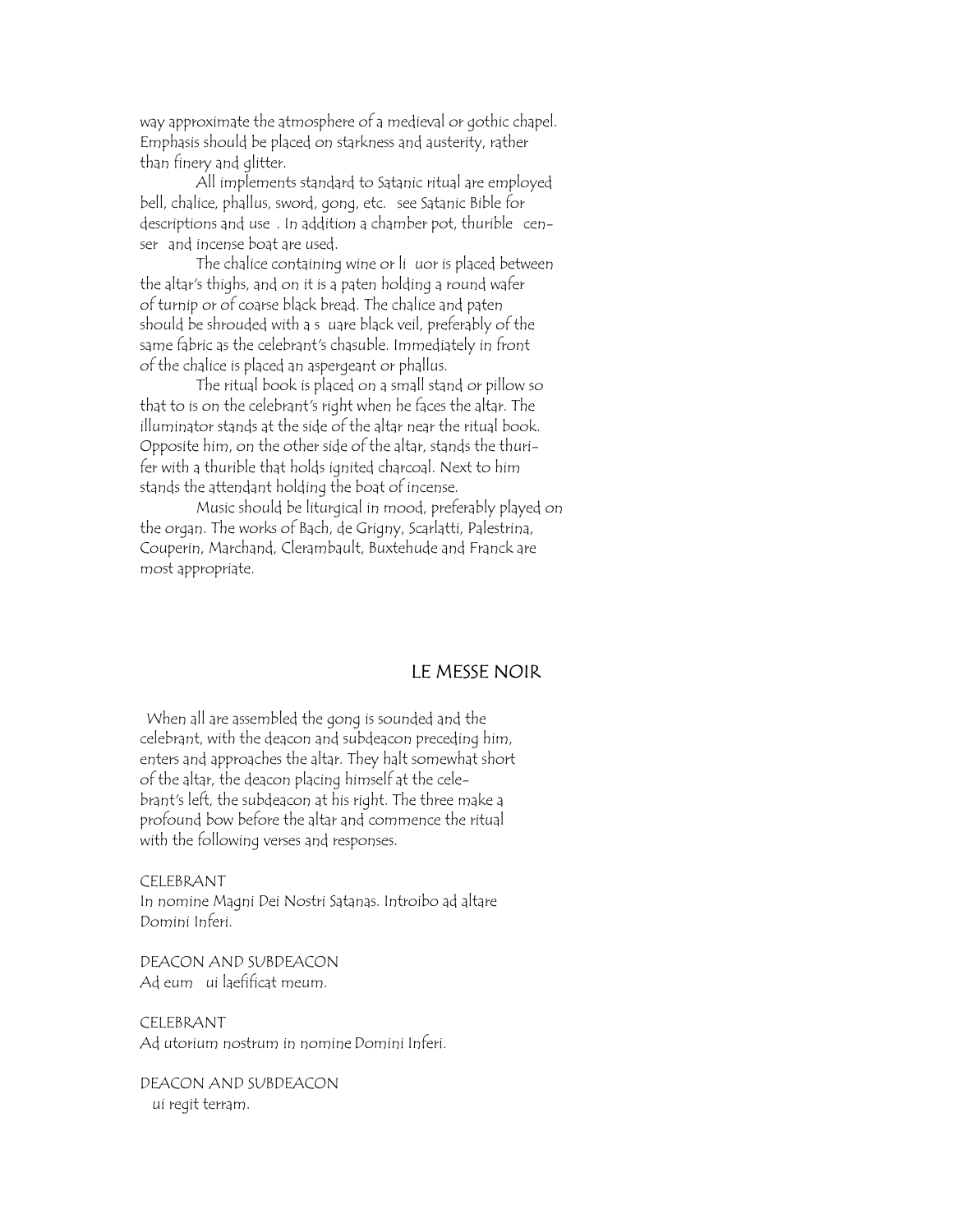way approximate the atmosphere of a medieval or gothic chapel. Emphasis should be placed on starkness and austerity, rather than finery and glitter.

All implements standard to Satanic ritual are employed bell, chalice, phallus, sword, gong, etc. see Satanic Bible for descriptions and use . In addition a chamber pot, thurible censer and incense boat are used.

The chalice containing wine or li uor is placed between the altar's thighs, and on it is a paten holding a round wafer of turnip or of coarse black bread. The chalice and paten should be shrouded with a s uare black veil, preferably of the same fabric as the celebrant's chasuble. Immediately in front of the chalice is placed an aspergeant or phallus.

The ritual book is placed on a small stand or pillow so that to is on the celebrant's right when he faces the altar. The illuminator stands at the side of the altar near the ritual book. Opposite him, on the other side of the altar, stands the thurifer with a thurible that holds ignited charcoal. Next to him stands the attendant holding the boat of incense.

Music should be liturgical in mood, preferably played on the organ. The works of Bach, de Grigny, Scarlatti, Palestrina, Couperin, Marchand, Clerambault, Buxtehude and Franck are most appropriate.

## LE MESSE NOIR

When all are assembled the gong is sounded and the celebrant, with the deacon and subdeacon preceding him, enters and approaches the altar. They halt somewhat short of the altar, the deacon placing himself at the celebrant's left, the subdeacon at his right. The three make a profound bow before the altar and commence the ritual with the following verses and responses.

CELEBRANT
In nomine Magni Dei Nostri Satanas. Introibo ad altare Domini Inferi.

DEACON AND SUBDEACON
Ad eum ui laefificat meum.

CELEBRANT
Ad utorium nostrum in nomine Domini Inferi.

DEACON AND SUBDEACON
ui regit terram.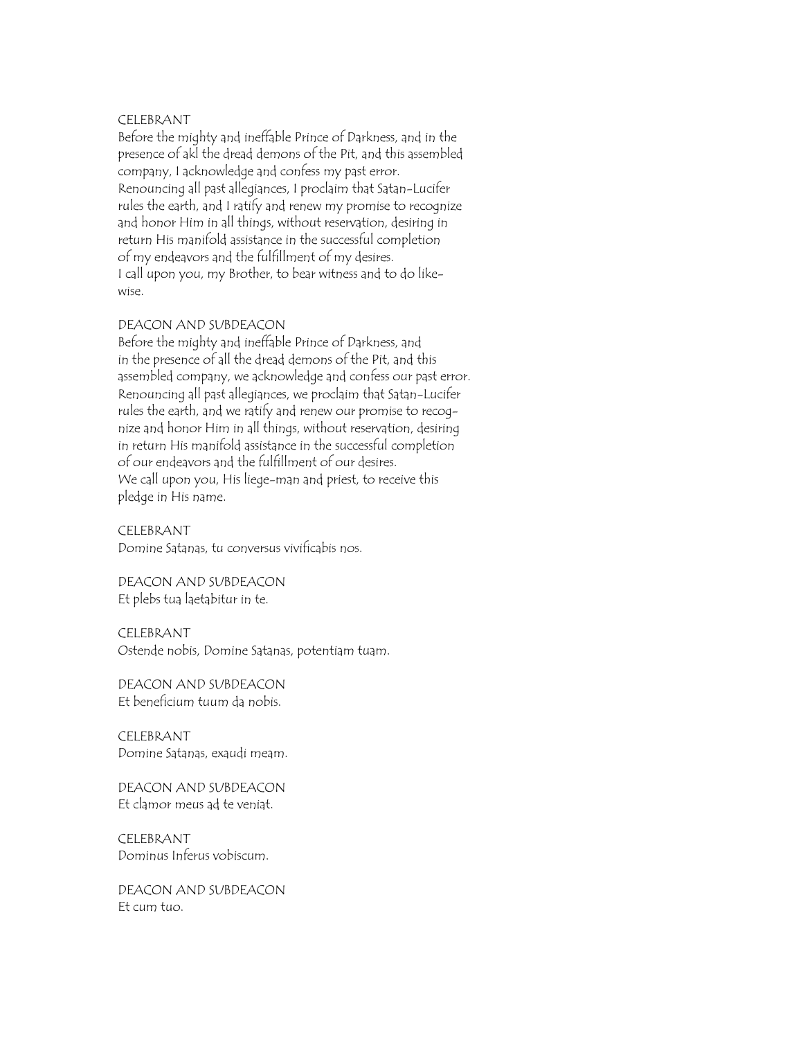CELEBRANT
Before the mighty and ineffable Prince of Darkness, and in the presence of akl the dread demons of the Pit, and this assembled company, I acknowledge and confess my past error. Renouncing all past allegiances, I proclaim that Satan-Lucifer rules the earth, and I ratify and renew my promise to recognize and honor Him in all things, without reservation, desiring in return His manifold assistance in the successful completion of my endeavors and the fulfillment of my desires.
I call upon you, my Brother, to bear witness and to do likewise.

DEACON AND SUBDEACON
Before the mighty and ineffable Prince of Darkness, and in the presence of all the dread demons of the Pit, and this assembled company, we acknowledge and confess our past error. Renouncing all past allegiances, we proclaim that Satan-Lucifer rules the earth, and we ratify and renew our promise to recognize and honor Him in all things, without reservation, desiring in return His manifold assistance in the successful completion of our endeavors and the fulfillment of our desires.
We call upon you, His liege-man and priest, to receive this pledge in His name.

CELEBRANT
Domine Satanas, tu conversus vivificabis nos.

DEACON AND SUBDEACON
Et plebs tua laetabitur in te.

CELEBRANT
Ostende nobis, Domine Satanas, potentiam tuam.

DEACON AND SUBDEACON
Et beneficium tuum da nobis.

CELEBRANT
Domine Satanas, exaudi meam.

DEACON AND SUBDEACON
Et clamor meus ad te veniat.

CELEBRANT
Dominus Inferus vobiscum.

DEACON AND SUBDEACON
Et cum tuo.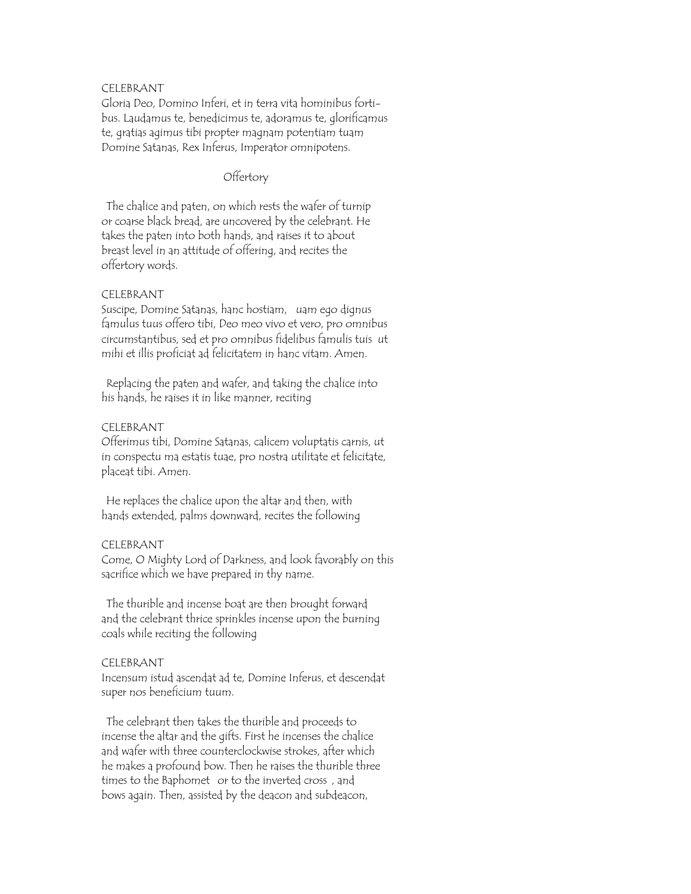CELEBRANT
Gloria Deo, Domino Inferi, et in terra vita hominibus fortibus. Laudamus te, benedicimus te, adoramus te, glorificamus te, gratias agimus tibi propter magnam potentiam tuam Domine Satanas, Rex Inferus, Imperator omnipotens.

## Offertory

The chalice and paten, on which rests the wafer of turnip or coarse black bread, are uncovered by the celebrant. He takes the paten into both hands, and raises it to about breast level in an attitude of offering, and recites the offertory words.

CELEBRANT
Suscipe, Domine Satanas, hanc hostiam, uam ego dignus famulus tuus offero tibi, Deo meo vivo et vero, pro omnibus circumstantibus, sed et pro omnibus fidelibus famulis tuis ut mihi et illis proficiat ad felicitatem in hanc vitam. Amen.

Replacing the paten and wafer, and taking the chalice into his hands, he raises it in like manner, reciting

CELEBRANT
Offerimus tibi, Domine Satanas, calicem voluptatis carnis, ut in conspectu ma estatis tuae, pro nostra utilitate et felicitate, placeat tibi. Amen.

He replaces the chalice upon the altar and then, with hands extended, palms downward, recites the following

CELEBRANT
Come, O Mighty Lord of Darkness, and look favorably on this sacrifice which we have prepared in thy name.

The thurible and incense boat are then brought forward and the celebrant thrice sprinkles incense upon the burning coals while reciting the following

CELEBRANT
Incensum istud ascendat ad te, Domine Inferus, et descendat super nos beneficium tuum.

The celebrant then takes the thurible and proceeds to incense the altar and the gifts. First he incenses the chalice and wafer with three counterclockwise strokes, after which he makes a profound bow. Then he raises the thurible three times to the Baphomet or to the inverted cross , and bows again. Then, assisted by the deacon and subdeacon,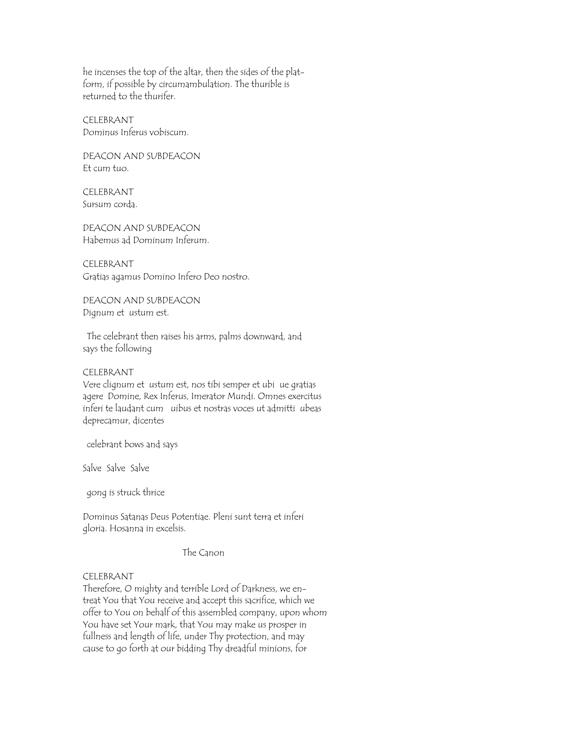he incenses the top of the altar, then the sides of the platform, if possible by circumambulation. The thurible is returned to the thurifer.

CELEBRANT
Dominus Inferus vobiscum.

DEACON AND SUBDEACON
Et cum tuo.

CELEBRANT
Sursum corda.

DEACON AND SUBDEACON
Habemus ad Dominum Inferum.

CELEBRANT
Gratias agamus Domino Infero Deo nostro.

DEACON AND SUBDEACON
Dignum et ustum est.

The celebrant then raises his arms, palms downward, and says the following

CELEBRANT
Vere clignum et ustum est, nos tibi semper et ubi ue gratias agere Domine, Rex Inferus, Imerator Mundi. Omnes exercitus inferi te laudant cum uibus et nostras voces ut admitti ubeas deprecamur, dicentes

celebrant bows and says

Salve Salve Salve

gong is struck thrice

Dominus Satanas Deus Potentiae. Pleni sunt terra et inferi gloria. Hosanna in excelsis.

## The Canon

CELEBRANT
Therefore, O mighty and terrible Lord of Darkness, we entreat You that You receive and accept this sacrifice, which we offer to You on behalf of this assembled company, upon whom You have set Your mark, that You may make us prosper in fullness and length of life, under Thy protection, and may cause to go forth at our bidding Thy dreadful minions, for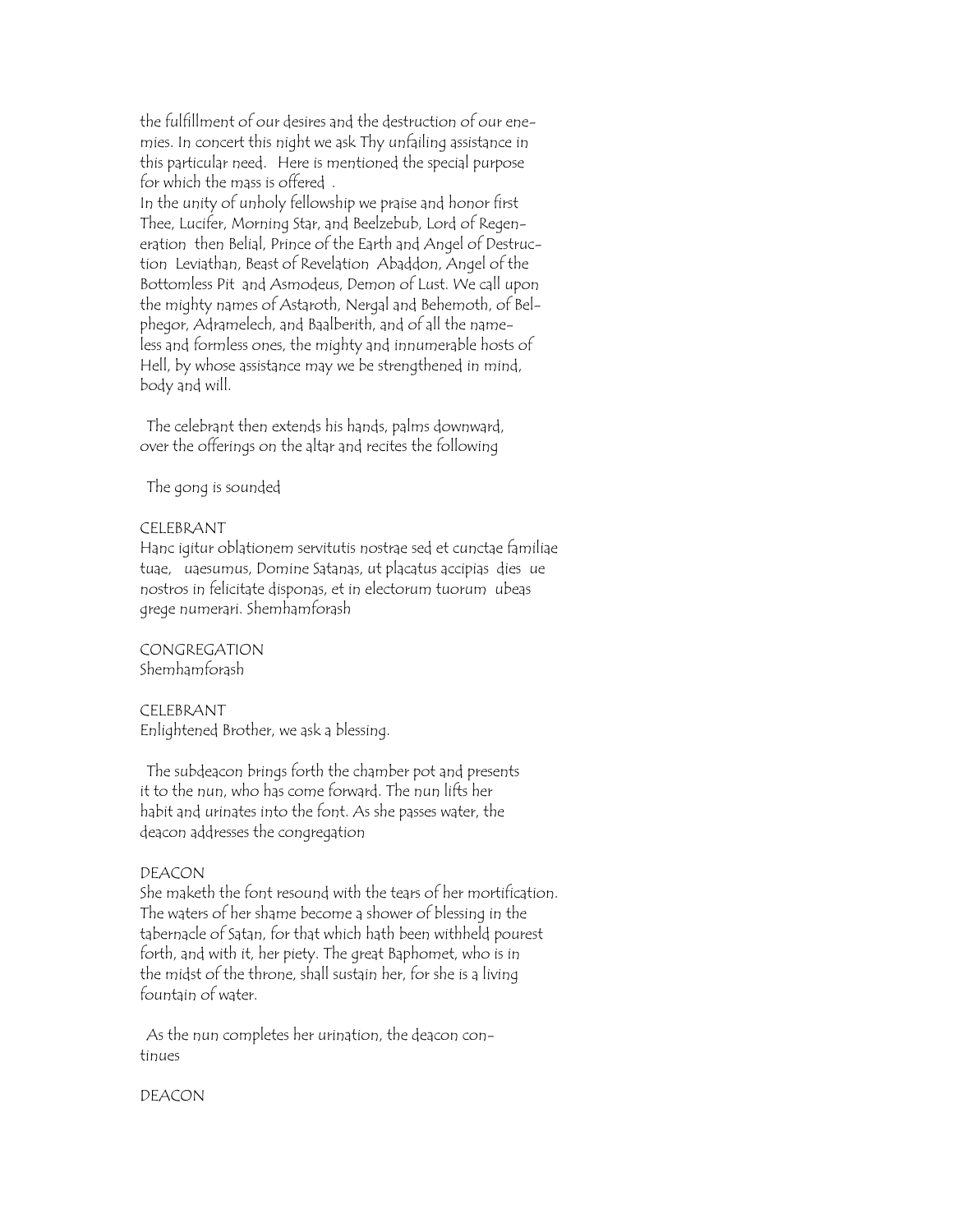the fulfillment of our desires and the destruction of our enemies. In concert this night we ask Thy unfailing assistance in this particular need. Here is mentioned the special purpose for which the mass is offered .

In the unity of unholy fellowship we praise and honor first Thee, Lucifer, Morning Star, and Beelzebub, Lord of Regeneration then Belial, Prince of the Earth and Angel of Destruction Leviathan, Beast of Revelation Abaddon, Angel of the Bottomless Pit and Asmodeus, Demon of Lust. We call upon the mighty names of Astaroth, Nergal and Behemoth, of Belphegor, Adramelech, and Baalberith, and of all the nameless and formless ones, the mighty and innumerable hosts of Hell, by whose assistance may we be strengthened in mind, body and will.

The celebrant then extends his hands, palms downward, over the offerings on the altar and recites the following

The gong is sounded

CELEBRANT
Hanc igitur oblationem servitutis nostrae sed et cunctae familiae tuae, uaesumus, Domine Satanas, ut placatus accipias dies ue nostros in felicitate disponas, et in electorum tuorum ubeas grege numerari. Shemhamforash

CONGREGATION
Shemhamforash

CELEBRANT
Enlightened Brother, we ask a blessing.

The subdeacon brings forth the chamber pot and presents it to the nun, who has come forward. The nun lifts her habit and urinates into the font. As she passes water, the deacon addresses the congregation

DEACON
She maketh the font resound with the tears of her mortification. The waters of her shame become a shower of blessing in the tabernacle of Satan, for that which hath been withheld pourest forth, and with it, her piety. The great Baphomet, who is in the midst of the throne, shall sustain her, for she is a living fountain of water.

As the nun completes her urination, the deacon continues

DEACON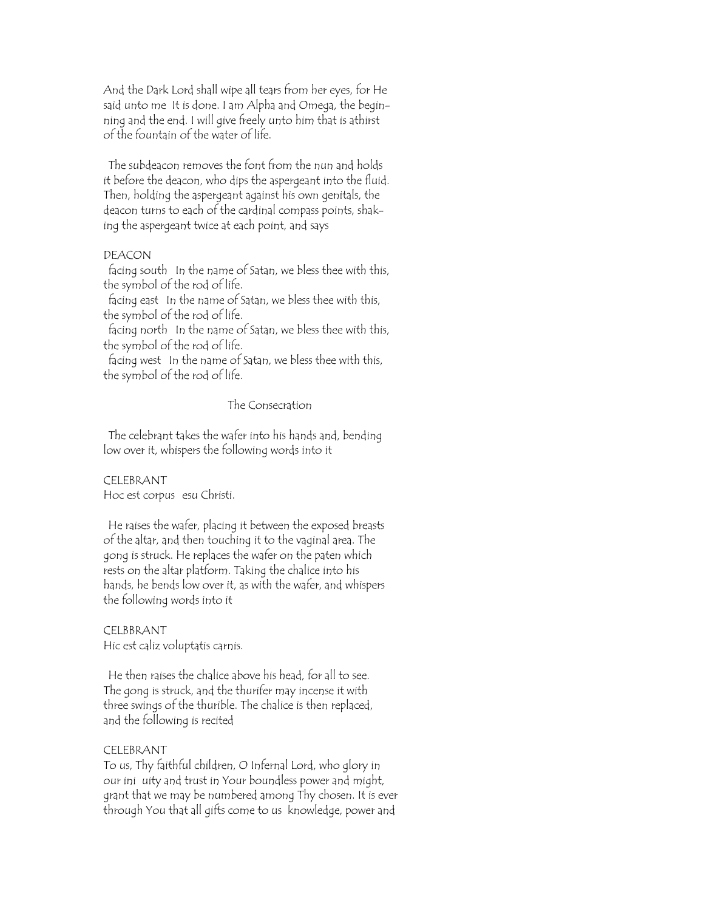And the Dark Lord shall wipe all tears from her eyes, for He said unto me  It is done. I am Alpha and Omega, the beginning and the end. I will give freely unto him that is athirst of the fountain of the water of life.

The subdeacon removes the font from the nun and holds it before the deacon, who dips the aspergeant into the fluid. Then, holding the aspergeant against his own genitals, the deacon turns to each of the cardinal compass points, shaking the aspergeant twice at each point, and says

DEACON

facing south   In the name of Satan, we bless thee with this, the symbol of the rod of life.

facing east   In the name of Satan, we bless thee with this, the symbol of the rod of life.

facing north   In the name of Satan, we bless thee with this, the symbol of the rod of life.

facing west   In the name of Satan, we bless thee with this, the symbol of the rod of life.

## The Consecration

The celebrant takes the wafer into his hands and, bending low over it, whispers the following words into it

CELEBRANT

Hoc est corpus   esu Christi.

He raises the wafer, placing it between the exposed breasts of the altar, and then touching it to the vaginal area. The gong is struck. He replaces the wafer on the paten which rests on the altar platform. Taking the chalice into his hands, he bends low over it, as with the wafer, and whispers the following words into it

CELBBRANT

Hic est caliz voluptatis carnis.

He then raises the chalice above his head, for all to see. The gong is struck, and the thurifer may incense it with three swings of the thurible. The chalice is then replaced, and the following is recited

CELEBRANT

To us, Thy faithful children, O Infernal Lord, who glory in our ini  uity and trust in Your boundless power and might, grant that we may be numbered among Thy chosen. It is ever through You that all gifts come to us  knowledge, power and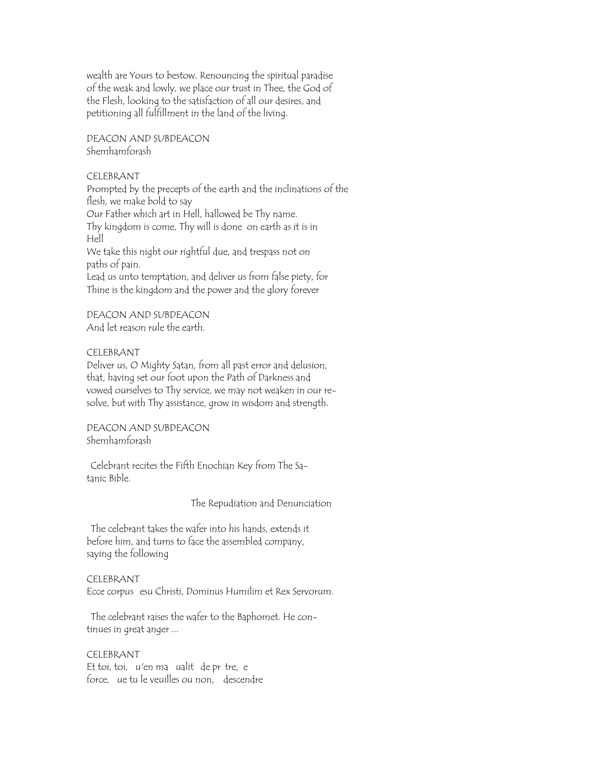wealth are Yours to bestow. Renouncing the spiritual paradise of the weak and lowly, we place our trust in Thee, the God of the Flesh, looking to the satisfaction of all our desires, and petitioning all fulfillment in the land of the living.

DEACON AND SUBDEACON
Shemhamforash

CELEBRANT
Prompted by the precepts of the earth and the inclinations of the flesh, we make bold to say
Our Father which art in Hell, hallowed be Thy name.
Thy kingdom is come, Thy will is done on earth as it is in Hell
We take this night our rightful due, and trespass not on paths of pain.
Lead us unto temptation, and deliver us from false piety, for Thine is the kingdom and the power and the glory forever

DEACON AND SUBDEACON
And let reason rule the earth.

CELEBRANT
Deliver us, O Mighty Satan, from all past error and delusion, that, having set our foot upon the Path of Darkness and vowed ourselves to Thy service, we may not weaken in our resolve, but with Thy assistance, grow in wisdom and strength.

DEACON AND SUBDEACON
Shemhamforash

Celebrant recites the Fifth Enochian Key from The Satanic Bible.

The Repudiation and Denunciation

The celebrant takes the wafer into his hands, extends it before him, and turns to face the assembled company, saying the following

CELEBRANT
Ecce corpus esu Christi, Dominus Humilim et Rex Servorum.

The celebrant raises the wafer to the Baphomet. He continues in great anger ...

CELEBRANT
Et toi, toi, u'en ma ualit de pr tre, e force, ue tu le veuilles ou non, descendre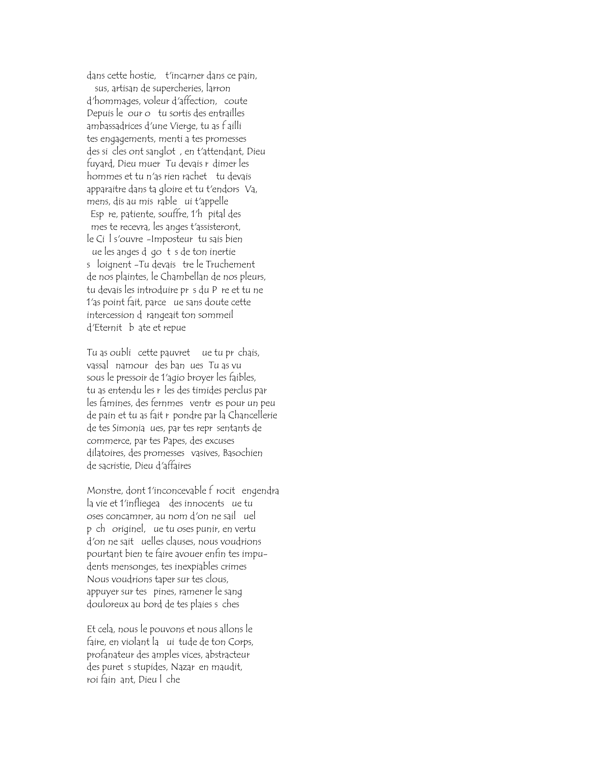dans cette hostie, t'incarner dans ce pain, Jésus, artisan de supercheries, larron d'hommages, voleur d'affection, écoute Depuis le jour où tu sortis des entrailles ambassadrices d'une Vierge, tu as failli tes engagements, menti a tes promesses des siècles ont sangloté, en t'attendant, Dieu fuyard, Dieu muer Tu devais rédimer les hommes et tu n'as rien racheté tu devais apparaitre dans ta gloire et tu t'endors Va, mens, dis au misérable qui t'appelle Espère, patiente, souffre, 1'hôpital des âmes te recevra, les anges t'assisteront, le Ciel s'ouvre -Imposteur tu sais bien que les anges dégoûtés de ton inertie s'éloignent -Tu devais être le Truchement de nos plaintes, le Chambellan de nos pleurs, tu devais les introduire près du Père et tu ne 1'as point fait, parce que sans doute cette intercession dérangeait ton sommeil d'Eternité béate et repue

Tu as oublié cette pauvreté que tu prêchais, vassal énamouré des banques Tu as vu sous le pressoir de 1'agio broyer les faibles, tu as entendu les râles des timides perclus par les famines, des fernmes éventrées pour un peu de pain et tu as fait répondre par la Chancellerie de tes Simoniaques, par tes représentants de commerce, par tes Papes, des excuses dilatoires, des promesses évasives, Basochien de sacristie, Dieu d'affaires

Monstre, dont 1'inconcevable férocité engendra la vie et 1'infliegea à des innocents que tu oses concamner, au nom d'on ne sail quel péché originel, que tu oses punir, en vertu d'on ne sait quelles clauses, nous voudrions pourtant bien te faire avouer enfin tes impudents mensonges, tes inexpiables crimes Nous voudrions taper sur tes clous, appuyer sur tes épines, ramener le sang douloureux au bord de tes plaies sèches

Et cela, nous le pouvons et nous allons le faire, en violant la quiétude de ton Corps, profanateur des amples vices, abstracteur des puretés stupides, Nazaréen maudit, roi fainéant, Dieu lâche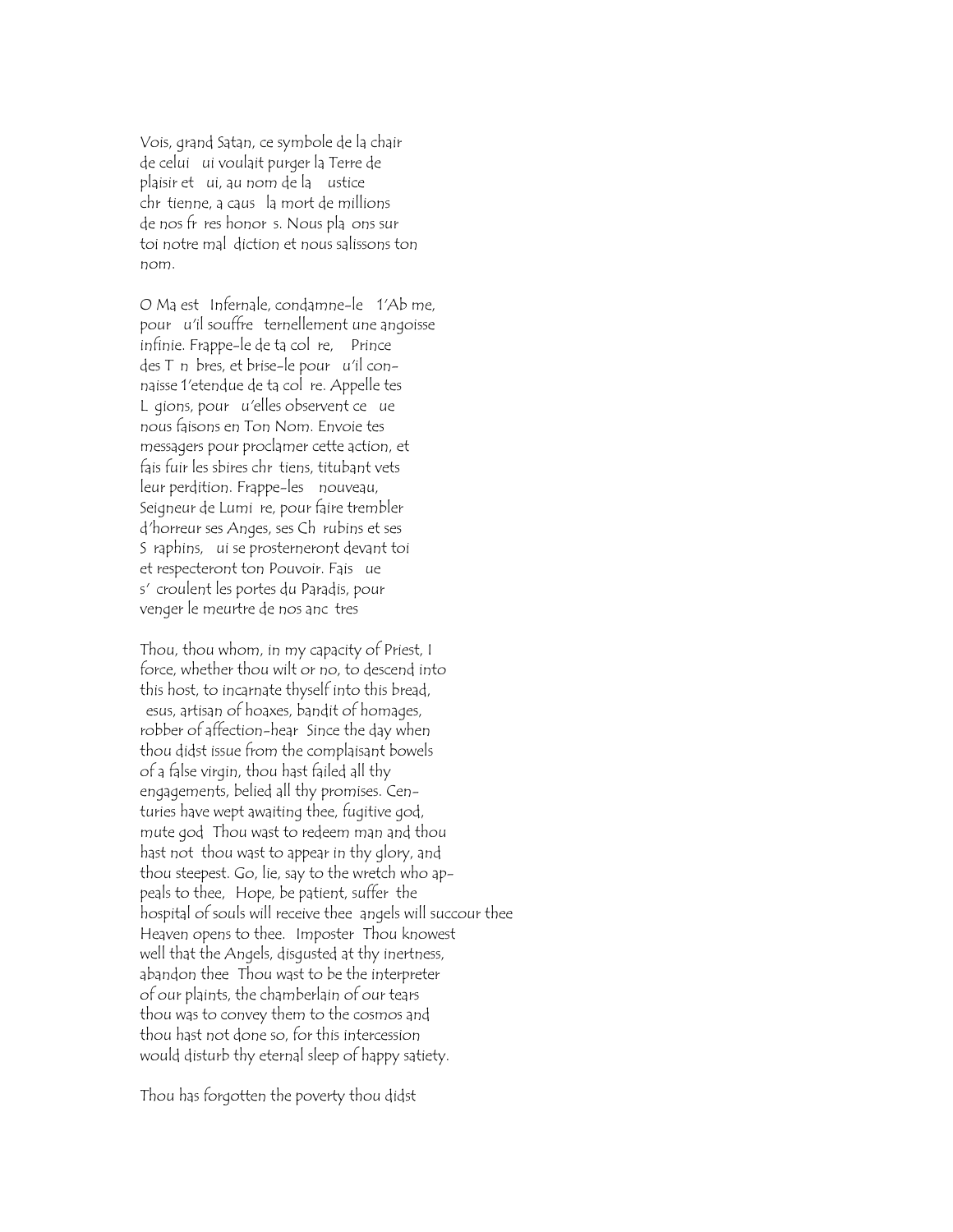Vois, grand Satan, ce symbole de la chair
de celui ui voulait purger la Terre de
plaisir et ui, au nom de la ustice
chr tienne, a caus la mort de millions
de nos fr res honor s. Nous pla ons sur
toi notre mal diction et nous salissons ton
nom.

O Ma est Infernale, condamne-le 1'Ab me,
pour u'il souffre ternellement une angoisse
infinie. Frappe-le de ta col re, Prince
des T n bres, et brise-le pour u'il con-
naisse 1'etendue de ta col re. Appelle tes
L gions, pour u'elles observent ce ue
nous faisons en Ton Nom. Envoie tes
messagers pour proclamer cette action, et
fais fuir les sbires chr tiens, titubant vets
leur perdition. Frappe-les nouveau,
Seigneur de Lumi re, pour faire trembler
d'horreur ses Anges, ses Ch rubins et ses
S raphins, ui se prosterneront devant toi
et respecteront ton Pouvoir. Fais ue
s' croulent les portes du Paradis, pour
venger le meurtre de nos anc tres

Thou, thou whom, in my capacity of Priest, I
force, whether thou wilt or no, to descend into
this host, to incarnate thyself into this bread,
esus, artisan of hoaxes, bandit of homages,
robber of affection-hear Since the day when
thou didst issue from the complaisant bowels
of a false virgin, thou hast failed all thy
engagements, belied all thy promises. Cen-
turies have wept awaiting thee, fugitive god,
mute god Thou wast to redeem man and thou
hast not thou wast to appear in thy glory, and
thou steepest. Go, lie, say to the wretch who ap-
peals to thee, Hope, be patient, suffer the
hospital of souls will receive thee angels will succour thee
Heaven opens to thee. Imposter Thou knowest
well that the Angels, disgusted at thy inertness,
abandon thee Thou wast to be the interpreter
of our plaints, the chamberlain of our tears
thou was to convey them to the cosmos and
thou hast not done so, for this intercession
would disturb thy eternal sleep of happy satiety.

Thou has forgotten the poverty thou didst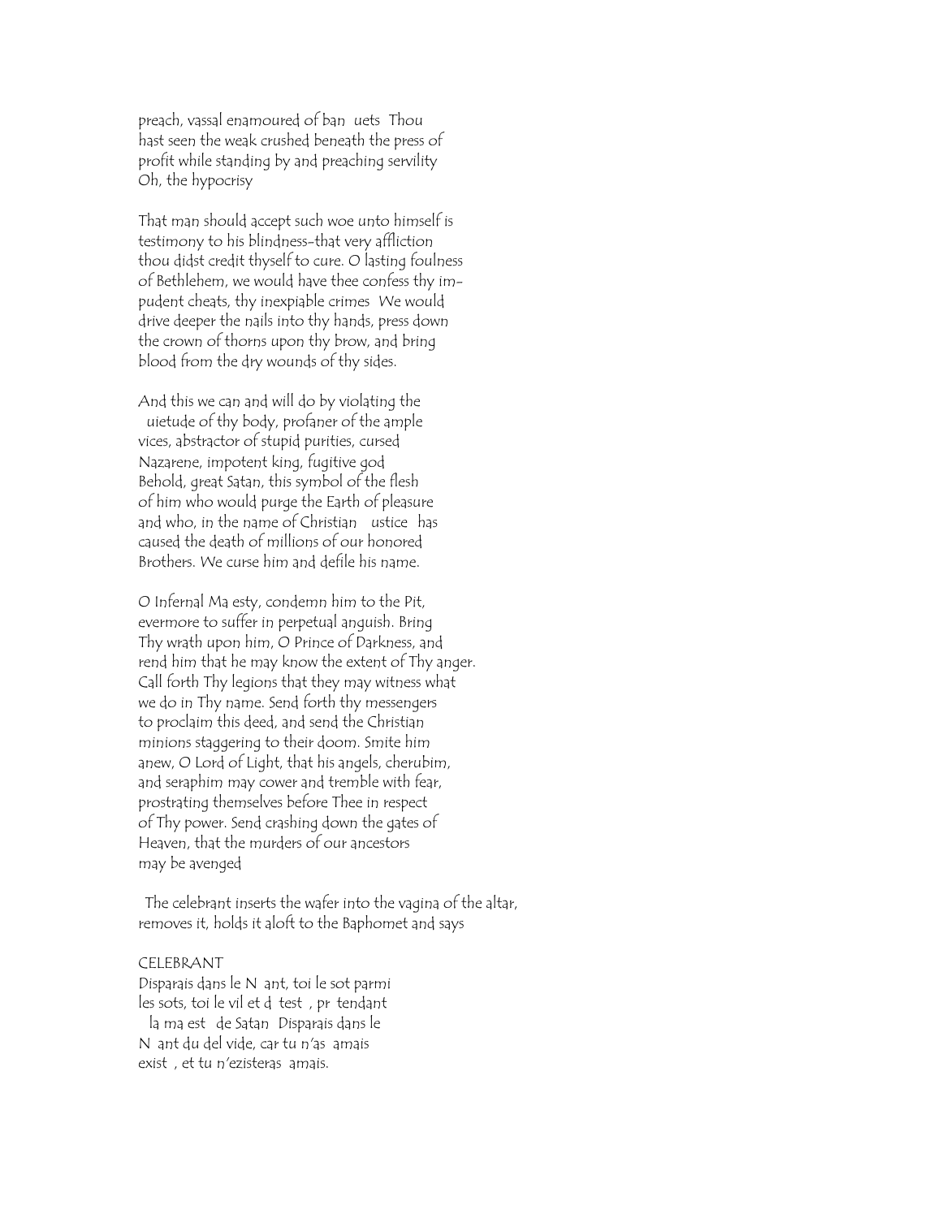preach, vassal enamoured of ban uets Thou
hast seen the weak crushed beneath the press of
profit while standing by and preaching servility
Oh, the hypocrisy

That man should accept such woe unto himself is
testimony to his blindness–that very affliction
thou didst credit thyself to cure. O lasting foulness
of Bethlehem, we would have thee confess thy im-
pudent cheats, thy inexpiable crimes We would
drive deeper the nails into thy hands, press down
the crown of thorns upon thy brow, and bring
blood from the dry wounds of thy sides.

And this we can and will do by violating the
uietude of thy body, profaner of the ample
vices, abstractor of stupid purities, cursed
Nazarene, impotent king, fugitive god
Behold, great Satan, this symbol of the flesh
of him who would purge the Earth of pleasure
and who, in the name of Christian ustice has
caused the death of millions of our honored
Brothers. We curse him and defile his name.

O Infernal Ma esty, condemn him to the Pit,
evermore to suffer in perpetual anguish. Bring
Thy wrath upon him, O Prince of Darkness, and
rend him that he may know the extent of Thy anger.
Call forth Thy legions that they may witness what
we do in Thy name. Send forth thy messengers
to proclaim this deed, and send the Christian
minions staggering to their doom. Smite him
anew, O Lord of Light, that his angels, cherubim,
and seraphim may cower and tremble with fear,
prostrating themselves before Thee in respect
of Thy power. Send crashing down the gates of
Heaven, that the murders of our ancestors
may be avenged

The celebrant inserts the wafer into the vagina of the altar,
removes it, holds it aloft to the Baphomet and says

CELEBRANT
Disparais dans le N ant, toi le sot parmi
les sots, toi le vil et d test , pr tendant
la ma est de Satan Disparais dans le
N ant du del vide, car tu n'as amais
exist , et tu n'ezisteras amais.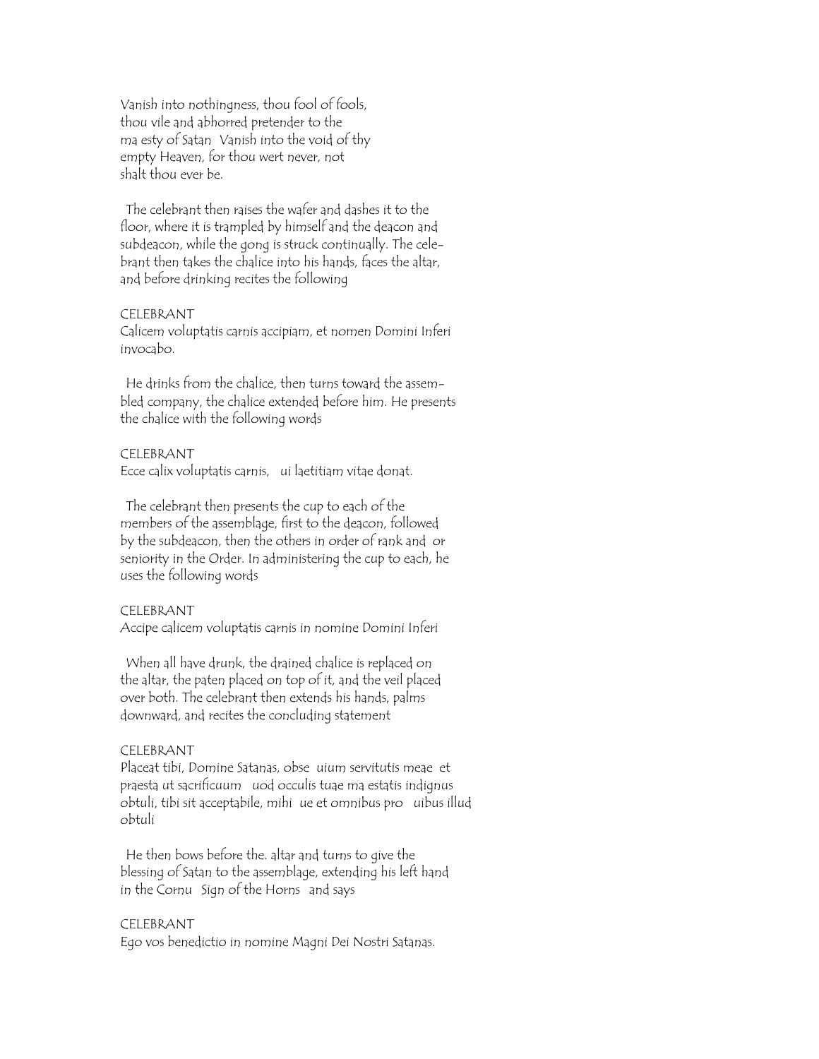Vanish into nothingness, thou fool of fools,
thou vile and abhorred pretender to the
ma esty of Satan  Vanish into the void of thy
empty Heaven, for thou wert never, not
shalt thou ever be.

The celebrant then raises the wafer and dashes it to the floor, where it is trampled by himself and the deacon and subdeacon, while the gong is struck continually. The celebrant then takes the chalice into his hands, faces the altar, and before drinking recites the following

CELEBRANT
Calicem voluptatis carnis accipiam, et nomen Domini Inferi invocabo.

He drinks from the chalice, then turns toward the assembled company, the chalice extended before him. He presents the chalice with the following words

CELEBRANT
Ecce calix voluptatis carnis,   ui laetitiam vitae donat.

The celebrant then presents the cup to each of the members of the assemblage, first to the deacon, followed by the subdeacon, then the others in order of rank and  or seniority in the Order. In administering the cup to each, he uses the following words

CELEBRANT
Accipe calicem voluptatis carnis in nomine Domini Inferi

When all have drunk, the drained chalice is replaced on the altar, the paten placed on top of it, and the veil placed over both. The celebrant then extends his hands, palms downward, and recites the concluding statement

CELEBRANT
Placeat tibi, Domine Satanas, obse  uium servitutis meae  et praesta ut sacrificuum   uod occulis tuae ma estatis indignus obtuli, tibi sit acceptabile, mihi  ue et omnibus pro   uibus illud obtuli

He then bows before the. altar and turns to give the blessing of Satan to the assemblage, extending his left hand in the Cornu  Sign of the Horns  and says

CELEBRANT
Ego vos benedictio in nomine Magni Dei Nostri Satanas.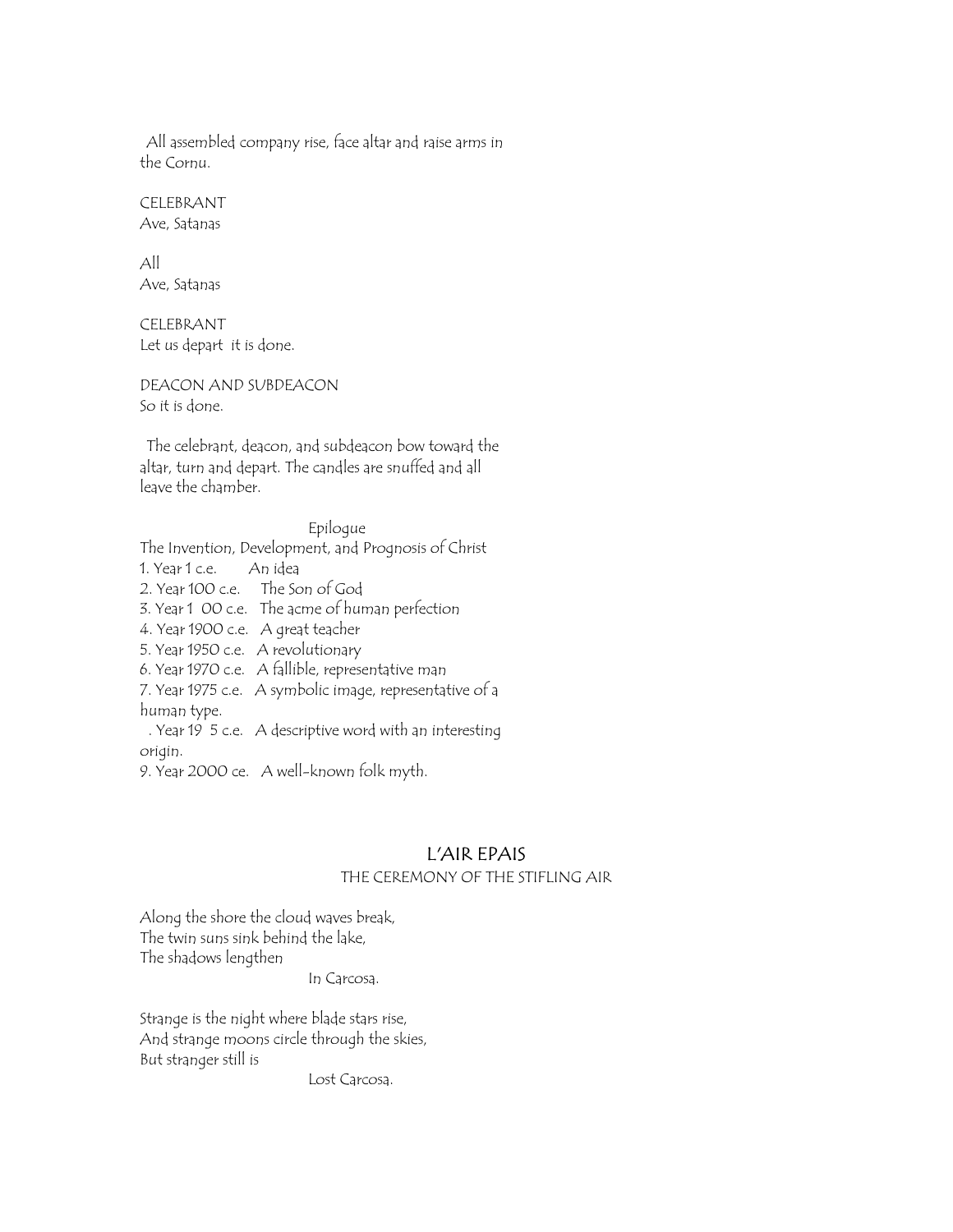All assembled company rise, face altar and raise arms in the Cornu.

CELEBRANT
Ave, Satanas

All
Ave, Satanas

CELEBRANT
Let us depart it is done.

DEACON AND SUBDEACON
So it is done.

The celebrant, deacon, and subdeacon bow toward the altar, turn and depart. The candles are snuffed and all leave the chamber.

Epilogue

The Invention, Development, and Prognosis of Christ

1. Year 1 c.e. An idea
2. Year 100 c.e. The Son of God
3. Year 1 00 c.e. The acme of human perfection
4. Year 1900 c.e. A great teacher
5. Year 1950 c.e. A revolutionary
6. Year 1970 c.e. A fallible, representative man
7. Year 1975 c.e. A symbolic image, representative of a human type.

. Year 19 5 c.e. A descriptive word with an interesting origin.

9. Year 2000 ce. A well-known folk myth.

## L'AIR EPAIS

### THE CEREMONY OF THE STIFLING AIR

Along the shore the cloud waves break,
The twin suns sink behind the lake,
The shadows lengthen
In Carcosa.

Strange is the night where blade stars rise,
And strange moons circle through the skies,
But stranger still is
Lost Carcosa.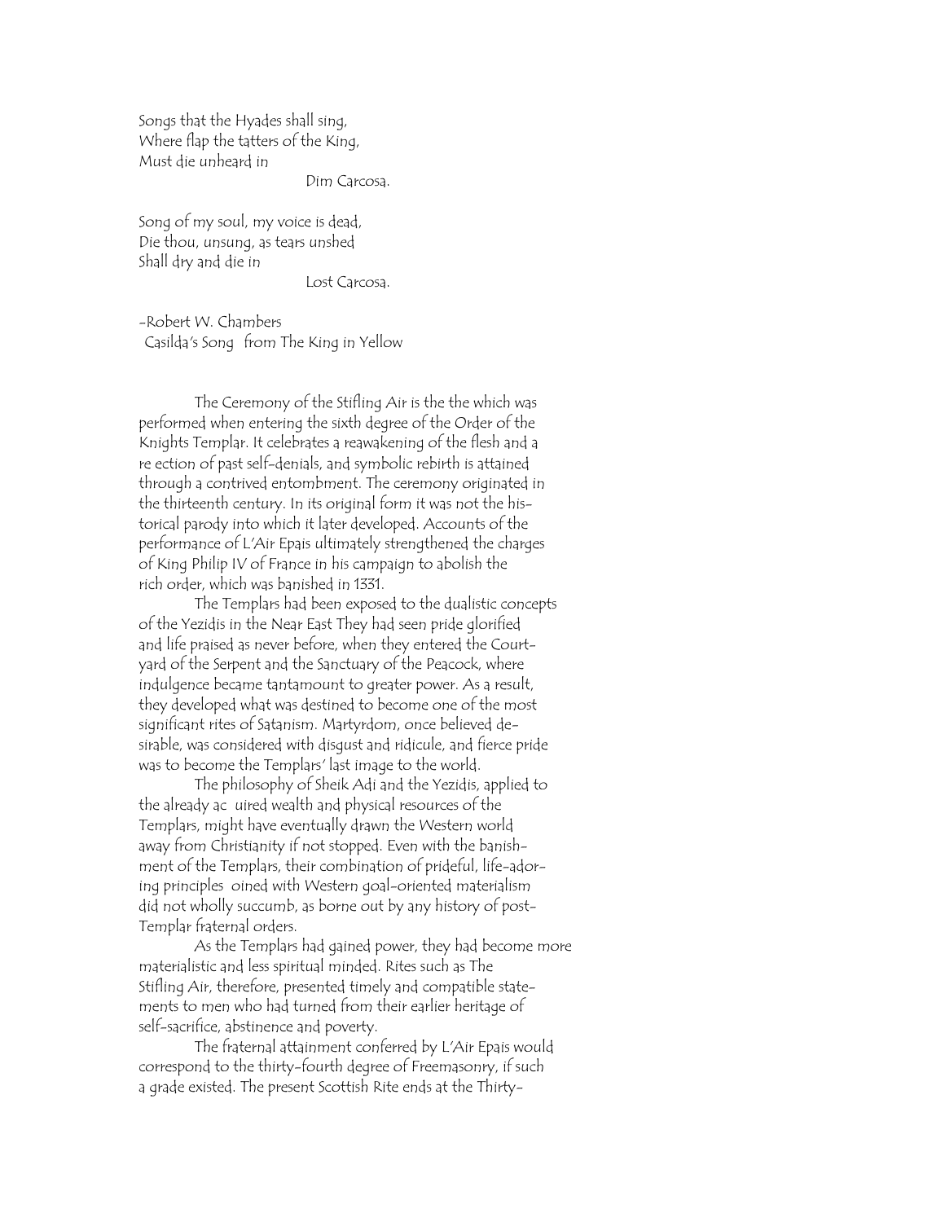Songs that the Hyades shall sing,  
Where flap the tatters of the King,  
Must die unheard in  
Dim Carcosa.

Song of my soul, my voice is dead,  
Die thou, unsung, as tears unshed  
Shall dry and die in  
Lost Carcosa.

-Robert W. Chambers  
Casilda's Song from The King in Yellow

The Ceremony of the Stifling Air is the the which was performed when entering the sixth degree of the Order of the Knights Templar. It celebrates a reawakening of the flesh and a re ection of past self-denials, and symbolic rebirth is attained through a contrived entombment. The ceremony originated in the thirteenth century. In its original form it was not the historical parody into which it later developed. Accounts of the performance of L'Air Epais ultimately strengthened the charges of King Philip IV of France in his campaign to abolish the rich order, which was banished in 1331.

The Templars had been exposed to the dualistic concepts of the Yezidis in the Near East They had seen pride glorified and life praised as never before, when they entered the Courtyard of the Serpent and the Sanctuary of the Peacock, where indulgence became tantamount to greater power. As a result, they developed what was destined to become one of the most significant rites of Satanism. Martyrdom, once believed desirable, was considered with disgust and ridicule, and fierce pride was to become the Templars' last image to the world.

The philosophy of Sheik Adi and the Yezidis, applied to the already ac uired wealth and physical resources of the Templars, might have eventually drawn the Western world away from Christianity if not stopped. Even with the banishment of the Templars, their combination of prideful, life-adoring principles oined with Western goal-oriented materialism did not wholly succumb, as borne out by any history of post-Templar fraternal orders.

As the Templars had gained power, they had become more materialistic and less spiritual minded. Rites such as The Stifling Air, therefore, presented timely and compatible statements to men who had turned from their earlier heritage of self-sacrifice, abstinence and poverty.

The fraternal attainment conferred by L'Air Epais would correspond to the thirty-fourth degree of Freemasonry, if such a grade existed. The present Scottish Rite ends at the Thirty-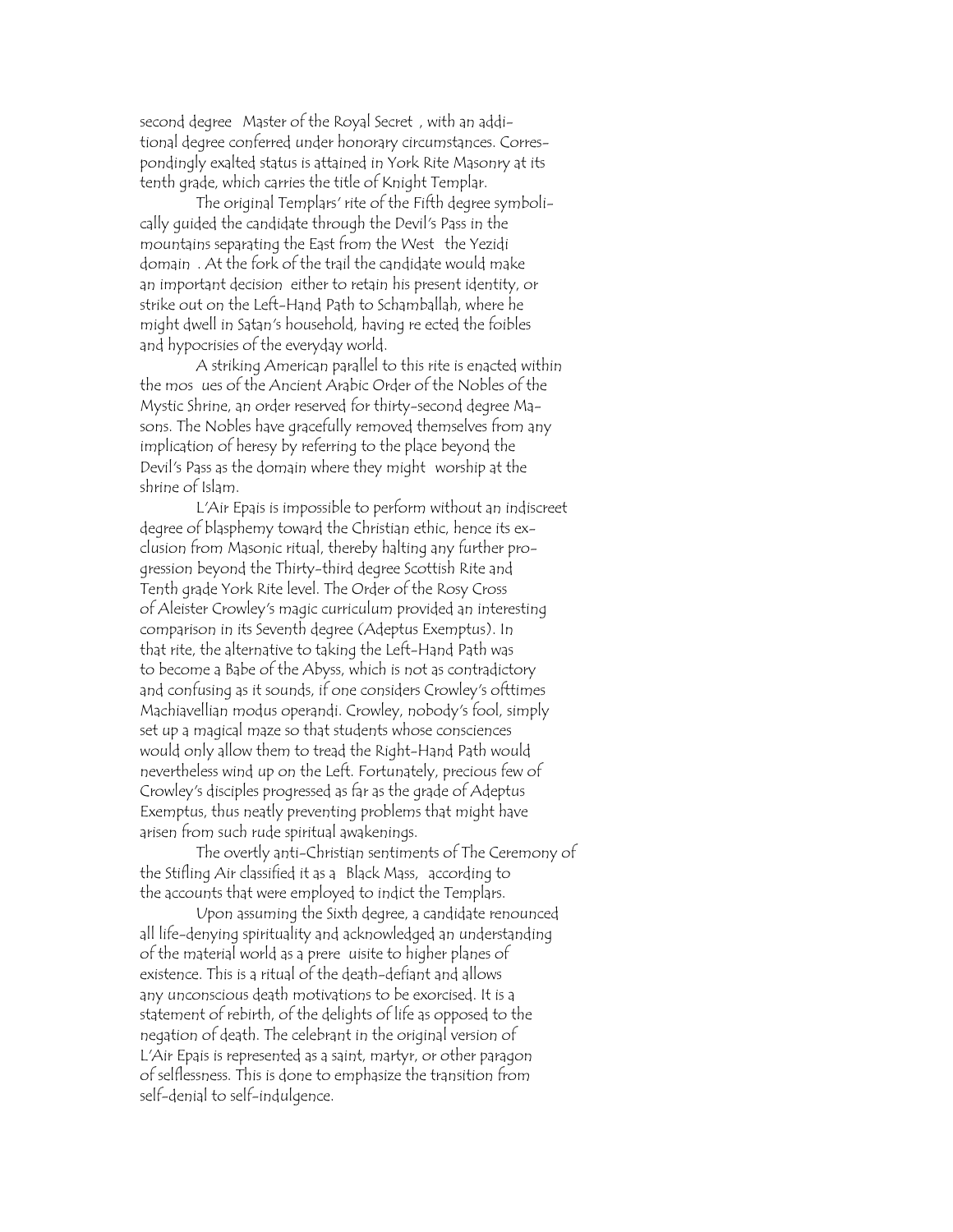second degree (Master of the Royal Secret), with an additional degree conferred under honorary circumstances. Correspondingly exalted status is attained in York Rite Masonry at its tenth grade, which carries the title of Knight Templar.

The original Templars' rite of the Fifth degree symbolically guided the candidate through the Devil's Pass in the mountains separating the East from the West (the Yezidi domain). At the fork of the trail the candidate would make an important decision: either to retain his present identity, or strike out on the Left-Hand Path to Schamballah, where he might dwell in Satan's household, having rejected the foibles and hypocrisies of the everyday world.

A striking American parallel to this rite is enacted within the mosques of the Ancient Arabic Order of the Nobles of the Mystic Shrine, an order reserved for thirty-second degree Masons. The Nobles have gracefully removed themselves from any implication of heresy by referring to the place beyond the Devil's Pass as the domain where they might "worship at the shrine of Islam."

L'Air Epais is impossible to perform without an indiscreet degree of blasphemy toward the Christian ethic, hence its exclusion from Masonic ritual, thereby halting any further progression beyond the Thirty-third degree Scottish Rite and Tenth grade York Rite level. The Order of the Rosy Cross of Aleister Crowley's magic curriculum provided an interesting comparison in its Seventh degree (Adeptus Exemptus). In that rite, the alternative to taking the Left-Hand Path was to become a Babe of the Abyss, which is not as contradictory and confusing as it sounds, if one considers Crowley's ofttimes Machiavellian modus operandi. Crowley, nobody's fool, simply set up a magical maze so that students whose consciences would only allow them to tread the Right-Hand Path would nevertheless wind up on the Left. Fortunately, precious few of Crowley's disciples progressed as far as the grade of Adeptus Exemptus, thus neatly preventing problems that might have arisen from such rude spiritual awakenings.

The overtly anti-Christian sentiments of The Ceremony of the Stifling Air classified it as a "Black Mass," according to the accounts that were employed to indict the Templars.

Upon assuming the Sixth degree, a candidate renounced all life-denying spirituality and acknowledged an understanding of the material world as a prerequisite to higher planes of existence. This is a ritual of the death-defiant and allows any unconscious death motivations to be exorcised. It is a statement of rebirth, of the delights of life as opposed to the negation of death. The celebrant in the original version of L'Air Epais is represented as a saint, martyr, or other paragon of selflessness. This is done to emphasize the transition from self-denial to self-indulgence.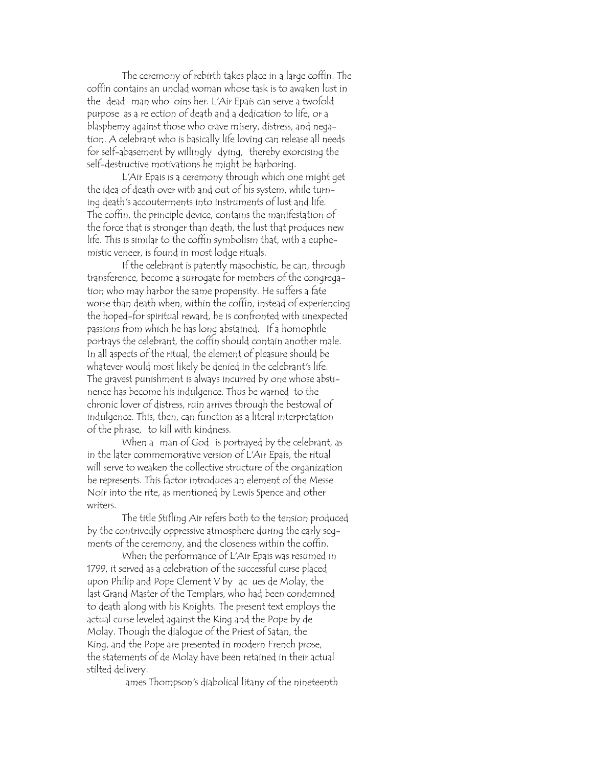The ceremony of rebirth takes place in a large coffin. The coffin contains an unclad woman whose task is to awaken lust in the dead man who oins her. L'Air Epais can serve a twofold purpose as a re ection of death and a dedication to life, or a blasphemy against those who crave misery, distress, and negation. A celebrant who is basically life loving can release all needs for self-abasement by willingly dying, thereby exorcising the self-destructive motivations he might be harboring.

L'Air Epais is a ceremony through which one might get the idea of death over with and out of his system, while turning death's accouterments into instruments of lust and life. The coffin, the principle device, contains the manifestation of the force that is stronger than death, the lust that produces new life. This is similar to the coffin symbolism that, with a euphemistic veneer, is found in most lodge rituals.

If the celebrant is patently masochistic, he can, through transference, become a surrogate for members of the congregation who may harbor the same propensity. He suffers a fate worse than death when, within the coffin, instead of experiencing the hoped-for spiritual reward, he is confronted with unexpected passions from which he has long abstained. If a homophile portrays the celebrant, the coffin should contain another male. In all aspects of the ritual, the element of pleasure should be whatever would most likely be denied in the celebrant's life. The gravest punishment is always incurred by one whose abstinence has become his indulgence. Thus be warned to the chronic lover of distress, ruin arrives through the bestowal of indulgence. This, then, can function as a literal interpretation of the phrase, to kill with kindness.

When a man of God is portrayed by the celebrant, as in the later commemorative version of L'Air Epais, the ritual will serve to weaken the collective structure of the organization he represents. This factor introduces an element of the Messe Noir into the rite, as mentioned by Lewis Spence and other writers.

The title Stifling Air refers both to the tension produced by the contrivedly oppressive atmosphere during the early segments of the ceremony, and the closeness within the coffin.

When the performance of L'Air Epais was resumed in 1799, it served as a celebration of the successful curse placed upon Philip and Pope Clement V by ac ues de Molay, the last Grand Master of the Templars, who had been condemned to death along with his Knights. The present text employs the actual curse leveled against the King and the Pope by de Molay. Though the dialogue of the Priest of Satan, the King, and the Pope are presented in modern French prose, the statements of de Molay have been retained in their actual stilted delivery.

ames Thompson's diabolical litany of the nineteenth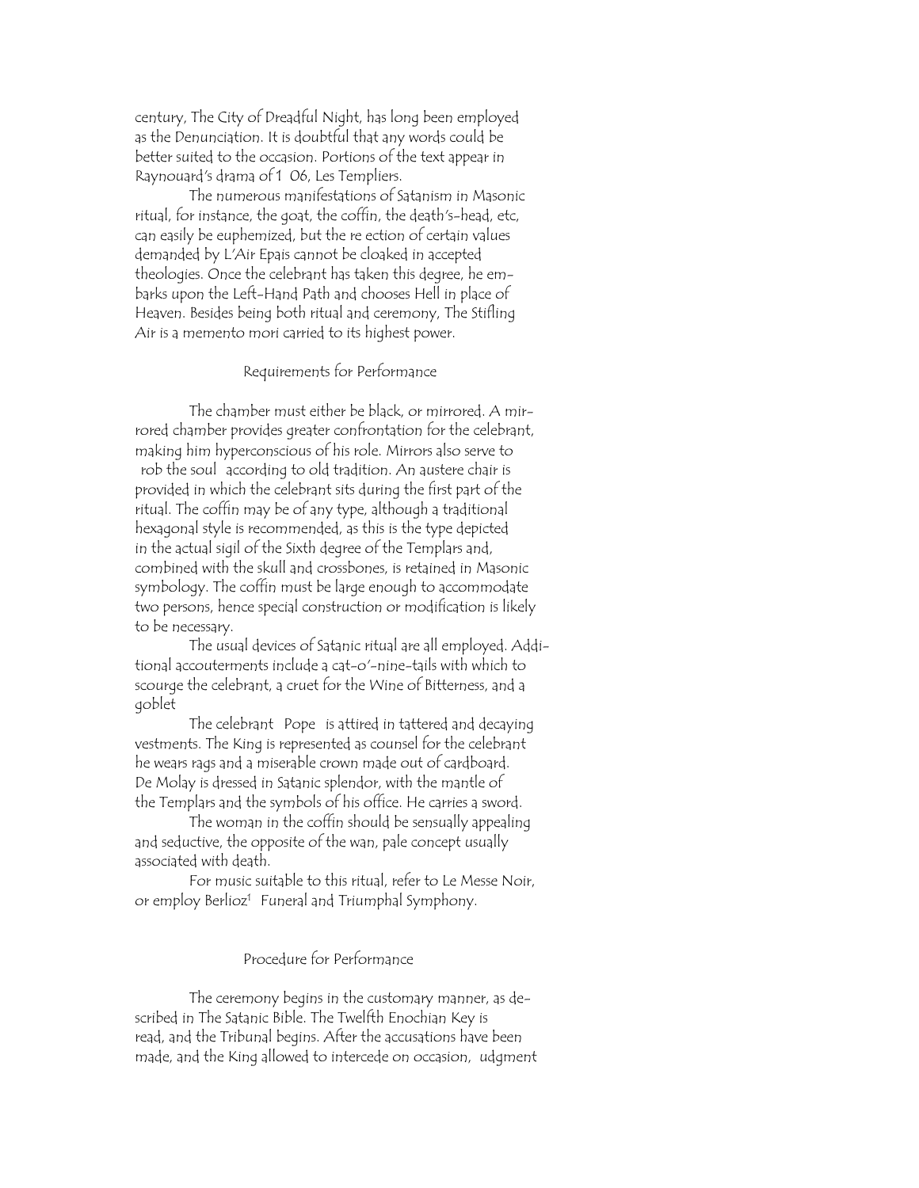century, The City of Dreadful Night, has long been employed as the Denunciation. It is doubtful that any words could be better suited to the occasion. Portions of the text appear in Raynouard's drama of 1 06, Les Templiers.

The numerous manifestations of Satanism in Masonic ritual, for instance, the goat, the coffin, the death's-head, etc, can easily be euphemized, but the re ection of certain values demanded by L'Air Epais cannot be cloaked in accepted theologies. Once the celebrant has taken this degree, he embarks upon the Left-Hand Path and chooses Hell in place of Heaven. Besides being both ritual and ceremony, The Stifling Air is a memento mori carried to its highest power.

## Requirements for Performance

The chamber must either be black, or mirrored. A mirrored chamber provides greater confrontation for the celebrant, making him hyperconscious of his role. Mirrors also serve to rob the soul according to old tradition. An austere chair is provided in which the celebrant sits during the first part of the ritual. The coffin may be of any type, although a traditional hexagonal style is recommended, as this is the type depicted in the actual sigil of the Sixth degree of the Templars and, combined with the skull and crossbones, is retained in Masonic symbology. The coffin must be large enough to accommodate two persons, hence special construction or modification is likely to be necessary.

The usual devices of Satanic ritual are all employed. Additional accouterments include a cat-o'-nine-tails with which to scourge the celebrant, a cruet for the Wine of Bitterness, and a goblet

The celebrant Pope is attired in tattered and decaying vestments. The King is represented as counsel for the celebrant he wears rags and a miserable crown made out of cardboard. De Molay is dressed in Satanic splendor, with the mantle of the Templars and the symbols of his office. He carries a sword.

The woman in the coffin should be sensually appealing and seductive, the opposite of the wan, pale concept usually associated with death.

For music suitable to this ritual, refer to Le Messe Noir, or employ Berlioz[1] Funeral and Triumphal Symphony.

## Procedure for Performance

The ceremony begins in the customary manner, as described in The Satanic Bible. The Twelfth Enochian Key is read, and the Tribunal begins. After the accusations have been made, and the King allowed to intercede on occasion, udgment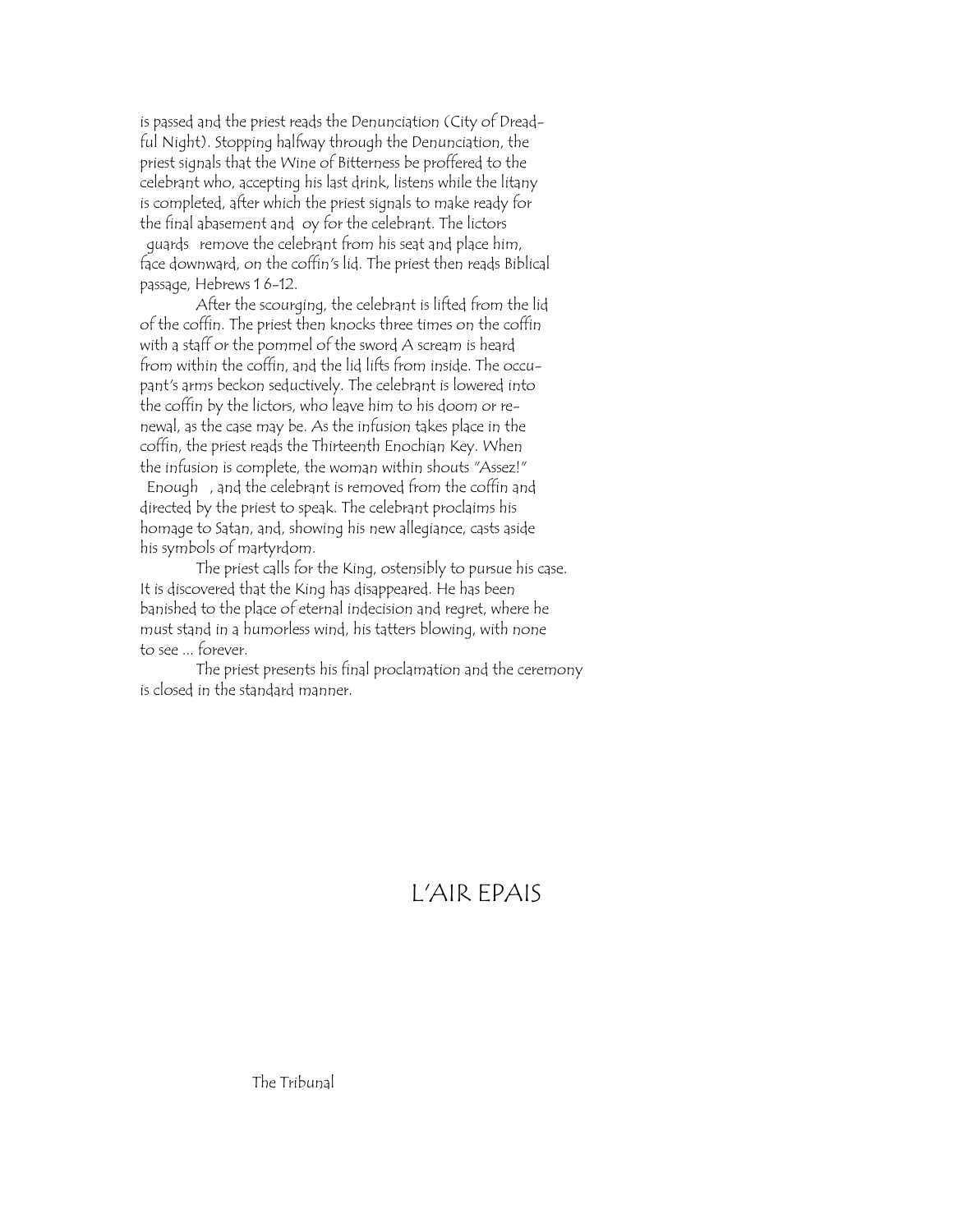is passed and the priest reads the Denunciation (City of Dreadful Night). Stopping halfway through the Denunciation, the priest signals that the Wine of Bitterness be proffered to the celebrant who, accepting his last drink, listens while the litany is completed, after which the priest signals to make ready for the final abasement and oy for the celebrant. The lictors guards remove the celebrant from his seat and place him, face downward, on the coffin's lid. The priest then reads Biblical passage, Hebrews 1 6-12.

After the scourging, the celebrant is lifted from the lid of the coffin. The priest then knocks three times on the coffin with a staff or the pommel of the sword A scream is heard from within the coffin, and the lid lifts from inside. The occupant's arms beckon seductively. The celebrant is lowered into the coffin by the lictors, who leave him to his doom or renewal, as the case may be. As the infusion takes place in the coffin, the priest reads the Thirteenth Enochian Key. When the infusion is complete, the woman within shouts "Assez!" Enough , and the celebrant is removed from the coffin and directed by the priest to speak. The celebrant proclaims his homage to Satan, and, showing his new allegiance, casts aside his symbols of martyrdom.

The priest calls for the King, ostensibly to pursue his case. It is discovered that the King has disappeared. He has been banished to the place of eternal indecision and regret, where he must stand in a humorless wind, his tatters blowing, with none to see ... forever.

The priest presents his final proclamation and the ceremony is closed in the standard manner.

# L'AIR EPAIS

The Tribunal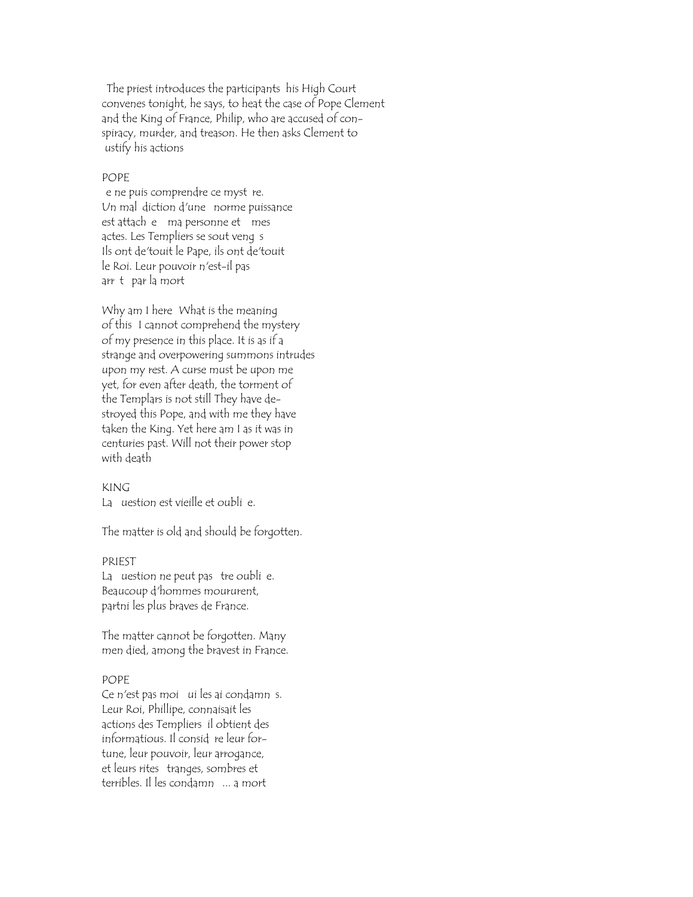The priest introduces the participants his High Court convenes tonight, he says, to heat the case of Pope Clement and the King of France, Philip, who are accused of conspiracy, murder, and treason. He then asks Clement to ustify his actions

POPE

e ne puis comprendre ce myst re.
Un mal diction d'une norme puissance
est attach e ma personne et mes
actes. Les Templiers se sout veng s
Ils ont de'touit le Pape, ils ont de'touit
le Roi. Leur pouvoir n'est-il pas
arr t par la mort

Why am I here What is the meaning
of this I cannot comprehend the mystery
of my presence in this place. It is as if a
strange and overpowering summons intrudes
upon my rest. A curse must be upon me
yet, for even after death, the torment of
the Templars is not still They have de-
stroyed this Pope, and with me they have
taken the King. Yet here am I as it was in
centuries past. Will not their power stop
with death

KING

La uestion est vieille et oubli e.

The matter is old and should be forgotten.

PRIEST

La uestion ne peut pas tre oubli e.
Beaucoup d'hommes moururent,
partni les plus braves de France.

The matter cannot be forgotten. Many
men died, among the bravest in France.

POPE

Ce n'est pas moi ui les ai condamn s.
Leur Roi, Phillipe, connaisait les
actions des Templiers il obtient des
informatious. Il consid re leur for-
tune, leur pouvoir, leur arrogance,
et leurs rites tranges, sombres et
terribles. Il les condamn ... a mort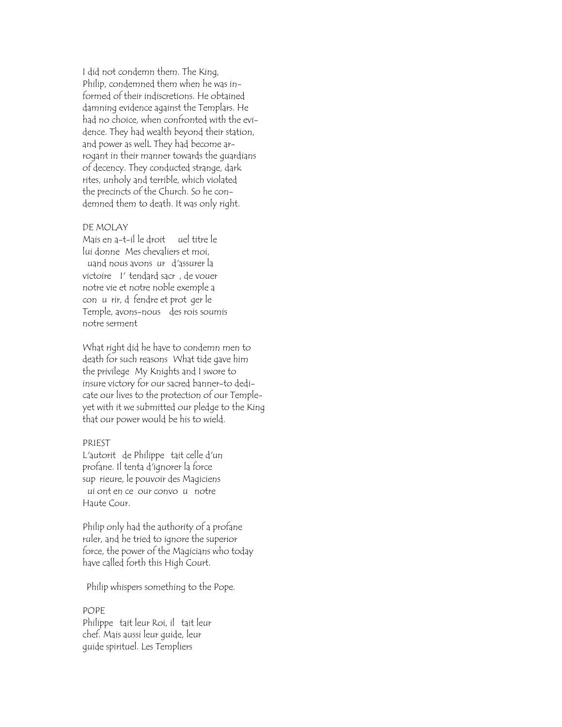I did not condemn them. The King, Philip, condemned them when he was informed of their indiscretions. He obtained damning evidence against the Templars. He had no choice, when confronted with the evidence. They had wealth beyond their station, and power as welL They had become arrogant in their manner towards the guardians of decency. They conducted strange, dark rites, unholy and terrible, which violated the precincts of the Church. So he condemned them to death. It was only right.

DE MOLAY

Mais en a-t-il le droit   uel titre le lui donne  Mes chevaliers et moi,  uand nous avons  ur  d'assurer la victoire  l' tendard sacr , de vouer notre vie et notre noble exemple a con u rir, d fendre et prot ger le Temple, avons-nous  des rois soumis notre serment

What right did he have to condemn men to death for such reasons What tide gave him the privilege My Knights and I swore to insure victory for our sacred banner-to dedicate our lives to the protection of our Temple-yet with it we submitted our pledge to the King that our power would be his to wield.

PRIEST

L'autorit  de Philippe  tait celle d'un profane. Il tenta d'ignorer la force sup rieure, le pouvoir des Magiciens  ui ont en ce  our convo u  notre Haute Cour.

Philip only had the authority of a profane ruler, and he tried to ignore the superior force, the power of the Magicians who today have called forth this High Court.

Philip whispers something to the Pope.

POPE

Philippe  tait leur Roi, il  tait leur chef. Mais aussi leur guide, leur guide spirituel. Les Templiers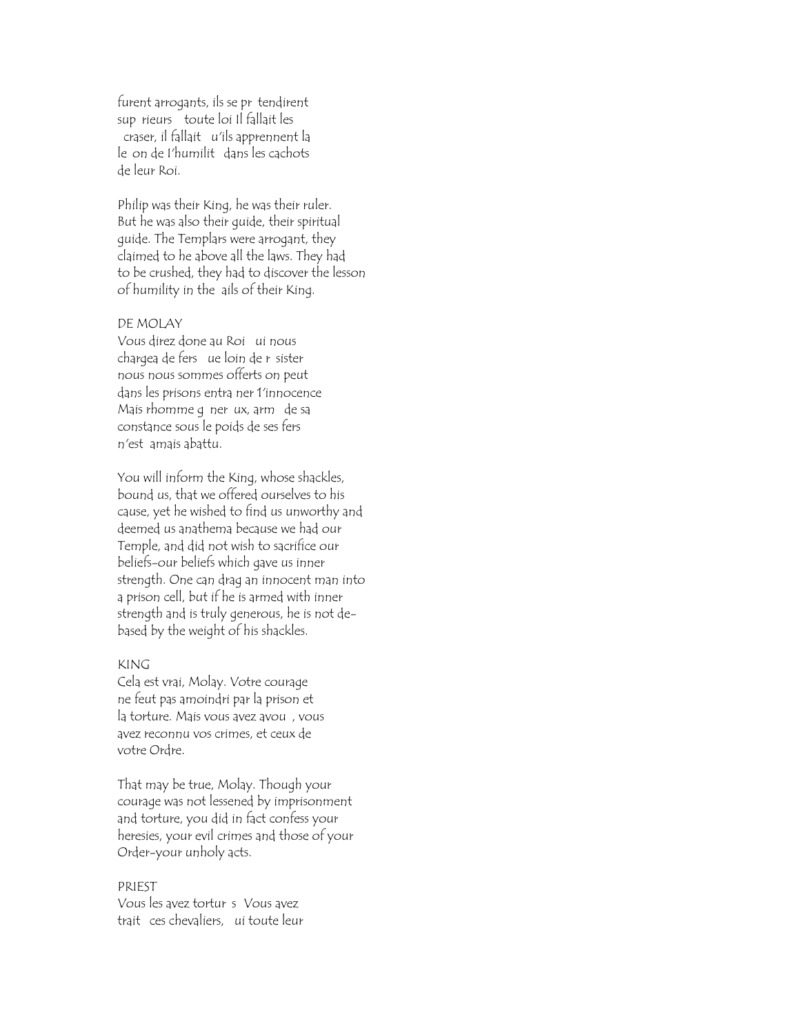furent arrogants, ils se pr tendirent
sup rieurs toute loi Il fallait les
craser, il fallait u'ils apprennent la
le on de l'humilit dans les cachots
de leur Roi.

Philip was their King, he was their ruler.
But he was also their guide, their spiritual
guide. The Templars were arrogant, they
claimed to he above all the laws. They had
to be crushed, they had to discover the lesson
of humility in the ails of their King.

DE MOLAY
Vous direz done au Roi ui nous
chargea de fers ue loin de r sister
nous nous sommes offerts on peut
dans les prisons entra ner 1'innocence
Mais rhomme g ner ux, arm de sa
constance sous le poids de ses fers
n'est amais abattu.

You will inform the King, whose shackles,
bound us, that we offered ourselves to his
cause, yet he wished to find us unworthy and
deemed us anathema because we had our
Temple, and did not wish to sacrifice our
beliefs-our beliefs which gave us inner
strength. One can drag an innocent man into
a prison cell, but if he is armed with inner
strength and is truly generous, he is not de-
based by the weight of his shackles.

KING
Cela est vrai, Molay. Votre courage
ne feut pas amoindri par la prison et
la torture. Mais vous avez avou , vous
avez reconnu vos crimes, et ceux de
votre Ordre.

That may be true, Molay. Though your
courage was not lessened by imprisonment
and torture, you did in fact confess your
heresies, your evil crimes and those of your
Order-your unholy acts.

PRIEST
Vous les avez tortur s Vous avez
trait ces chevaliers, ui toute leur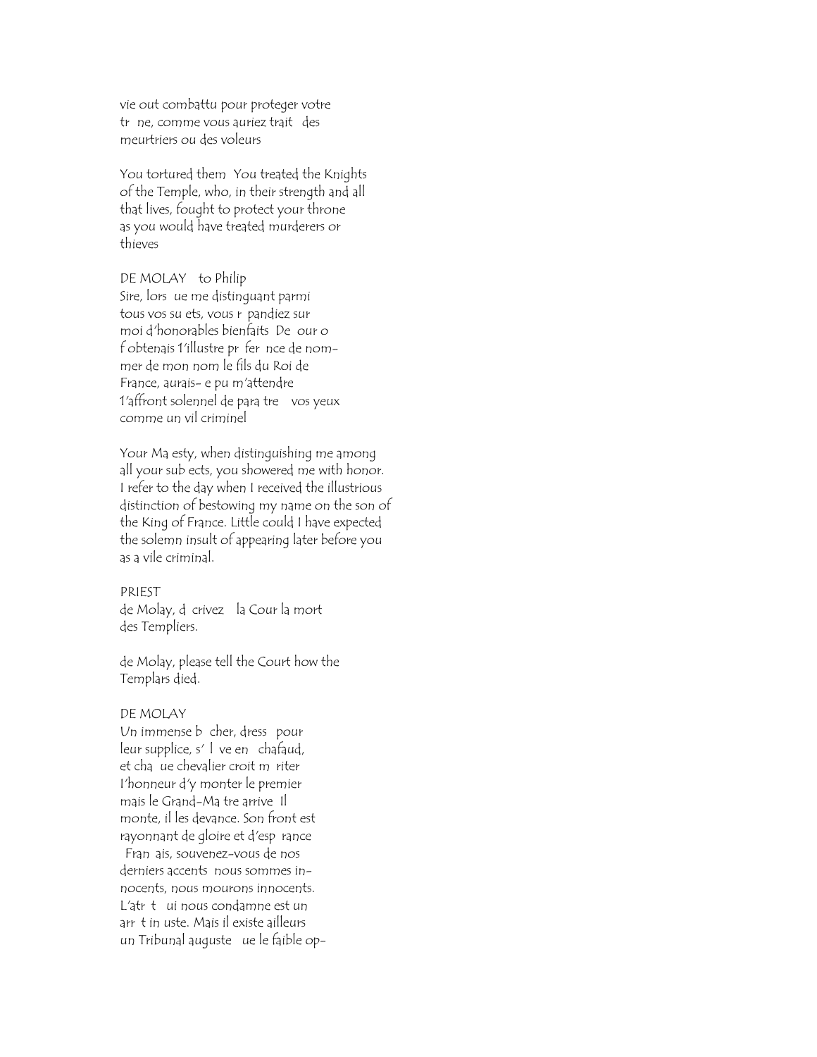vie out combattu pour proteger votre
tr  ne, comme vous auriez trait  des
meurtriers ou des voleurs

You tortured them  You treated the Knights
of the Temple, who, in their strength and all
that lives, fought to protect your throne
as you would have treated murderers or
thieves

DE MOLAY   to Philip
Sire, lors  ue me distinguant parmi
tous vos su ets, vous r  pandiez sur
moi d'honorables bienfaits  De  our o
f obtenais 1'illustre pr  fer  nce de nom-
mer de mon nom le fils du Roi de
France, aurais- e pu m'attendre
1'affront solennel de para tre   vos yeux
comme un vil criminel

Your Ma esty, when distinguishing me among
all your sub ects, you showered me with honor.
I refer to the day when I received the illustrious
distinction of bestowing my name on the son of
the King of France. Little could I have expected
the solemn insult of appearing later before you
as a vile criminal.

PRIEST
de Molay, d  crivez   la Cour la mort
des Templiers.

de Molay, please tell the Court how the
Templars died.

DE MOLAY
Un immense b  cher, dress  pour
leur supplice, s'  l  ve en   chafaud,
et cha  ue chevalier croit m  riter
l'honneur d'y monter le premier
mais le Grand-Ma tre arrive  Il
monte, il les devance. Son front est
rayonnant de gloire et d'esp  rance
  Fran  ais, souvenez-vous de nos
derniers accents  nous sommes in-
nocents, nous mourons innocents.
L'atr  t   ui nous condamne est un
arr  t in uste. Mais il existe ailleurs
un Tribunal auguste   ue le faible op-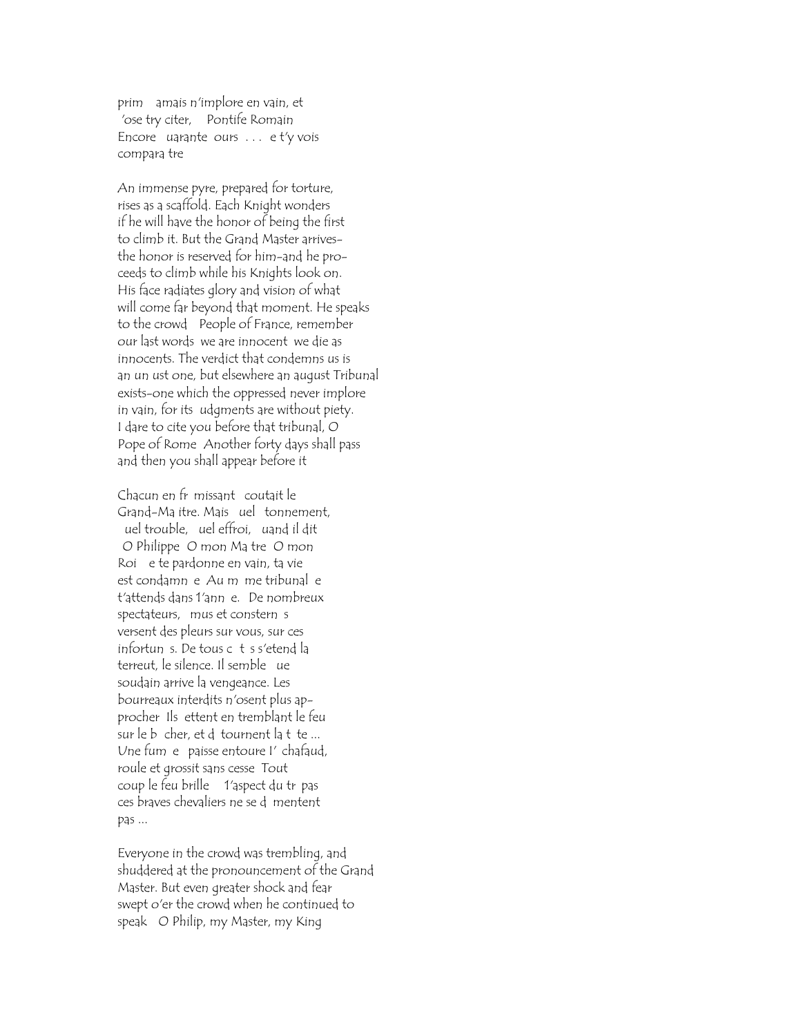prim    amais n'implore en vain, et
 'ose try citer,    Pontife Romain
Encore   uarante  ours  . . .  e t'y vois
compara tre

An immense pyre, prepared for torture,
rises as a scaffold. Each Knight wonders
if he will have the honor of being the first
to climb it. But the Grand Master arrives-
the honor is reserved for him-and he pro-
ceeds to climb while his Knights look on.
His face radiates glory and vision of what
will come far beyond that moment. He speaks
to the crowd   People of France, remember
our last words  we are innocent  we die as
innocents. The verdict that condemns us is
an un ust one, but elsewhere an august Tribunal
exists-one which the oppressed never implore
in vain, for its  udgments are without piety.
I dare to cite you before that tribunal, O
Pope of Rome  Another forty days shall pass
and then you shall appear before it

Chacun en fr  missant   coutait le
Grand-Ma itre. Mais   uel   tonnement,
  uel trouble,   uel effroi,   uand il dit
 O Philippe  O mon Ma tre  O mon
Roi    e te pardonne en vain, ta vie
est condamn  e  Au m  me tribunal  e
t'attends dans 1'ann  e.   De nombreux
spectateurs,   mus et constern  s
versent des pleurs sur vous, sur ces
infortun  s. De tous c  t  s s'etend la
terreut, le silence. Il semble   ue
soudain arrive la vengeance. Les
bourreaux interdits n'osent plus ap-
procher  Ils  ettent en tremblant le feu
sur le b  cher, et d  tournent la t  te ...
Une fum  e   paisse entoure l'  chafaud,
roule et grossit sans cesse  Tout
coup le feu brille    1'aspect du tr  pas
ces braves chevaliers ne se d  mentent
pas ...

Everyone in the crowd was trembling, and
shuddered at the pronouncement of the Grand
Master. But even greater shock and fear
swept o'er the crowd when he continued to
speak   O Philip, my Master, my King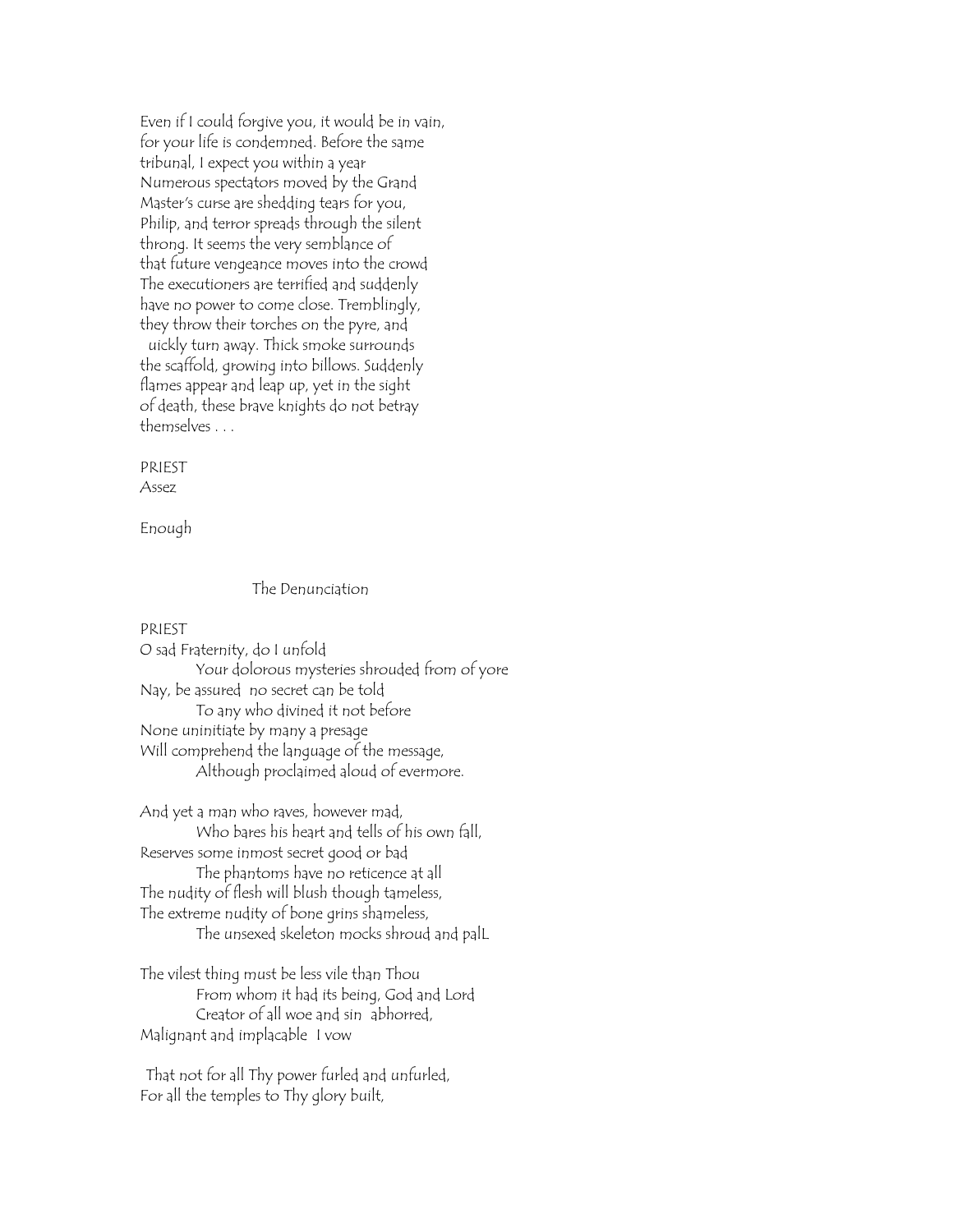Even if I could forgive you, it would be in vain,
for your life is condemned. Before the same
tribunal, I expect you within a year
Numerous spectators moved by the Grand
Master's curse are shedding tears for you,
Philip, and terror spreads through the silent
throng. It seems the very semblance of
that future vengeance moves into the crowd
The executioners are terrified and suddenly
have no power to come close. Tremblingly,
they throw their torches on the pyre, and
uickly turn away. Thick smoke surrounds
the scaffold, growing into billows. Suddenly
flames appear and leap up, yet in the sight
of death, these brave knights do not betray
themselves . . .

PRIEST
Assez

Enough

## The Denunciation

PRIEST
O sad Fraternity, do I unfold
Your dolorous mysteries shrouded from of yore
Nay, be assured no secret can be told
To any who divined it not before
None uninitiate by many a presage
Will comprehend the language of the message,
Although proclaimed aloud of evermore.

And yet a man who raves, however mad,
Who bares his heart and tells of his own fall,
Reserves some inmost secret good or bad
The phantoms have no reticence at all
The nudity of flesh will blush though tameless,
The extreme nudity of bone grins shameless,
The unsexed skeleton mocks shroud and palL

The vilest thing must be less vile than Thou
From whom it had its being, God and Lord
Creator of all woe and sin abhorred,
Malignant and implacable I vow

That not for all Thy power furled and unfurled,
For all the temples to Thy glory built,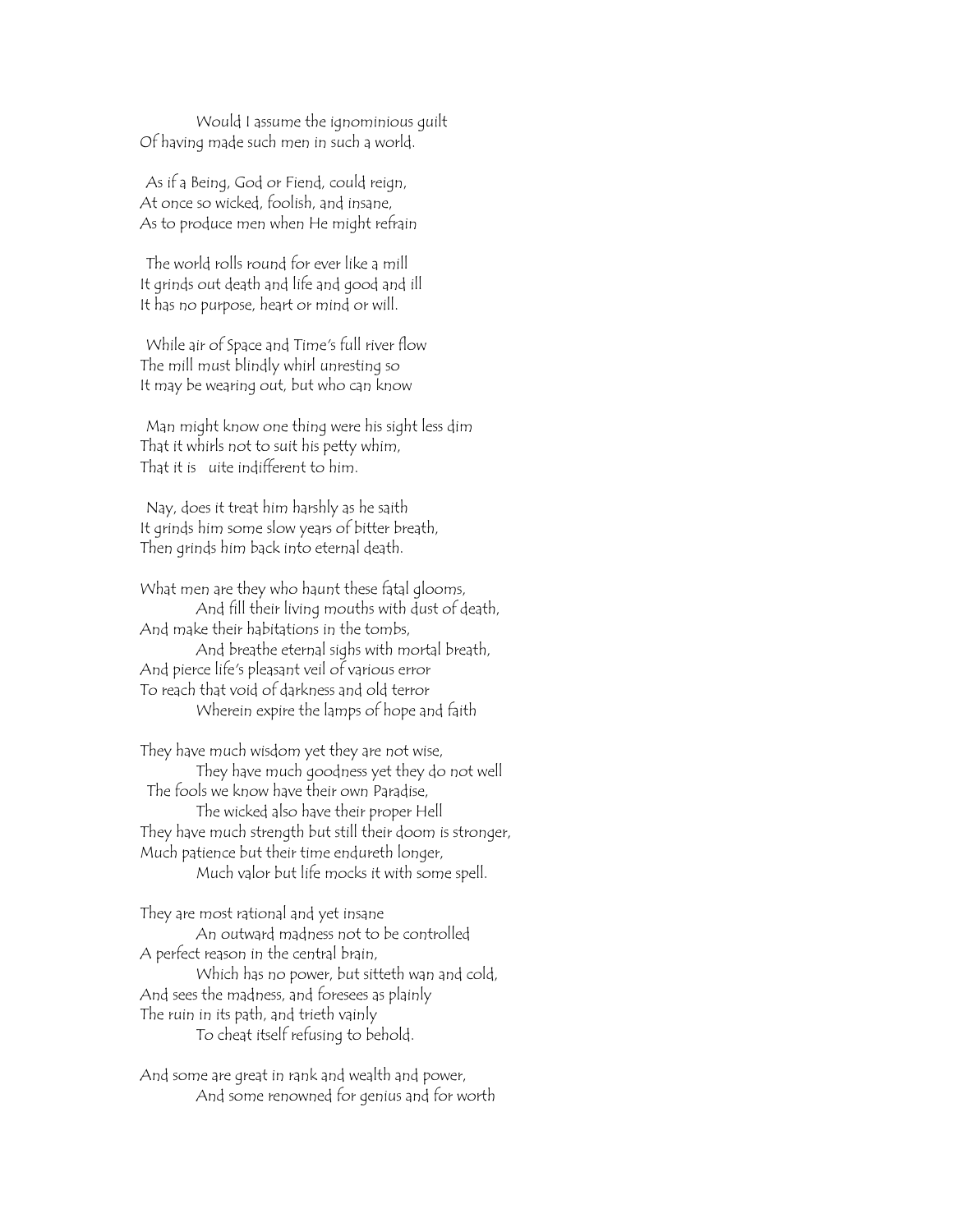Would I assume the ignominious guilt  
Of having made such men in such a world.

As if a Being, God or Fiend, could reign,  
At once so wicked, foolish, and insane,  
As to produce men when He might refrain

The world rolls round for ever like a mill  
It grinds out death and life and good and ill  
It has no purpose, heart or mind or will.

While air of Space and Time's full river flow  
The mill must blindly whirl unresting so  
It may be wearing out, but who can know

Man might know one thing were his sight less dim  
That it whirls not to suit his petty whim,  
That it is  uite indifferent to him.

Nay, does it treat him harshly as he saith  
It grinds him some slow years of bitter breath,  
Then grinds him back into eternal death.

What men are they who haunt these fatal glooms,  
And fill their living mouths with dust of death,  
And make their habitations in the tombs,  
And breathe eternal sighs with mortal breath,  
And pierce life's pleasant veil of various error  
To reach that void of darkness and old terror  
Wherein expire the lamps of hope and faith

They have much wisdom yet they are not wise,  
They have much goodness yet they do not well  
The fools we know have their own Paradise,  
The wicked also have their proper Hell  
They have much strength but still their doom is stronger,  
Much patience but their time endureth longer,  
Much valor but life mocks it with some spell.

They are most rational and yet insane  
An outward madness not to be controlled  
A perfect reason in the central brain,  
Which has no power, but sitteth wan and cold,  
And sees the madness, and foresees as plainly  
The ruin in its path, and trieth vainly  
To cheat itself refusing to behold.

And some are great in rank and wealth and power,  
And some renowned for genius and for worth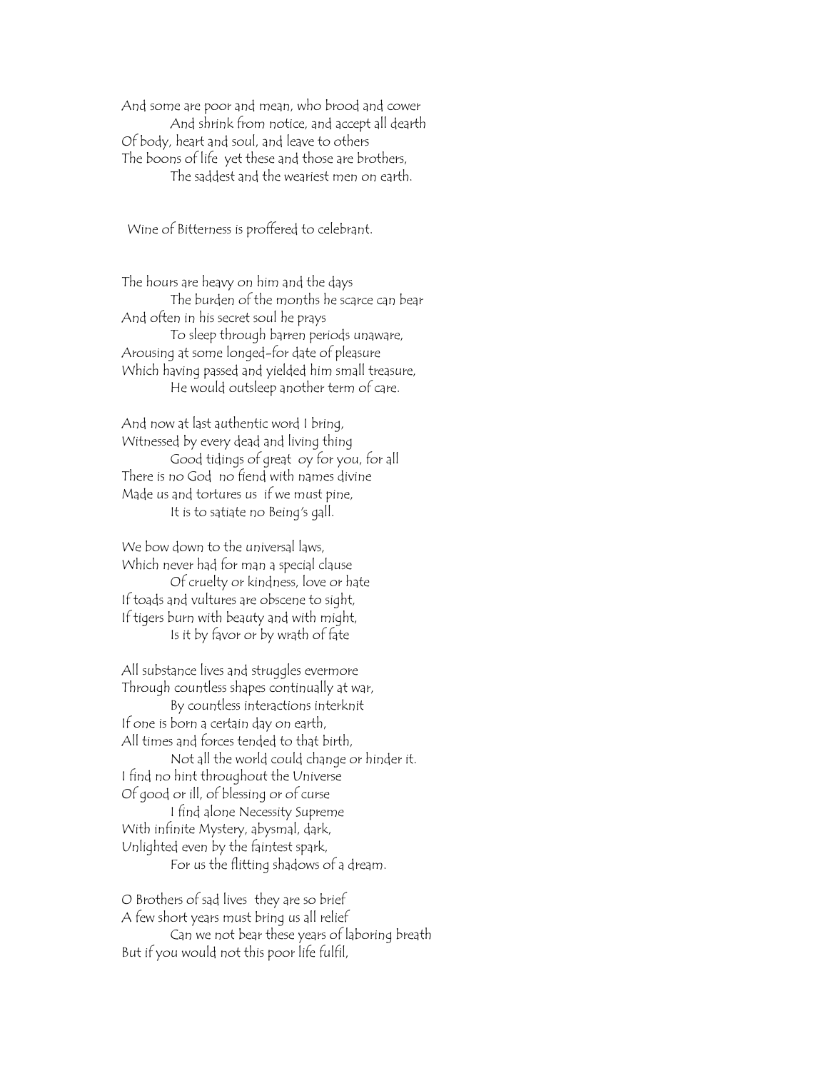And some are poor and mean, who brood and cower
And shrink from notice, and accept all dearth
Of body, heart and soul, and leave to others
The boons of life  yet these and those are brothers,
The saddest and the weariest men on earth.

Wine of Bitterness is proffered to celebrant.

The hours are heavy on him and the days
The burden of the months he scarce can bear
And often in his secret soul he prays
To sleep through barren periods unaware,
Arousing at some longed-for date of pleasure
Which having passed and yielded him small treasure,
He would outsleep another term of care.

And now at last authentic word I bring,
Witnessed by every dead and living thing
Good tidings of great  oy for you, for all
There is no God  no fiend with names divine
Made us and tortures us  if we must pine,
It is to satiate no Being's gall.

We bow down to the universal laws,
Which never had for man a special clause
Of cruelty or kindness, love or hate
If toads and vultures are obscene to sight,
If tigers burn with beauty and with might,
Is it by favor or by wrath of fate

All substance lives and struggles evermore
Through countless shapes continually at war,
By countless interactions interknit
If one is born a certain day on earth,
All times and forces tended to that birth,
Not all the world could change or hinder it.
I find no hint throughout the Universe
Of good or ill, of blessing or of curse
I find alone Necessity Supreme
With infinite Mystery, abysmal, dark,
Unlighted even by the faintest spark,
For us the flitting shadows of a dream.

O Brothers of sad lives  they are so brief
A few short years must bring us all relief
Can we not bear these years of laboring breath
But if you would not this poor life fulfil,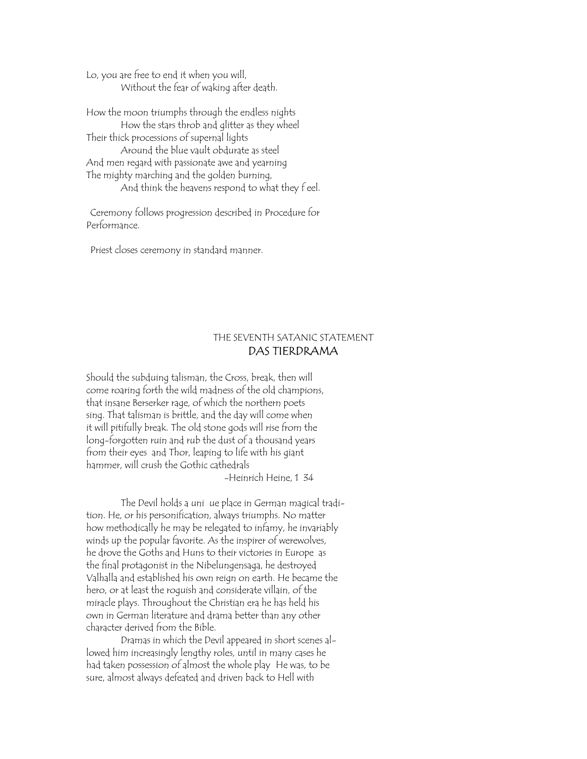Lo, you are free to end it when you will,
Without the fear of waking after death.

How the moon triumphs through the endless nights
How the stars throb and glitter as they wheel
Their thick processions of supernal lights
Around the blue vault obdurate as steel
And men regard with passionate awe and yearning
The mighty marching and the golden burning,
And think the heavens respond to what they f eel.

Ceremony follows progression described in Procedure for Performance.

Priest closes ceremony in standard manner.

THE SEVENTH SATANIC STATEMENT

## DAS TIERDRAMA

Should the subduing talisman, the Cross, break, then will come roaring forth the wild madness of the old champions, that insane Berserker rage, of which the northern poets sing. That talisman is brittle, and the day will come when it will pitifully break. The old stone gods will rise from the long-forgotten ruin and rub the dust of a thousand years from their eyes and Thor, leaping to life with his giant hammer, will crush the Gothic cathedrals

-Heinrich Heine, 1 34

The Devil holds a uni ue place in German magical tradition. He, or his personification, always triumphs. No matter how methodically he may be relegated to infamy, he invariably winds up the popular favorite. As the inspirer of werewolves, he drove the Goths and Huns to their victories in Europe as the final protagonist in the Nibelungensaga, he destroyed Valhalla and established his own reign on earth. He became the hero, or at least the roguish and considerate villain, of the miracle plays. Throughout the Christian era he has held his own in German literature and drama better than any other character derived from the Bible.

Dramas in which the Devil appeared in short scenes allowed him increasingly lengthy roles, until in many cases he had taken possession of almost the whole play He was, to be sure, almost always defeated and driven back to Hell with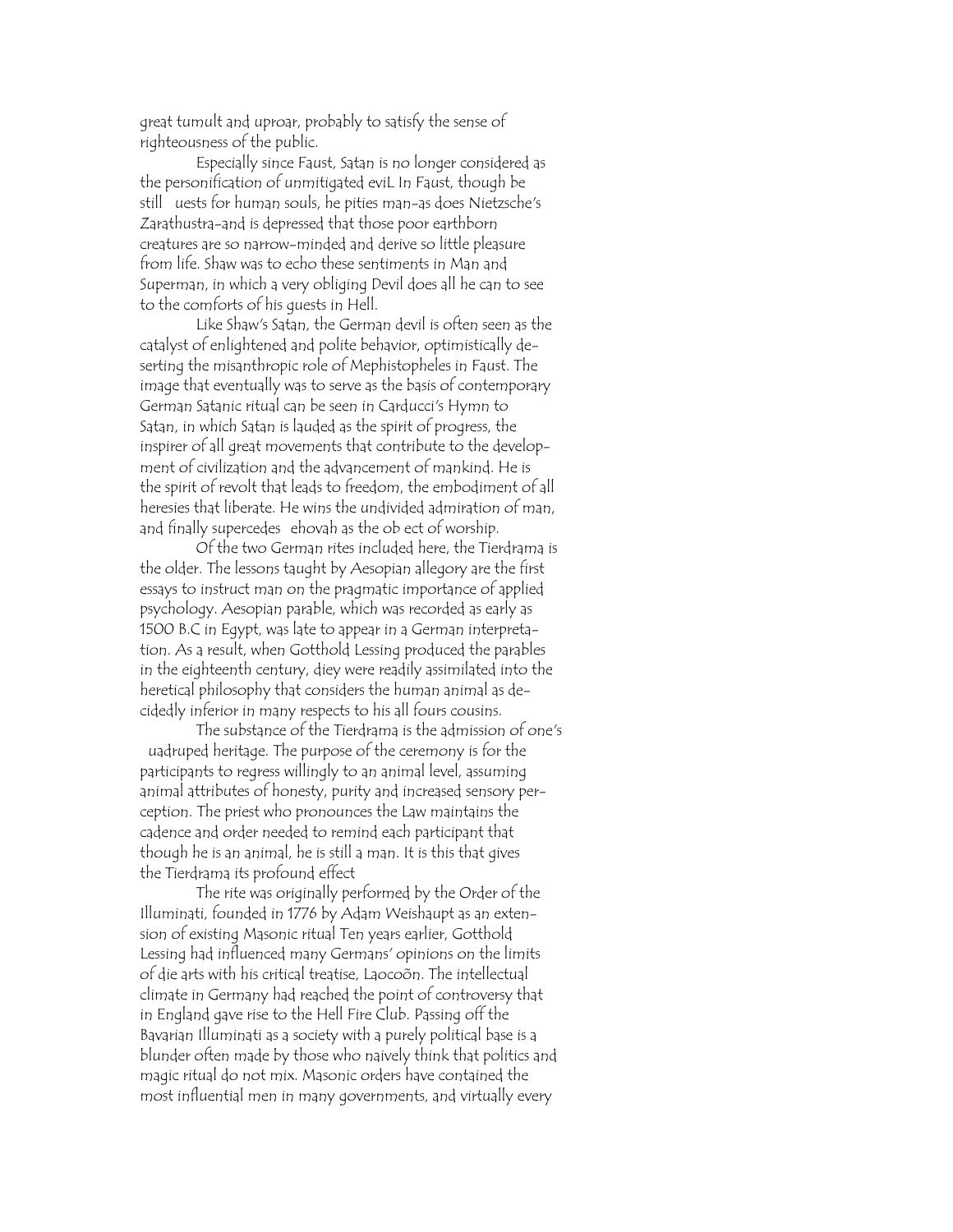great tumult and uproar, probably to satisfy the sense of righteousness of the public.

Especially since Faust, Satan is no longer considered as the personification of unmitigated eviL In Faust, though be still uests for human souls, he pities man–as does Nietzsche's Zarathustra–and is depressed that those poor earthborn creatures are so narrow-minded and derive so little pleasure from life. Shaw was to echo these sentiments in Man and Superman, in which a very obliging Devil does all he can to see to the comforts of his guests in Hell.

Like Shaw's Satan, the German devil is often seen as the catalyst of enlightened and polite behavior, optimistically deserting the misanthropic role of Mephistopheles in Faust. The image that eventually was to serve as the basis of contemporary German Satanic ritual can be seen in Carducci's Hymn to Satan, in which Satan is lauded as the spirit of progress, the inspirer of all great movements that contribute to the development of civilization and the advancement of mankind. He is the spirit of revolt that leads to freedom, the embodiment of all heresies that liberate. He wins the undivided admiration of man, and finally supercedes ehovah as the ob ect of worship.

Of the two German rites included here, the Tierdrama is the older. The lessons taught by Aesopian allegory are the first essays to instruct man on the pragmatic importance of applied psychology. Aesopian parable, which was recorded as early as 1500 B.C in Egypt, was late to appear in a German interpretation. As a result, when Gotthold Lessing produced the parables in the eighteenth century, diey were readily assimilated into the heretical philosophy that considers the human animal as decidedly inferior in many respects to his all fours cousins.

The substance of the Tierdrama is the admission of one's uadruped heritage. The purpose of the ceremony is for the participants to regress willingly to an animal level, assuming animal attributes of honesty, purity and increased sensory perception. The priest who pronounces the Law maintains the cadence and order needed to remind each participant that though he is an animal, he is still a man. It is this that gives the Tierdrama its profound effect

The rite was originally performed by the Order of the Illuminati, founded in 1776 by Adam Weishaupt as an extension of existing Masonic ritual Ten years earlier, Gotthold Lessing had influenced many Germans' opinions on the limits of die arts with his critical treatise, Laocoön. The intellectual climate in Germany had reached the point of controversy that in England gave rise to the Hell Fire Club. Passing off the Bavarian Illuminati as a society with a purely political base is a blunder often made by those who naively think that politics and magic ritual do not mix. Masonic orders have contained the most influential men in many governments, and virtually every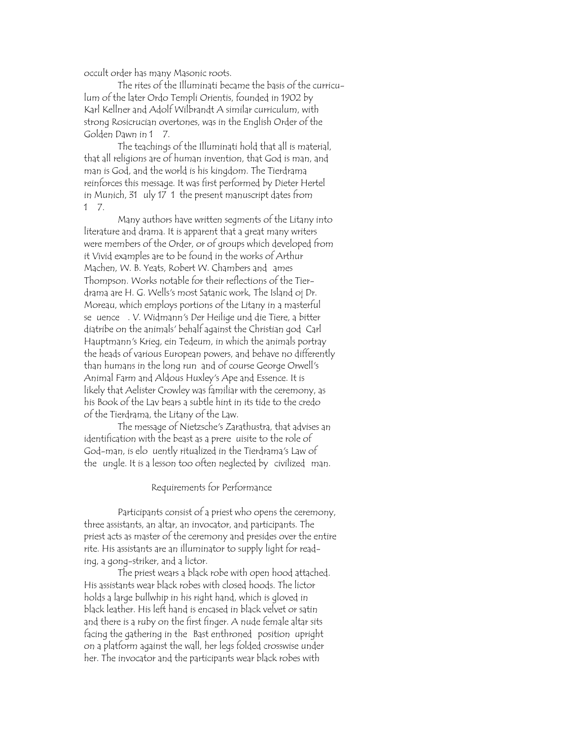occult order has many Masonic roots.

The rites of the Illuminati became the basis of the curriculum of the later Ordo Templi Orientis, founded in 1902 by Karl Kellner and Adolf Wilbrandt A similar curriculum, with strong Rosicrucian overtones, was in the English Order of the Golden Dawn in 1 7.

The teachings of the Illuminati hold that all is material, that all religions are of human invention, that God is man, and man is God, and the world is his kingdom. The Tierdrama reinforces this message. It was first performed by Dieter Hertel in Munich, 31 uly 17 1 the present manuscript dates from 1 7.

Many authors have written segments of the Litany into literature and drama. It is apparent that a great many writers were members of the Order, or of groups which developed from it Vivid examples are to be found in the works of Arthur Machen, W. B. Yeats, Robert W. Chambers and ames Thompson. Works notable for their reflections of the Tierdrama are H. G. Wells's most Satanic work, The Island oj Dr. Moreau, which employs portions of the Litany in a masterful se uence . V. Widmann's Der Heilige und die Tiere, a bitter diatribe on the animals' behalf against the Christian god Carl Hauptmann's Krieg, ein Tedeum, in which the animals portray the heads of various European powers, and behave no differently than humans in the long run and of course George Orwell's Animal Farm and Aldous Huxley's Ape and Essence. It is likely that Aelister Crowley was familiar with the ceremony, as his Book of the Lav bears a subtle hint in its tide to the credo of the Tierdrama, the Litany of the Law.

The message of Nietzsche's Zarathustra, that advises an identification with the beast as a prere uisite to the role of God-man, is elo uently ritualized in the Tierdrama's Law of the ungle. It is a lesson too often neglected by civilized man.

## Requirements for Performance

Participants consist of a priest who opens the ceremony, three assistants, an altar, an invocator, and participants. The priest acts as master of the ceremony and presides over the entire rite. His assistants are an illuminator to supply light for reading, a gong-striker, and a lictor.

The priest wears a black robe with open hood attached. His assistants wear black robes with closed hoods. The lictor holds a large bullwhip in his right hand, which is gloved in black leather. His left hand is encased in black velvet or satin and there is a ruby on the first finger. A nude female altar sits facing the gathering in the Bast enthroned position upright on a platform against the wall, her legs folded crosswise under her. The invocator and the participants wear black robes with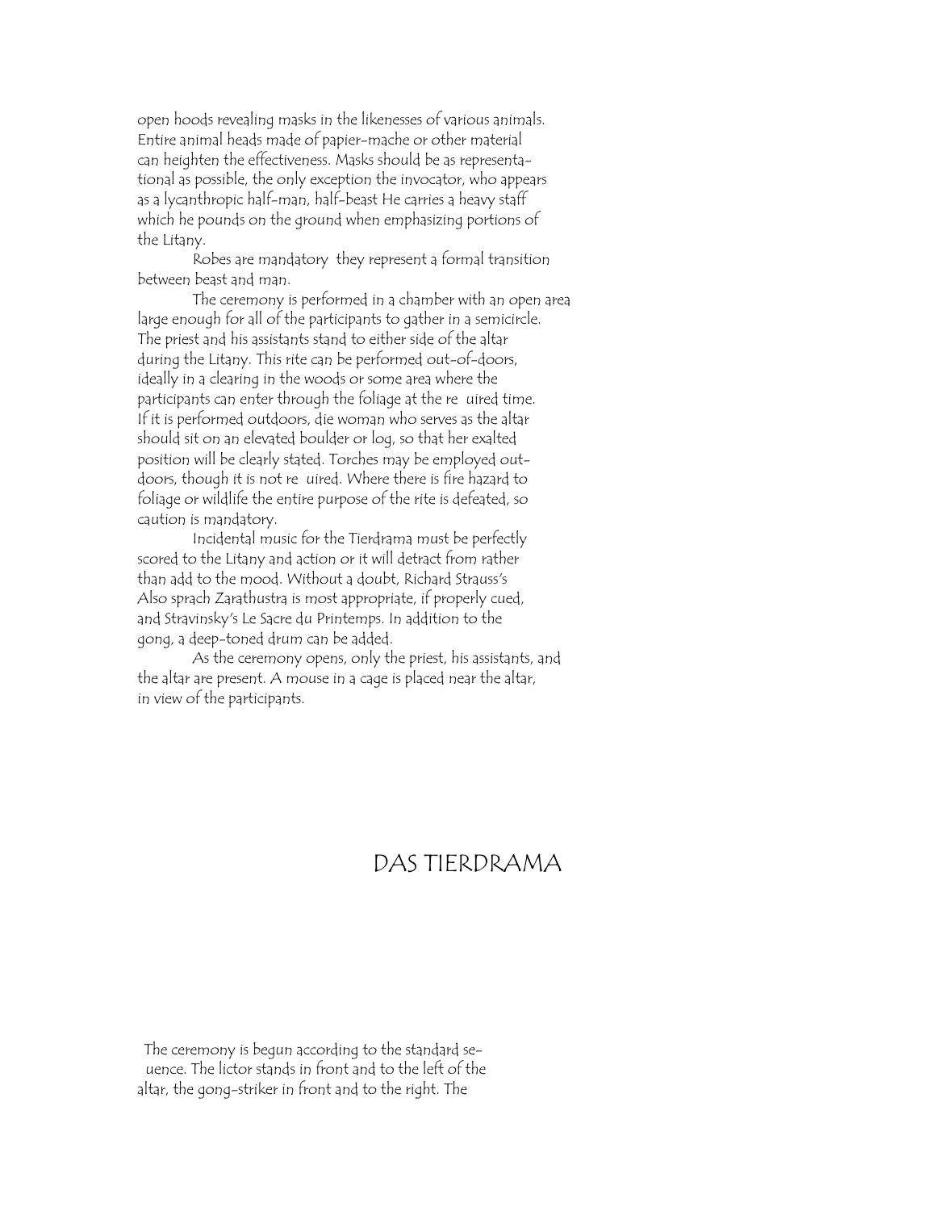open hoods revealing masks in the likenesses of various animals. Entire animal heads made of papier-mache or other material can heighten the effectiveness. Masks should be as representational as possible, the only exception the invocator, who appears as a lycanthropic half-man, half-beast He carries a heavy staff which he pounds on the ground when emphasizing portions of the Litany.

Robes are mandatory they represent a formal transition between beast and man.

The ceremony is performed in a chamber with an open area large enough for all of the participants to gather in a semicircle. The priest and his assistants stand to either side of the altar during the Litany. This rite can be performed out-of-doors, ideally in a clearing in the woods or some area where the participants can enter through the foliage at the re uired time. If it is performed outdoors, die woman who serves as the altar should sit on an elevated boulder or log, so that her exalted position will be clearly stated. Torches may be employed outdoors, though it is not re uired. Where there is fire hazard to foliage or wildlife the entire purpose of the rite is defeated, so caution is mandatory.

Incidental music for the Tierdrama must be perfectly scored to the Litany and action or it will detract from rather than add to the mood. Without a doubt, Richard Strauss's Also sprach Zarathustra is most appropriate, if properly cued, and Stravinsky's Le Sacre du Printemps. In addition to the gong, a deep-toned drum can be added.

As the ceremony opens, only the priest, his assistants, and the altar are present. A mouse in a cage is placed near the altar, in view of the participants.

# DAS TIERDRAMA

The ceremony is begun according to the standard se- uence. The lictor stands in front and to the left of the altar, the gong-striker in front and to the right. The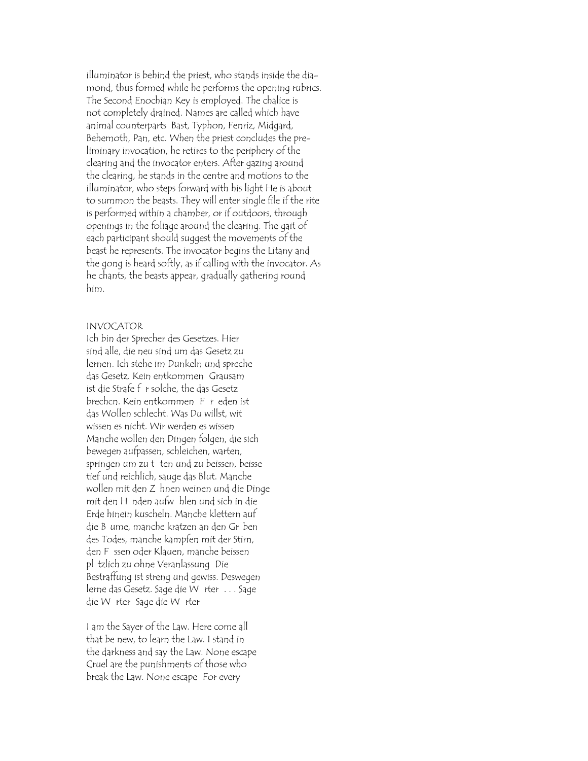illuminator is behind the priest, who stands inside the diamond, thus formed while he performs the opening rubrics. The Second Enochian Key is employed. The chalice is not completely drained. Names are called which have animal counterparts Bast, Typhon, Fenriz, Midgard, Behemoth, Pan, etc. When the priest concludes the preliminary invocation, he retires to the periphery of the clearing and the invocator enters. After gazing around the clearing, he stands in the centre and motions to the illuminator, who steps forward with his light He is about to summon the beasts. They will enter single file if the rite is performed within a chamber, or if outdoors, through openings in the foliage around the clearing. The gait of each participant should suggest the movements of the beast he represents. The invocator begins the Litany and the gong is heard softly, as if calling with the invocator. As he chants, the beasts appear, gradually gathering round him.

INVOCATOR

Ich bin der Sprecher des Gesetzes. Hier sind alle, die neu sind um das Gesetz zu lernen. Ich stehe im Dunkeln und spreche das Gesetz. Kein entkommen Grausam ist die Strafe f r solche, the das Gesetz brechcn. Kein entkommen F r eden ist das Wollen schlecht. Was Du willst, wit wissen es nicht. Wir werden es wissen Manche wollen den Dingen folgen, die sich bewegen aufpassen, schleichen, warten, springen um zu t ten und zu beissen, beisse tief und reichlich, sauge das Blut. Manche wollen mit den Z hnen weinen und die Dinge mit den H nden aufw hlen und sich in die Erde hinein kuscheln. Manche klettern auf die B ume, manche kratzen an den Gr ben des Todes, manche kampfen mit der Stirn, den F ssen oder Klauen, manche beissen pl tzlich zu ohne Veranlassung Die Bestraffung ist streng und gewiss. Deswegen lerne das Gesetz. Sage die W rter . . . Sage die W rter Sage die W rter

I am the Sayer of the Law. Here come all that be new, to learn the Law. I stand in the darkness and say the Law. None escape Cruel are the punishments of those who break the Law. None escape For every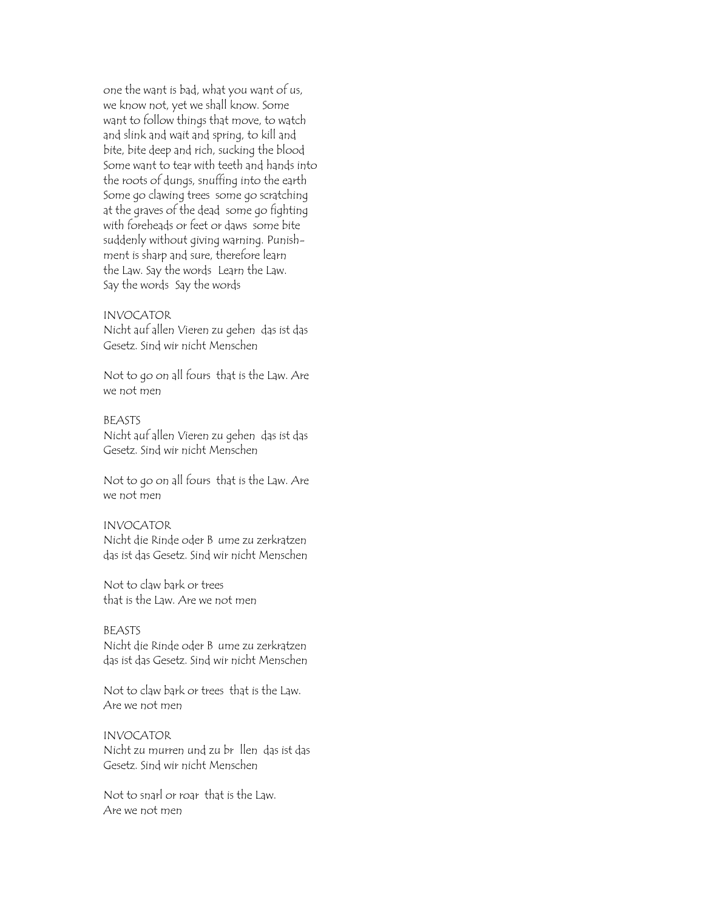one the want is bad, what you want of us,
we know not, yet we shall know. Some
want to follow things that move, to watch
and slink and wait and spring, to kill and
bite, bite deep and rich, sucking the blood
Some want to tear with teeth and hands into
the roots of dungs, snuffing into the earth
Some go clawing trees  some go scratching
at the graves of the dead  some go fighting
with foreheads or feet or daws  some bite
suddenly without giving warning. Punish-
ment is sharp and sure, therefore learn
the Law. Say the words  Learn the Law.
Say the words  Say the words

INVOCATOR
Nicht auf allen Vieren zu gehen  das ist das
Gesetz. Sind wir nicht Menschen

Not to go on all fours  that is the Law. Are
we not men

BEASTS
Nicht auf allen Vieren zu gehen  das ist das
Gesetz. Sind wir nicht Menschen

Not to go on all fours  that is the Law. Are
we not men

INVOCATOR
Nicht die Rinde oder B  ume zu zerkratzen
das ist das Gesetz. Sind wir nicht Menschen

Not to claw bark or trees
that is the Law. Are we not men

BEASTS
Nicht die Rinde oder B  ume zu zerkratzen
das ist das Gesetz. Sind wir nicht Menschen

Not to claw bark or trees  that is the Law.
Are we not men

INVOCATOR
Nicht zu murren und zu br  llen  das ist das
Gesetz. Sind wir nicht Menschen

Not to snarl or roar  that is the Law.
Are we not men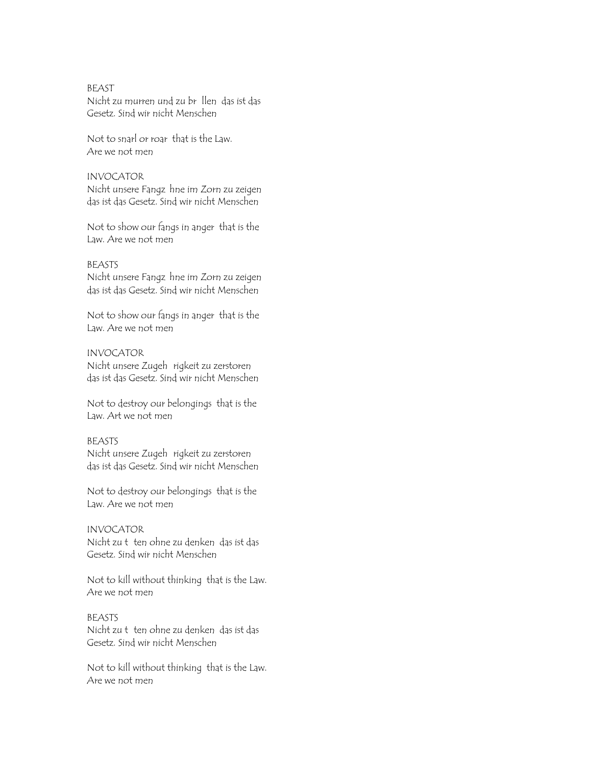BEAST
Nicht zu murren und zu br  llen  das ist das Gesetz. Sind wir nicht Menschen

Not to snarl or roar  that is the Law.
Are we not men

INVOCATOR
Nicht unsere Fangz  hne im Zorn zu zeigen das ist das Gesetz. Sind wir nicht Menschen

Not to show our fangs in anger  that is the Law. Are we not men

BEASTS
Nicht unsere Fangz  hne im Zorn zu zeigen das ist das Gesetz. Sind wir nicht Menschen

Not to show our fangs in anger  that is the Law. Are we not men

INVOCATOR
Nicht unsere Zugeh   rigkeit zu zerstoren das ist das Gesetz. Sind wir nicht Menschen

Not to destroy our belongings  that is the Law. Art we not men

BEASTS
Nicht unsere Zugeh   rigkeit zu zerstoren das ist das Gesetz. Sind wir nicht Menschen

Not to destroy our belongings  that is the Law. Are we not men

INVOCATOR
Nicht zu t   ten ohne zu denken  das ist das Gesetz. Sind wir nicht Menschen

Not to kill without thinking  that is the Law.
Are we not men

BEASTS
Nicht zu t   ten ohne zu denken  das ist das Gesetz. Sind wir nicht Menschen

Not to kill without thinking  that is the Law.
Are we not men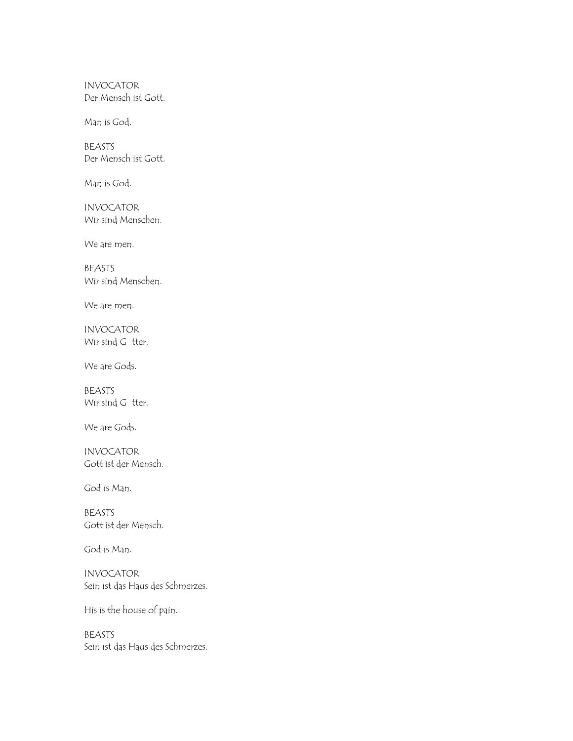INVOCATOR
Der Mensch ist Gott.

Man is God.

BEASTS
Der Mensch ist Gott.

Man is God.

INVOCATOR
Wir sind Menschen.

We are men.

BEASTS
Wir sind Menschen.

We are men.

INVOCATOR
Wir sind G tter.

We are Gods.

BEASTS
Wir sind G tter.

We are Gods.

INVOCATOR
Gott ist der Mensch.

God is Man.

BEASTS
Gott ist der Mensch.

God is Man.

INVOCATOR
Sein ist das Haus des Schmerzes.

His is the house of pain.

BEASTS
Sein ist das Haus des Schmerzes.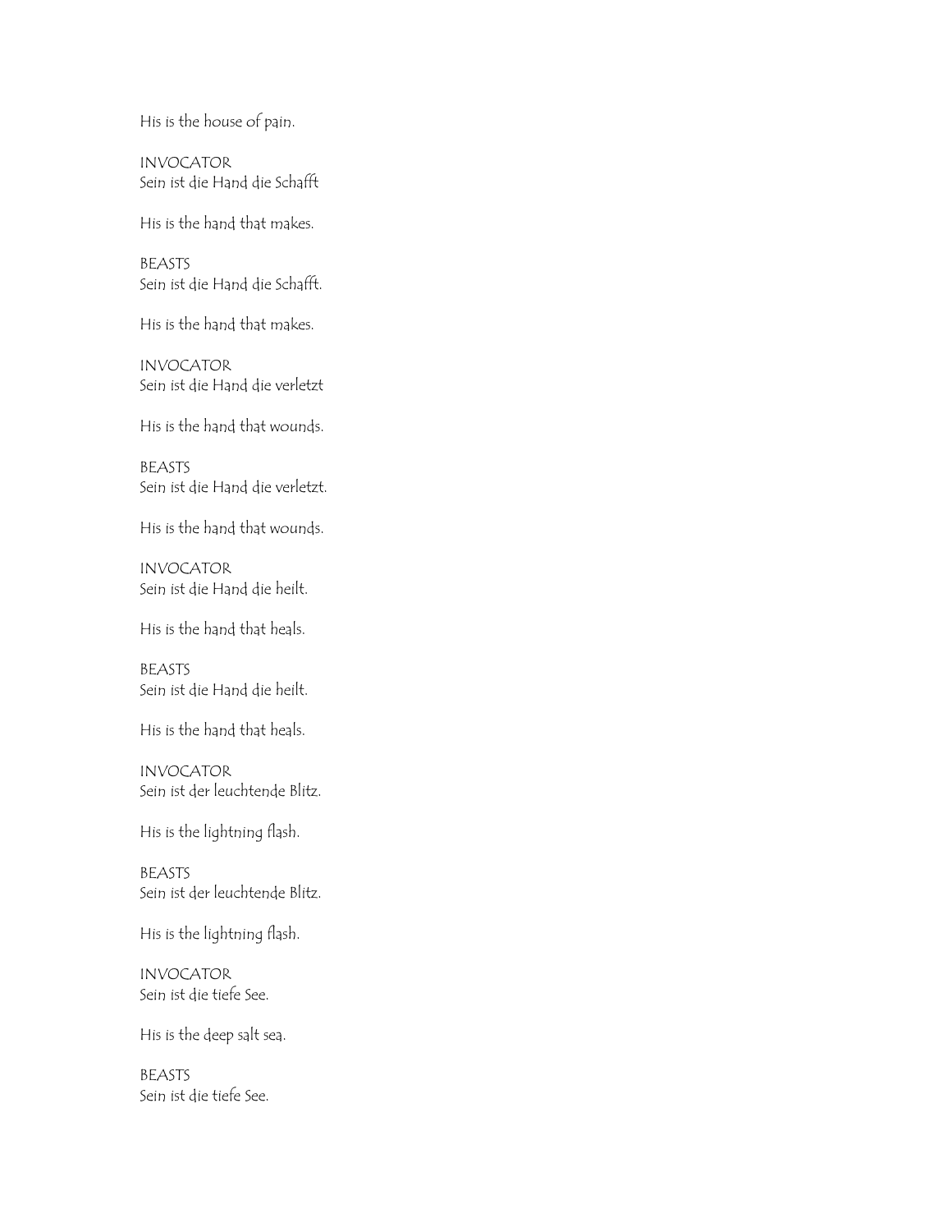His is the house of pain.

INVOCATOR
Sein ist die Hand die Schafft

His is the hand that makes.

BEASTS
Sein ist die Hand die Schafft.

His is the hand that makes.

INVOCATOR
Sein ist die Hand die verletzt

His is the hand that wounds.

BEASTS
Sein ist die Hand die verletzt.

His is the hand that wounds.

INVOCATOR
Sein ist die Hand die heilt.

His is the hand that heals.

BEASTS
Sein ist die Hand die heilt.

His is the hand that heals.

INVOCATOR
Sein ist der leuchtende Blitz.

His is the lightning flash.

BEASTS
Sein ist der leuchtende Blitz.

His is the lightning flash.

INVOCATOR
Sein ist die tiefe See.

His is the deep salt sea.

BEASTS
Sein ist die tiefe See.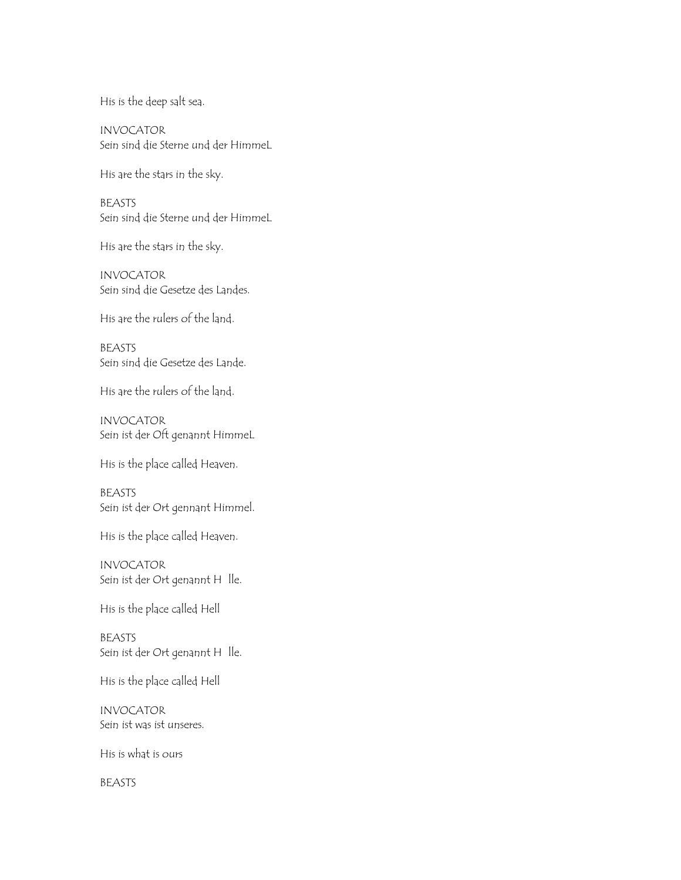His is the deep salt sea.

INVOCATOR
Sein sind die Sterne und der HimmeL

His are the stars in the sky.

BEASTS
Sein sind die Sterne und der HimmeL

His are the stars in the sky.

INVOCATOR
Sein sind die Gesetze des Landes.

His are the rulers of the land.

BEASTS
Sein sind die Gesetze des Lande.

His are the rulers of the land.

INVOCATOR
Sein ist der Oft genannt HimmeL

His is the place called Heaven.

BEASTS
Sein ist der Ort gennant Himmel.

His is the place called Heaven.

INVOCATOR
Sein ist der Ort genannt H  lle.

His is the place called Hell

BEASTS
Sein ist der Ort genannt H  lle.

His is the place called Hell

INVOCATOR
Sein ist was ist unseres.

His is what is ours

BEASTS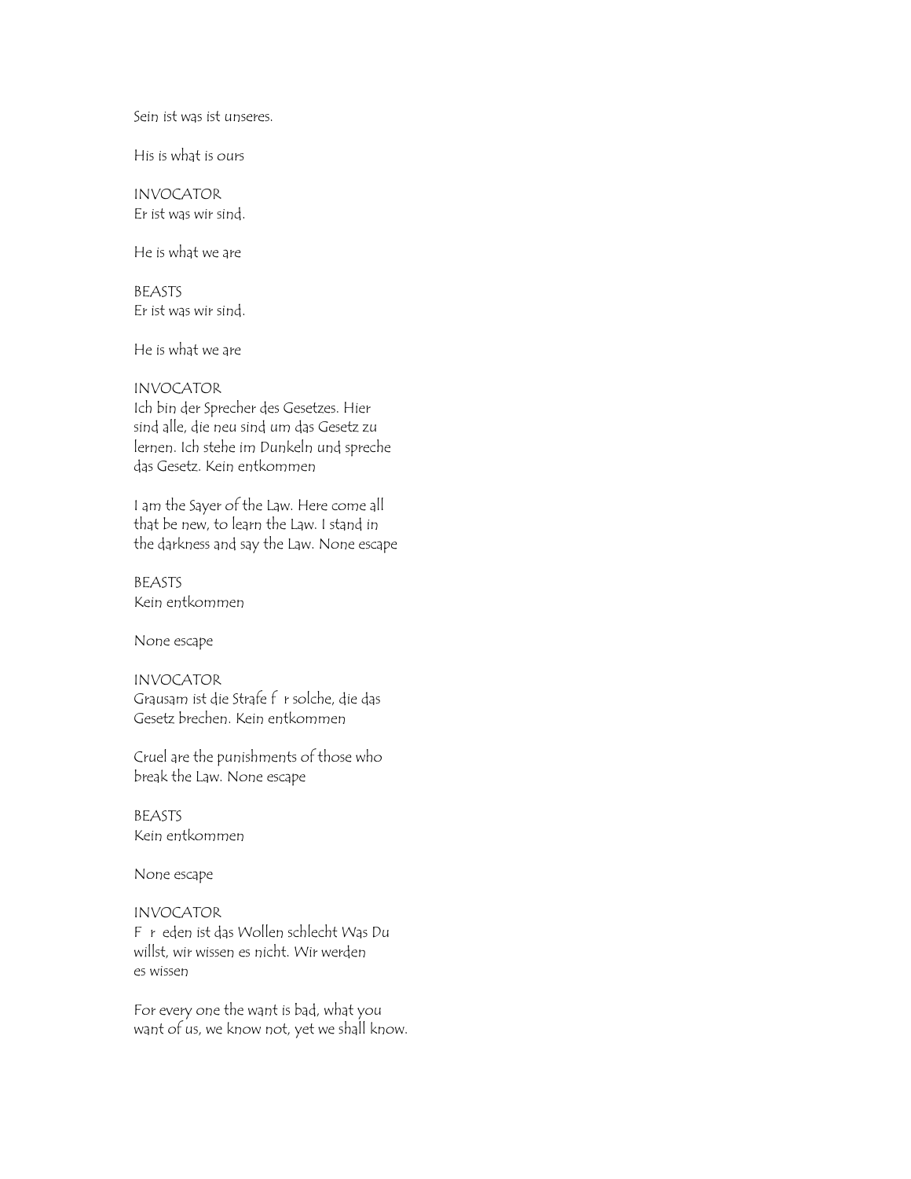Sein ist was ist unseres.

His is what is ours

INVOCATOR
Er ist was wir sind.

He is what we are

BEASTS
Er ist was wir sind.

He is what we are

INVOCATOR
Ich bin der Sprecher des Gesetzes. Hier sind alle, die neu sind um das Gesetz zu lernen. Ich stehe im Dunkeln und spreche das Gesetz. Kein entkommen

I am the Sayer of the Law. Here come all that be new, to learn the Law. I stand in the darkness and say the Law. None escape

BEASTS
Kein entkommen

None escape

INVOCATOR
Grausam ist die Strafe f r solche, die das Gesetz brechen. Kein entkommen

Cruel are the punishments of those who break the Law. None escape

BEASTS
Kein entkommen

None escape

INVOCATOR
F r eden ist das Wollen schlecht Was Du willst, wir wissen es nicht. Wir werden es wissen

For every one the want is bad, what you want of us, we know not, yet we shall know.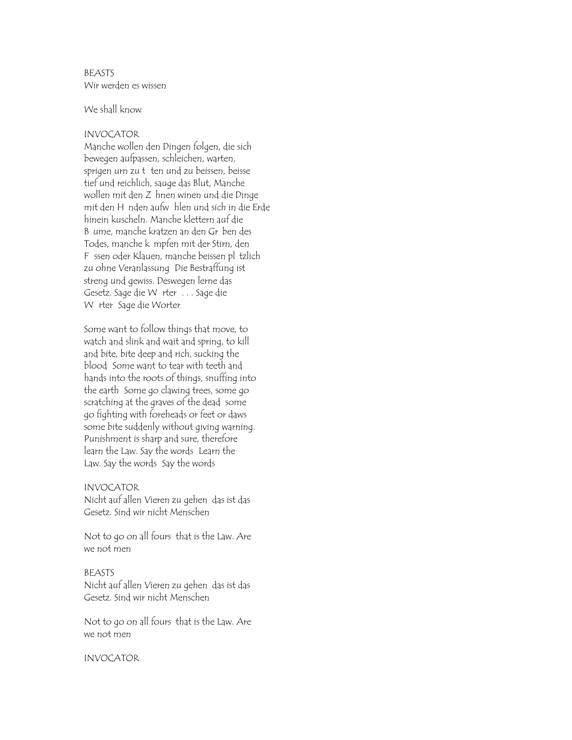BEASTS
Wir werden es wissen

We shall know

INVOCATOR
Manche wollen den Dingen folgen, die sich
bewegen aufpassen, schleichen, warten,
sprigen urn zu t  ten und zu beissen, beisse
tief und reichlich, sauge das Blut, Manche
wollen mit den Z  hnen winen und die Dinge
mit den H  nden aufw  hlen und sich in die Erde
hinein kuscheln. Manche klettern auf die
B  ume, manche kratzen an den Gr  ben des
Todes, manche k  mpfen mit der Stirn, den
F  ssen oder Klauen, manche beissen pl  tzlich
zu ohne Veranlassung  Die Bestraffung ist
streng und gewiss. Deswegen lerne das
Gesetz. Sage die W  rter  . . . Sage die
W  rter  Sage die Worter

Some want to follow things that move, to
watch and slink and wait and spring, to kill
and bite, bite deep and rich, sucking the
blood  Some want to tear with teeth and
hands into the roots of things, snuffing into
the earth  Some go clawing trees, some go
scratching at the graves of the dead  some
go fighting with foreheads or feet or daws
some bite suddenly without giving warning.
Punishment is sharp and sure, therefore
learn the Law. Say the words  Learn the
Law. Say the words  Say the words

INVOCATOR
Nicht auf allen Vieren zu gehen  das ist das
Gesetz. Sind wir nicht Menschen

Not to go on all fours  that is the Law. Are
we not men

BEASTS
Nicht auf allen Vieren zu gehen  das ist das
Gesetz. Sind wir nicht Menschen

Not to go on all fours  that is the Law. Are
we not men

INVOCATOR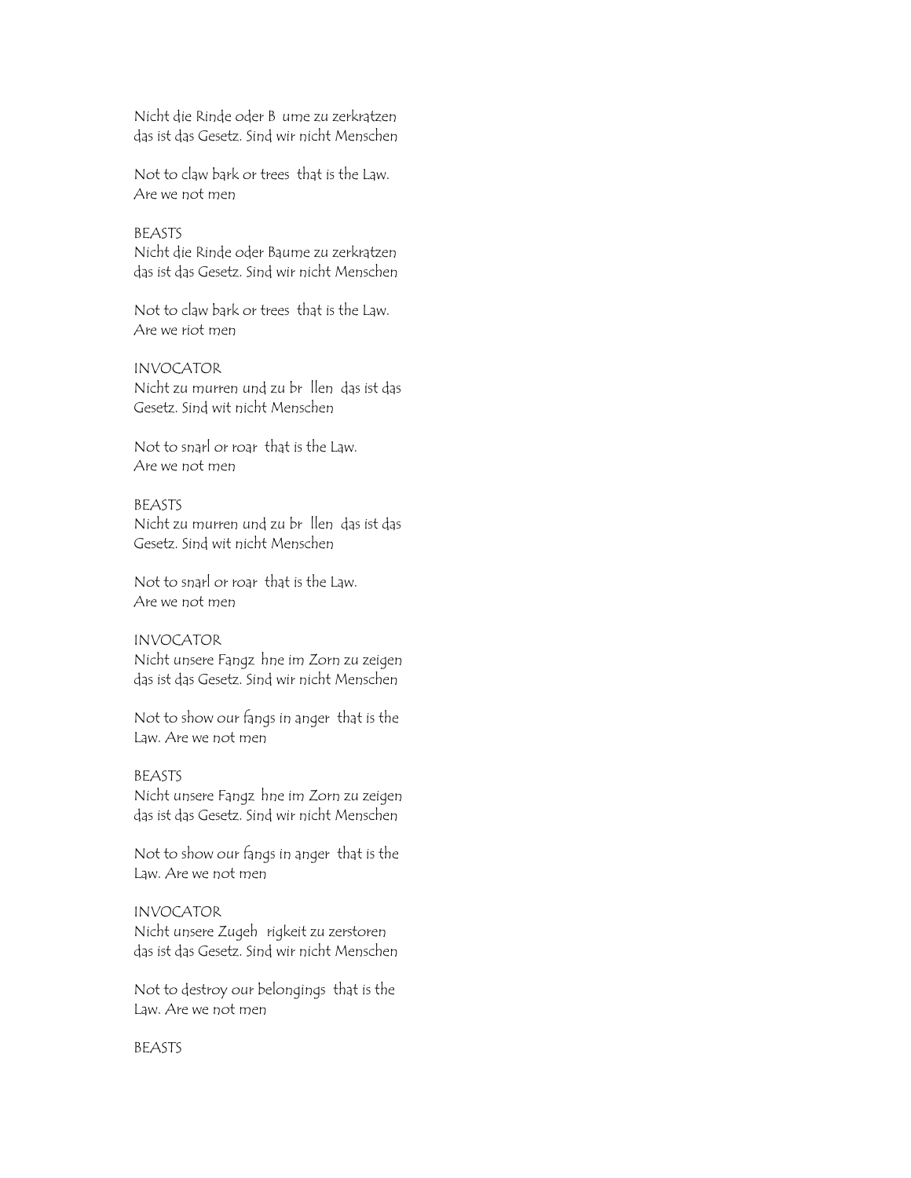Nicht die Rinde oder B  ume zu zerkratzen
das ist das Gesetz. Sind wir nicht Menschen

Not to claw bark or trees  that is the Law.
Are we not men

BEASTS
Nicht die Rinde oder Baume zu zerkratzen
das ist das Gesetz. Sind wir nicht Menschen

Not to claw bark or trees  that is the Law.
Are we riot men

INVOCATOR
Nicht zu murren und zu br  llen  das ist das
Gesetz. Sind wit nicht Menschen

Not to snarl or roar  that is the Law.
Are we not men

BEASTS
Nicht zu murren und zu br  llen  das ist das
Gesetz. Sind wit nicht Menschen

Not to snarl or roar  that is the Law.
Are we not men

INVOCATOR
Nicht unsere Fangz  hne im Zorn zu zeigen
das ist das Gesetz. Sind wir nicht Menschen

Not to show our fangs in anger  that is the
Law. Are we not men

BEASTS
Nicht unsere Fangz  hne im Zorn zu zeigen
das ist das Gesetz. Sind wir nicht Menschen

Not to show our fangs in anger  that is the
Law. Are we not men

INVOCATOR
Nicht unsere Zugeh  rigkeit zu zerstoren
das ist das Gesetz. Sind wir nicht Menschen

Not to destroy our belongings  that is the
Law. Are we not men

BEASTS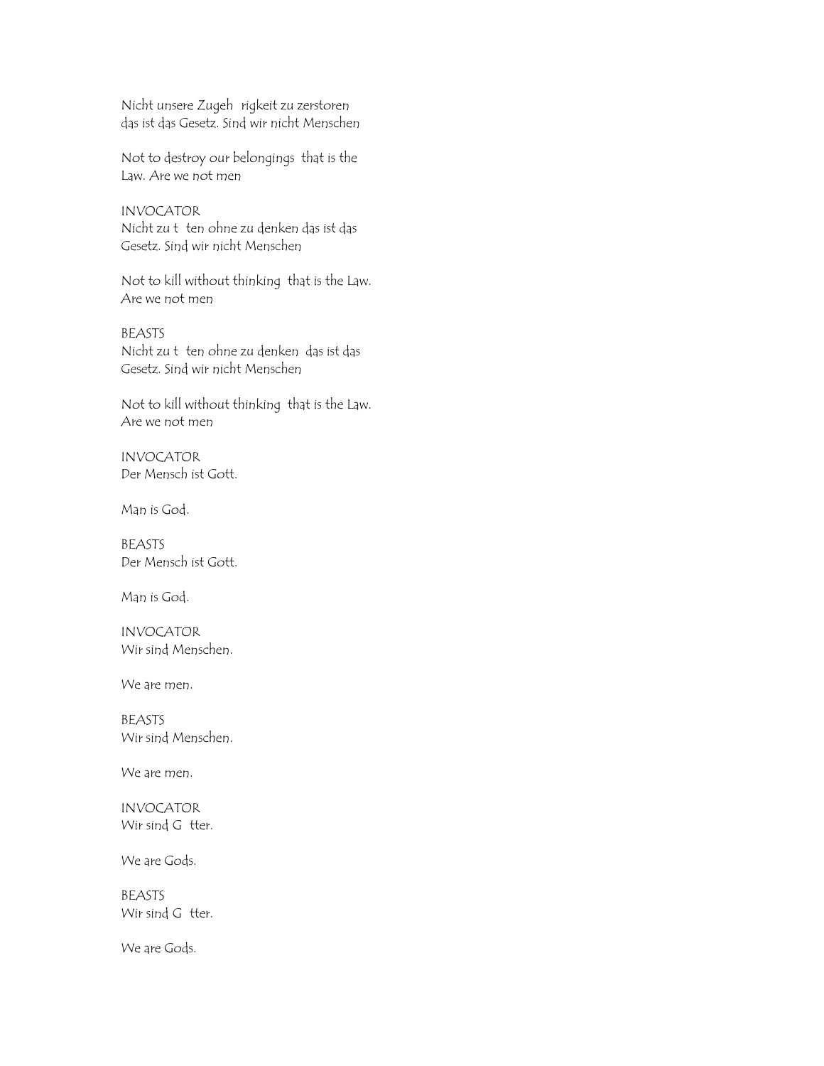Nicht unsere Zugeh rigkeit zu zerstoren
das ist das Gesetz. Sind wir nicht Menschen

Not to destroy our belongings that is the
Law. Are we not men

INVOCATOR
Nicht zu t ten ohne zu denken das ist das
Gesetz. Sind wir nicht Menschen

Not to kill without thinking that is the Law.
Are we not men

BEASTS
Nicht zu t ten ohne zu denken das ist das
Gesetz. Sind wir nicht Menschen

Not to kill without thinking that is the Law.
Are we not men

INVOCATOR
Der Mensch ist Gott.

Man is God.

BEASTS
Der Mensch ist Gott.

Man is God.

INVOCATOR
Wir sind Menschen.

We are men.

BEASTS
Wir sind Menschen.

We are men.

INVOCATOR
Wir sind G tter.

We are Gods.

BEASTS
Wir sind G tter.

We are Gods.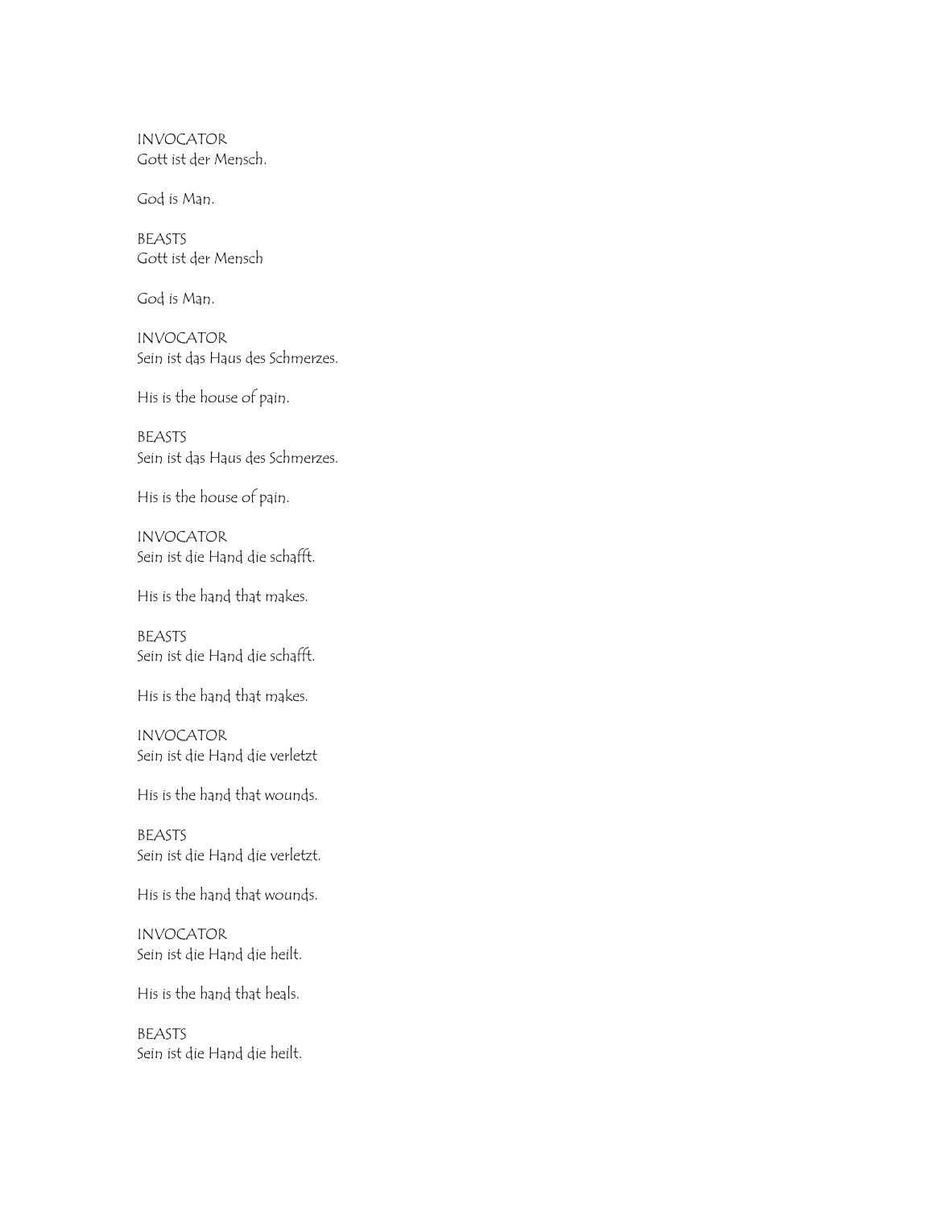INVOCATOR
Gott ist der Mensch.

God is Man.

BEASTS
Gott ist der Mensch

God is Man.

INVOCATOR
Sein ist das Haus des Schmerzes.

His is the house of pain.

BEASTS
Sein ist das Haus des Schmerzes.

His is the house of pain.

INVOCATOR
Sein ist die Hand die schafft.

His is the hand that makes.

BEASTS
Sein ist die Hand die schafft.

His is the hand that makes.

INVOCATOR
Sein ist die Hand die verletzt

His is the hand that wounds.

BEASTS
Sein ist die Hand die verletzt.

His is the hand that wounds.

INVOCATOR
Sein ist die Hand die heilt.

His is the hand that heals.

BEASTS
Sein ist die Hand die heilt.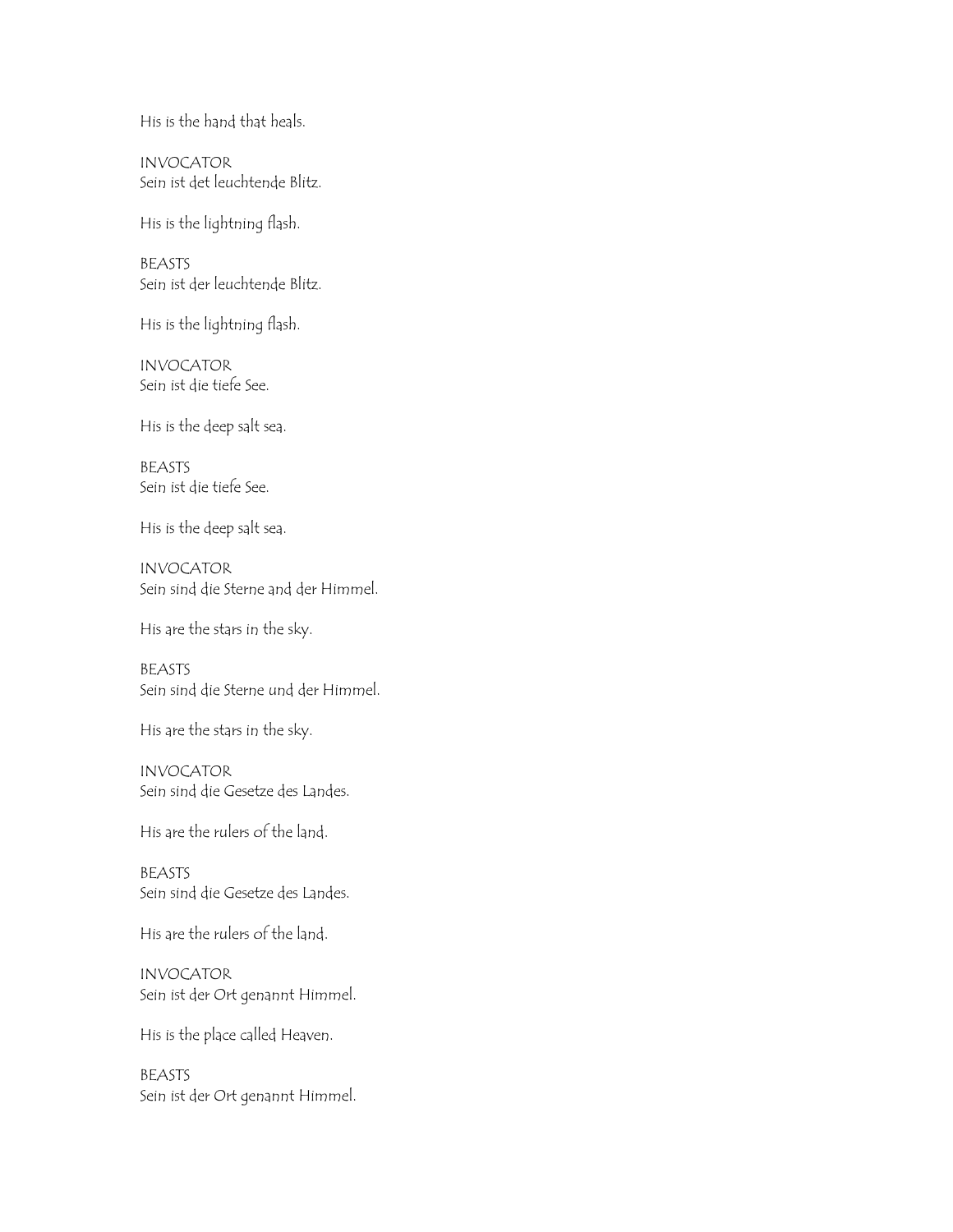His is the hand that heals.

INVOCATOR
Sein ist det leuchtende Blitz.

His is the lightning flash.

BEASTS
Sein ist der leuchtende Blitz.

His is the lightning flash.

INVOCATOR
Sein ist die tiefe See.

His is the deep salt sea.

BEASTS
Sein ist die tiefe See.

His is the deep salt sea.

INVOCATOR
Sein sind die Sterne and der Himmel.

His are the stars in the sky.

BEASTS
Sein sind die Sterne und der Himmel.

His are the stars in the sky.

INVOCATOR
Sein sind die Gesetze des Landes.

His are the rulers of the land.

BEASTS
Sein sind die Gesetze des Landes.

His are the rulers of the land.

INVOCATOR
Sein ist der Ort genannt Himmel.

His is the place called Heaven.

BEASTS
Sein ist der Ort genannt Himmel.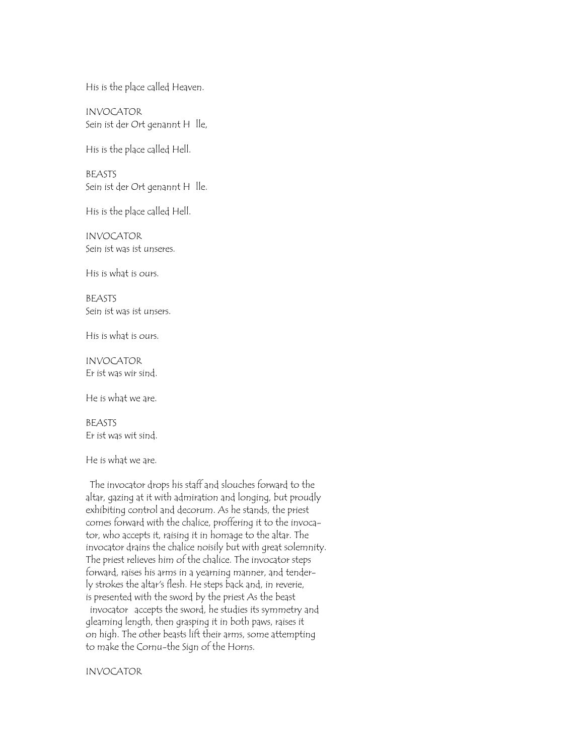His is the place called Heaven.

INVOCATOR
Sein ist der Ort genannt H  lle,

His is the place called Hell.

BEASTS
Sein ist der Ort genannt H  lle.

His is the place called Hell.

INVOCATOR
Sein ist was ist unseres.

His is what is ours.

BEASTS
Sein ist was ist unsers.

His is what is ours.

INVOCATOR
Er ist was wir sind.

He is what we are.

BEASTS
Er ist was wit sind.

He is what we are.

The invocator drops his staff and slouches forward to the altar, gazing at it with admiration and longing, but proudly exhibiting control and decorum. As he stands, the priest comes forward with the chalice, proffering it to the invocator, who accepts it, raising it in homage to the altar. The invocator drains the chalice noisily but with great solemnity. The priest relieves him of the chalice. The invocator steps forward, raises his arms in a yearning manner, and tenderly strokes the altar's flesh. He steps back and, in reverie, is presented with the sword by the priest As the beast invocator accepts the sword, he studies its symmetry and gleaming length, then grasping it in both paws, raises it on high. The other beasts lift their arms, some attempting to make the Cornu-the Sign of the Horns.

INVOCATOR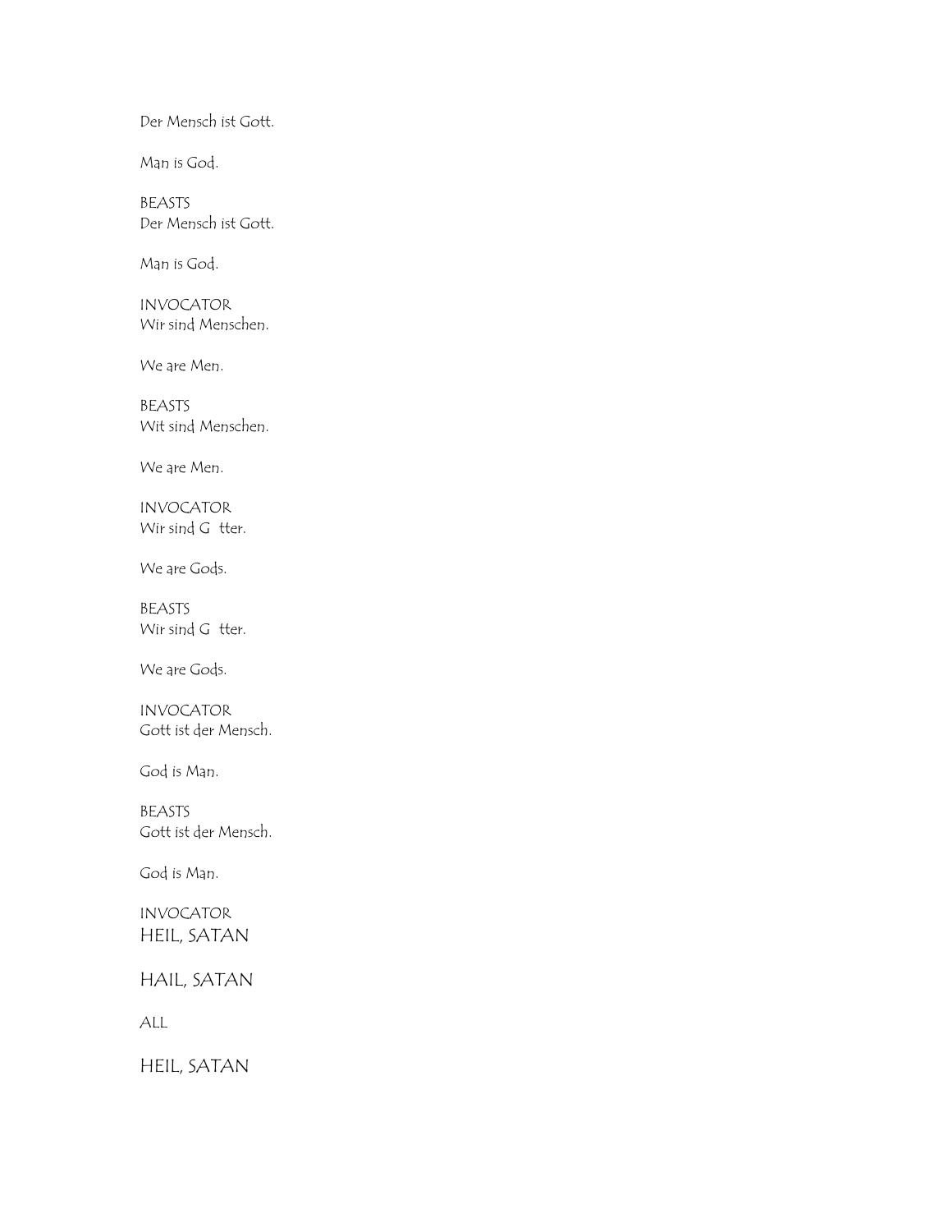Der Mensch ist Gott.

Man is God.

BEASTS
Der Mensch ist Gott.

Man is God.

INVOCATOR
Wir sind Menschen.

We are Men.

BEASTS
Wit sind Menschen.

We are Men.

INVOCATOR
Wir sind G tter.

We are Gods.

BEASTS
Wir sind G tter.

We are Gods.

INVOCATOR
Gott ist der Mensch.

God is Man.

BEASTS
Gott ist der Mensch.

God is Man.

INVOCATOR
HEIL, SATAN

HAIL, SATAN

ALL

HEIL, SATAN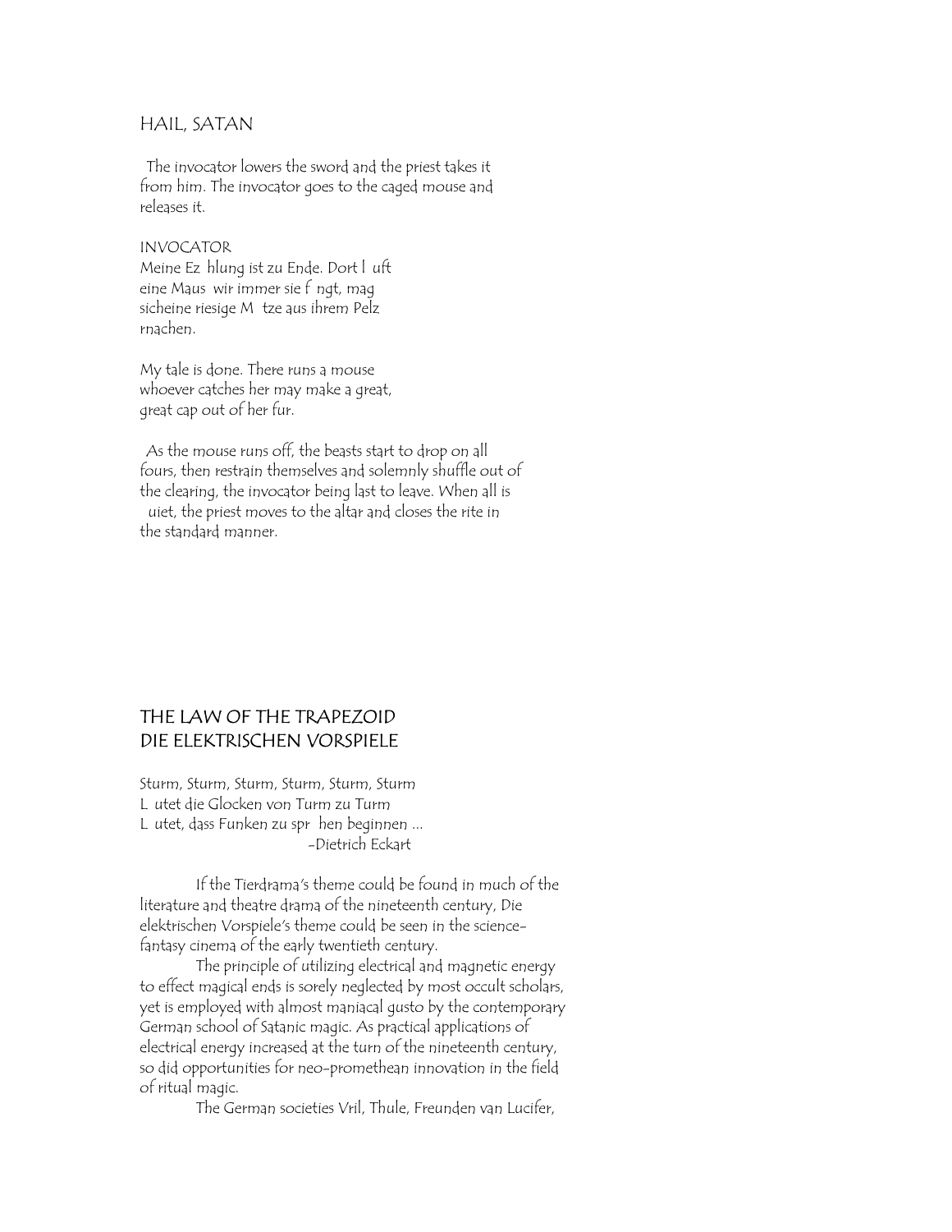## HAIL, SATAN

The invocator lowers the sword and the priest takes it from him. The invocator goes to the caged mouse and releases it.

INVOCATOR
Meine Ez  hlung ist zu Ende. Dort l  uft
eine Maus  wir immer sie f  ngt, mag
sicheine riesige M  tze aus ihrem Pelz
rnachen.

My tale is done. There runs a mouse
whoever catches her may make a great,
great cap out of her fur.

As the mouse runs off, the beasts start to drop on all fours, then restrain themselves and solemnly shuffle out of the clearing, the invocator being last to leave. When all is  uiet, the priest moves to the altar and closes the rite in the standard manner.

## THE LAW OF THE TRAPEZOID
## DIE ELEKTRISCHEN VORSPIELE

Sturm, Sturm, Sturm, Sturm, Sturm, Sturm
L  utet die Glocken von Turm zu Turm
L  utet, dass Funken zu spr  hen beginnen ...
-Dietrich Eckart

If the Tierdrama's theme could be found in much of the literature and theatre drama of the nineteenth century, Die elektrischen Vorspiele's theme could be seen in the science-fantasy cinema of the early twentieth century.

The principle of utilizing electrical and magnetic energy to effect magical ends is sorely neglected by most occult scholars, yet is employed with almost maniacal gusto by the contemporary German school of Satanic magic. As practical applications of electrical energy increased at the turn of the nineteenth century, so did opportunities for neo-promethean innovation in the field of ritual magic.

The German societies Vril, Thule, Freunden van Lucifer,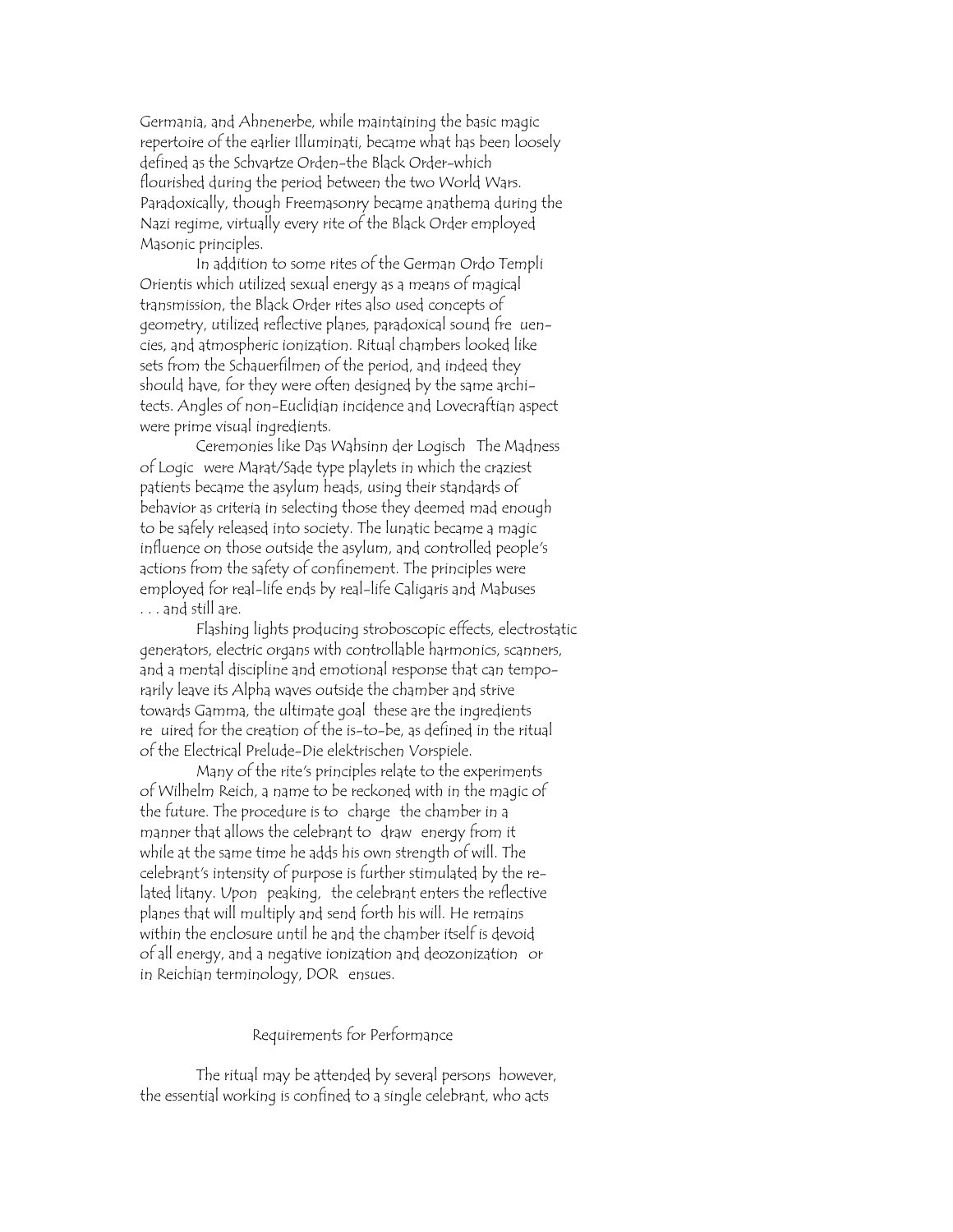Germania, and Ahnenerbe, while maintaining the basic magic repertoire of the earlier Illuminati, became what has been loosely defined as the Schvartze Orden–the Black Order–which flourished during the period between the two World Wars. Paradoxically, though Freemasonry became anathema during the Nazi regime, virtually every rite of the Black Order employed Masonic principles.

In addition to some rites of the German Ordo Templi Orientis which utilized sexual energy as a means of magical transmission, the Black Order rites also used concepts of geometry, utilized reflective planes, paradoxical sound fre uencies, and atmospheric ionization. Ritual chambers looked like sets from the Schauerfilmen of the period, and indeed they should have, for they were often designed by the same architects. Angles of non-Euclidian incidence and Lovecraftian aspect were prime visual ingredients.

Ceremonies like Das Wahsinn der Logisch The Madness of Logic were Marat/Sade type playlets in which the craziest patients became the asylum heads, using their standards of behavior as criteria in selecting those they deemed mad enough to be safely released into society. The lunatic became a magic influence on those outside the asylum, and controlled people's actions from the safety of confinement. The principles were employed for real-life ends by real-life Caligaris and Mabuses . . . and still are.

Flashing lights producing stroboscopic effects, electrostatic generators, electric organs with controllable harmonics, scanners, and a mental discipline and emotional response that can temporarily leave its Alpha waves outside the chamber and strive towards Gamma, the ultimate goal these are the ingredients re uired for the creation of the is-to-be, as defined in the ritual of the Electrical Prelude–Die elektrischen Vorspiele.

Many of the rite's principles relate to the experiments of Wilhelm Reich, a name to be reckoned with in the magic of the future. The procedure is to charge the chamber in a manner that allows the celebrant to draw energy from it while at the same time he adds his own strength of will. The celebrant's intensity of purpose is further stimulated by the related litany. Upon peaking, the celebrant enters the reflective planes that will multiply and send forth his will. He remains within the enclosure until he and the chamber itself is devoid of all energy, and a negative ionization and deozonization or in Reichian terminology, DOR ensues.

## Requirements for Performance

The ritual may be attended by several persons however, the essential working is confined to a single celebrant, who acts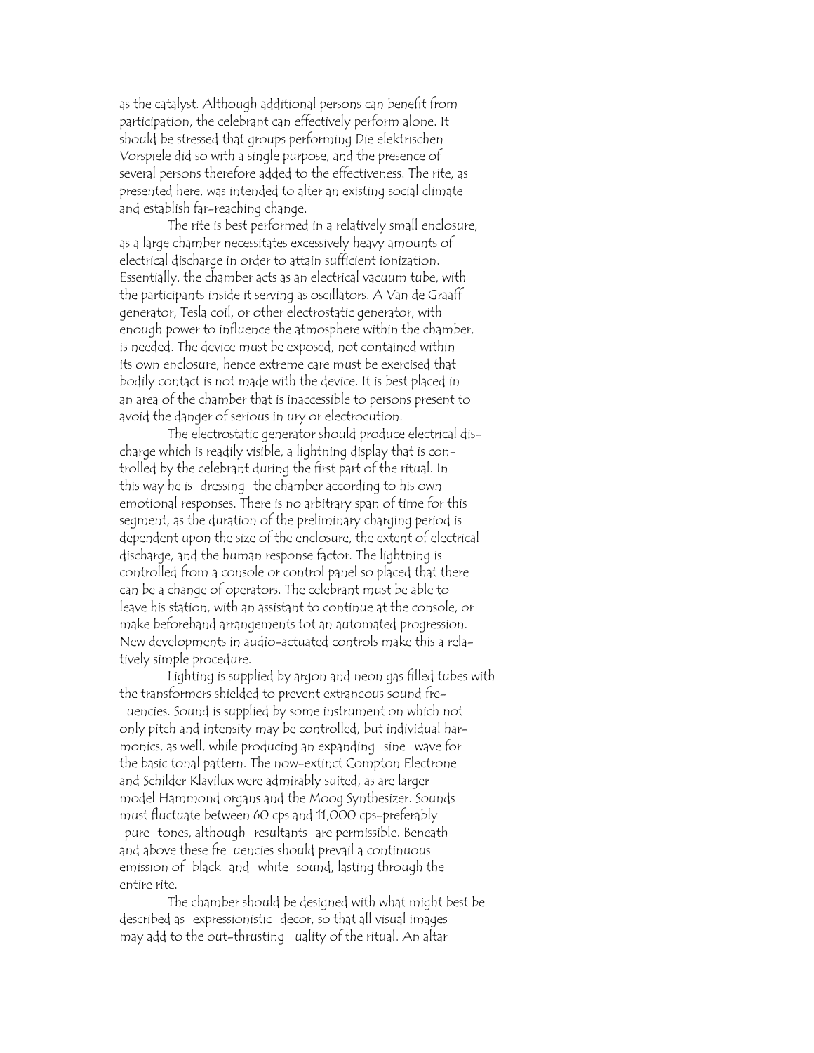as the catalyst. Although additional persons can benefit from participation, the celebrant can effectively perform alone. It should be stressed that groups performing Die elektrischen Vorspiele did so with a single purpose, and the presence of several persons therefore added to the effectiveness. The rite, as presented here, was intended to alter an existing social climate and establish far-reaching change.

The rite is best performed in a relatively small enclosure, as a large chamber necessitates excessively heavy amounts of electrical discharge in order to attain sufficient ionization. Essentially, the chamber acts as an electrical vacuum tube, with the participants inside it serving as oscillators. A Van de Graaff generator, Tesla coil, or other electrostatic generator, with enough power to influence the atmosphere within the chamber, is needed. The device must be exposed, not contained within its own enclosure, hence extreme care must be exercised that bodily contact is not made with the device. It is best placed in an area of the chamber that is inaccessible to persons present to avoid the danger of serious in ury or electrocution.

The electrostatic generator should produce electrical discharge which is readily visible, a lightning display that is controlled by the celebrant during the first part of the ritual. In this way he is dressing the chamber according to his own emotional responses. There is no arbitrary span of time for this segment, as the duration of the preliminary charging period is dependent upon the size of the enclosure, the extent of electrical discharge, and the human response factor. The lightning is controlled from a console or control panel so placed that there can be a change of operators. The celebrant must be able to leave his station, with an assistant to continue at the console, or make beforehand arrangements tot an automated progression. New developments in audio-actuated controls make this a relatively simple procedure.

Lighting is supplied by argon and neon gas filled tubes with the transformers shielded to prevent extraneous sound fre uencies. Sound is supplied by some instrument on which not only pitch and intensity may be controlled, but individual harmonics, as well, while producing an expanding sine wave for the basic tonal pattern. The now-extinct Compton Electrone and Schilder Klavilux were admirably suited, as are larger model Hammond organs and the Moog Synthesizer. Sounds must fluctuate between 60 cps and 11,000 cps-preferably pure tones, although resultants are permissible. Beneath and above these fre uencies should prevail a continuous emission of black and white sound, lasting through the entire rite.

The chamber should be designed with what might best be described as expressionistic decor, so that all visual images may add to the out-thrusting uality of the ritual. An altar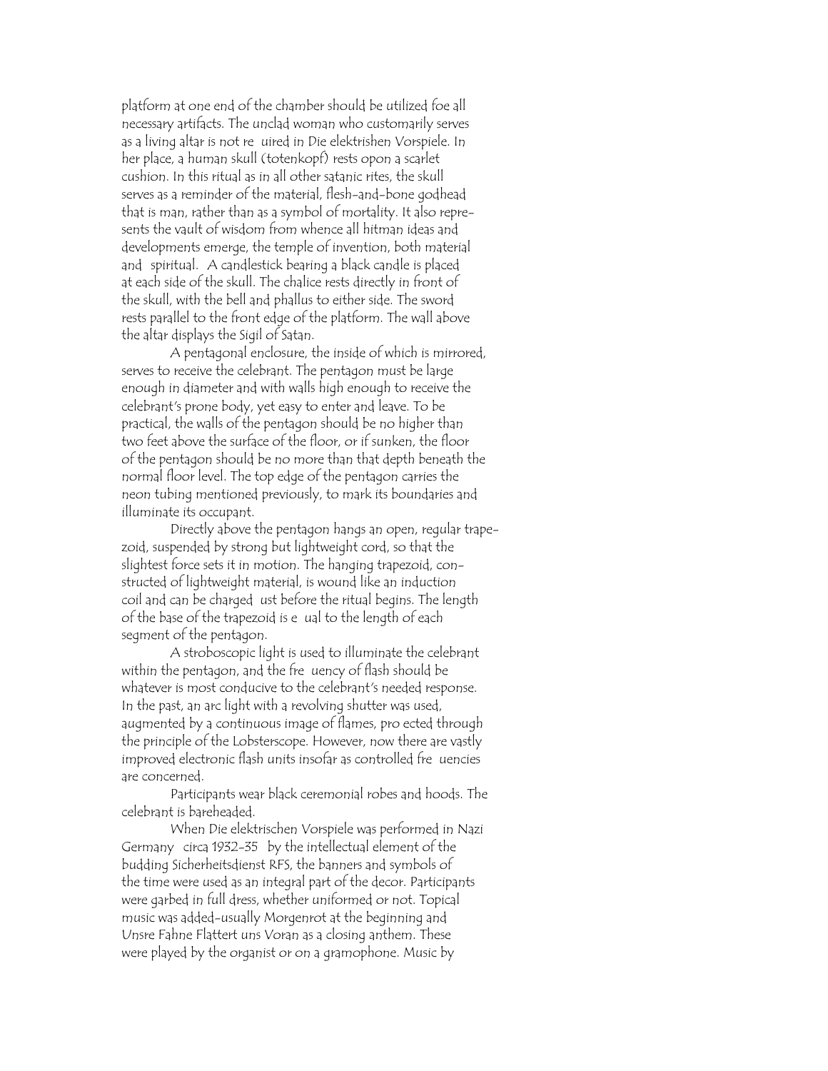platform at one end of the chamber should be utilized foe all necessary artifacts. The unclad woman who customarily serves as a living altar is not re uired in Die elektrishen Vorspiele. In her place, a human skull (totenkopf) rests opon a scarlet cushion. In this ritual as in all other satanic rites, the skull serves as a reminder of the material, flesh-and-bone godhead that is man, rather than as a symbol of mortality. It also represents the vault of wisdom from whence all hitman ideas and developments emerge, the temple of invention, both material and spiritual. A candlestick bearing a black candle is placed at each side of the skull. The chalice rests directly in front of the skull, with the bell and phallus to either side. The sword rests parallel to the front edge of the platform. The wall above the altar displays the Sigil of Satan.

A pentagonal enclosure, the inside of which is mirrored, serves to receive the celebrant. The pentagon must be large enough in diameter and with walls high enough to receive the celebrant's prone body, yet easy to enter and leave. To be practical, the walls of the pentagon should be no higher than two feet above the surface of the floor, or if sunken, the floor of the pentagon should be no more than that depth beneath the normal floor level. The top edge of the pentagon carries the neon tubing mentioned previously, to mark its boundaries and illuminate its occupant.

Directly above the pentagon hangs an open, regular trapezoid, suspended by strong but lightweight cord, so that the slightest force sets it in motion. The hanging trapezoid, constructed of lightweight material, is wound like an induction coil and can be charged ust before the ritual begins. The length of the base of the trapezoid is e ual to the length of each segment of the pentagon.

A stroboscopic light is used to illuminate the celebrant within the pentagon, and the fre uency of flash should be whatever is most conducive to the celebrant's needed response. In the past, an arc light with a revolving shutter was used, augmented by a continuous image of flames, pro ected through the principle of the Lobsterscope. However, now there are vastly improved electronic flash units insofar as controlled fre uencies are concerned.

Participants wear black ceremonial robes and hoods. The celebrant is bareheaded.

When Die elektrischen Vorspiele was performed in Nazi Germany circa 1932-35 by the intellectual element of the budding Sicherheitsdienst RFS, the banners and symbols of the time were used as an integral part of the decor. Participants were garbed in full dress, whether uniformed or not. Topical music was added-usually Morgenrot at the beginning and Unsre Fahne Flattert uns Voran as a closing anthem. These were played by the organist or on a gramophone. Music by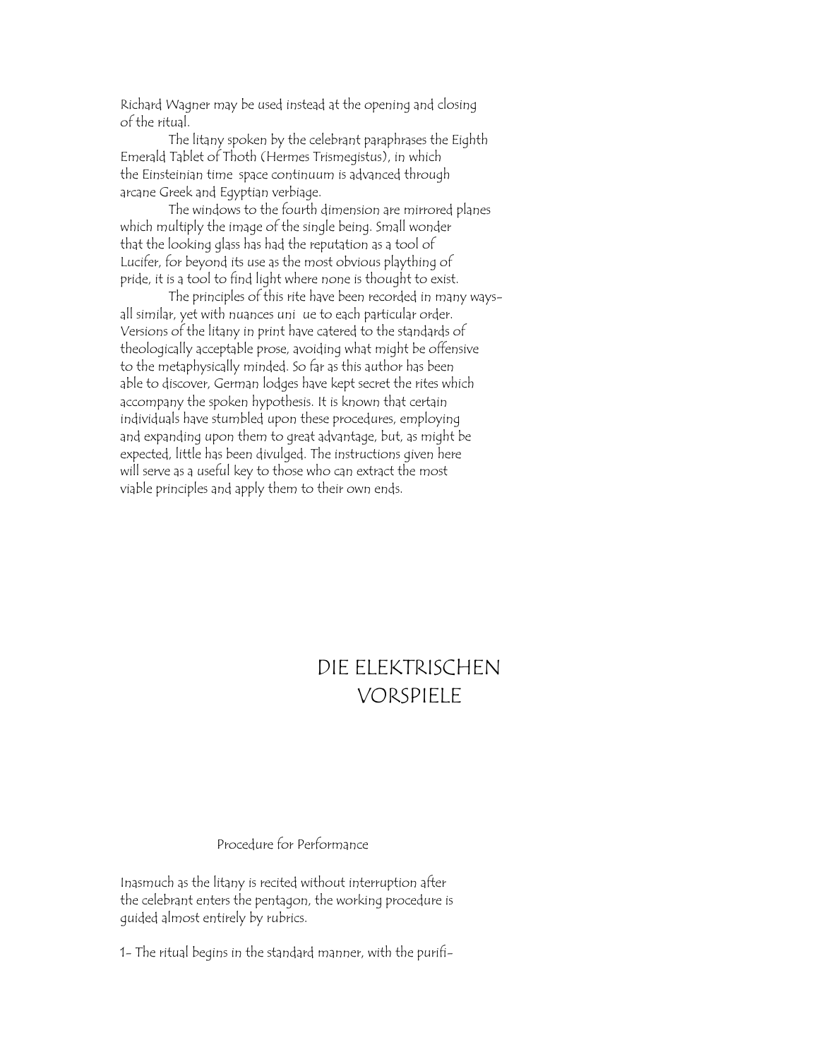Richard Wagner may be used instead at the opening and closing of the ritual.

The litany spoken by the celebrant paraphrases the Eighth Emerald Tablet of Thoth (Hermes Trismegistus), in which the Einsteinian time space continuum is advanced through arcane Greek and Egyptian verbiage.

The windows to the fourth dimension are mirrored planes which multiply the image of the single being. Small wonder that the looking glass has had the reputation as a tool of Lucifer, for beyond its use as the most obvious plaything of pride, it is a tool to find light where none is thought to exist.

The principles of this rite have been recorded in many ways-all similar, yet with nuances uni ue to each particular order. Versions of the litany in print have catered to the standards of theologically acceptable prose, avoiding what might be offensive to the metaphysically minded. So far as this author has been able to discover, German lodges have kept secret the rites which accompany the spoken hypothesis. It is known that certain individuals have stumbled upon these procedures, employing and expanding upon them to great advantage, but, as might be expected, little has been divulged. The instructions given here will serve as a useful key to those who can extract the most viable principles and apply them to their own ends.

# DIE ELEKTRISCHEN VORSPIELE

## Procedure for Performance

Inasmuch as the litany is recited without interruption after the celebrant enters the pentagon, the working procedure is guided almost entirely by rubrics.

1- The ritual begins in the standard manner, with the purifi-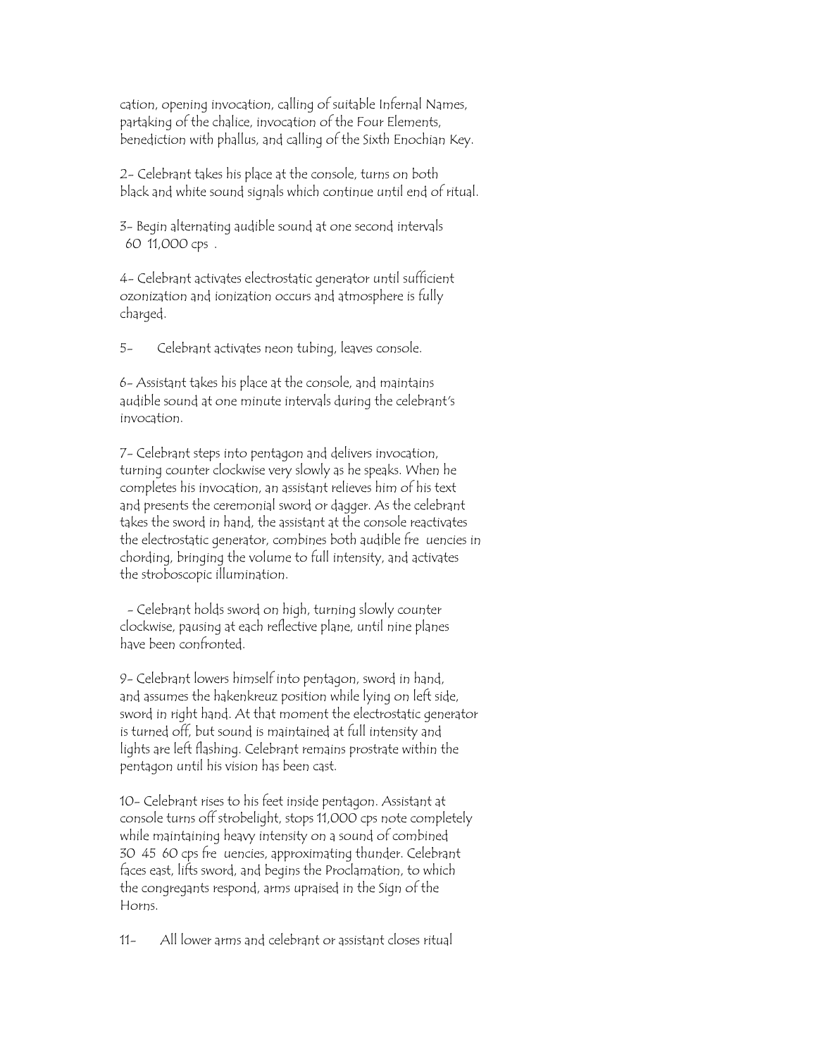cation, opening invocation, calling of suitable Infernal Names, partaking of the chalice, invocation of the Four Elements, benediction with phallus, and calling of the Sixth Enochian Key.

2- Celebrant takes his place at the console, turns on both black and white sound signals which continue until end of ritual.

3- Begin alternating audible sound at one second intervals 60 11,000 cps .

4- Celebrant activates electrostatic generator until sufficient ozonization and ionization occurs and atmosphere is fully charged.

5- Celebrant activates neon tubing, leaves console.

6- Assistant takes his place at the console, and maintains audible sound at one minute intervals during the celebrant's invocation.

7- Celebrant steps into pentagon and delivers invocation, turning counter clockwise very slowly as he speaks. When he completes his invocation, an assistant relieves him of his text and presents the ceremonial sword or dagger. As the celebrant takes the sword in hand, the assistant at the console reactivates the electrostatic generator, combines both audible fre uencies in chording, bringing the volume to full intensity, and activates the stroboscopic illumination.

- Celebrant holds sword on high, turning slowly counter clockwise, pausing at each reflective plane, until nine planes have been confronted.

9- Celebrant lowers himself into pentagon, sword in hand, and assumes the hakenkreuz position while lying on left side, sword in right hand. At that moment the electrostatic generator is turned off, but sound is maintained at full intensity and lights are left flashing. Celebrant remains prostrate within the pentagon until his vision has been cast.

10- Celebrant rises to his feet inside pentagon. Assistant at console turns off strobelight, stops 11,000 cps note completely while maintaining heavy intensity on a sound of combined 30 45 60 cps fre uencies, approximating thunder. Celebrant faces east, lifts sword, and begins the Proclamation, to which the congregants respond, arms upraised in the Sign of the Horns.

11- All lower arms and celebrant or assistant closes ritual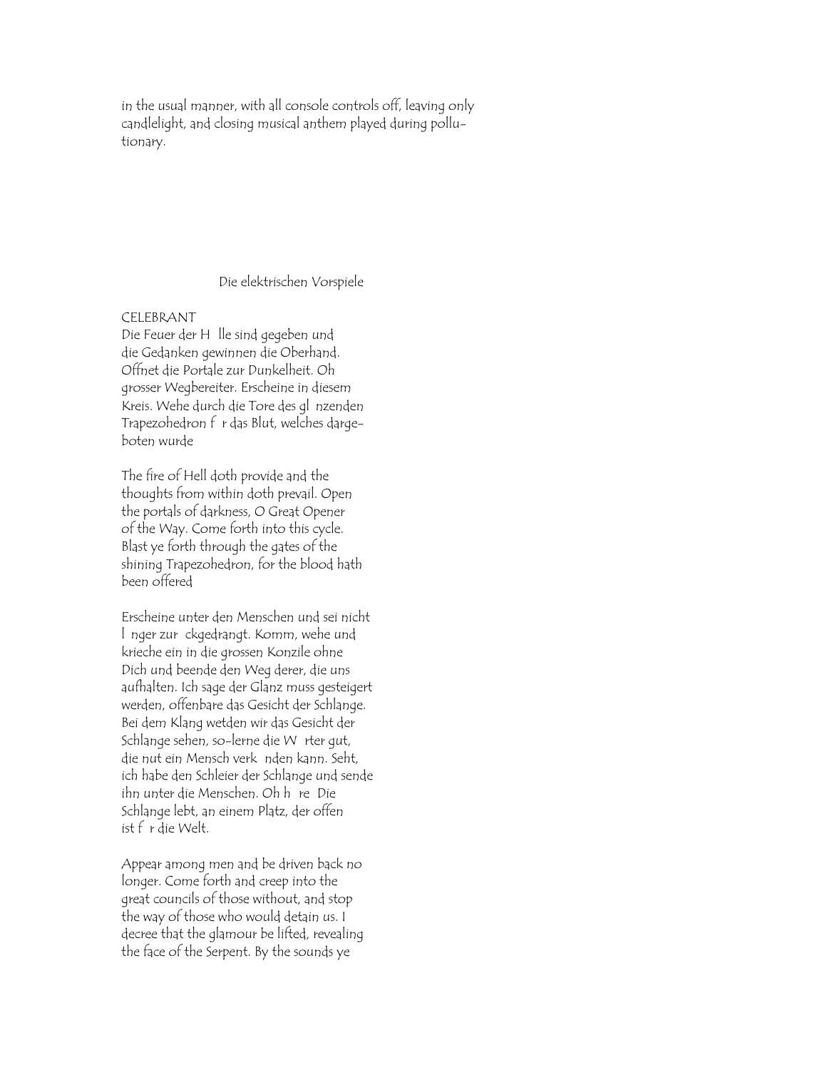in the usual manner, with all console controls off, leaving only candlelight, and closing musical anthem played during pollutionary.

## Die elektrischen Vorspiele

CELEBRANT
Die Feuer der H lle sind gegeben und die Gedanken gewinnen die Oberhand. Offnet die Portale zur Dunkelheit. Oh grosser Wegbereiter. Erscheine in diesem Kreis. Wehe durch die Tore des gl nzenden Trapezohedron f r das Blut, welches dargeboten wurde

The fire of Hell doth provide and the thoughts from within doth prevail. Open the portals of darkness, O Great Opener of the Way. Come forth into this cycle. Blast ye forth through the gates of the shining Trapezohedron, for the blood hath been offered

Erscheine unter den Menschen und sei nicht l nger zur ckgedrangt. Komm, wehe und krieche ein in die grossen Konzile ohne Dich und beende den Weg derer, die uns aufhalten. Ich sage der Glanz muss gesteigert werden, offenbare das Gesicht der Schlange. Bei dem Klang wetden wir das Gesicht der Schlange sehen, so-lerne die W rter gut, die nut ein Mensch verk nden kann. Seht, ich habe den Schleier der Schlange und sende ihn unter die Menschen. Oh h re Die Schlange lebt, an einem Platz, der offen ist f r die Welt.

Appear among men and be driven back no longer. Come forth and creep into the great councils of those without, and stop the way of those who would detain us. I decree that the glamour be lifted, revealing the face of the Serpent. By the sounds ye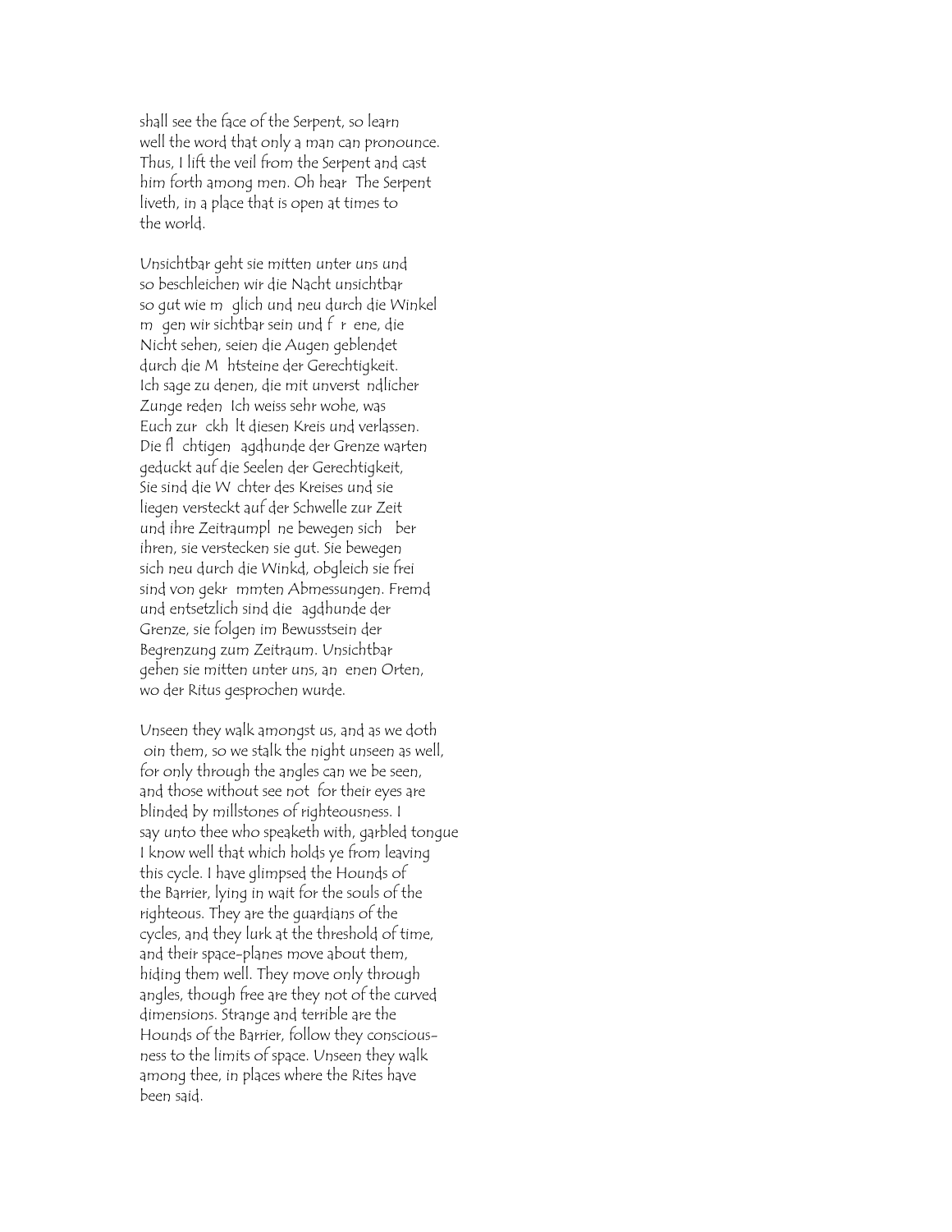shall see the face of the Serpent, so learn
well the word that only a man can pronounce.
Thus, I lift the veil from the Serpent and cast
him forth among men. Oh hear  The Serpent
liveth, in a place that is open at times to
the world.

Unsichtbar geht sie mitten unter uns und
so beschleichen wir die Nacht unsichtbar
so gut wie m  glich und neu durch die Winkel
m  gen wir sichtbar sein und f  r  ene, die
Nicht sehen, seien die Augen geblendet
durch die M  htsteine der Gerechtigkeit.
Ich sage zu denen, die mit unverst  ndlicher
Zunge reden  Ich weiss sehr wohe, was
Euch zur  ckh  lt diesen Kreis und verlassen.
Die fl  chtigen   agdhunde der Grenze warten
geduckt auf die Seelen der Gerechtigkeit,
Sie sind die W  chter des Kreises und sie
liegen versteckt auf der Schwelle zur Zeit
und ihre Zeitraumpl  ne bewegen sich   ber
ihren, sie verstecken sie gut. Sie bewegen
sich neu durch die Winkd, obgleich sie frei
sind von gekr  mmten Abmessungen. Fremd
und entsetzlich sind die   agdhunde der
Grenze, sie folgen im Bewusstsein der
Begrenzung zum Zeitraum. Unsichtbar
gehen sie mitten unter uns, an  enen Orten,
wo der Ritus gesprochen wurde.

Unseen they walk amongst us, and as we doth
 oin them, so we stalk the night unseen as well,
for only through the angles can we be seen,
and those without see not  for their eyes are
blinded by millstones of righteousness. I
say unto thee who speaketh with, garbled tongue
I know well that which holds ye from leaving
this cycle. I have glimpsed the Hounds of
the Barrier, lying in wait for the souls of the
righteous. They are the guardians of the
cycles, and they lurk at the threshold of time,
and their space-planes move about them,
hiding them well. They move only through
angles, though free are they not of the curved
dimensions. Strange and terrible are the
Hounds of the Barrier, follow they conscious-
ness to the limits of space. Unseen they walk
among thee, in places where the Rites have
been said.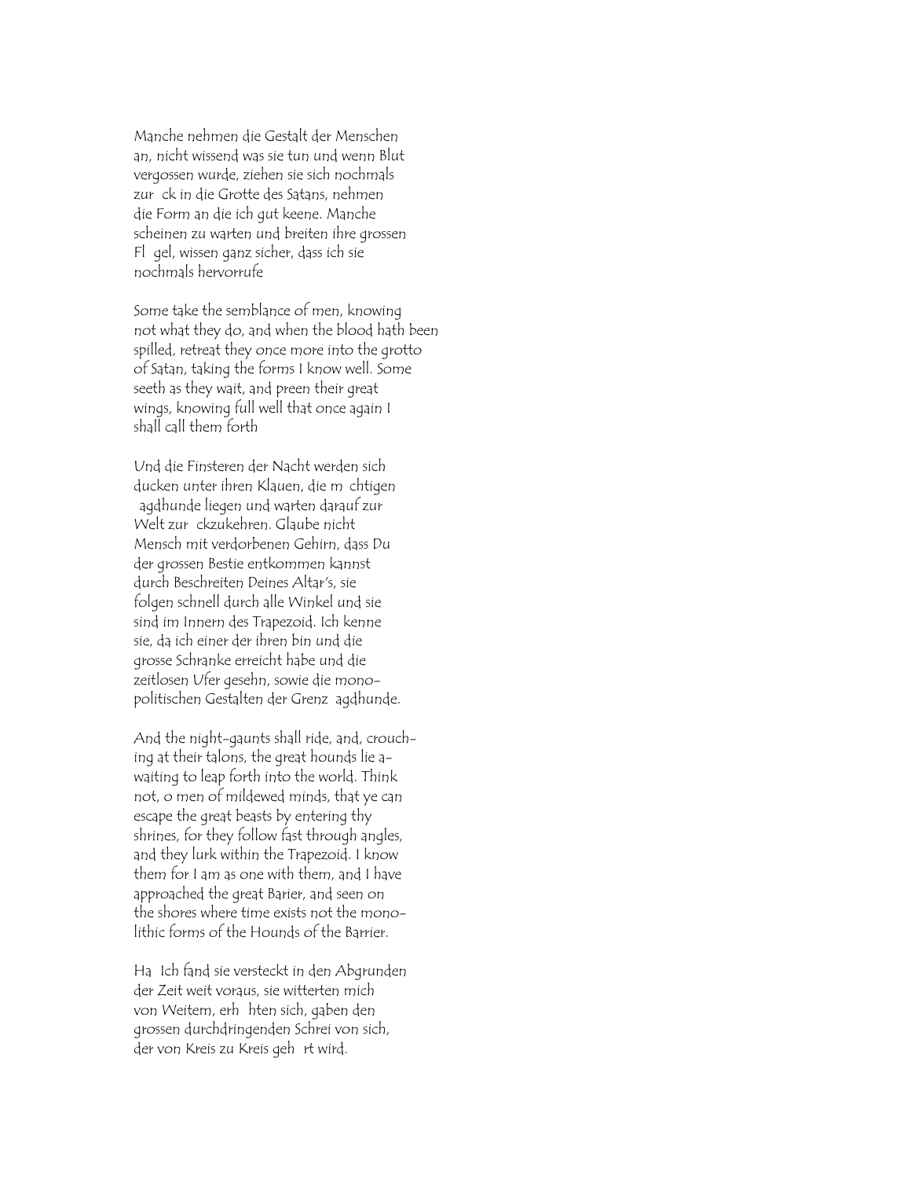Manche nehmen die Gestalt der Menschen an, nicht wissend was sie tun und wenn Blut vergossen wurde, ziehen sie sich nochmals zur  ck in die Grotte des Satans, nehmen die Form an die ich gut keene. Manche scheinen zu warten und breiten ihre grossen Fl  gel, wissen ganz sicher, dass ich sie nochmals hervorrufe

Some take the semblance of men, knowing not what they do, and when the blood hath been spilled, retreat they once more into the grotto of Satan, taking the forms I know well. Some seeth as they wait, and preen their great wings, knowing full well that once again I shall call them forth

Und die Finsteren der Nacht werden sich ducken unter ihren Klauen, die m  chtigen  agdhunde liegen und warten darauf zur Welt zur  ckzukehren. Glaube nicht Mensch mit verdorbenen Gehirn, dass Du der grossen Bestie entkommen kannst durch Beschreiten Deines Altar's, sie folgen schnell durch alle Winkel und sie sind im Innern des Trapezoid. Ich kenne sie, da ich einer der ihren bin und die grosse Schranke erreicht habe und die zeitlosen Ufer gesehn, sowie die mono-politischen Gestalten der Grenz  agdhunde.

And the night-gaunts shall ride, and, crouching at their talons, the great hounds lie a-waiting to leap forth into the world. Think not, o men of mildewed minds, that ye can escape the great beasts by entering thy shrines, for they follow fast through angles, and they lurk within the Trapezoid. I know them for I am as one with them, and I have approached the great Barier, and seen on the shores where time exists not the monolithic forms of the Hounds of the Barrier.

Ha  Ich fand sie versteckt in den Abgrunden der Zeit weit voraus, sie witterten mich von Weitem, erh  hten sich, gaben den grossen durchdringenden Schrei von sich, der von Kreis zu Kreis geh  rt wird.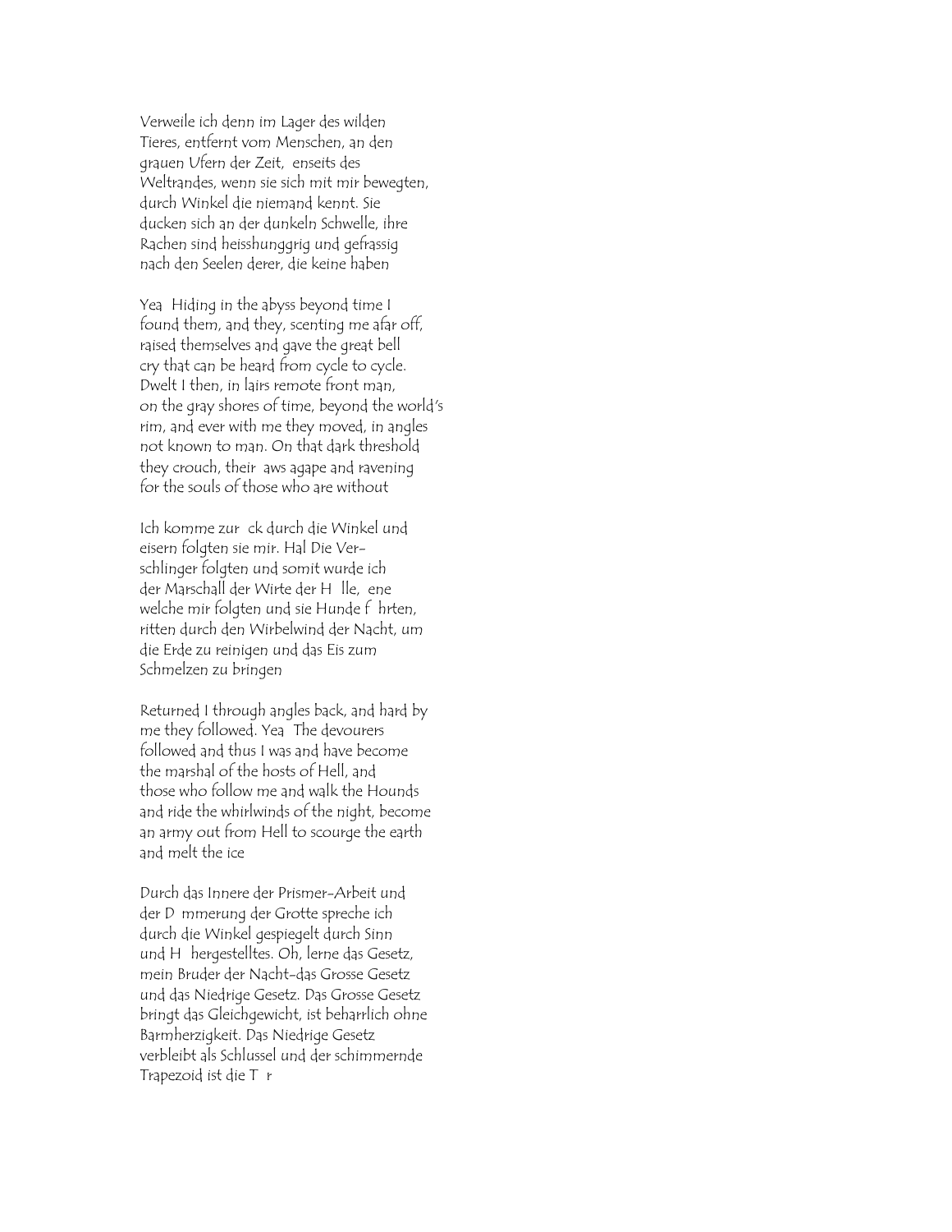Verweile ich denn im Lager des wilden Tieres, entfernt vom Menschen, an den grauen Ufern der Zeit, enseits des Weltrandes, wenn sie sich mit mir bewegten, durch Winkel die niemand kennt. Sie ducken sich an der dunkeln Schwelle, ihre Rachen sind heisshunggrig und gefrassig nach den Seelen derer, die keine haben

Yea Hiding in the abyss beyond time I found them, and they, scenting me afar off, raised themselves and gave the great bell cry that can be heard from cycle to cycle. Dwelt I then, in lairs remote front man, on the gray shores of time, beyond the world's rim, and ever with me they moved, in angles not known to man. On that dark threshold they crouch, their aws agape and ravening for the souls of those who are without

Ich komme zur ck durch die Winkel und eisern folgten sie mir. Hal Die Ver-schlinger folgten und somit wurde ich der Marschall der Wirte der H lle, ene welche mir folgten und sie Hunde f hrten, ritten durch den Wirbelwind der Nacht, um die Erde zu reinigen und das Eis zum Schmelzen zu bringen

Returned I through angles back, and hard by me they followed. Yea The devourers followed and thus I was and have become the marshal of the hosts of Hell, and those who follow me and walk the Hounds and ride the whirlwinds of the night, become an army out from Hell to scourge the earth and melt the ice

Durch das Innere der Prismer-Arbeit und der D mmerung der Grotte spreche ich durch die Winkel gespiegelt durch Sinn und H hergestelltes. Oh, lerne das Gesetz, mein Bruder der Nacht-das Grosse Gesetz und das Niedrige Gesetz. Das Grosse Gesetz bringt das Gleichgewicht, ist beharrlich ohne Barmherzigkeit. Das Niedrige Gesetz verbleibt als Schlussel und der schimmernde Trapezoid ist die T r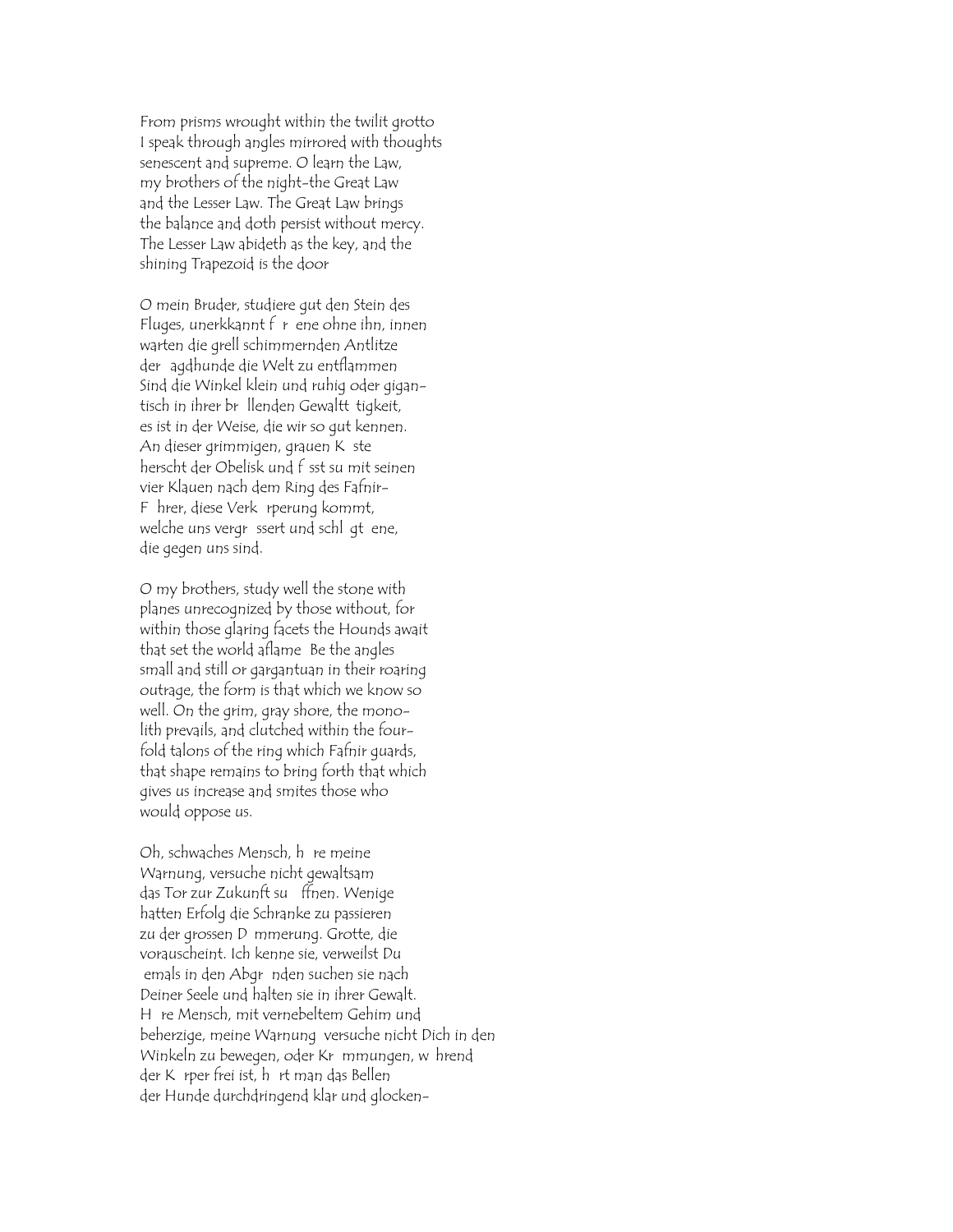From prisms wrought within the twilit grotto
I speak through angles mirrored with thoughts
senescent and supreme. O learn the Law,
my brothers of the night-the Great Law
and the Lesser Law. The Great Law brings
the balance and doth persist without mercy.
The Lesser Law abideth as the key, and the
shining Trapezoid is the door

O mein Bruder, studiere gut den Stein des
Fluges, unerkkannt f r ene ohne ihn, innen
warten die grell schimmernden Antlitze
der agdhunde die Welt zu entflammen
Sind die Winkel klein und ruhig oder gigan-
tisch in ihrer br llenden Gewaltt tigkeit,
es ist in der Weise, die wir so gut kennen.
An dieser grimmigen, grauen K ste
herscht der Obelisk und f sst su mit seinen
vier Klauen nach dem Ring des Fafnir-
F hrer, diese Verk rperung kommt,
welche uns vergr ssert und schl gt ene,
die gegen uns sind.

O my brothers, study well the stone with
planes unrecognized by those without, for
within those glaring facets the Hounds await
that set the world aflame Be the angles
small and still or gargantuan in their roaring
outrage, the form is that which we know so
well. On the grim, gray shore, the mono-
lith prevails, and clutched within the four-
fold talons of the ring which Fafnir guards,
that shape remains to bring forth that which
gives us increase and smites those who
would oppose us.

Oh, schwaches Mensch, h re meine
Warnung, versuche nicht gewaltsam
das Tor zur Zukunft su ffnen. Wenige
hatten Erfolg die Schranke zu passieren
zu der grossen D mmerung. Grotte, die
vorauscheint. Ich kenne sie, verweilst Du
emals in den Abgr nden suchen sie nach
Deiner Seele und halten sie in ihrer Gewalt.
H re Mensch, mit vernebeltem Gehim und
beherzige, meine Warnung versuche nicht Dich in den
Winkeln zu bewegen, oder Kr mmungen, w hrend
der K rper frei ist, h rt man das Bellen
der Hunde durchdringend klar und glocken-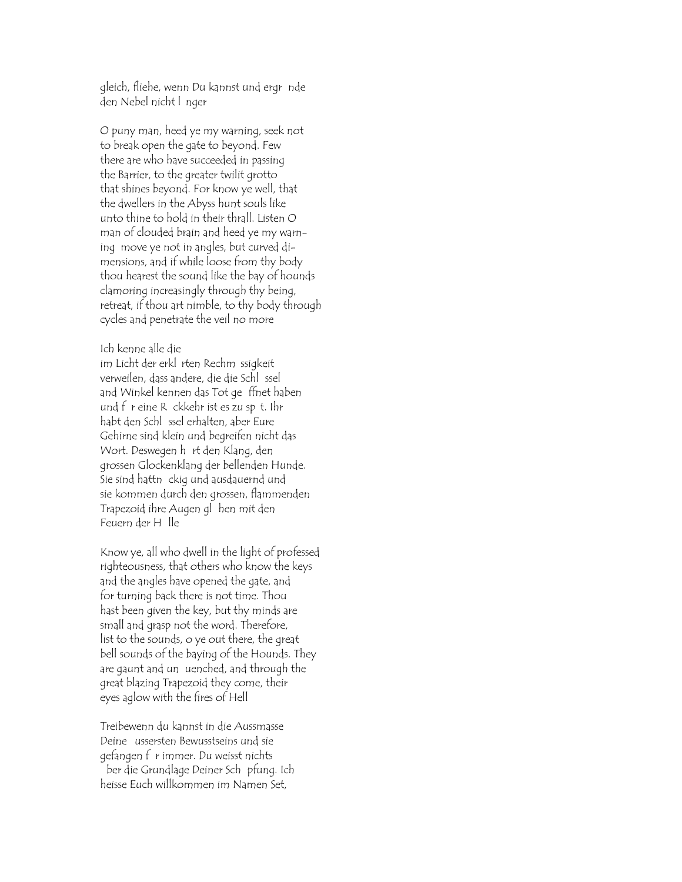gleich, fliehe, wenn Du kannst und ergr nde den Nebel nicht l nger

O puny man, heed ye my warning, seek not to break open the gate to beyond. Few there are who have succeeded in passing the Barrier, to the greater twilit grotto that shines beyond. For know ye well, that the dwellers in the Abyss hunt souls like unto thine to hold in their thrall. Listen O man of clouded brain and heed ye my warning move ye not in angles, but curved dimensions, and if while loose from thy body thou hearest the sound like the bay of hounds clamoring increasingly through thy being, retreat, if thou art nimble, to thy body through cycles and penetrate the veil no more

Ich kenne alle die
im Licht der erkl rten Rechm ssigkeit verweilen, dass andere, die die Schl ssel and Winkel kennen das Tot ge ffnet haben und f r eine R ckkehr ist es zu sp t. Ihr habt den Schl ssel erhalten, aber Eure Gehirne sind klein und begreifen nicht das Wort. Deswegen h rt den Klang, den grossen Glockenklang der bellenden Hunde. Sie sind hattn ckig und ausdauernd und sie kommen durch den grossen, flammenden Trapezoid ihre Augen gl hen mit den Feuern der H lle

Know ye, all who dwell in the light of professed righteousness, that others who know the keys and the angles have opened the gate, and for turning back there is not time. Thou hast been given the key, but thy minds are small and grasp not the word. Therefore, list to the sounds, o ye out there, the great bell sounds of the baying of the Hounds. They are gaunt and un uenched, and through the great blazing Trapezoid they come, their eyes aglow with the fires of Hell

Treibewenn du kannst in die Aussmasse Deine ussersten Bewusstseins und sie gefangen f r immer. Du weisst nichts ber die Grundlage Deiner Sch pfung. Ich heisse Euch willkommen im Namen Set,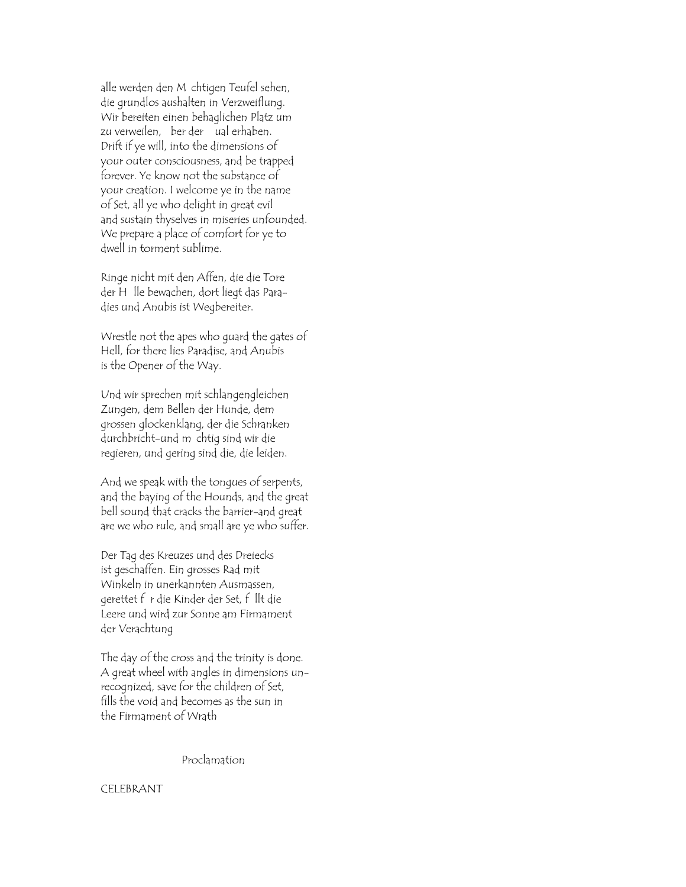alle werden den M chtigen Teufel sehen,
die grundlos aushalten in Verzweiflung.
Wir bereiten einen behaglichen Platz um
zu verweilen, ber der ual erhaben.
Drift if ye will, into the dimensions of
your outer consciousness, and be trapped
forever. Ye know not the substance of
your creation. I welcome ye in the name
of Set, all ye who delight in great evil
and sustain thyselves in miseries unfounded.
We prepare a place of comfort for ye to
dwell in torment sublime.

Ringe nicht mit den Affen, die die Tore
der H lle bewachen, dort liegt das Para-
dies und Anubis ist Wegbereiter.

Wrestle not the apes who guard the gates of
Hell, for there lies Paradise, and Anubis
is the Opener of the Way.

Und wir sprechen mit schlangengleichen
Zungen, dem Bellen der Hunde, dem
grossen glockenklang, der die Schranken
durchbricht-und m chtig sind wir die
regieren, und gering sind die, die leiden.

And we speak with the tongues of serpents,
and the baying of the Hounds, and the great
bell sound that cracks the barrier-and great
are we who rule, and small are ye who suffer.

Der Tag des Kreuzes und des Dreiecks
ist geschaffen. Ein grosses Rad mit
Winkeln in unerkannten Ausmassen,
gerettet f r die Kinder der Set, f llt die
Leere und wird zur Sonne am Firmament
der Verachtung

The day of the cross and the trinity is done.
A great wheel with angles in dimensions un-
recognized, save for the children of Set,
fills the void and becomes as the sun in
the Firmament of Wrath

Proclamation

CELEBRANT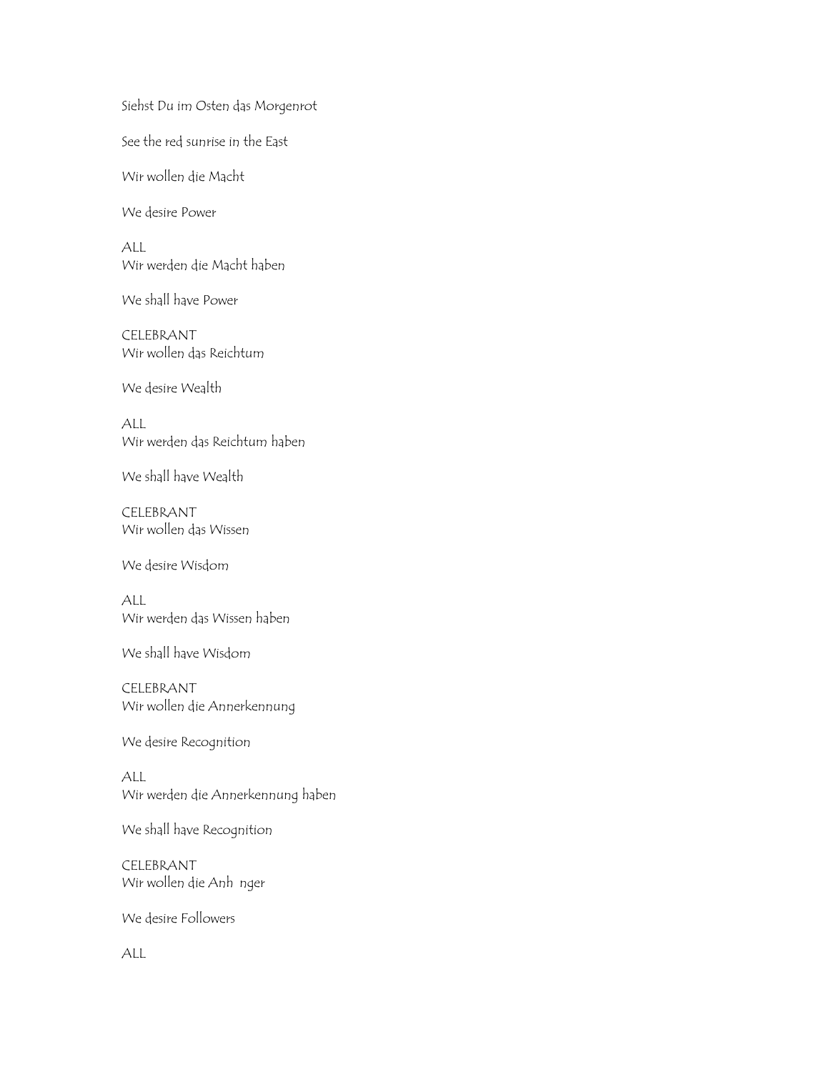Siehst Du im Osten das Morgenrot

See the red sunrise in the East

Wir wollen die Macht

We desire Power

ALL
Wir werden die Macht haben

We shall have Power

CELEBRANT
Wir wollen das Reichtum

We desire Wealth

ALL
Wir werden das Reichtum haben

We shall have Wealth

CELEBRANT
Wir wollen das Wissen

We desire Wisdom

ALL
Wir werden das Wissen haben

We shall have Wisdom

CELEBRANT
Wir wollen die Annerkennung

We desire Recognition

ALL
Wir werden die Annerkennung haben

We shall have Recognition

CELEBRANT
Wir wollen die Anh  nger

We desire Followers

ALL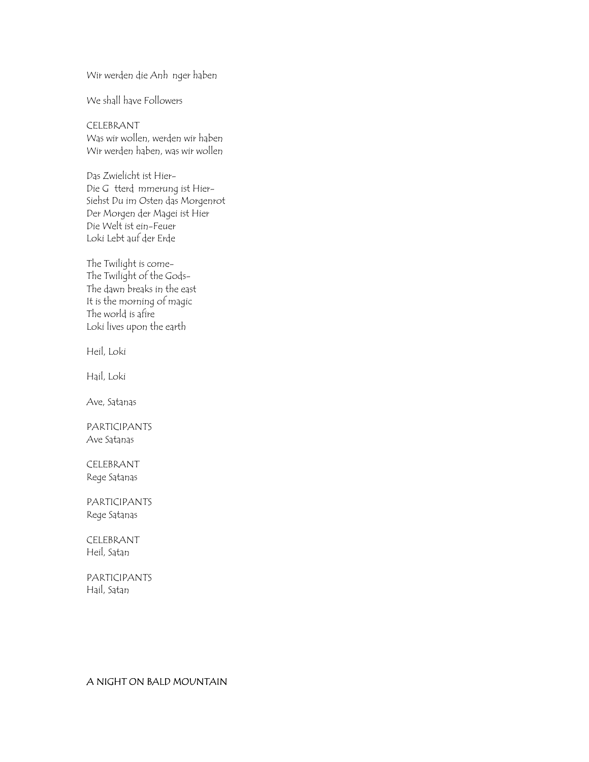Wir werden die Anh nger haben

We shall have Followers

CELEBRANT
Was wir wollen, werden wir haben
Wir werden haben, was wir wollen

Das Zwielicht ist Hier-
Die G tterd mmerung ist Hier-
Siehst Du im Osten das Morgenrot
Der Morgen der Magei ist Hier
Die Welt ist ein-Feuer
Loki Lebt auf der Erde

The Twilight is come-
The Twilight of the Gods-
The dawn breaks in the east
It is the morning of magic
The world is afire
Loki lives upon the earth

Heil, Loki

Hail, Loki

Ave, Satanas

PARTICIPANTS
Ave Satanas

CELEBRANT
Rege Satanas

PARTICIPANTS
Rege Satanas

CELEBRANT
Heil, Satan

PARTICIPANTS
Hail, Satan

## A NIGHT ON BALD MOUNTAIN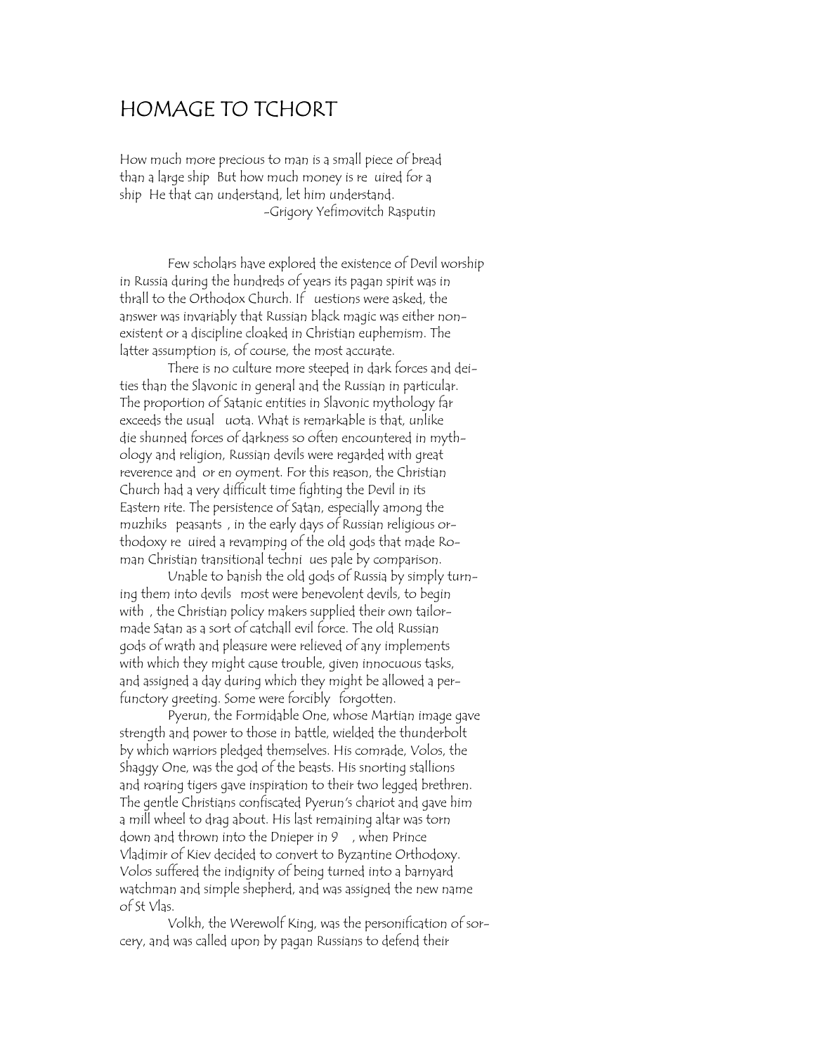# HOMAGE TO TCHORT

How much more precious to man is a small piece of bread than a large ship But how much money is re uired for a ship He that can understand, let him understand.

-Grigory Yefimovitch Rasputin

Few scholars have explored the existence of Devil worship in Russia during the hundreds of years its pagan spirit was in thrall to the Orthodox Church. If uestions were asked, the answer was invariably that Russian black magic was either non-existent or a discipline cloaked in Christian euphemism. The latter assumption is, of course, the most accurate.

There is no culture more steeped in dark forces and deities than the Slavonic in general and the Russian in particular. The proportion of Satanic entities in Slavonic mythology far exceeds the usual uota. What is remarkable is that, unlike die shunned forces of darkness so often encountered in mythology and religion, Russian devils were regarded with great reverence and or en oyment. For this reason, the Christian Church had a very difficult time fighting the Devil in its Eastern rite. The persistence of Satan, especially among the muzhiks peasants , in the early days of Russian religious orthodoxy re uired a revamping of the old gods that made Roman Christian transitional techni ues pale by comparison.

Unable to banish the old gods of Russia by simply turning them into devils most were benevolent devils, to begin with , the Christian policy makers supplied their own tailor-made Satan as a sort of catchall evil force. The old Russian gods of wrath and pleasure were relieved of any implements with which they might cause trouble, given innocuous tasks, and assigned a day during which they might be allowed a perfunctory greeting. Some were forcibly forgotten.

Pyerun, the Formidable One, whose Martian image gave strength and power to those in battle, wielded the thunderbolt by which warriors pledged themselves. His comrade, Volos, the Shaggy One, was the god of the beasts. His snorting stallions and roaring tigers gave inspiration to their two legged brethren. The gentle Christians confiscated Pyerun's chariot and gave him a mill wheel to drag about. His last remaining altar was torn down and thrown into the Dnieper in 9 , when Prince Vladimir of Kiev decided to convert to Byzantine Orthodoxy. Volos suffered the indignity of being turned into a barnyard watchman and simple shepherd, and was assigned the new name of St Vlas.

Volkh, the Werewolf King, was the personification of sorcery, and was called upon by pagan Russians to defend their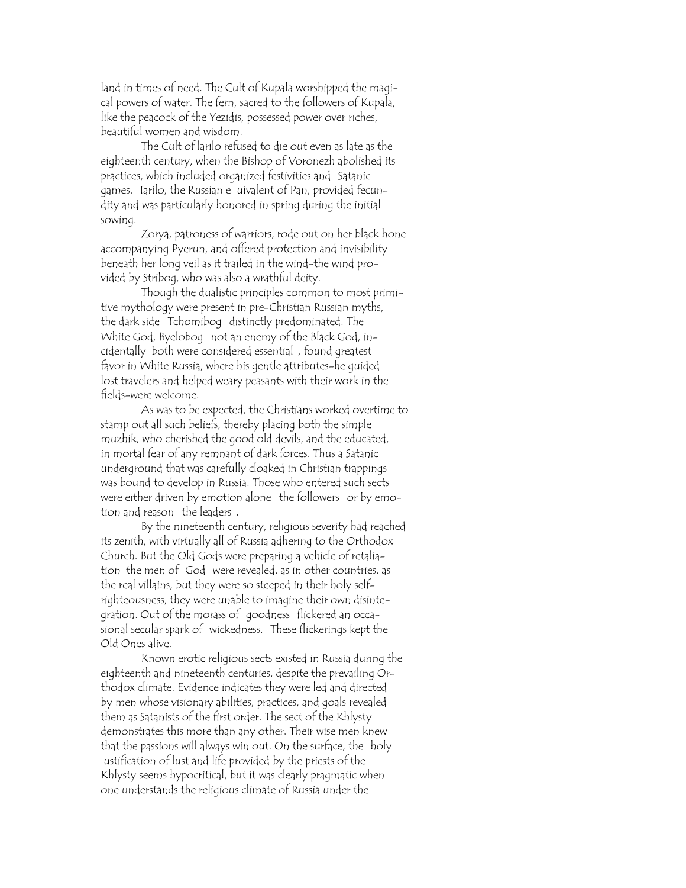land in times of need. The Cult of Kupala worshipped the magical powers of water. The fern, sacred to the followers of Kupala, like the peacock of the Yezidis, possessed power over riches, beautiful women and wisdom.

The Cult of Iarilo refused to die out even as late as the eighteenth century, when the Bishop of Voronezh abolished its practices, which included organized festivities and Satanic games. Iarilo, the Russian e uivalent of Pan, provided fecundity and was particularly honored in spring during the initial sowing.

Zorya, patroness of warriors, rode out on her black hone accompanying Pyerun, and offered protection and invisibility beneath her long veil as it trailed in the wind–the wind provided by Stribog, who was also a wrathful deity.

Though the dualistic principles common to most primitive mythology were present in pre-Christian Russian myths, the dark side Tchomibog distinctly predominated. The White God, Byelobog not an enemy of the Black God, incidentally both were considered essential , found greatest favor in White Russia, where his gentle attributes–he guided lost travelers and helped weary peasants with their work in the fields–were welcome.

As was to be expected, the Christians worked overtime to stamp out all such beliefs, thereby placing both the simple muzhik, who cherished the good old devils, and the educated, in mortal fear of any remnant of dark forces. Thus a Satanic underground that was carefully cloaked in Christian trappings was bound to develop in Russia. Those who entered such sects were either driven by emotion alone the followers or by emotion and reason the leaders .

By the nineteenth century, religious severity had reached its zenith, with virtually all of Russia adhering to the Orthodox Church. But the Old Gods were preparing a vehicle of retaliation the men of God were revealed, as in other countries, as the real villains, but they were so steeped in their holy self-righteousness, they were unable to imagine their own disintegration. Out of the morass of goodness flickered an occasional secular spark of wickedness. These flickerings kept the Old Ones alive.

Known erotic religious sects existed in Russia during the eighteenth and nineteenth centuries, despite the prevailing Orthodox climate. Evidence indicates they were led and directed by men whose visionary abilities, practices, and goals revealed them as Satanists of the first order. The sect of the Khlysty demonstrates this more than any other. Their wise men knew that the passions will always win out. On the surface, the holy ustification of lust and life provided by the priests of the Khlysty seems hypocritical, but it was clearly pragmatic when one understands the religious climate of Russia under the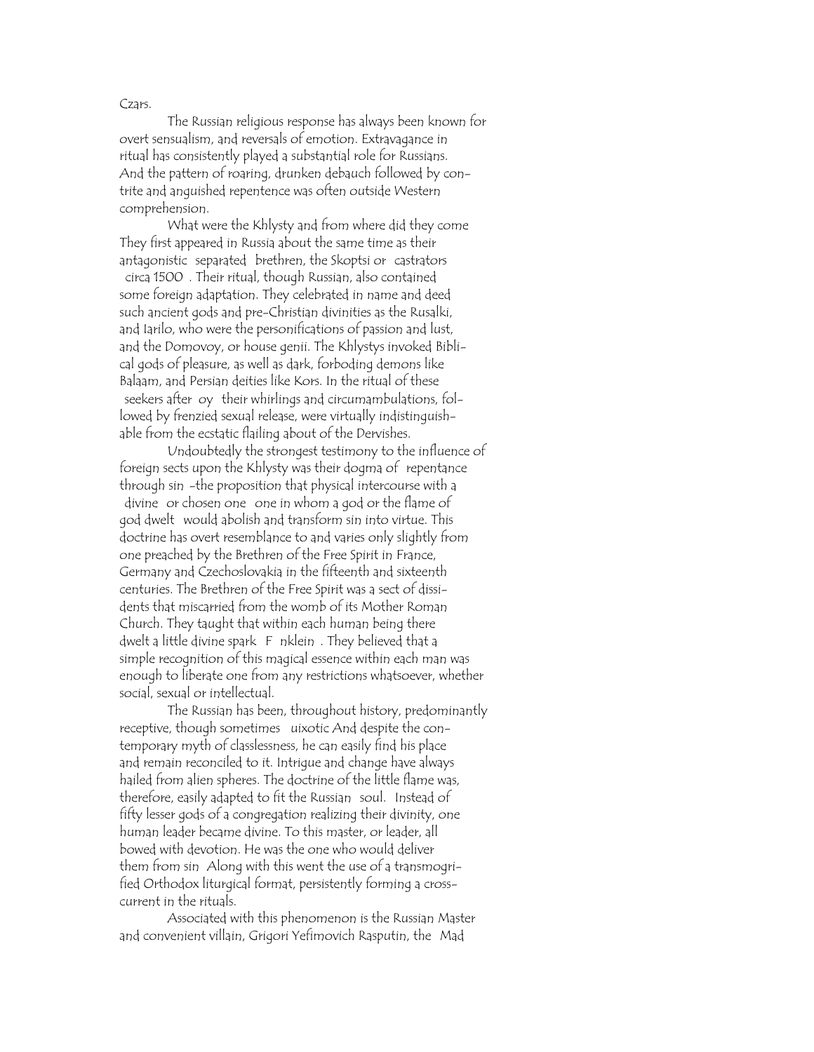Czars.

The Russian religious response has always been known for overt sensualism, and reversals of emotion. Extravagance in ritual has consistently played a substantial role for Russians. And the pattern of roaring, drunken debauch followed by contrite and anguished repentence was often outside Western comprehension.

What were the Khlysty and from where did they come They first appeared in Russia about the same time as their antagonistic separated brethren, the Skoptsi or castrators circa 1500 . Their ritual, though Russian, also contained some foreign adaptation. They celebrated in name and deed such ancient gods and pre-Christian divinities as the Rusalki, and Iarilo, who were the personifications of passion and lust, and the Domovoy, or house genii. The Khlystys invoked Biblical gods of pleasure, as well as dark, forboding demons like Balaam, and Persian deities like Kors. In the ritual of these seekers after oy their whirlings and circumambulations, followed by frenzied sexual release, were virtually indistinguishable from the ecstatic flailing about of the Dervishes.

Undoubtedly the strongest testimony to the influence of foreign sects upon the Khlysty was their dogma of repentance through sin -the proposition that physical intercourse with a divine or chosen one one in whom a god or the flame of god dwelt would abolish and transform sin into virtue. This doctrine has overt resemblance to and varies only slightly from one preached by the Brethren of the Free Spirit in France, Germany and Czechoslovakia in the fifteenth and sixteenth centuries. The Brethren of the Free Spirit was a sect of dissidents that miscarried from the womb of its Mother Roman Church. They taught that within each human being there dwelt a little divine spark F nklein . They believed that a simple recognition of this magical essence within each man was enough to liberate one from any restrictions whatsoever, whether social, sexual or intellectual.

The Russian has been, throughout history, predominantly receptive, though sometimes uixotic And despite the contemporary myth of classlessness, he can easily find his place and remain reconciled to it. Intrigue and change have always hailed from alien spheres. The doctrine of the little flame was, therefore, easily adapted to fit the Russian soul. Instead of fifty lesser gods of a congregation realizing their divinity, one human leader became divine. To this master, or leader, all bowed with devotion. He was the one who would deliver them from sin Along with this went the use of a transmogrified Orthodox liturgical format, persistently forming a crosscurrent in the rituals.

Associated with this phenomenon is the Russian Master and convenient villain, Grigori Yefimovich Rasputin, the Mad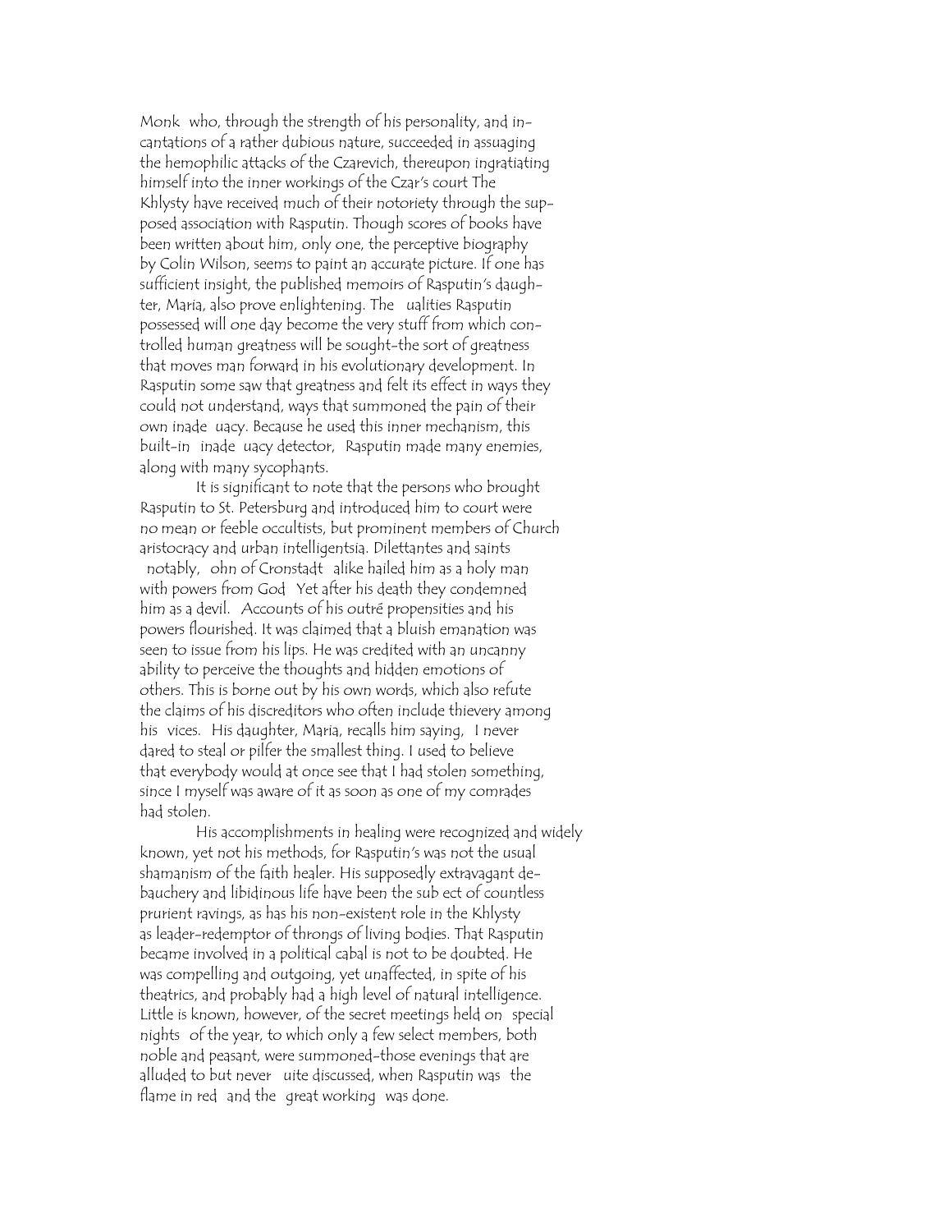Monk who, through the strength of his personality, and incantations of a rather dubious nature, succeeded in assuaging the hemophilic attacks of the Czarevich, thereupon ingratiating himself into the inner workings of the Czar's court The Khlysty have received much of their notoriety through the supposed association with Rasputin. Though scores of books have been written about him, only one, the perceptive biography by Colin Wilson, seems to paint an accurate picture. If one has sufficient insight, the published memoirs of Rasputin's daughter, Maria, also prove enlightening. The ualities Rasputin possessed will one day become the very stuff from which controlled human greatness will be sought–the sort of greatness that moves man forward in his evolutionary development. In Rasputin some saw that greatness and felt its effect in ways they could not understand, ways that summoned the pain of their own inade uacy. Because he used this inner mechanism, this built-in inade uacy detector, Rasputin made many enemies, along with many sycophants.

It is significant to note that the persons who brought Rasputin to St. Petersburg and introduced him to court were no mean or feeble occultists, but prominent members of Church aristocracy and urban intelligentsia. Dilettantes and saints notably, ohn of Cronstadt alike hailed him as a holy man with powers from God Yet after his death they condemned him as a devil. Accounts of his outré propensities and his powers flourished. It was claimed that a bluish emanation was seen to issue from his lips. He was credited with an uncanny ability to perceive the thoughts and hidden emotions of others. This is borne out by his own words, which also refute the claims of his discreditors who often include thievery among his vices. His daughter, Maria, recalls him saying, I never dared to steal or pilfer the smallest thing. I used to believe that everybody would at once see that I had stolen something, since I myself was aware of it as soon as one of my comrades had stolen.

His accomplishments in healing were recognized and widely known, yet not his methods, for Rasputin's was not the usual shamanism of the faith healer. His supposedly extravagant debauchery and libidinous life have been the sub ect of countless prurient ravings, as has his non-existent role in the Khlysty as leader-redemptor of throngs of living bodies. That Rasputin became involved in a political cabal is not to be doubted. He was compelling and outgoing, yet unaffected, in spite of his theatrics, and probably had a high level of natural intelligence. Little is known, however, of the secret meetings held on special nights of the year, to which only a few select members, both noble and peasant, were summoned–those evenings that are alluded to but never uite discussed, when Rasputin was the flame in red and the great working was done.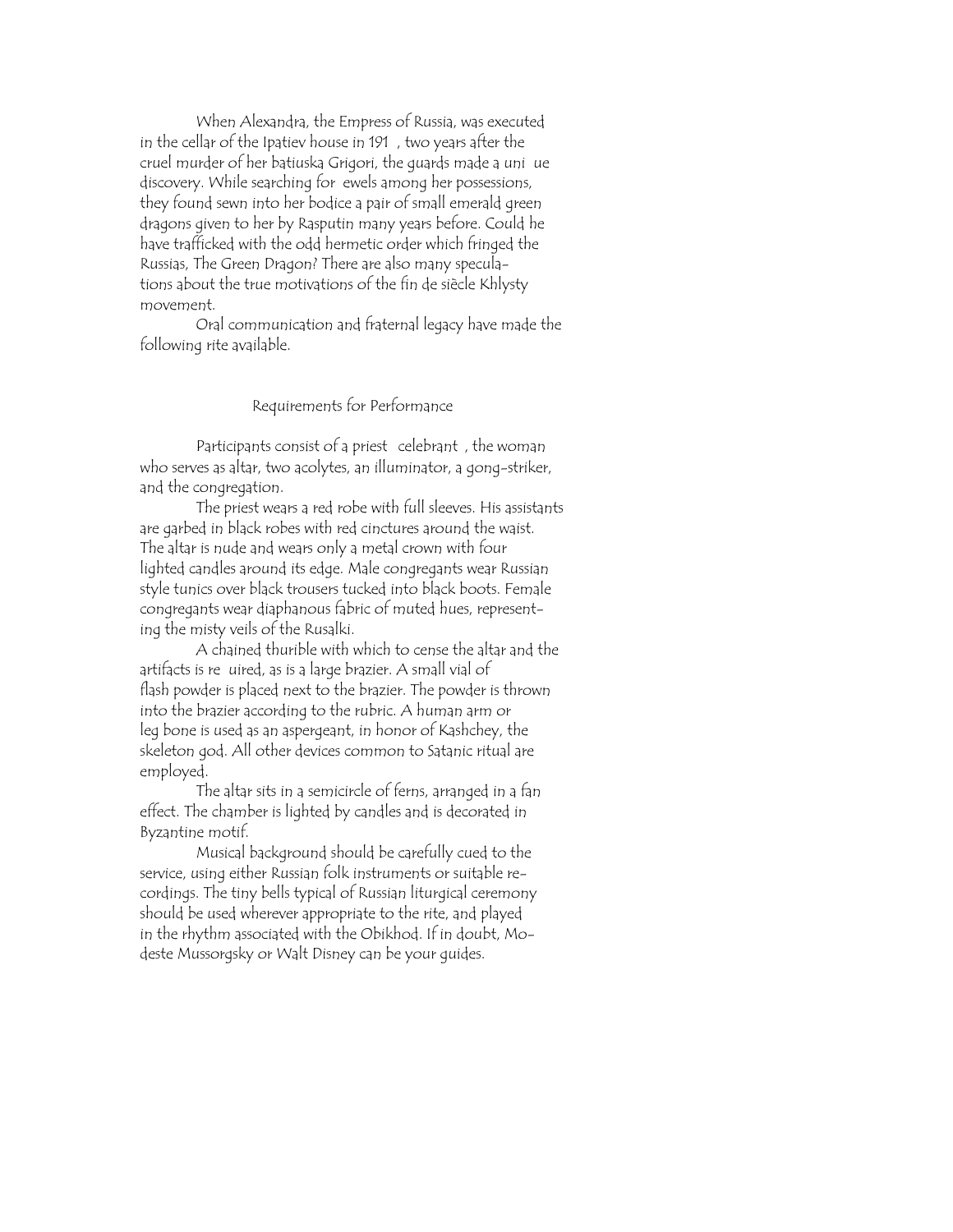When Alexandra, the Empress of Russia, was executed in the cellar of the Ipatiev house in 191 , two years after the cruel murder of her batiuska Grigori, the guards made a uni ue discovery. While searching for ewels among her possessions, they found sewn into her bodice a pair of small emerald green dragons given to her by Rasputin many years before. Could he have trafficked with the odd hermetic order which fringed the Russias, The Green Dragon? There are also many speculations about the true motivations of the fin de siècle Khlysty movement.

Oral communication and fraternal legacy have made the following rite available.

## Requirements for Performance

Participants consist of a priest celebrant , the woman who serves as altar, two acolytes, an illuminator, a gong-striker, and the congregation.

The priest wears a red robe with full sleeves. His assistants are garbed in black robes with red cinctures around the waist. The altar is nude and wears only a metal crown with four lighted candles around its edge. Male congregants wear Russian style tunics over black trousers tucked into black boots. Female congregants wear diaphanous fabric of muted hues, representing the misty veils of the Rusalki.

A chained thurible with which to cense the altar and the artifacts is re uired, as is a large brazier. A small vial of flash powder is placed next to the brazier. The powder is thrown into the brazier according to the rubric. A human arm or leg bone is used as an aspergeant, in honor of Kashchey, the skeleton god. All other devices common to Satanic ritual are employed.

The altar sits in a semicircle of ferns, arranged in a fan effect. The chamber is lighted by candles and is decorated in Byzantine motif.

Musical background should be carefully cued to the service, using either Russian folk instruments or suitable recordings. The tiny bells typical of Russian liturgical ceremony should be used wherever appropriate to the rite, and played in the rhythm associated with the Obikhod. If in doubt, Modeste Mussorgsky or Walt Disney can be your guides.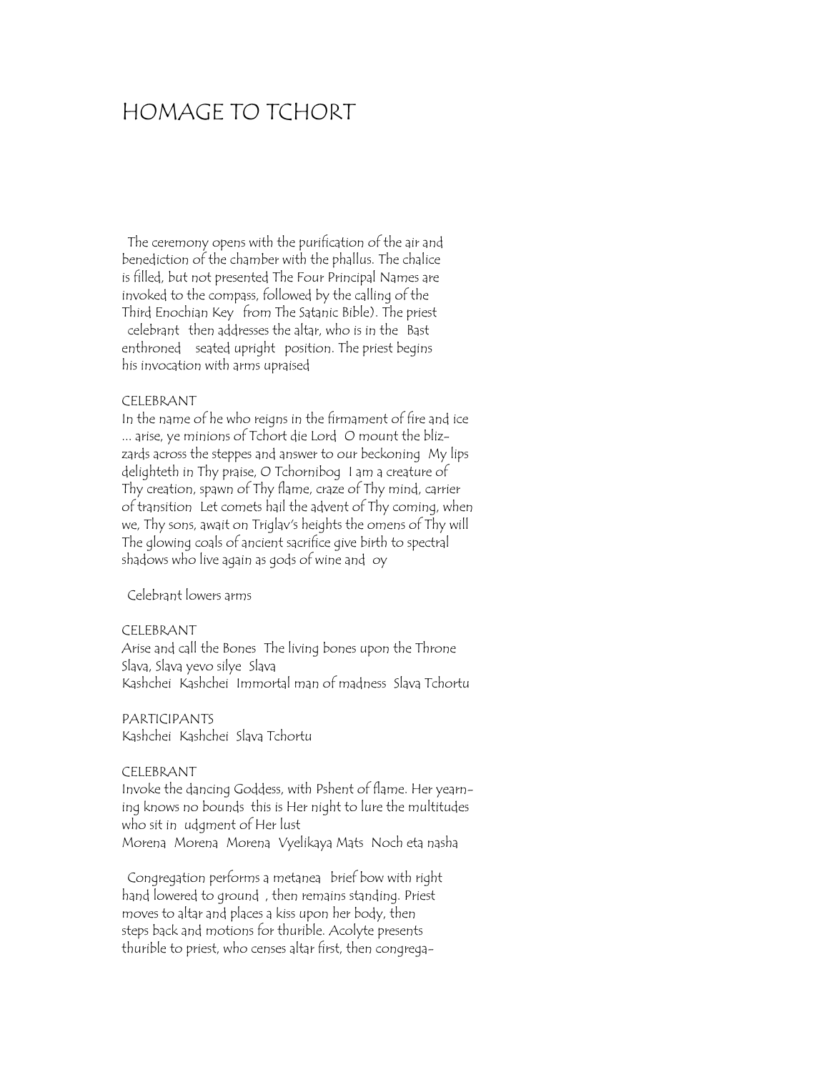# HOMAGE TO TCHORT

The ceremony opens with the purification of the air and benediction of the chamber with the phallus. The chalice is filled, but not presented The Four Principal Names are invoked to the compass, followed by the calling of the Third Enochian Key from The Satanic Bible). The priest celebrant then addresses the altar, who is in the Bast enthroned seated upright position. The priest begins his invocation with arms upraised

CELEBRANT
In the name of he who reigns in the firmament of fire and ice ... arise, ye minions of Tchort die Lord O mount the blizzards across the steppes and answer to our beckoning My lips delighteth in Thy praise, O Tchornibog I am a creature of Thy creation, spawn of Thy flame, craze of Thy mind, carrier of transition Let comets hail the advent of Thy coming, when we, Thy sons, await on Triglav's heights the omens of Thy will The glowing coals of ancient sacrifice give birth to spectral shadows who live again as gods of wine and oy

Celebrant lowers arms

CELEBRANT
Arise and call the Bones The living bones upon the Throne
Slava, Slava yevo silye Slava
Kashchei Kashchei Immortal man of madness Slava Tchortu

PARTICIPANTS
Kashchei Kashchei Slava Tchortu

CELEBRANT
Invoke the dancing Goddess, with Pshent of flame. Her yearning knows no bounds this is Her night to lure the multitudes who sit in udgment of Her lust
Morena Morena Morena Vyelikaya Mats Noch eta nasha

Congregation performs a metanea brief bow with right hand lowered to ground , then remains standing. Priest moves to altar and places a kiss upon her body, then steps back and motions for thurible. Acolyte presents thurible to priest, who censes altar first, then congrega-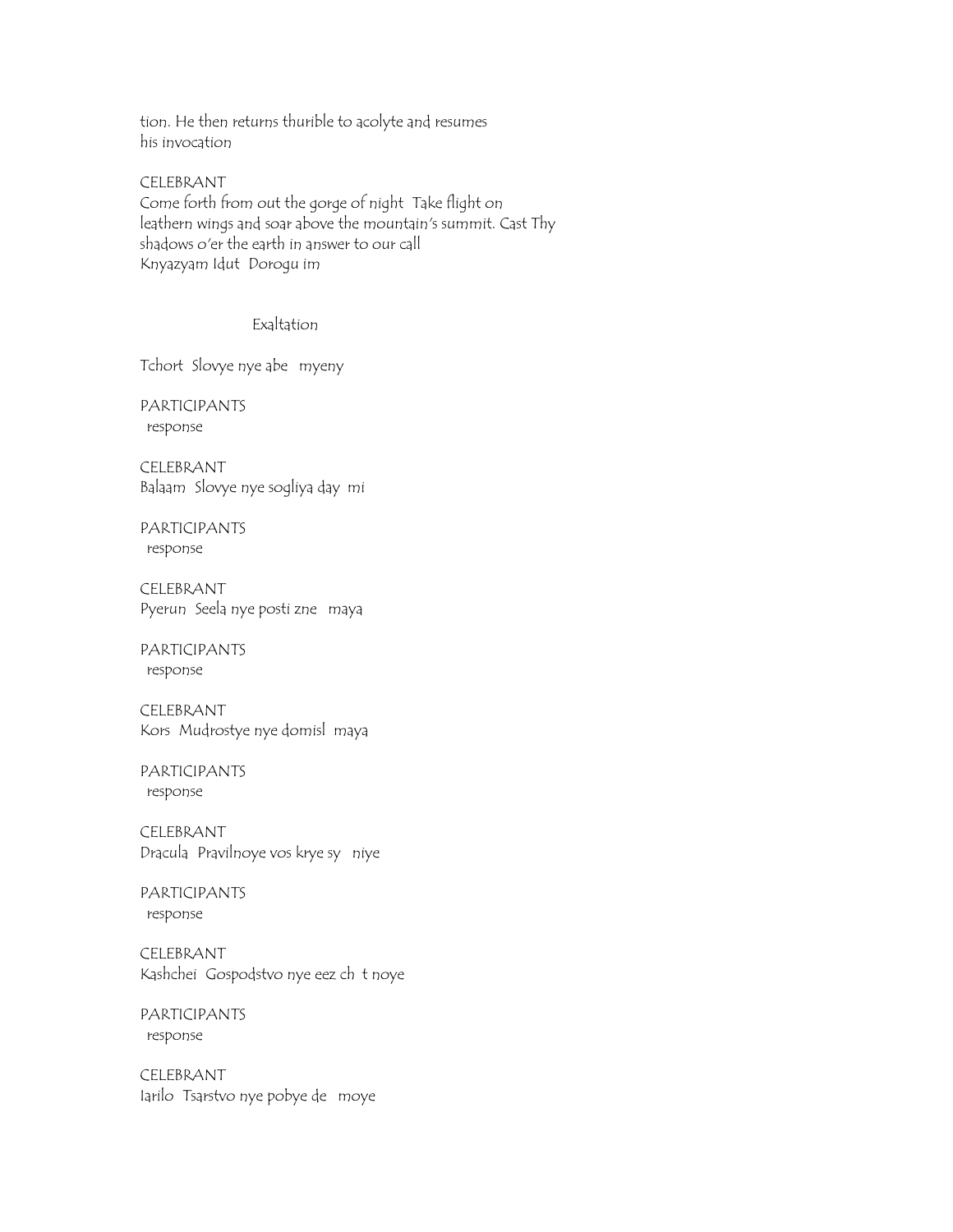tion. He then returns thurible to acolyte and resumes his invocation

CELEBRANT
Come forth from out the gorge of night  Take flight on leathern wings and soar above the mountain's summit. Cast Thy shadows o'er the earth in answer to our call
Knyazyam Idut  Dorogu im

Exaltation

Tchort  Slovye nye abe   myeny

PARTICIPANTS
response

CELEBRANT
Balaam  Slovye nye sogliya day  mi

PARTICIPANTS
response

CELEBRANT
Pyerun  Seela nye posti zne   maya

PARTICIPANTS
response

CELEBRANT
Kors  Mudrostye nye domisl  maya

PARTICIPANTS
response

CELEBRANT
Dracula  Pravilnoye vos krye sy   niye

PARTICIPANTS
response

CELEBRANT
Kashchei  Gospodstvo nye eez ch  t noye

PARTICIPANTS
response

CELEBRANT
Iarilo  Tsarstvo nye pobye de   moye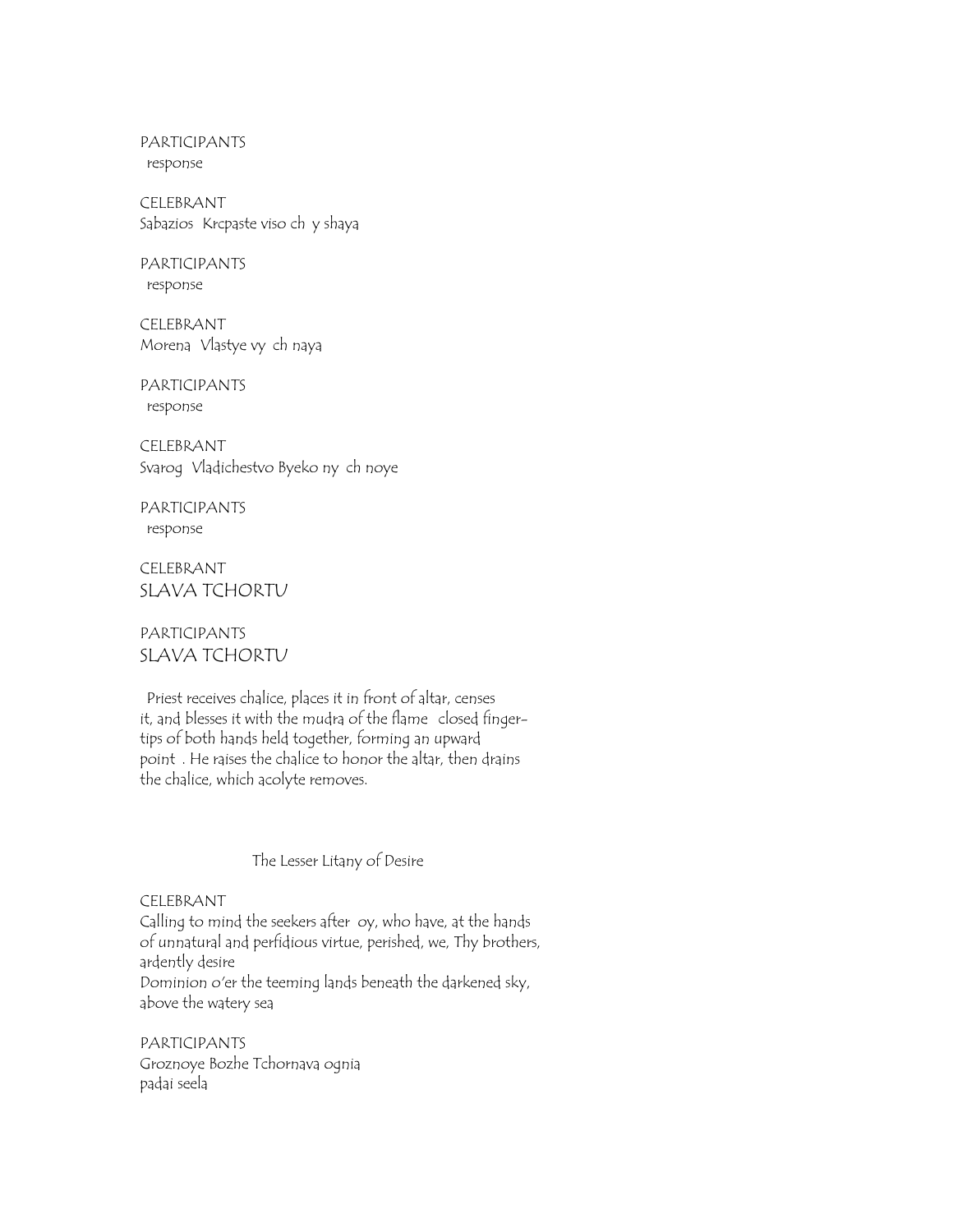PARTICIPANTS
response

CELEBRANT
Sabazios Krcpaste viso ch y shaya

PARTICIPANTS
response

CELEBRANT
Morena Vlastye vy ch naya

PARTICIPANTS
response

CELEBRANT
Svarog Vladichestvo Byeko ny ch noye

PARTICIPANTS
response

CELEBRANT
SLAVA TCHORTU

PARTICIPANTS
SLAVA TCHORTU

Priest receives chalice, places it in front of altar, censes it, and blesses it with the mudra of the flame closed finger-tips of both hands held together, forming an upward point . He raises the chalice to honor the altar, then drains the chalice, which acolyte removes.

## The Lesser Litany of Desire

CELEBRANT
Calling to mind the seekers after oy, who have, at the hands of unnatural and perfidious virtue, perished, we, Thy brothers, ardently desire
Dominion o'er the teeming lands beneath the darkened sky, above the watery sea

PARTICIPANTS
Groznoye Bozhe Tchornava ognia
padai seela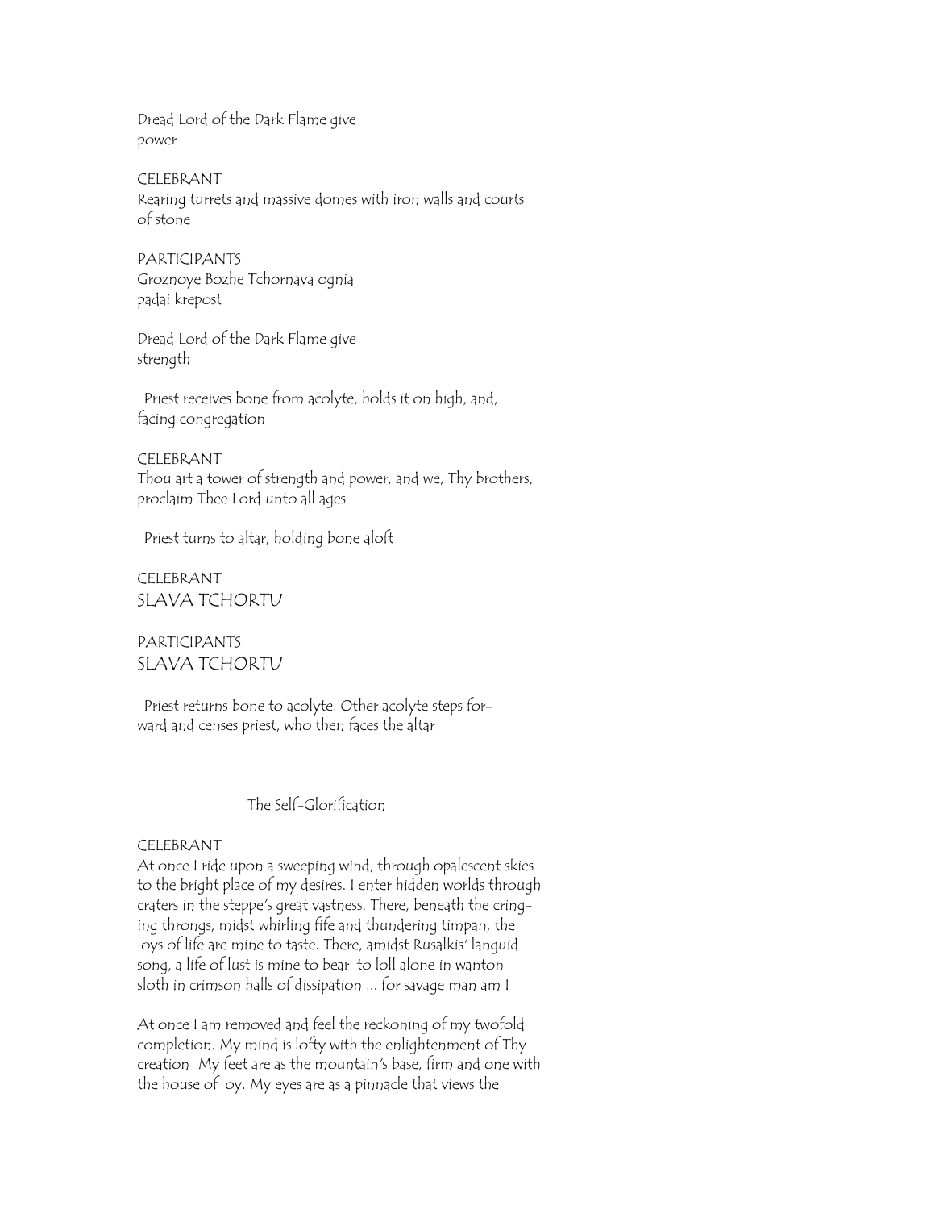Dread Lord of the Dark Flame give
power

CELEBRANT
Rearing turrets and massive domes with iron walls and courts
of stone

PARTICIPANTS
Groznoye Bozhe Tchornava ognia
padai krepost

Dread Lord of the Dark Flame give
strength

Priest receives bone from acolyte, holds it on high, and,
facing congregation

CELEBRANT
Thou art a tower of strength and power, and we, Thy brothers,
proclaim Thee Lord unto all ages

Priest turns to altar, holding bone aloft

CELEBRANT
SLAVA TCHORTU

PARTICIPANTS
SLAVA TCHORTU

Priest returns bone to acolyte. Other acolyte steps for-
ward and censes priest, who then faces the altar

## The Self-Glorification

CELEBRANT
At once I ride upon a sweeping wind, through opalescent skies
to the bright place of my desires. I enter hidden worlds through
craters in the steppe's great vastness. There, beneath the cring-
ing throngs, midst whirling fife and thundering timpan, the
oys of life are mine to taste. There, amidst Rusalkis' languid
song, a life of lust is mine to bear to loll alone in wanton
sloth in crimson halls of dissipation ... for savage man am I

At once I am removed and feel the reckoning of my twofold
completion. My mind is lofty with the enlightenment of Thy
creation My feet are as the mountain's base, firm and one with
the house of oy. My eyes are as a pinnacle that views the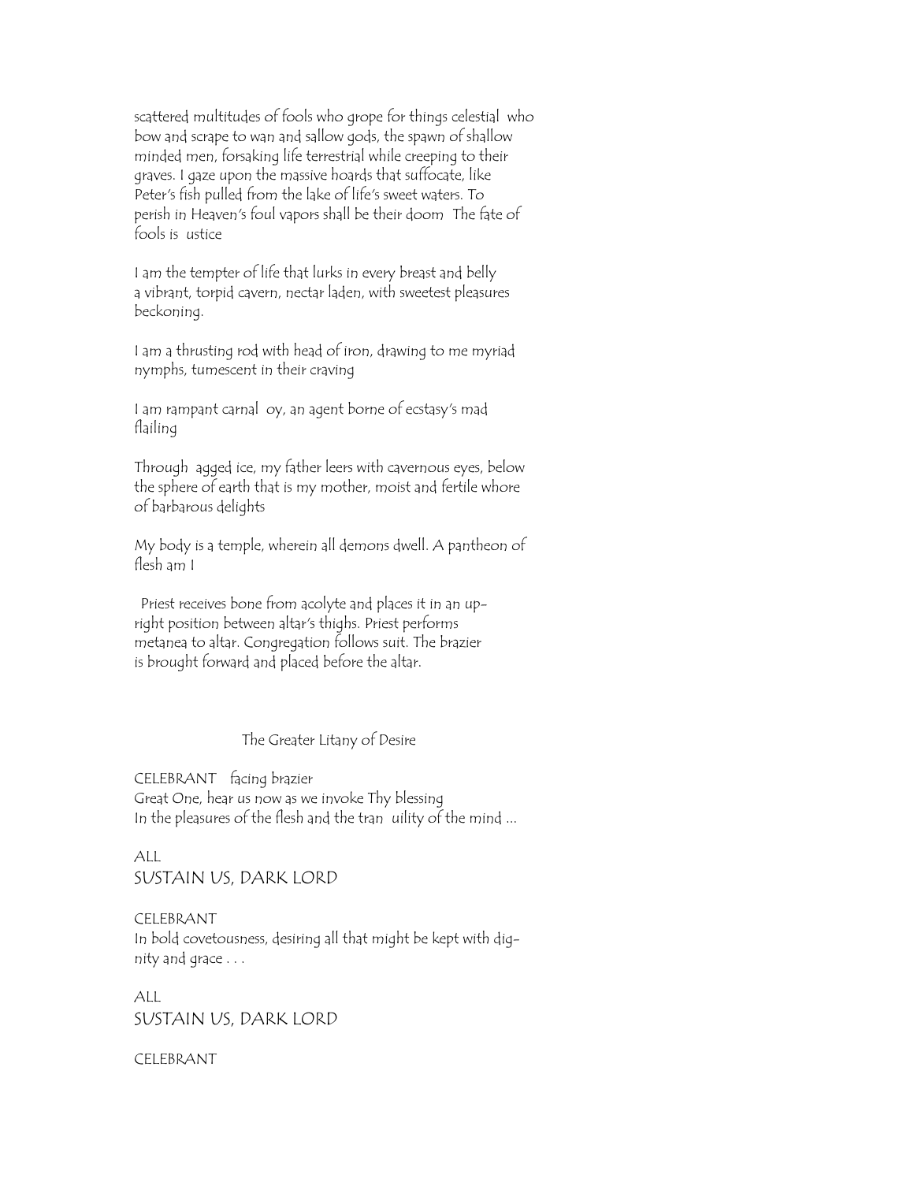scattered multitudes of fools who grope for things celestial who bow and scrape to wan and sallow gods, the spawn of shallow minded men, forsaking life terrestrial while creeping to their graves. I gaze upon the massive hoards that suffocate, like Peter's fish pulled from the lake of life's sweet waters. To perish in Heaven's foul vapors shall be their doom The fate of fools is ustice

I am the tempter of life that lurks in every breast and belly a vibrant, torpid cavern, nectar laden, with sweetest pleasures beckoning.

I am a thrusting rod with head of iron, drawing to me myriad nymphs, tumescent in their craving

I am rampant carnal oy, an agent borne of ecstasy's mad flailing

Through agged ice, my father leers with cavernous eyes, below the sphere of earth that is my mother, moist and fertile whore of barbarous delights

My body is a temple, wherein all demons dwell. A pantheon of flesh am I

Priest receives bone from acolyte and places it in an upright position between altar's thighs. Priest performs metanea to altar. Congregation follows suit. The brazier is brought forward and placed before the altar.

## The Greater Litany of Desire

CELEBRANT facing brazier
Great One, hear us now as we invoke Thy blessing
In the pleasures of the flesh and the tran uility of the mind ...

ALL
SUSTAIN US, DARK LORD

CELEBRANT
In bold covetousness, desiring all that might be kept with dignity and grace . . .

ALL
SUSTAIN US, DARK LORD

CELEBRANT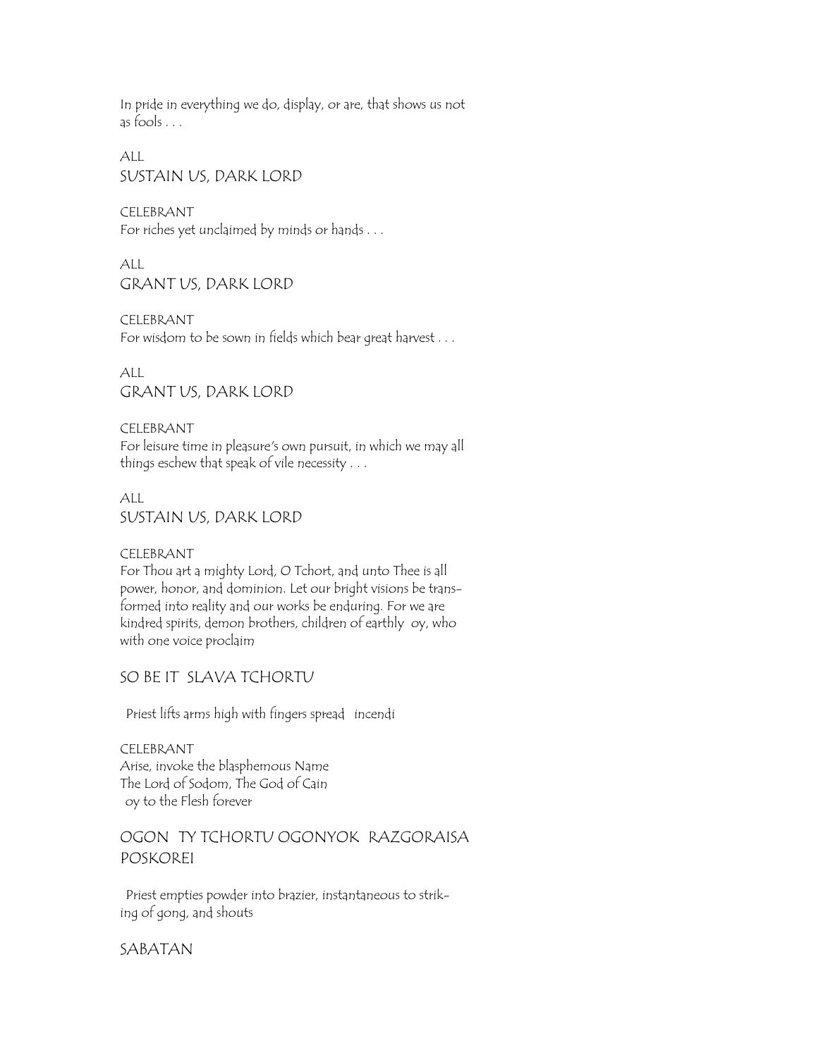In pride in everything we do, display, or are, that shows us not as fools . . .

ALL
SUSTAIN US, DARK LORD

CELEBRANT
For riches yet unclaimed by minds or hands . . .

ALL
GRANT US, DARK LORD

CELEBRANT
For wisdom to be sown in fields which bear great harvest . . .

ALL
GRANT US, DARK LORD

CELEBRANT
For leisure time in pleasure's own pursuit, in which we may all things eschew that speak of vile necessity . . .

ALL
SUSTAIN US, DARK LORD

CELEBRANT
For Thou art a mighty Lord, O Tchort, and unto Thee is all power, honor, and dominion. Let our bright visions be transformed into reality and our works be enduring. For we are kindred spirits, demon brothers, children of earthly oy, who with one voice proclaim

SO BE IT SLAVA TCHORTU

Priest lifts arms high with fingers spread incendi

CELEBRANT
Arise, invoke the blasphemous Name
The Lord of Sodom, The God of Cain
oy to the Flesh forever

OGON TY TCHORTU OGONYOK RAZGORAISA POSKOREI

Priest empties powder into brazier, instantaneous to striking of gong, and shouts

SABATAN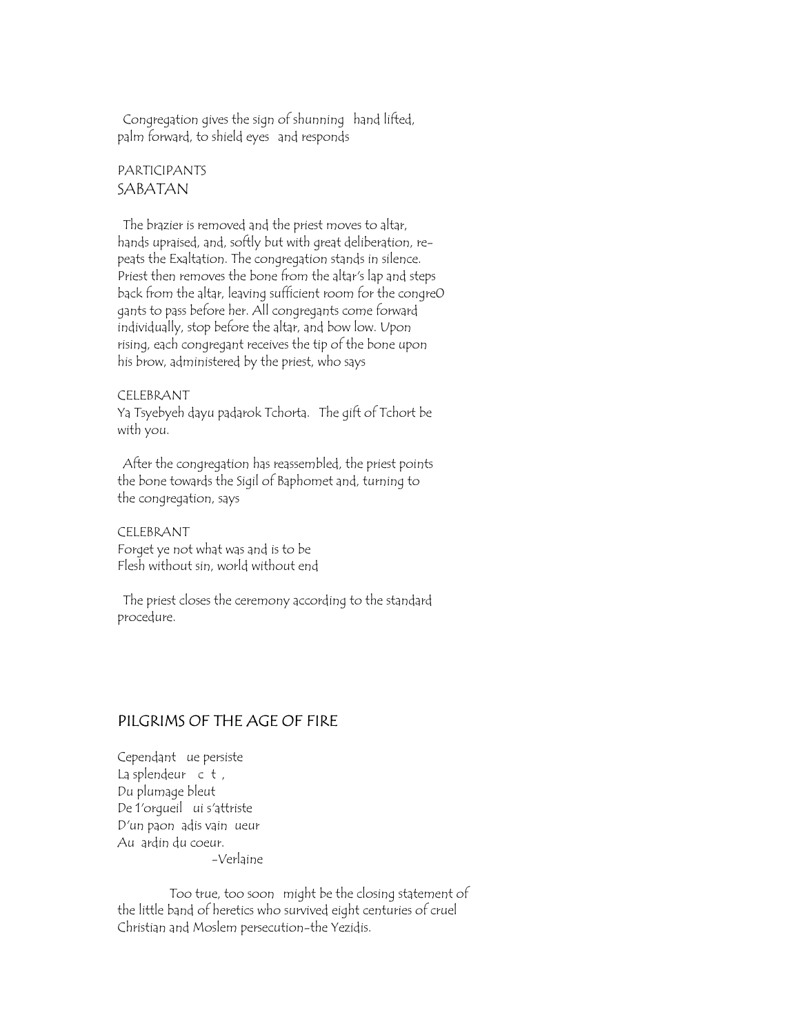Congregation gives the sign of shunning   hand lifted, palm forward, to shield eyes   and responds

PARTICIPANTS
SABATAN

The brazier is removed and the priest moves to altar, hands upraised, and, softly but with great deliberation, repeats the Exaltation. The congregation stands in silence. Priest then removes the bone from the altar's lap and steps back from the altar, leaving sufficient room for the congre0 gants to pass before her. All congregants come forward individually, stop before the altar, and bow low. Upon rising, each congregant receives the tip of the bone upon his brow, administered by the priest, who says

CELEBRANT
Ya Tsyebyeh dayu padarok Tchorta.   The gift of Tchort be with you.

After the congregation has reassembled, the priest points the bone towards the Sigil of Baphomet and, turning to the congregation, says

CELEBRANT
Forget ye not what was and is to be
Flesh without sin, world without end

The priest closes the ceremony according to the standard procedure.

## PILGRIMS OF THE AGE OF FIRE

Cependant   ue persiste
La splendeur   c  t ,
Du plumage bleut
De 1'orgueil   ui s'attriste
D'un paon  adis vain  ueur
Au  ardin du coeur.
-Verlaine

Too true, too soon   might be the closing statement of the little band of heretics who survived eight centuries of cruel Christian and Moslem persecution-the Yezidis.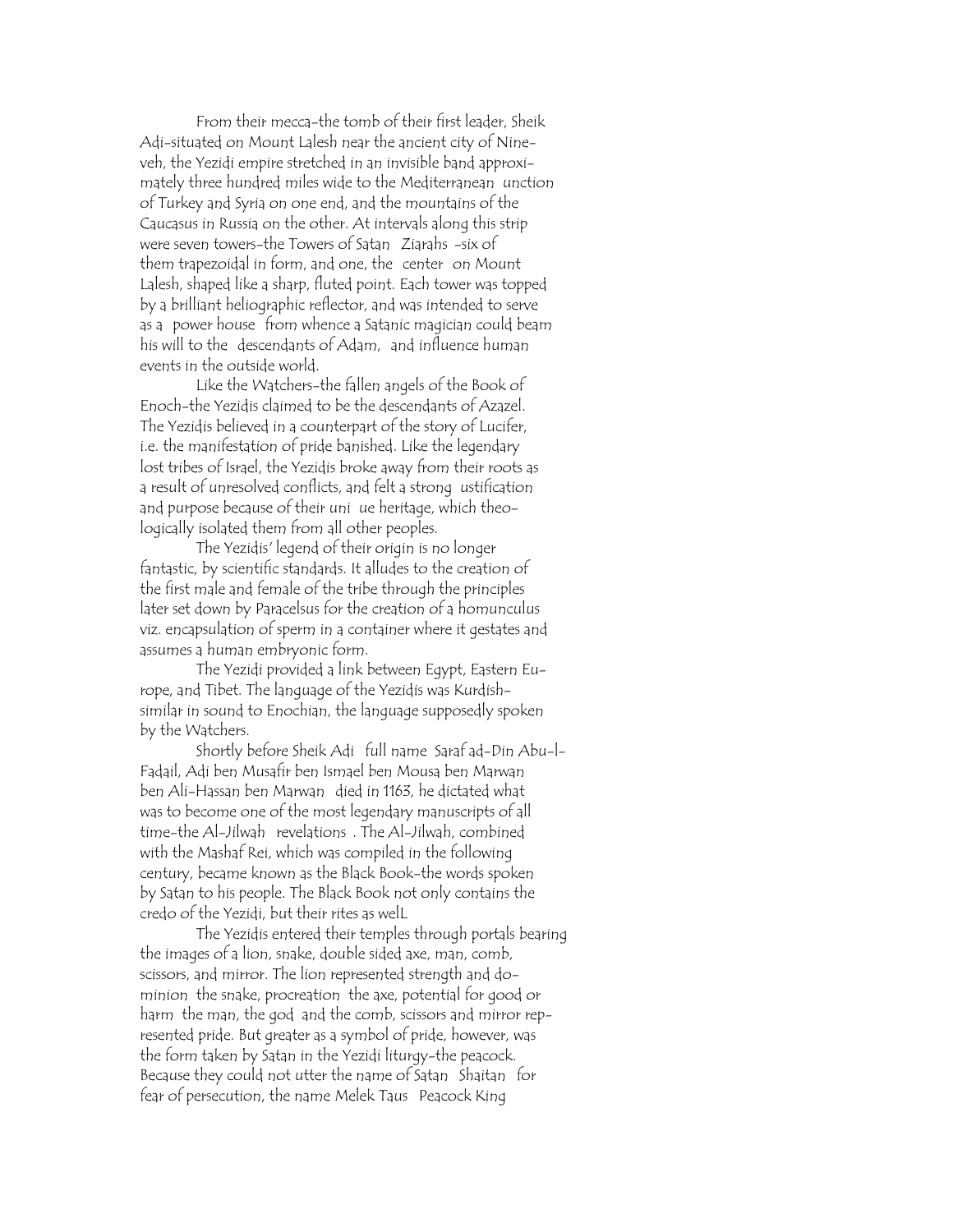From their mecca–the tomb of their first leader, Sheik Adi–situated on Mount Lalesh near the ancient city of Nineveh, the Yezidi empire stretched in an invisible band approximately three hundred miles wide to the Mediterranean unction of Turkey and Syria on one end, and the mountains of the Caucasus in Russia on the other. At intervals along this strip were seven towers–the Towers of Satan Ziarahs –six of them trapezoidal in form, and one, the center on Mount Lalesh, shaped like a sharp, fluted point. Each tower was topped by a brilliant heliographic reflector, and was intended to serve as a power house from whence a Satanic magician could beam his will to the descendants of Adam, and influence human events in the outside world.

Like the Watchers–the fallen angels of the Book of Enoch–the Yezidis claimed to be the descendants of Azazel. The Yezidis believed in a counterpart of the story of Lucifer, i.e. the manifestation of pride banished. Like the legendary lost tribes of Israel, the Yezidis broke away from their roots as a result of unresolved conflicts, and felt a strong ustification and purpose because of their uni ue heritage, which theologically isolated them from all other peoples.

The Yezidis' legend of their origin is no longer fantastic, by scientific standards. It alludes to the creation of the first male and female of the tribe through the principles later set down by Paracelsus for the creation of a homunculus viz. encapsulation of sperm in a container where it gestates and assumes a human embryonic form.

The Yezidi provided a link between Egypt, Eastern Europe, and Tibet. The language of the Yezidis was Kurdish–similar in sound to Enochian, the language supposedly spoken by the Watchers.

Shortly before Sheik Adi full name Saraf ad-Din Abu-l-Fadail, Adi ben Musafir ben Ismael ben Mousa ben Marwan ben Ali-Hassan ben Marwan died in 1163, he dictated what was to become one of the most legendary manuscripts of all time–the Al-Jilwah revelations . The Al-Jilwah, combined with the Mashaf Rei, which was compiled in the following century, became known as the Black Book–the words spoken by Satan to his people. The Black Book not only contains the credo of the Yezidi, but their rites as welL

The Yezidis entered their temples through portals bearing the images of a lion, snake, double sided axe, man, comb, scissors, and mirror. The lion represented strength and dominion the snake, procreation the axe, potential for good or harm the man, the god and the comb, scissors and mirror represented pride. But greater as a symbol of pride, however, was the form taken by Satan in the Yezidi liturgy–the peacock. Because they could not utter the name of Satan Shaitan for fear of persecution, the name Melek Taus Peacock King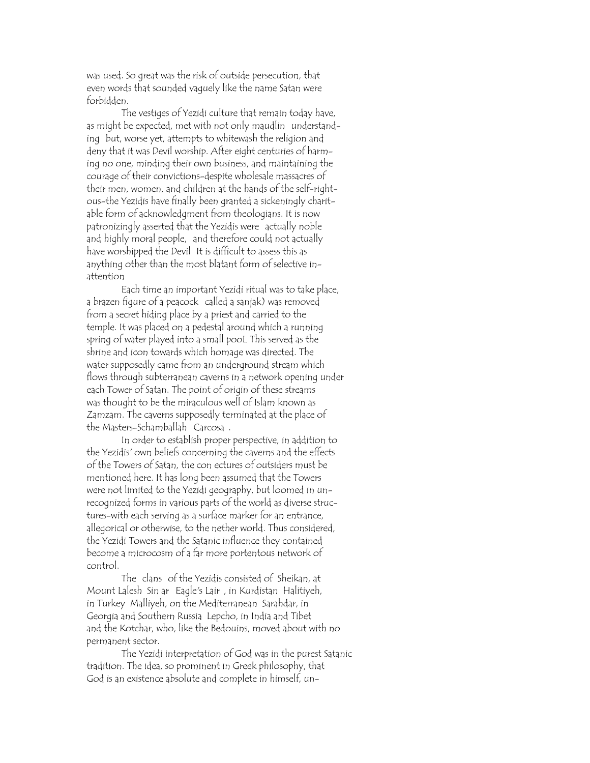was used. So great was the risk of outside persecution, that even words that sounded vaguely like the name Satan were forbidden.

The vestiges of Yezidi culture that remain today have, as might be expected, met with not only maudlin understanding but, worse yet, attempts to whitewash the religion and deny that it was Devil worship. After eight centuries of harming no one, minding their own business, and maintaining the courage of their convictions–despite wholesale massacres of their men, women, and children at the hands of the self-righteous–the Yezidis have finally been granted a sickeningly charitable form of acknowledgment from theologians. It is now patronizingly asserted that the Yezidis were actually noble and highly moral people, and therefore could not actually have worshipped the Devil It is difficult to assess this as anything other than the most blatant form of selective inattention

Each time an important Yezidi ritual was to take place, a brazen figure of a peacock called a sanjak) was removed from a secret hiding place by a priest and carried to the temple. It was placed on a pedestal around which a running spring of water played into a small pool. This served as the shrine and icon towards which homage was directed. The water supposedly came from an underground stream which flows through subterranean caverns in a network opening under each Tower of Satan. The point of origin of these streams was thought to be the miraculous well of Islam known as Zamzam. The caverns supposedly terminated at the place of the Masters–Schamballah Carcosa .

In order to establish proper perspective, in addition to the Yezidis' own beliefs concerning the caverns and the effects of the Towers of Satan, the con ectures of outsiders must be mentioned here. It has long been assumed that the Towers were not limited to the Yezidi geography, but loomed in unrecognized forms in various parts of the world as diverse structures–with each serving as a surface marker for an entrance, allegorical or otherwise, to the nether world. Thus considered, the Yezidi Towers and the Satanic influence they contained become a microcosm of a far more portentous network of control.

The clans of the Yezidis consisted of Sheikan, at Mount Lalesh Sin ar Eagle's Lair , in Kurdistan Halitiyeh, in Turkey Malliyeh, on the Mediterranean Sarahdar, in Georgia and Southern Russia Lepcho, in India and Tibet and the Kotchar, who, like the Bedouins, moved about with no permanent sector.

The Yezidi interpretation of God was in the purest Satanic tradition. The idea, so prominent in Greek philosophy, that God is an existence absolute and complete in himself, un-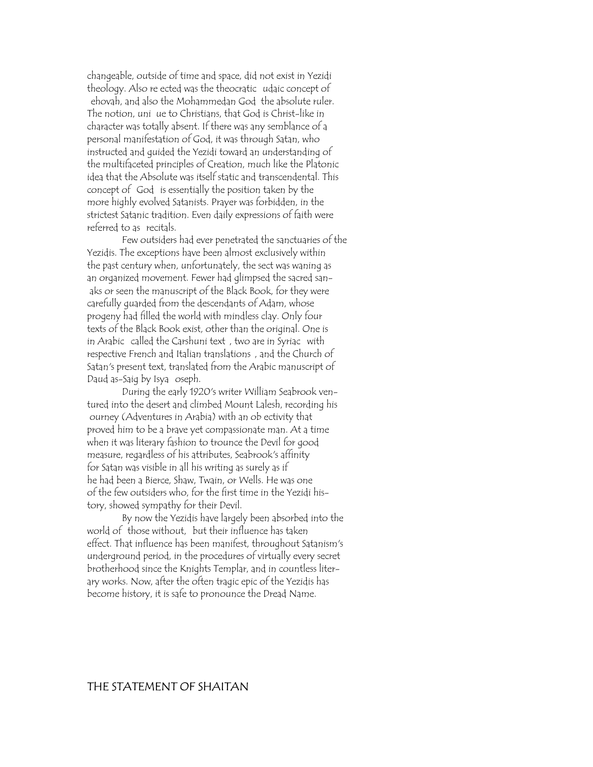changeable, outside of time and space, did not exist in Yezidi theology. Also re ected was the theocratic udaic concept of ehovah, and also the Mohammedan God the absolute ruler. The notion, uni ue to Christians, that God is Christ-like in character was totally absent. If there was any semblance of a personal manifestation of God, it was through Satan, who instructed and guided the Yezidi toward an understanding of the multifaceted principles of Creation, much like the Platonic idea that the Absolute was itself static and transcendental. This concept of God is essentially the position taken by the more highly evolved Satanists. Prayer was forbidden, in the strictest Satanic tradition. Even daily expressions of faith were referred to as recitals.

Few outsiders had ever penetrated the sanctuaries of the Yezidis. The exceptions have been almost exclusively within the past century when, unfortunately, the sect was waning as an organized movement. Fewer had glimpsed the sacred san- aks or seen the manuscript of the Black Book, for they were carefully guarded from the descendants of Adam, whose progeny had filled the world with mindless clay. Only four texts of the Black Book exist, other than the original. One is in Arabic called the Carshuni text , two are in Syriac with respective French and Italian translations , and the Church of Satan's present text, translated from the Arabic manuscript of Daud as-Saig by Isya oseph.

During the early 1920's writer William Seabrook ventured into the desert and climbed Mount Lalesh, recording his ourney (Adventures in Arabia) with an ob ectivity that proved him to be a brave yet compassionate man. At a time when it was literary fashion to trounce the Devil for good measure, regardless of his attributes, Seabrook's affinity for Satan was visible in all his writing as surely as if he had been a Bierce, Shaw, Twain, or Wells. He was one of the few outsiders who, for the first time in the Yezidi history, showed sympathy for their Devil.

By now the Yezidis have largely been absorbed into the world of those without, but their influence has taken effect. That influence has been manifest, throughout Satanism's underground period, in the procedures of virtually every secret brotherhood since the Knights Templar, and in countless literary works. Now, after the often tragic epic of the Yezidis has become history, it is safe to pronounce the Dread Name.

## THE STATEMENT OF SHAITAN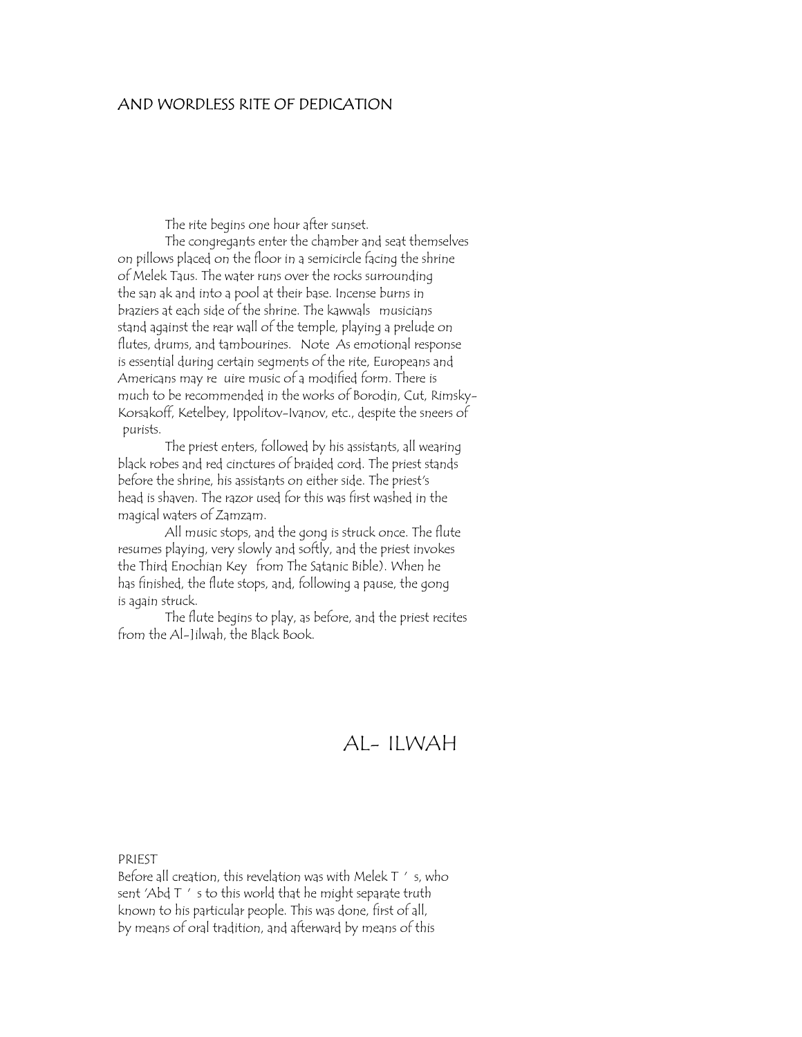## AND WORDLESS RITE OF DEDICATION

The rite begins one hour after sunset.

The congregants enter the chamber and seat themselves on pillows placed on the floor in a semicircle facing the shrine of Melek Taus. The water runs over the rocks surrounding the san ak and into a pool at their base. Incense burns in braziers at each side of the shrine. The kawwals musicians stand against the rear wall of the temple, playing a prelude on flutes, drums, and tambourines. Note As emotional response is essential during certain segments of the rite, Europeans and Americans may re uire music of a modified form. There is much to be recommended in the works of Borodin, Cut, Rimsky-Korsakoff, Ketelbey, Ippolitov-Ivanov, etc., despite the sneers of purists.

The priest enters, followed by his assistants, all wearing black robes and red cinctures of braided cord. The priest stands before the shrine, his assistants on either side. The priest's head is shaven. The razor used for this was first washed in the magical waters of Zamzam.

All music stops, and the gong is struck once. The flute resumes playing, very slowly and softly, and the priest invokes the Third Enochian Key from The Satanic Bible). When he has finished, the flute stops, and, following a pause, the gong is again struck.

The flute begins to play, as before, and the priest recites from the Al-Jilwah, the Black Book.

# AL- ILWAH

PRIEST

Before all creation, this revelation was with Melek T ' s, who sent 'Abd T ' s to this world that he might separate truth known to his particular people. This was done, first of all, by means of oral tradition, and afterward by means of this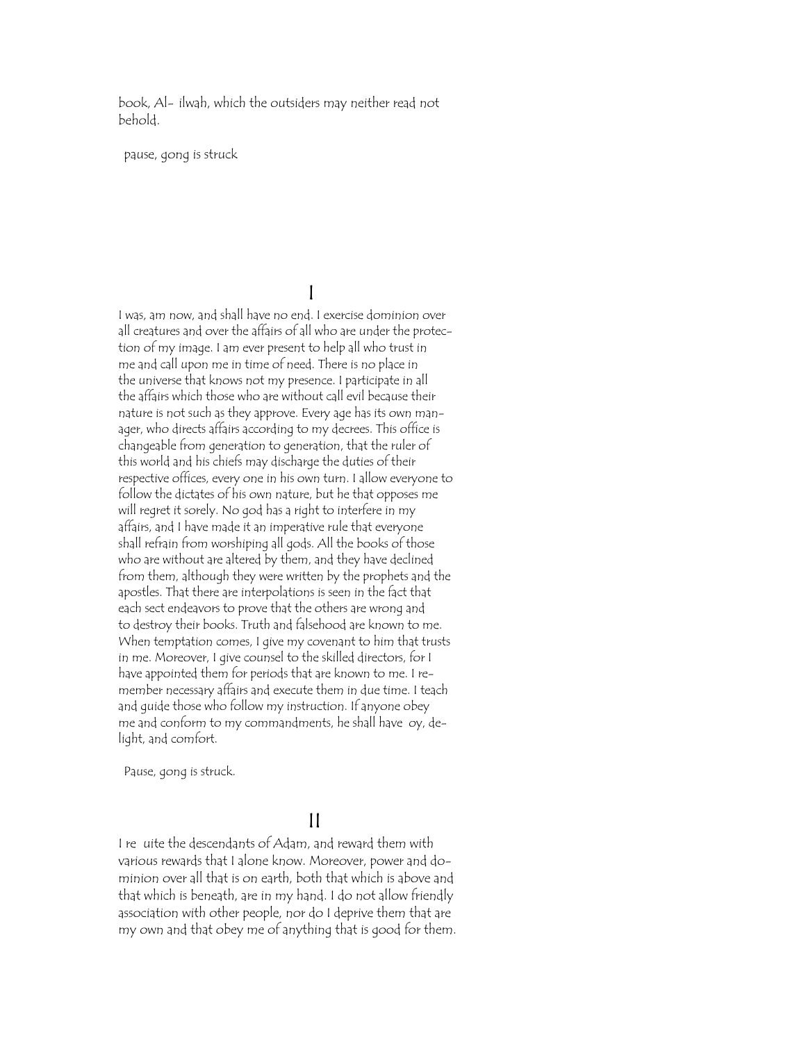book, Al- ilwah, which the outsiders may neither read not behold.

pause, gong is struck

# I

I was, am now, and shall have no end. I exercise dominion over all creatures and over the affairs of all who are under the protection of my image. I am ever present to help all who trust in me and call upon me in time of need. There is no place in the universe that knows not my presence. I participate in all the affairs which those who are without call evil because their nature is not such as they approve. Every age has its own manager, who directs affairs according to my decrees. This office is changeable from generation to generation, that the ruler of this world and his chiefs may discharge the duties of their respective offices, every one in his own turn. I allow everyone to follow the dictates of his own nature, but he that opposes me will regret it sorely. No god has a right to interfere in my affairs, and I have made it an imperative rule that everyone shall refrain from worshiping all gods. All the books of those who are without are altered by them, and they have declined from them, although they were written by the prophets and the apostles. That there are interpolations is seen in the fact that each sect endeavors to prove that the others are wrong and to destroy their books. Truth and falsehood are known to me. When temptation comes, I give my covenant to him that trusts in me. Moreover, I give counsel to the skilled directors, for I have appointed them for periods that are known to me. I remember necessary affairs and execute them in due time. I teach and guide those who follow my instruction. If anyone obey me and conform to my commandments, he shall have oy, delight, and comfort.

Pause, gong is struck.

# II

I re uite the descendants of Adam, and reward them with various rewards that I alone know. Moreover, power and dominion over all that is on earth, both that which is above and that which is beneath, are in my hand. I do not allow friendly association with other people, nor do I deprive them that are my own and that obey me of anything that is good for them.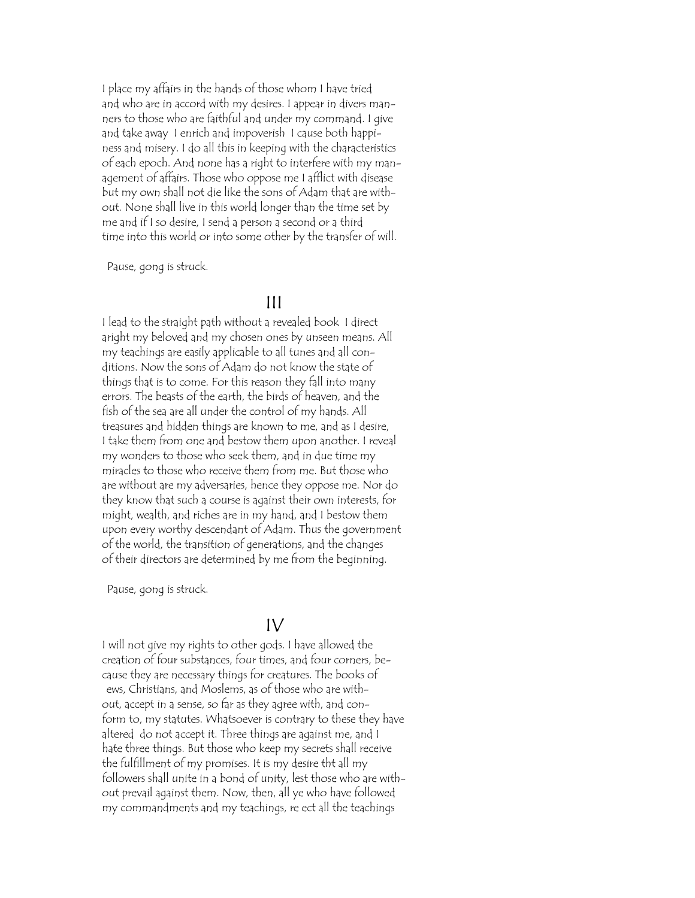I place my affairs in the hands of those whom I have tried and who are in accord with my desires. I appear in divers manners to those who are faithful and under my command. I give and take away I enrich and impoverish I cause both happiness and misery. I do all this in keeping with the characteristics of each epoch. And none has a right to interfere with my management of affairs. Those who oppose me I afflict with disease but my own shall not die like the sons of Adam that are without. None shall live in this world longer than the time set by me and if I so desire, I send a person a second or a third time into this world or into some other by the transfer of will.

Pause, gong is struck.

## III

I lead to the straight path without a revealed book I direct aright my beloved and my chosen ones by unseen means. All my teachings are easily applicable to all tunes and all conditions. Now the sons of Adam do not know the state of things that is to come. For this reason they fall into many errors. The beasts of the earth, the birds of heaven, and the fish of the sea are all under the control of my hands. All treasures and hidden things are known to me, and as I desire, I take them from one and bestow them upon another. I reveal my wonders to those who seek them, and in due time my miracles to those who receive them from me. But those who are without are my adversaries, hence they oppose me. Nor do they know that such a course is against their own interests, for might, wealth, and riches are in my hand, and I bestow them upon every worthy descendant of Adam. Thus the government of the world, the transition of generations, and the changes of their directors are determined by me from the beginning.

Pause, gong is struck.

## IV

I will not give my rights to other gods. I have allowed the creation of four substances, four times, and four corners, because they are necessary things for creatures. The books of ews, Christians, and Moslems, as of those who are without, accept in a sense, so far as they agree with, and conform to, my statutes. Whatsoever is contrary to these they have altered do not accept it. Three things are against me, and I hate three things. But those who keep my secrets shall receive the fulfillment of my promises. It is my desire tht all my followers shall unite in a bond of unity, lest those who are without prevail against them. Now, then, all ye who have followed my commandments and my teachings, re ect all the teachings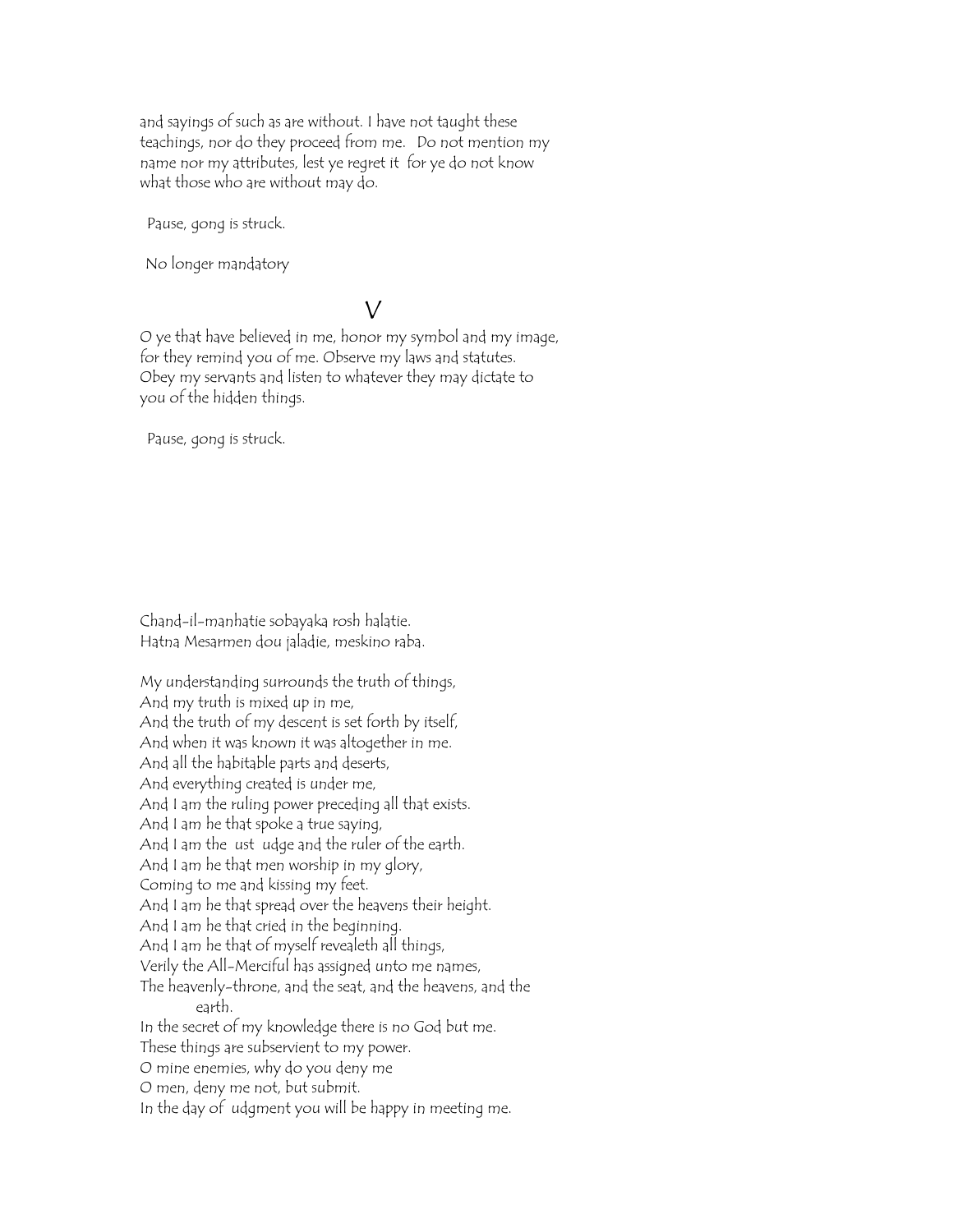and sayings of such as are without. I have not taught these teachings, nor do they proceed from me. Do not mention my name nor my attributes, lest ye regret it for ye do not know what those who are without may do.

Pause, gong is struck.

No longer mandatory

## V

O ye that have believed in me, honor my symbol and my image, for they remind you of me. Observe my laws and statutes. Obey my servants and listen to whatever they may dictate to you of the hidden things.

Pause, gong is struck.

Chand-il-manhatie sobayaka rosh halatie.
Hatna Mesarmen dou jaladie, meskino raba.

My understanding surrounds the truth of things,
And my truth is mixed up in me,
And the truth of my descent is set forth by itself,
And when it was known it was altogether in me.
And all the habitable parts and deserts,
And everything created is under me,
And I am the ruling power preceding all that exists.
And I am he that spoke a true saying,
And I am the ust udge and the ruler of the earth.
And I am he that men worship in my glory,
Coming to me and kissing my feet.
And I am he that spread over the heavens their height.
And I am he that cried in the beginning.
And I am he that of myself revealeth all things,
Verily the All-Merciful has assigned unto me names,
The heavenly-throne, and the seat, and the heavens, and the earth.
In the secret of my knowledge there is no God but me.
These things are subservient to my power.
O mine enemies, why do you deny me
O men, deny me not, but submit.
In the day of udgment you will be happy in meeting me.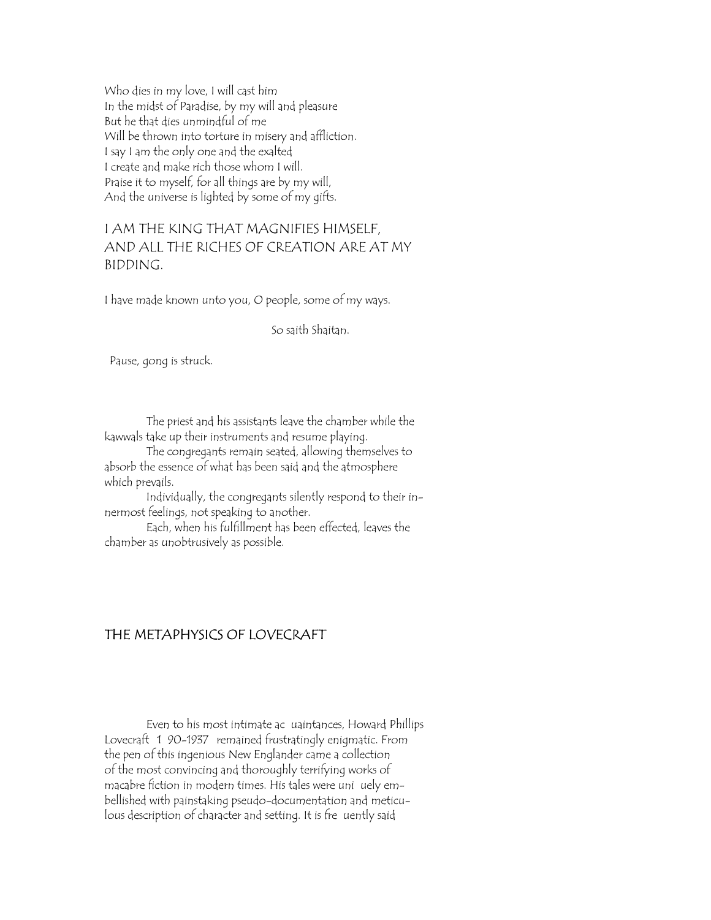Who dies in my love, I will cast him
In the midst of Paradise, by my will and pleasure
But he that dies unmindful of me
Will be thrown into torture in misery and affliction.
I say I am the only one and the exalted
I create and make rich those whom I will.
Praise it to myself, for all things are by my will,
And the universe is lighted by some of my gifts.

I AM THE KING THAT MAGNIFIES HIMSELF,
AND ALL THE RICHES OF CREATION ARE AT MY
BIDDING.

I have made known unto you, O people, some of my ways.

So saith Shaitan.

Pause, gong is struck.

The priest and his assistants leave the chamber while the kawwals take up their instruments and resume playing.

The congregants remain seated, allowing themselves to absorb the essence of what has been said and the atmosphere which prevails.

Individually, the congregants silently respond to their innermost feelings, not speaking to another.

Each, when his fulfillment has been effected, leaves the chamber as unobtrusively as possible.

## THE METAPHYSICS OF LOVECRAFT

Even to his most intimate ac uaintances, Howard Phillips Lovecraft 1 90-1937 remained frustratingly enigmatic. From the pen of this ingenious New Englander came a collection of the most convincing and thoroughly terrifying works of macabre fiction in modern times. His tales were uni uely embellished with painstaking pseudo-documentation and meticulous description of character and setting. It is fre uently said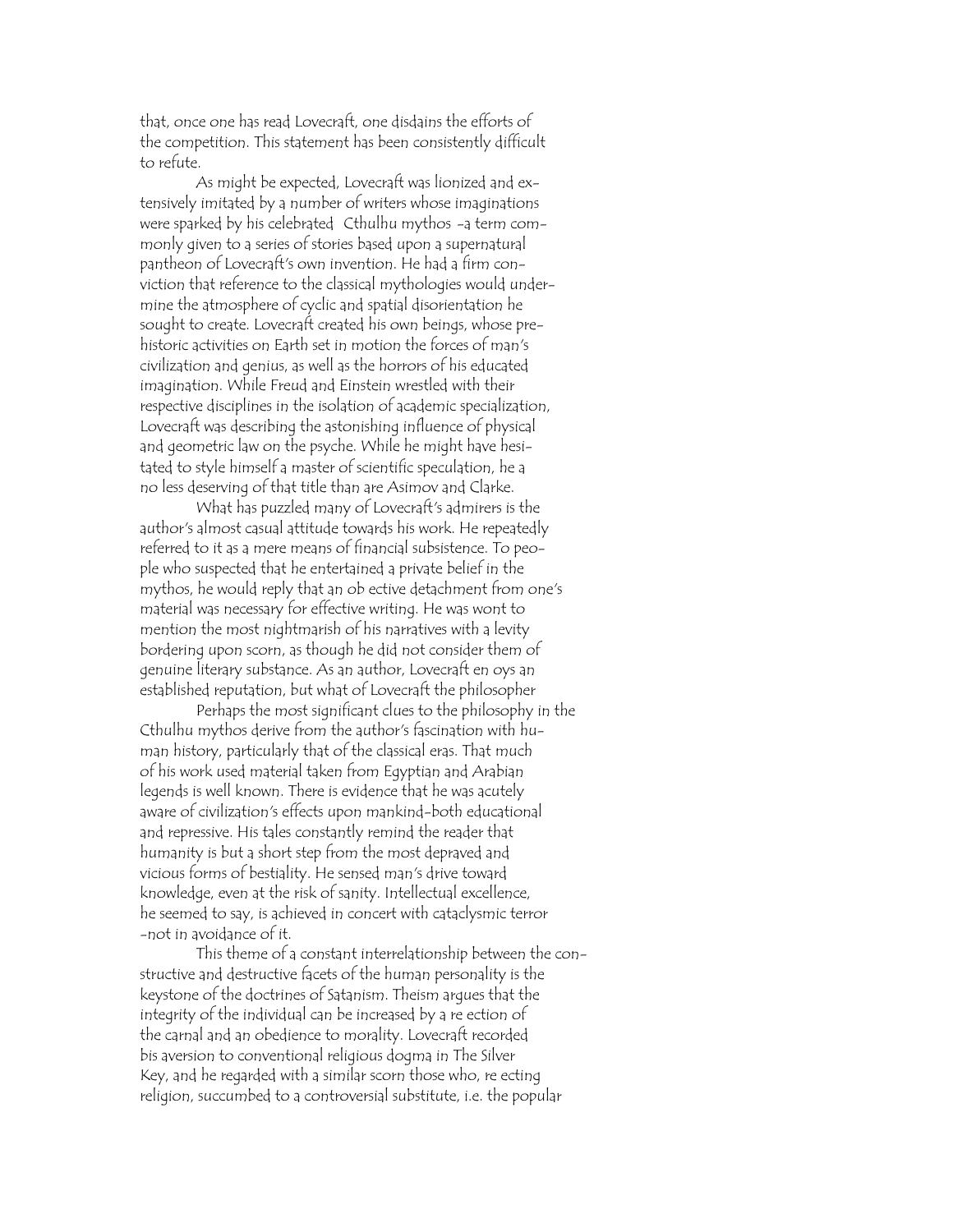that, once one has read Lovecraft, one disdains the efforts of the competition. This statement has been consistently difficult to refute.

As might be expected, Lovecraft was lionized and extensively imitated by a number of writers whose imaginations were sparked by his celebrated Cthulhu mythos -a term commonly given to a series of stories based upon a supernatural pantheon of Lovecraft's own invention. He had a firm conviction that reference to the classical mythologies would undermine the atmosphere of cyclic and spatial disorientation he sought to create. Lovecraft created his own beings, whose prehistoric activities on Earth set in motion the forces of man's civilization and genius, as well as the horrors of his educated imagination. While Freud and Einstein wrestled with their respective disciplines in the isolation of academic specialization, Lovecraft was describing the astonishing influence of physical and geometric law on the psyche. While he might have hesitated to style himself a master of scientific speculation, he a no less deserving of that title than are Asimov and Clarke.

What has puzzled many of Lovecraft's admirers is the author's almost casual attitude towards his work. He repeatedly referred to it as a mere means of financial subsistence. To people who suspected that he entertained a private belief in the mythos, he would reply that an ob ective detachment from one's material was necessary for effective writing. He was wont to mention the most nightmarish of his narratives with a levity bordering upon scorn, as though he did not consider them of genuine literary substance. As an author, Lovecraft en oys an established reputation, but what of Lovecraft the philosopher

Perhaps the most significant clues to the philosophy in the Cthulhu mythos derive from the author's fascination with human history, particularly that of the classical eras. That much of his work used material taken from Egyptian and Arabian legends is well known. There is evidence that he was acutely aware of civilization's effects upon mankind-both educational and repressive. His tales constantly remind the reader that humanity is but a short step from the most depraved and vicious forms of bestiality. He sensed man's drive toward knowledge, even at the risk of sanity. Intellectual excellence, he seemed to say, is achieved in concert with cataclysmic terror -not in avoidance of it.

This theme of a constant interrelationship between the constructive and destructive facets of the human personality is the keystone of the doctrines of Satanism. Theism argues that the integrity of the individual can be increased by a re ection of the carnal and an obedience to morality. Lovecraft recorded bis aversion to conventional religious dogma in The Silver Key, and he regarded with a similar scorn those who, re ecting religion, succumbed to a controversial substitute, i.e. the popular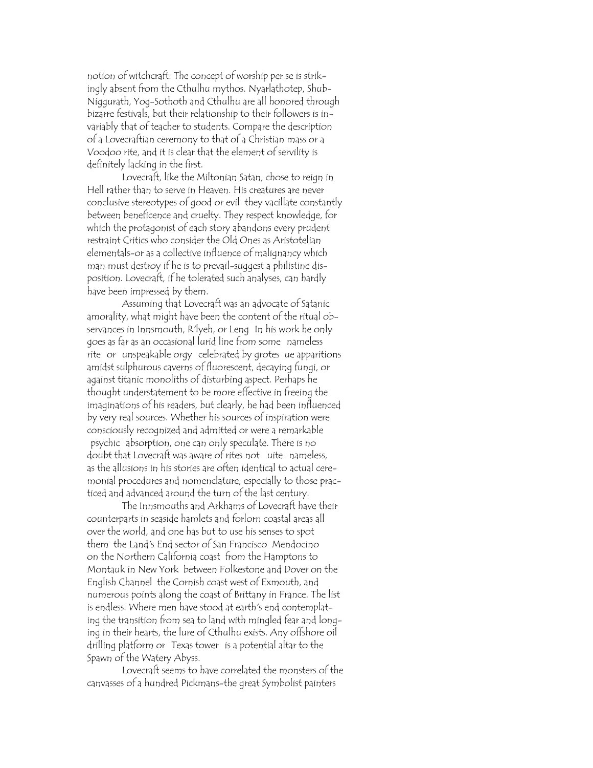notion of witchcraft. The concept of worship per se is strikingly absent from the Cthulhu mythos. Nyarlathotep, Shub-Niggurath, Yog-Sothoth and Cthulhu are all honored through bizarre festivals, but their relationship to their followers is invariably that of teacher to students. Compare the description of a Lovecraftian ceremony to that of a Christian mass or a Voodoo rite, and it is clear that the element of servility is definitely lacking in the first.

Lovecraft, like the Miltonian Satan, chose to reign in Hell rather than to serve in Heaven. His creatures are never conclusive stereotypes of good or evil they vacillate constantly between beneficence and cruelty. They respect knowledge, for which the protagonist of each story abandons every prudent restraint Critics who consider the Old Ones as Aristotelian elementals–or as a collective influence of malignancy which man must destroy if he is to prevail–suggest a philistine disposition. Lovecraft, if he tolerated such analyses, can hardly have been impressed by them.

Assuming that Lovecraft was an advocate of Satanic amorality, what might have been the content of the ritual observances in Innsmouth, R'lyeh, or Leng In his work he only goes as far as an occasional lurid line from some nameless rite or unspeakable orgy celebrated by grotes ue apparitions amidst sulphurous caverns of fluorescent, decaying fungi, or against titanic monoliths of disturbing aspect. Perhaps he thought understatement to be more effective in freeing the imaginations of his readers, but clearly, he had been influenced by very real sources. Whether his sources of inspiration were consciously recognized and admitted or were a remarkable psychic absorption, one can only speculate. There is no doubt that Lovecraft was aware of rites not uite nameless, as the allusions in his stories are often identical to actual ceremonial procedures and nomenclature, especially to those practiced and advanced around the turn of the last century.

The Innsmouths and Arkhams of Lovecraft have their counterparts in seaside hamlets and forlorn coastal areas all over the world, and one has but to use his senses to spot them the Land's End sector of San Francisco Mendocino on the Northern California coast from the Hamptons to Montauk in New York between Folkestone and Dover on the English Channel the Cornish coast west of Exmouth, and numerous points along the coast of Brittany in France. The list is endless. Where men have stood at earth's end contemplating the transition from sea to land with mingled fear and longing in their hearts, the lure of Cthulhu exists. Any offshore oil drilling platform or Texas tower is a potential altar to the Spawn of the Watery Abyss.

Lovecraft seems to have correlated the monsters of the canvasses of a hundred Pickmans–the great Symbolist painters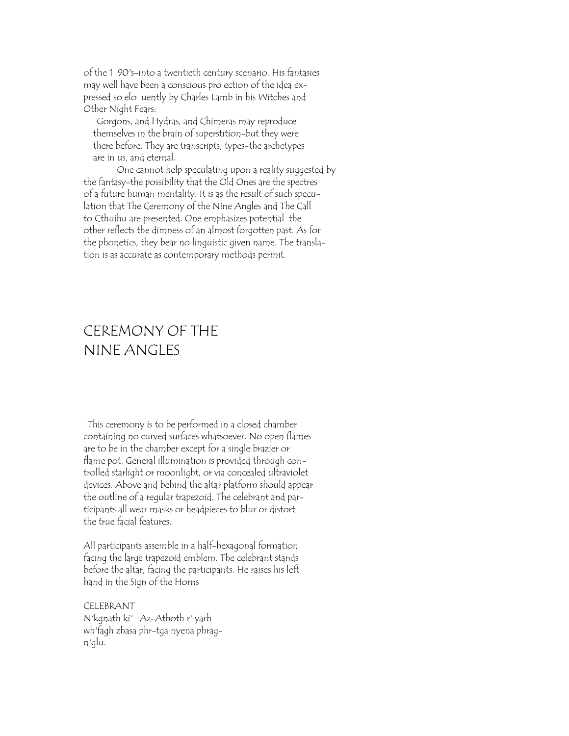of the 1 90's–into a twentieth century scenario. His fantasies may well have been a conscious pro ection of the idea expressed so elo uently by Charles Lamb in his Witches and Other Night Fears:

> Gorgons, and Hydras, and Chimeras may reproduce themselves in the brain of superstition–but they were there before. They are transcripts, types–the archetypes are in us, and eternal.

One cannot help speculating upon a reality suggested by the fantasy–the possibility that the Old Ones are the spectres of a future human mentality. It is as the result of such speculation that The Ceremony of the Nine Angles and The Call to Cthuihu are presented. One emphasizes potential the other reflects the dimness of an almost forgotten past. As for the phonetics, they bear no linguistic given name. The translation is as accurate as contemporary methods permit.

# CEREMONY OF THE NINE ANGLES

This ceremony is to be performed in a closed chamber containing no curved surfaces whatsoever. No open flames are to be in the chamber except for a single brazier or flame pot. General illumination is provided through controlled starlight or moonlight, or via concealed ultraviolet devices. Above and behind the altar platform should appear the outline of a regular trapezoid. The celebrant and participants all wear masks or headpieces to blur or distort the true facial features.

All participants assemble in a half-hexagonal formation facing the large trapezoid emblem. The celebrant stands before the altar, facing the participants. He raises his left hand in the Sign of the Horns

CELEBRANT
N'kgnath ki' Az-Athoth r' yarh
wh'fagh zhasa phr-tga nyena phrag-
n'glu.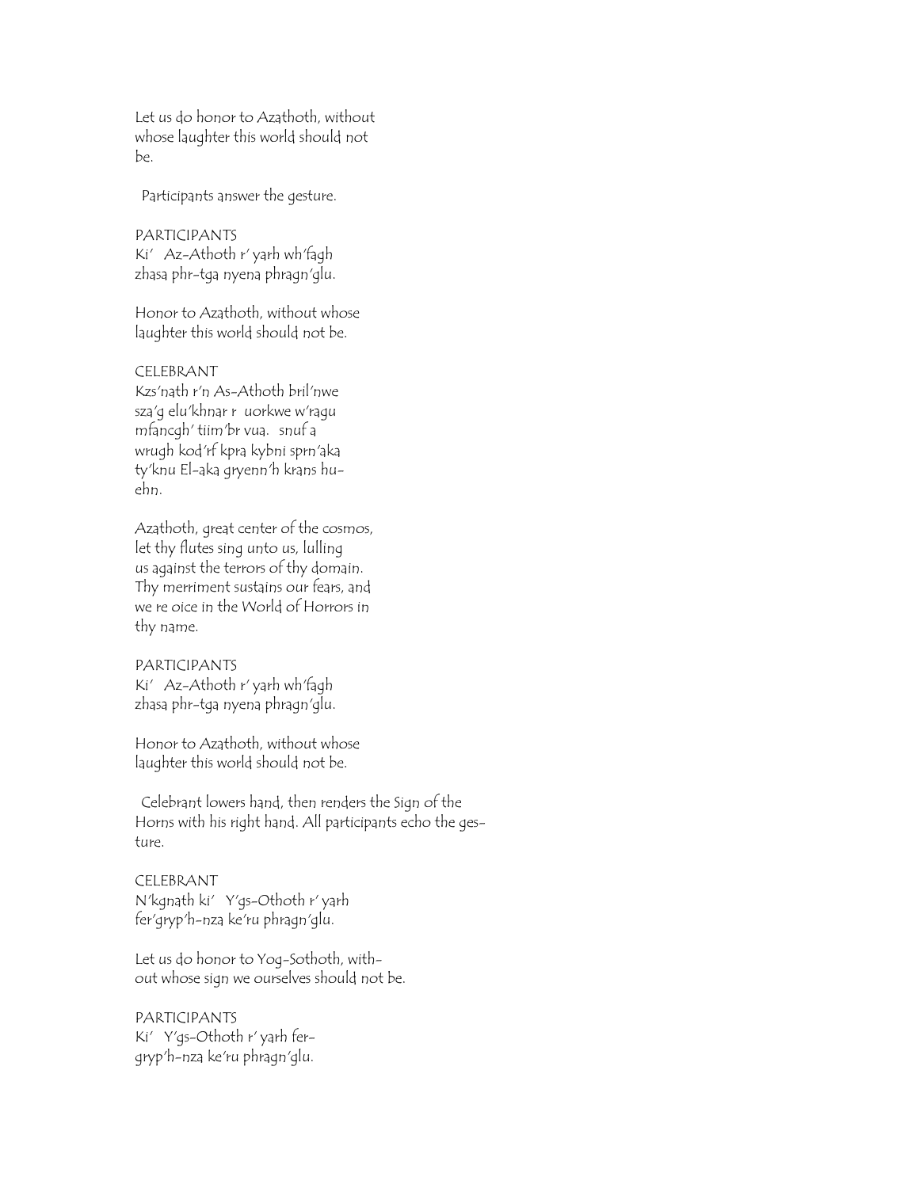Let us do honor to Azathoth, without whose laughter this world should not be.

Participants answer the gesture.

PARTICIPANTS
Ki' Az-Athoth r' yarh wh'fagh zhasa phr-tga nyena phragn'glu.

Honor to Azathoth, without whose laughter this world should not be.

CELEBRANT
Kzs'nath r'n As-Athoth bril'nwe sza'g elu'khnar r uorkwe w'ragu mfancgh' tiim'br vua. snuf a wrugh kod'rf kpra kybni sprn'aka ty'knu El-aka gryenn'h krans hu-ehn.

Azathoth, great center of the cosmos, let thy flutes sing unto us, lulling us against the terrors of thy domain. Thy merriment sustains our fears, and we re oice in the World of Horrors in thy name.

PARTICIPANTS
Ki' Az-Athoth r' yarh wh'fagh zhasa phr-tga nyena phragn'glu.

Honor to Azathoth, without whose laughter this world should not be.

Celebrant lowers hand, then renders the Sign of the Horns with his right hand. All participants echo the gesture.

CELEBRANT
N'kgnath ki' Y'gs-Othoth r' yarh fer'gryp'h-nza ke'ru phragn'glu.

Let us do honor to Yog-Sothoth, without whose sign we ourselves should not be.

PARTICIPANTS
Ki' Y'gs-Othoth r' yarh fer-gryp'h-nza ke'ru phragn'glu.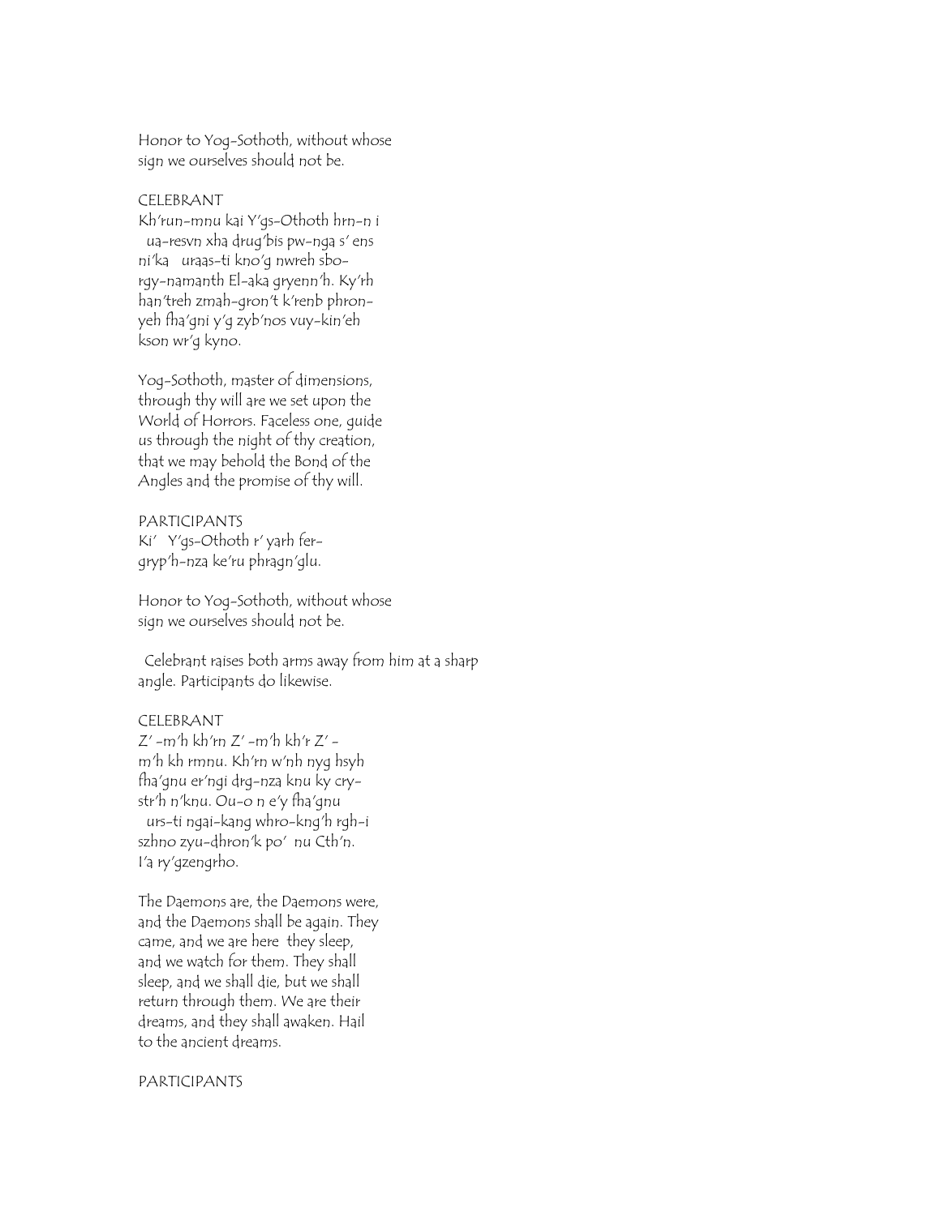Honor to Yog-Sothoth, without whose sign we ourselves should not be.

CELEBRANT

Kh'run-mnu kai Y'gs-Othoth hrn-n i ua-resvn xha drug'bis pw-nga s' ens ni'ka uraas-ti kno'g nwreh sbo-rgy-namanth El-aka gryenn'h. Ky'rh han'treh zmah-gron't k'renb phron-yeh fha'gni y'g zyb'nos vuy-kin'eh kson wr'g kyno.

Yog-Sothoth, master of dimensions, through thy will are we set upon the World of Horrors. Faceless one, guide us through the night of thy creation, that we may behold the Bond of the Angles and the promise of thy will.

PARTICIPANTS

Ki' Y'gs-Othoth r' yarh fer-gryp'h-nza ke'ru phragn'glu.

Honor to Yog-Sothoth, without whose sign we ourselves should not be.

Celebrant raises both arms away from him at a sharp angle. Participants do likewise.

CELEBRANT

Z' -m'h kh'rn Z' -m'h kh'r Z' -m'h kh rmnu. Kh'rn w'nh nyg hsyh fha'gnu er'ngi drg-nza knu ky cry-str'h n'knu. Ou-o n e'y fha'gnu urs-ti ngai-kang whro-kng'h rgh-i szhno zyu-dhron'k po' nu Cth'n. I'a ry'gzengrho.

The Daemons are, the Daemons were, and the Daemons shall be again. They came, and we are here they sleep, and we watch for them. They shall sleep, and we shall die, but we shall return through them. We are their dreams, and they shall awaken. Hail to the ancient dreams.

PARTICIPANTS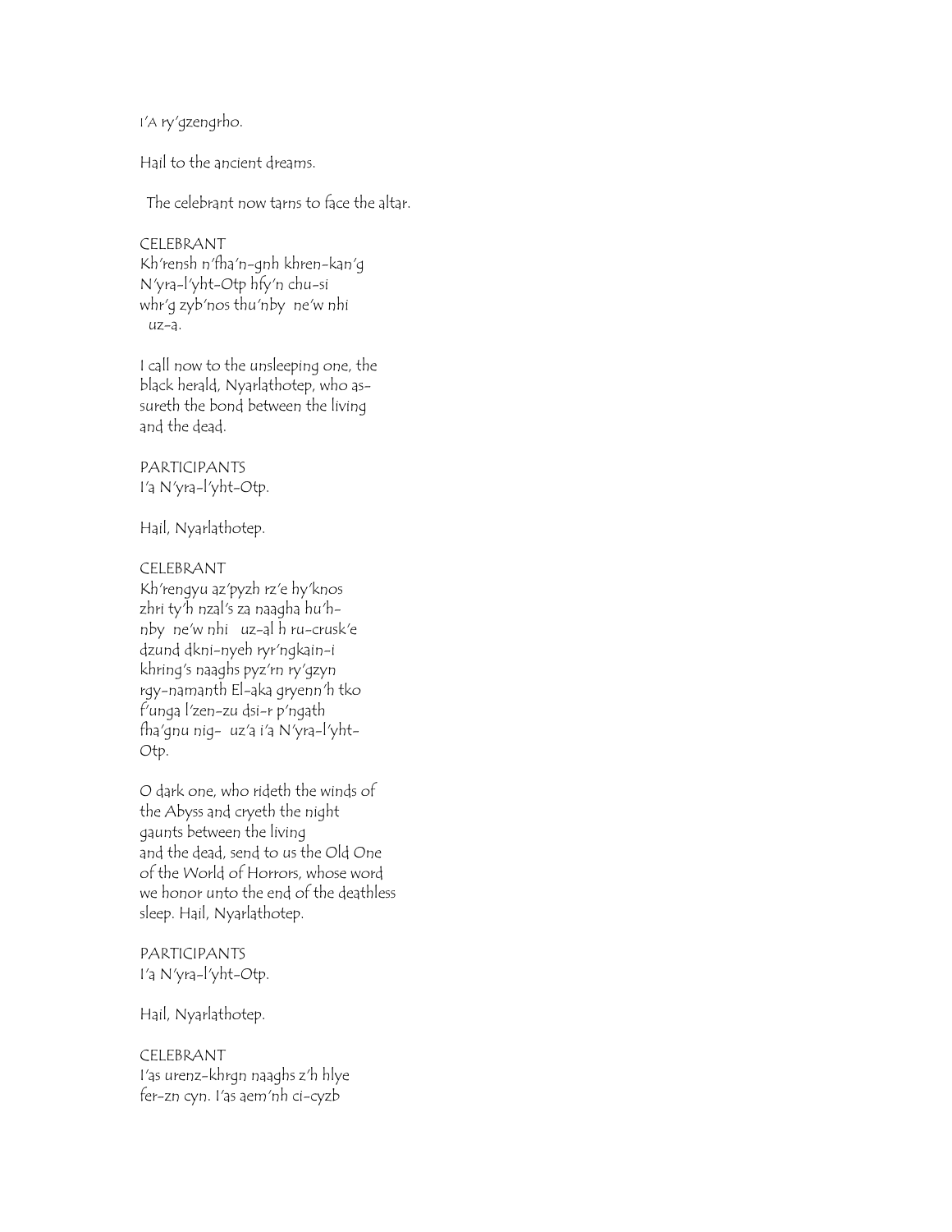I'A ry'gzengrho.

Hail to the ancient dreams.

The celebrant now tarns to face the altar.

CELEBRANT
Kh'rensh n'fha'n-gnh khren-kan'g
N'yra-l'yht-Otp hfy'n chu-si
whr'g zyb'nos thu'nby ne'w nhi
uz-a.

I call now to the unsleeping one, the
black herald, Nyarlathotep, who as-
sureth the bond between the living
and the dead.

PARTICIPANTS
I'a N'yra-l'yht-Otp.

Hail, Nyarlathotep.

CELEBRANT
Kh'rengyu az'pyzh rz'e hy'knos
zhri ty'h nzal's za naagha hu'h-
nby ne'w nhi uz-al h ru-crusk'e
dzund dkni-nyeh ryr'ngkain-i
khring's naaghs pyz'rn ry'gzyn
rgy-namanth El-aka gryenn'h tko
f'unga l'zen-zu dsi-r p'ngath
fha'gnu nig- uz'a i'a N'yra-l'yht-
Otp.

O dark one, who rideth the winds of
the Abyss and cryeth the night
gaunts between the living
and the dead, send to us the Old One
of the World of Horrors, whose word
we honor unto the end of the deathless
sleep. Hail, Nyarlathotep.

PARTICIPANTS
I'a N'yra-l'yht-Otp.

Hail, Nyarlathotep.

CELEBRANT
I'as urenz-khrgn naaghs z'h hlye
fer-zn cyn. I'as aem'nh ci-cyzb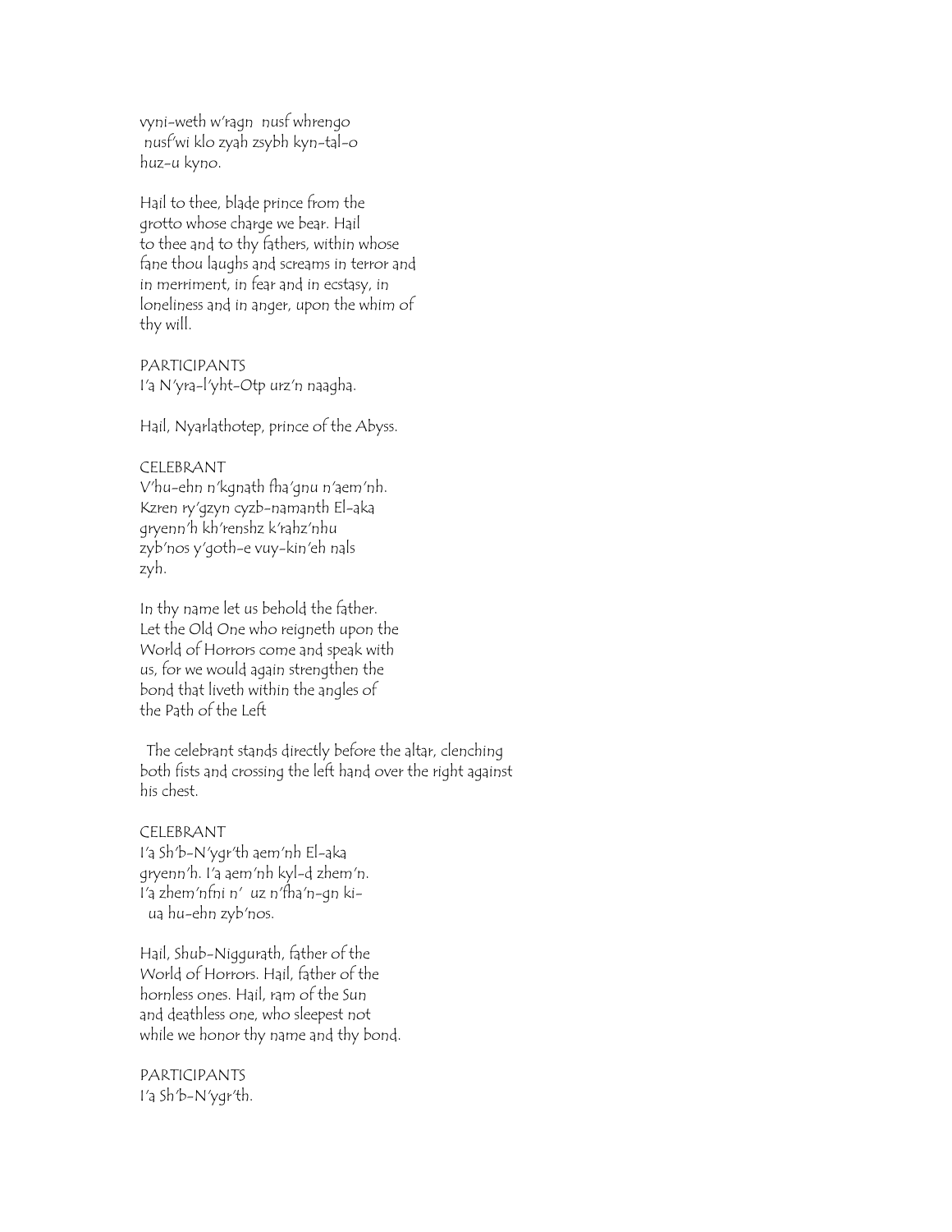vyni-weth w'ragn nusf whrengo
nusf'wi klo zyah zsybh kyn-tal-o
huz-u kyno.

Hail to thee, blade prince from the
grotto whose charge we bear. Hail
to thee and to thy fathers, within whose
fane thou laughs and screams in terror and
in merriment, in fear and in ecstasy, in
loneliness and in anger, upon the whim of
thy will.

PARTICIPANTS
I'a N'yra-l'yht-Otp urz'n naagha.

Hail, Nyarlathotep, prince of the Abyss.

CELEBRANT
V'hu-ehn n'kgnath fha'gnu n'aem'nh.
Kzren ry'gzyn cyzb-namanth El-aka
gryenn'h kh'renshz k'rahz'nhu
zyb'nos y'goth-e vuy-kin'eh nals
zyh.

In thy name let us behold the father.
Let the Old One who reigneth upon the
World of Horrors come and speak with
us, for we would again strengthen the
bond that liveth within the angles of
the Path of the Left

The celebrant stands directly before the altar, clenching both fists and crossing the left hand over the right against his chest.

CELEBRANT
I'a Sh'b-N'ygr'th aem'nh El-aka
gryenn'h. I'a aem'nh kyl-d zhem'n.
I'a zhem'nfni n' uz n'fha'n-gn ki-
ua hu-ehn zyb'nos.

Hail, Shub-Niggurath, father of the
World of Horrors. Hail, father of the
hornless ones. Hail, ram of the Sun
and deathless one, who sleepest not
while we honor thy name and thy bond.

PARTICIPANTS
I'a Sh'b-N'ygr'th.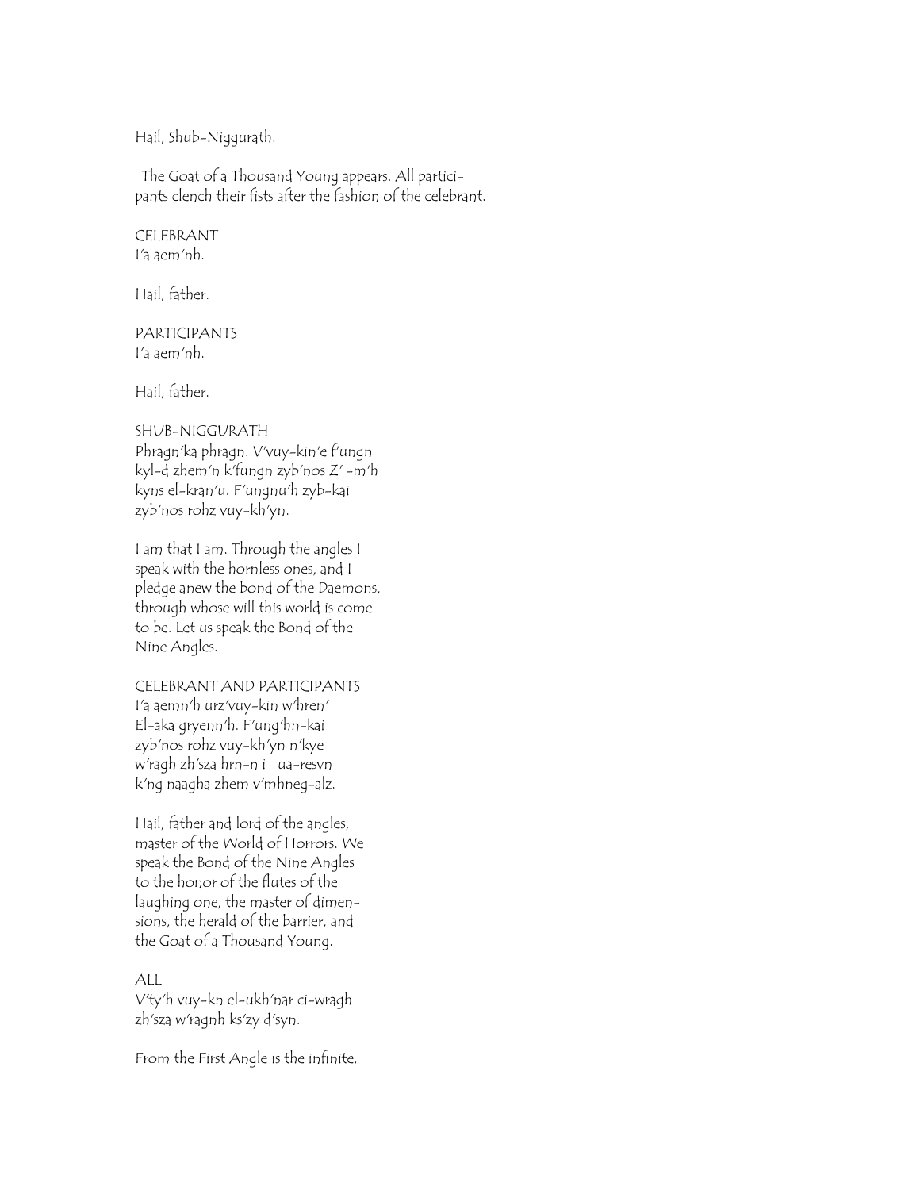Hail, Shub-Niggurath.

The Goat of a Thousand Young appears. All participants clench their fists after the fashion of the celebrant.

CELEBRANT
I'a aem'nh.

Hail, father.

PARTICIPANTS
I'a aem'nh.

Hail, father.

SHUB-NIGGURATH
Phragn'ka phragn. V'vuy-kin'e f'ungn
kyl-d zhem'n k'fungn zyb'nos Z' -m'h
kyns el-kran'u. F'ungnu'h zyb-kai
zyb'nos rohz vuy-kh'yn.

I am that I am. Through the angles I
speak with the hornless ones, and I
pledge anew the bond of the Daemons,
through whose will this world is come
to be. Let us speak the Bond of the
Nine Angles.

CELEBRANT AND PARTICIPANTS
I'a aemn'h urz'vuy-kin w'hren'
El-aka gryenn'h. F'ung'hn-kai
zyb'nos rohz vuy-kh'yn n'kye
w'ragh zh'sza hrn-n i   ua-resvn
k'ng naagha zhem v'mhneg-alz.

Hail, father and lord of the angles,
master of the World of Horrors. We
speak the Bond of the Nine Angles
to the honor of the flutes of the
laughing one, the master of dimensions, the herald of the barrier, and
the Goat of a Thousand Young.

ALL
V'ty'h vuy-kn el-ukh'nar ci-wragh
zh'sza w'ragnh ks'zy d'syn.

From the First Angle is the infinite,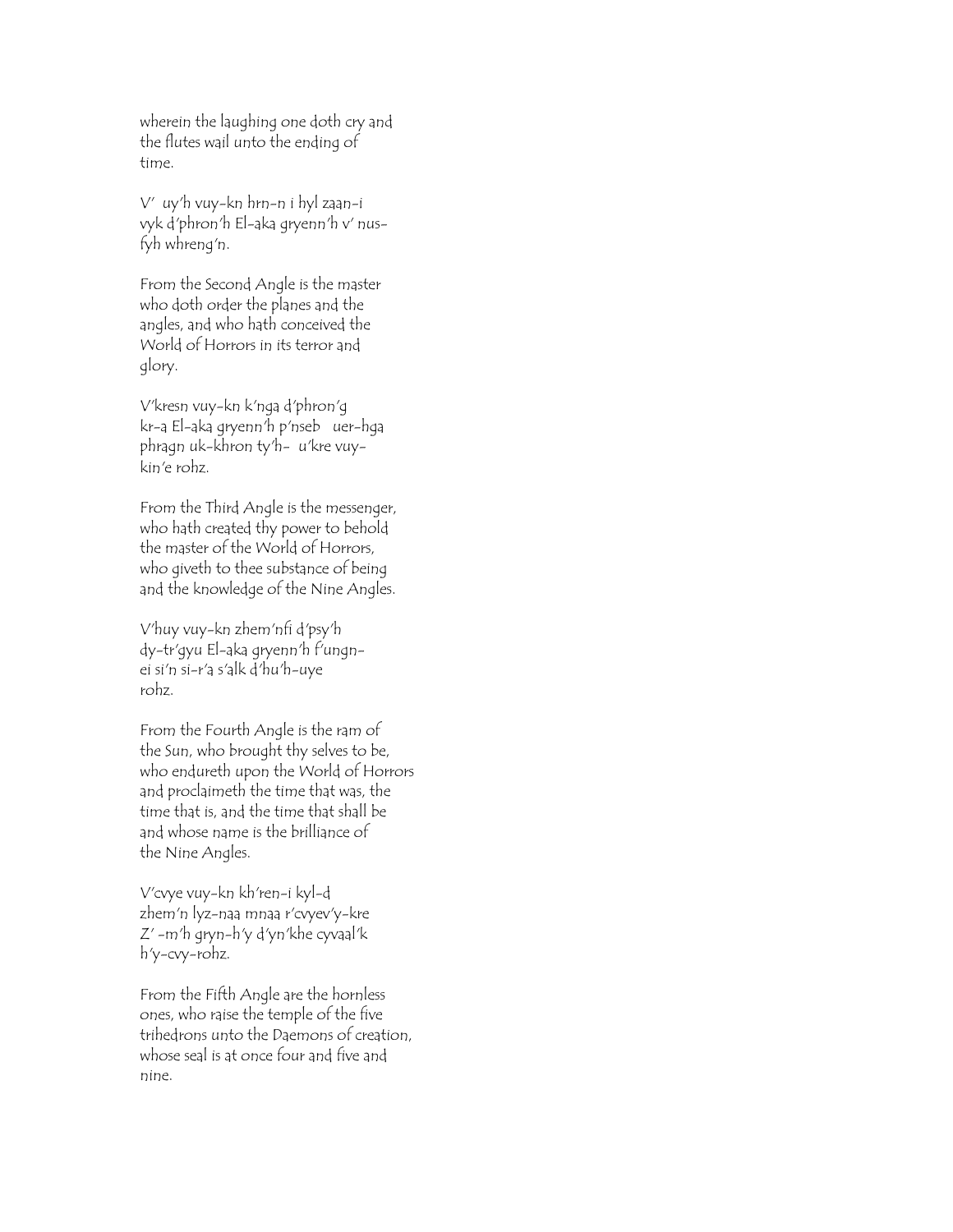wherein the laughing one doth cry and the flutes wail unto the ending of time.

V' uy'h vuy-kn hrn-n i hyl zaan-i vyk d'phron'h El-aka gryenn'h v' nus-fyh whreng'n.

From the Second Angle is the master who doth order the planes and the angles, and who hath conceived the World of Horrors in its terror and glory.

V'kresn vuy-kn k'nga d'phron'g kr-a El-aka gryenn'h p'nseb uer-hga phragn uk-khron ty'h- u'kre vuy-kin'e rohz.

From the Third Angle is the messenger, who hath created thy power to behold the master of the World of Horrors, who giveth to thee substance of being and the knowledge of the Nine Angles.

V'huy vuy-kn zhem'nfi d'psy'h dy-tr'gyu El-aka gryenn'h f'ungn-ei si'n si-r'a s'alk d'hu'h-uye rohz.

From the Fourth Angle is the ram of the Sun, who brought thy selves to be, who endureth upon the World of Horrors and proclaimeth the time that was, the time that is, and the time that shall be and whose name is the brilliance of the Nine Angles.

V'cvye vuy-kn kh'ren-i kyl-d zhem'n lyz-naa mnaa r'cvyev'y-kre Z' -m'h gryn-h'y d'yn'khe cyvaal'k h'y-cvy-rohz.

From the Fifth Angle are the hornless ones, who raise the temple of the five trihedrons unto the Daemons of creation, whose seal is at once four and five and nine.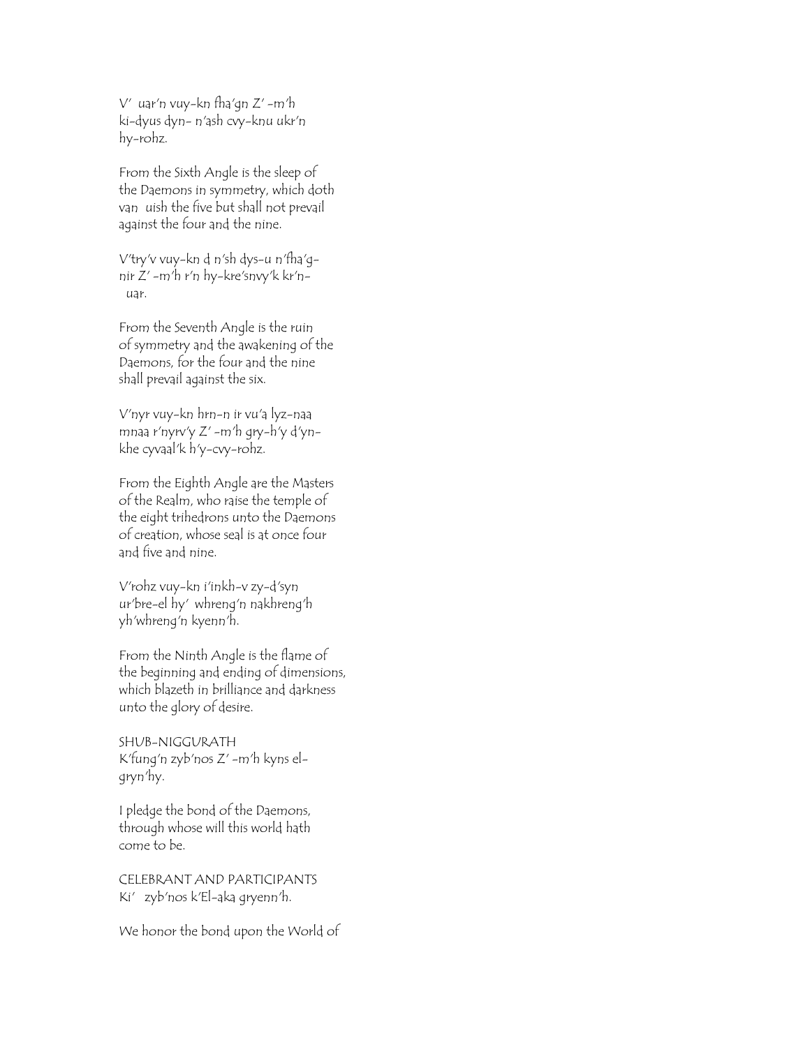V' uar'n vuy-kn fha'gn Z' -m'h ki-dyus dyn- n'ash cvy-knu ukr'n hy-rohz.

From the Sixth Angle is the sleep of the Daemons in symmetry, which doth van uish the five but shall not prevail against the four and the nine.

V'try'v vuy-kn d n'sh dys-u n'fha'g-nir Z' -m'h r'n hy-kre'snvy'k kr'n- uar.

From the Seventh Angle is the ruin of symmetry and the awakening of the Daemons, for the four and the nine shall prevail against the six.

V'nyr vuy-kn hrn-n ir vu'a lyz-naa mnaa r'nyrv'y Z' -m'h gry-h'y d'yn-khe cyvaal'k h'y-cvy-rohz.

From the Eighth Angle are the Masters of the Realm, who raise the temple of the eight trihedrons unto the Daemons of creation, whose seal is at once four and five and nine.

V'rohz vuy-kn i'inkh-v zy-d'syn ur'bre-el hy' whreng'n nakhreng'h yh'whreng'n kyenn'h.

From the Ninth Angle is the flame of the beginning and ending of dimensions, which blazeth in brilliance and darkness unto the glory of desire.

SHUB-NIGGURATH
K'fung'n zyb'nos Z' -m'h kyns el-gryn'hy.

I pledge the bond of the Daemons, through whose will this world hath come to be.

CELEBRANT AND PARTICIPANTS
Ki' zyb'nos k'El-aka gryenn'h.

We honor the bond upon the World of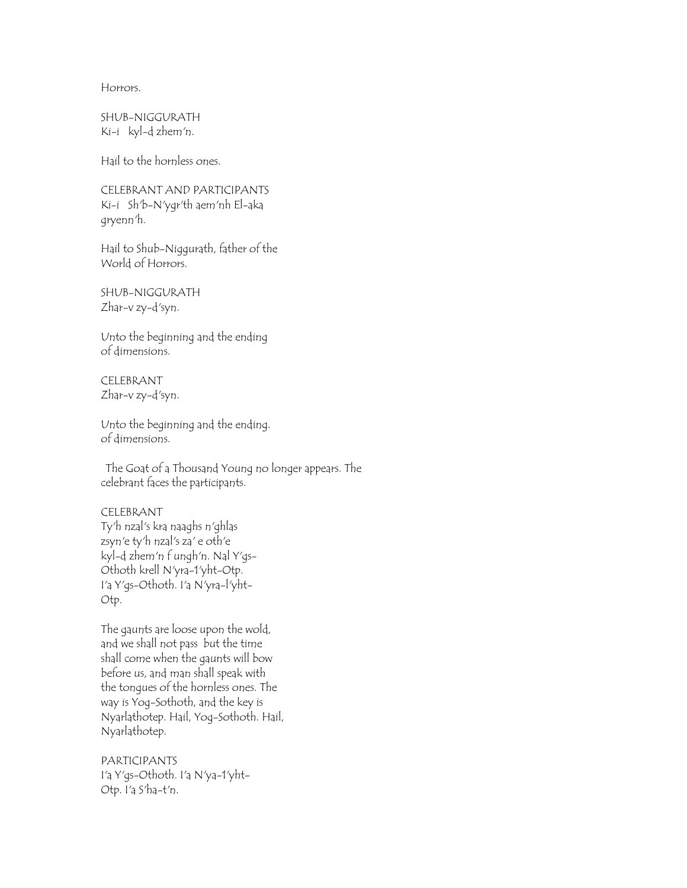Horrors.

SHUB-NIGGURATH
Ki-i kyl-d zhem'n.

Hail to the hornless ones.

CELEBRANT AND PARTICIPANTS
Ki-i Sh'b-N'ygr'th aem'nh El-aka
gryenn'h.

Hail to Shub-Niggurath, father of the
World of Horrors.

SHUB-NIGGURATH
Zhar-v zy-d'syn.

Unto the beginning and the ending
of dimensions.

CELEBRANT
Zhar-v zy-d'syn.

Unto the beginning and the ending.
of dimensions.

The Goat of a Thousand Young no longer appears. The celebrant faces the participants.

CELEBRANT
Ty'h nzal's kra naaghs n'ghlas
zsyn'e ty'h nzal's za' e oth'e
kyl-d zhem'n f ungh'n. Nal Y'gs-
Othoth krell N'yra-1'yht-Otp.
I'a Y'gs-Othoth. I'a N'yra-l'yht-
Otp.

The gaunts are loose upon the wold,
and we shall not pass but the time
shall come when the gaunts will bow
before us, and man shall speak with
the tongues of the hornless ones. The
way is Yog-Sothoth, and the key is
Nyarlathotep. Hail, Yog-Sothoth. Hail,
Nyarlathotep.

PARTICIPANTS
I'a Y'gs-Othoth. I'a N'ya-1'yht-
Otp. I'a S'ha-t'n.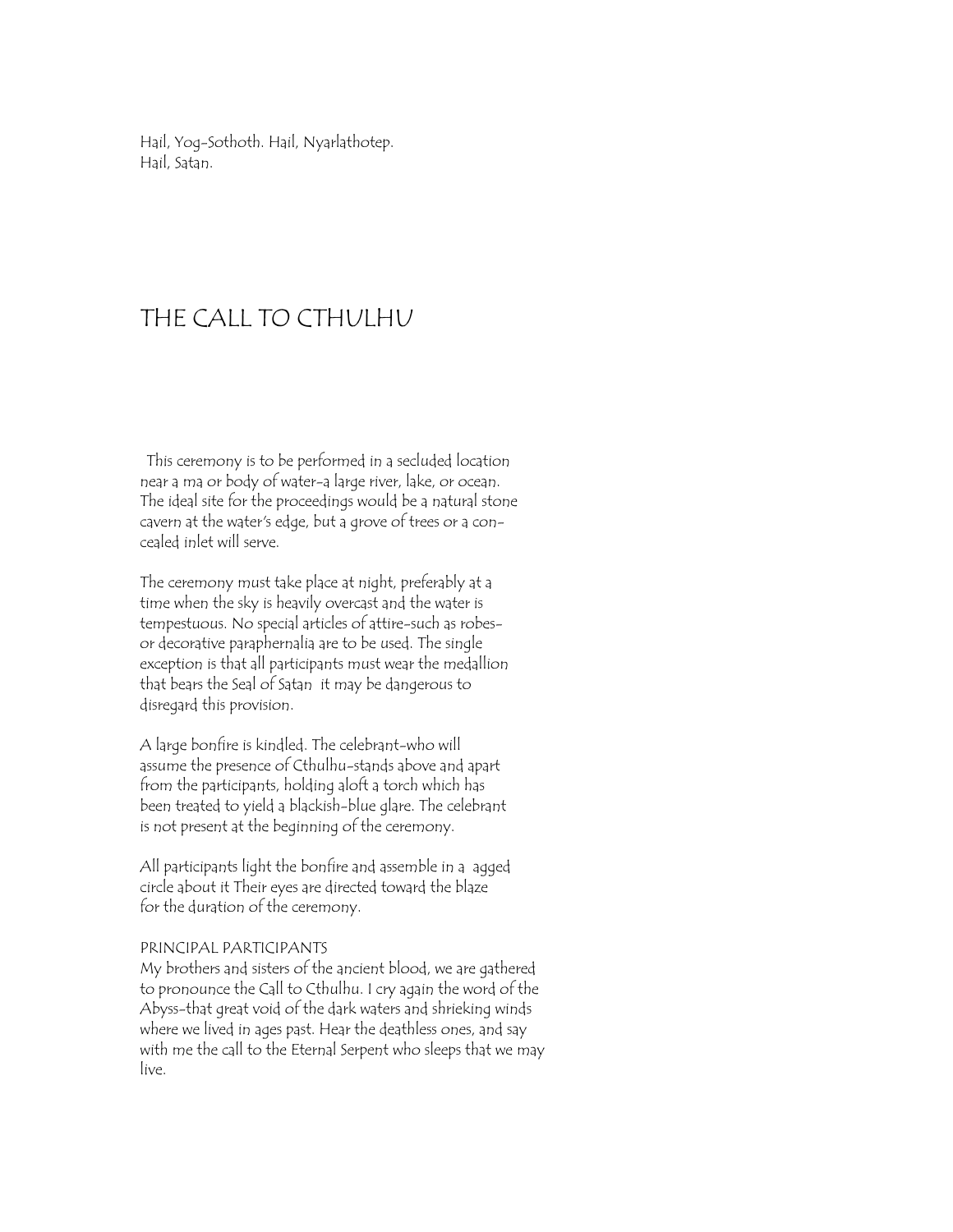Hail, Yog-Sothoth. Hail, Nyarlathotep.
Hail, Satan.

# THE CALL TO CTHULHU

This ceremony is to be performed in a secluded location near a ma or body of water-a large river, lake, or ocean. The ideal site for the proceedings would be a natural stone cavern at the water's edge, but a grove of trees or a concealed inlet will serve.

The ceremony must take place at night, preferably at a time when the sky is heavily overcast and the water is tempestuous. No special articles of attire-such as robes-or decorative paraphernalia are to be used. The single exception is that all participants must wear the medallion that bears the Seal of Satan it may be dangerous to disregard this provision.

A large bonfire is kindled. The celebrant-who will assume the presence of Cthulhu-stands above and apart from the participants, holding aloft a torch which has been treated to yield a blackish-blue glare. The celebrant is not present at the beginning of the ceremony.

All participants light the bonfire and assemble in a agged circle about it Their eyes are directed toward the blaze for the duration of the ceremony.

PRINCIPAL PARTICIPANTS

My brothers and sisters of the ancient blood, we are gathered to pronounce the Call to Cthulhu. I cry again the word of the Abyss-that great void of the dark waters and shrieking winds where we lived in ages past. Hear the deathless ones, and say with me the call to the Eternal Serpent who sleeps that we may live.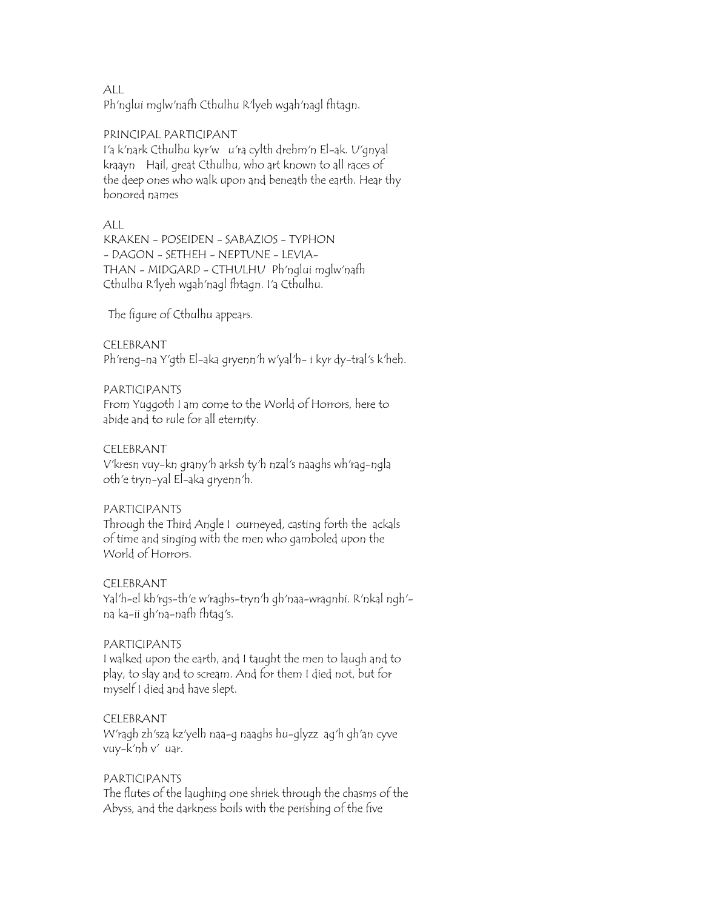ALL
Ph'nglui mglw'nafh Cthulhu R'lyeh wgah'nagl fhtagn.

PRINCIPAL PARTICIPANT
I'a k'nark Cthulhu kyr'w u'ra cylth drehm'n El-ak. U'gnyal kraayn Hail, great Cthulhu, who art known to all races of the deep ones who walk upon and beneath the earth. Hear thy honored names

ALL
KRAKEN - POSEIDEN - SABAZIOS - TYPHON - DAGON - SETHEH - NEPTUNE - LEVIA-THAN - MIDGARD - CTHULHU Ph'nglui mglw'nafh Cthulhu R'lyeh wgah'nagl fhtagn. I'a Cthulhu.

The figure of Cthulhu appears.

CELEBRANT
Ph'reng-na Y'gth El-aka gryenn'h w'yal'h- i kyr dy-tral's k'heh.

PARTICIPANTS
From Yuggoth I am come to the World of Horrors, here to abide and to rule for all eternity.

CELEBRANT
V'kresn vuy-kn grany'h arksh ty'h nzal's naaghs wh'rag-ngla oth'e tryn-yal El-aka gryenn'h.

PARTICIPANTS
Through the Third Angle I ourneyed, casting forth the ackals of time and singing with the men who gamboled upon the World of Horrors.

CELEBRANT
Yal'h-el kh'rgs-th'e w'raghs-tryn'h gh'naa-wragnhi. R'nkal ngh'-na ka-ii gh'na-nafh fhtag's.

PARTICIPANTS
I walked upon the earth, and I taught the men to laugh and to play, to slay and to scream. And for them I died not, but for myself I died and have slept.

CELEBRANT
W'ragh zh'sza kz'yelh naa-g naaghs hu-glyzz ag'h gh'an cyve vuy-k'nh v' uar.

PARTICIPANTS
The flutes of the laughing one shriek through the chasms of the Abyss, and the darkness boils with the perishing of the five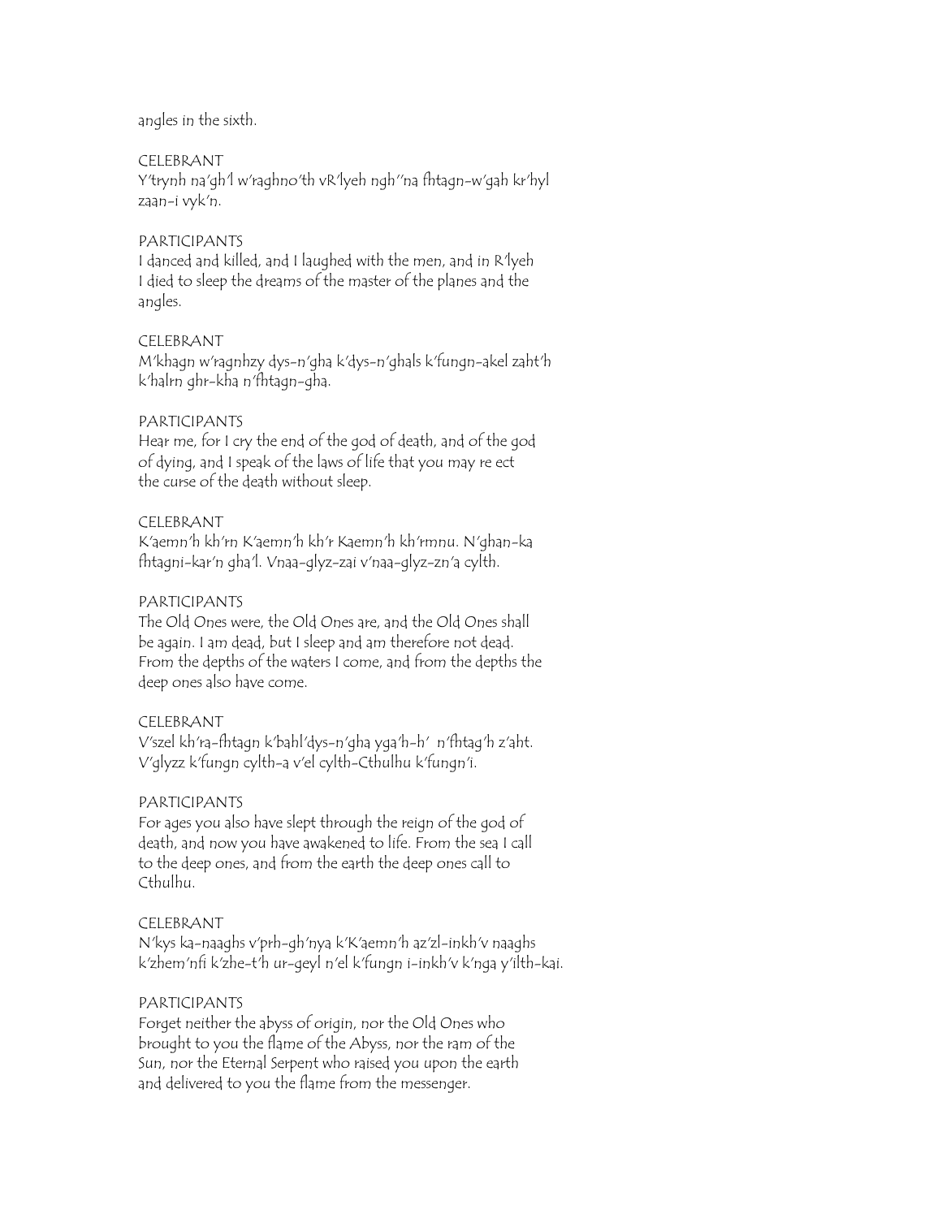angles in the sixth.

CELEBRANT
Y'trynh na'gh'l w'raghno'th vR'lyeh ngh''na fhtagn-w'gah kr'hyl zaan-i vyk'n.

PARTICIPANTS
I danced and killed, and I laughed with the men, and in R'lyeh I died to sleep the dreams of the master of the planes and the angles.

CELEBRANT
M'khagn w'ragnhzy dys-n'gha k'dys-n'ghals k'fungn-akel zaht'h k'halrn ghr-kha n'fhtagn-gha.

PARTICIPANTS
Hear me, for I cry the end of the god of death, and of the god of dying, and I speak of the laws of life that you may re ect the curse of the death without sleep.

CELEBRANT
K'aemn'h kh'rn K'aemn'h kh'r Kaemn'h kh'rmnu. N'ghan-ka fhtagni-kar'n gha'l. Vnaa-glyz-zai v'naa-glyz-zn'a cylth.

PARTICIPANTS
The Old Ones were, the Old Ones are, and the Old Ones shall be again. I am dead, but I sleep and am therefore not dead. From the depths of the waters I come, and from the depths the deep ones also have come.

CELEBRANT
V'szel kh'ra-fhtagn k'bahl'dys-n'gha yga'h-h' n'fhtag'h z'aht. V'glyzz k'fungn cylth-a v'el cylth-Cthulhu k'fungn'i.

PARTICIPANTS
For ages you also have slept through the reign of the god of death, and now you have awakened to life. From the sea I call to the deep ones, and from the earth the deep ones call to Cthulhu.

CELEBRANT
N'kys ka-naaghs v'prh-gh'nya k'K'aemn'h az'zl-inkh'v naaghs k'zhem'nfi k'zhe-t'h ur-geyl n'el k'fungn i-inkh'v k'nga y'ilth-kai.

PARTICIPANTS
Forget neither the abyss of origin, nor the Old Ones who brought to you the flame of the Abyss, nor the ram of the Sun, nor the Eternal Serpent who raised you upon the earth and delivered to you the flame from the messenger.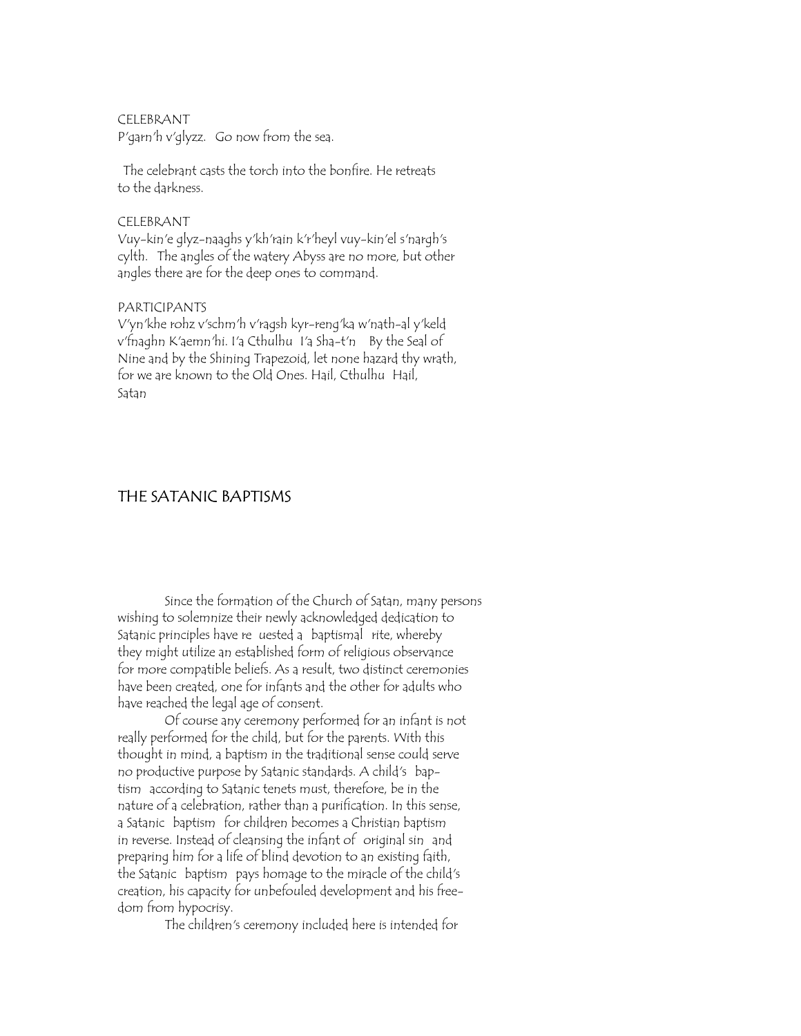CELEBRANT
P'garn'h v'glyzz. Go now from the sea.

The celebrant casts the torch into the bonfire. He retreats to the darkness.

CELEBRANT
Vuy-kin'e glyz-naaghs y'kh'rain k'r'heyl vuy-kin'el s'nargh's cylth. The angles of the watery Abyss are no more, but other angles there are for the deep ones to command.

PARTICIPANTS
V'yn'khe rohz v'schm'h v'ragsh kyr-reng'ka w'nath-al y'keld v'fnaghn K'aemn'hi. I'a Cthulhu I'a Sha-t'n By the Seal of Nine and by the Shining Trapezoid, let none hazard thy wrath, for we are known to the Old Ones. Hail, Cthulhu Hail, Satan

## THE SATANIC BAPTISMS

Since the formation of the Church of Satan, many persons wishing to solemnize their newly acknowledged dedication to Satanic principles have re uested a baptismal rite, whereby they might utilize an established form of religious observance for more compatible beliefs. As a result, two distinct ceremonies have been created, one for infants and the other for adults who have reached the legal age of consent.

Of course any ceremony performed for an infant is not really performed for the child, but for the parents. With this thought in mind, a baptism in the traditional sense could serve no productive purpose by Satanic standards. A child's baptism according to Satanic tenets must, therefore, be in the nature of a celebration, rather than a purification. In this sense, a Satanic baptism for children becomes a Christian baptism in reverse. Instead of cleansing the infant of original sin and preparing him for a life of blind devotion to an existing faith, the Satanic baptism pays homage to the miracle of the child's creation, his capacity for unbefouled development and his freedom from hypocrisy.

The children's ceremony included here is intended for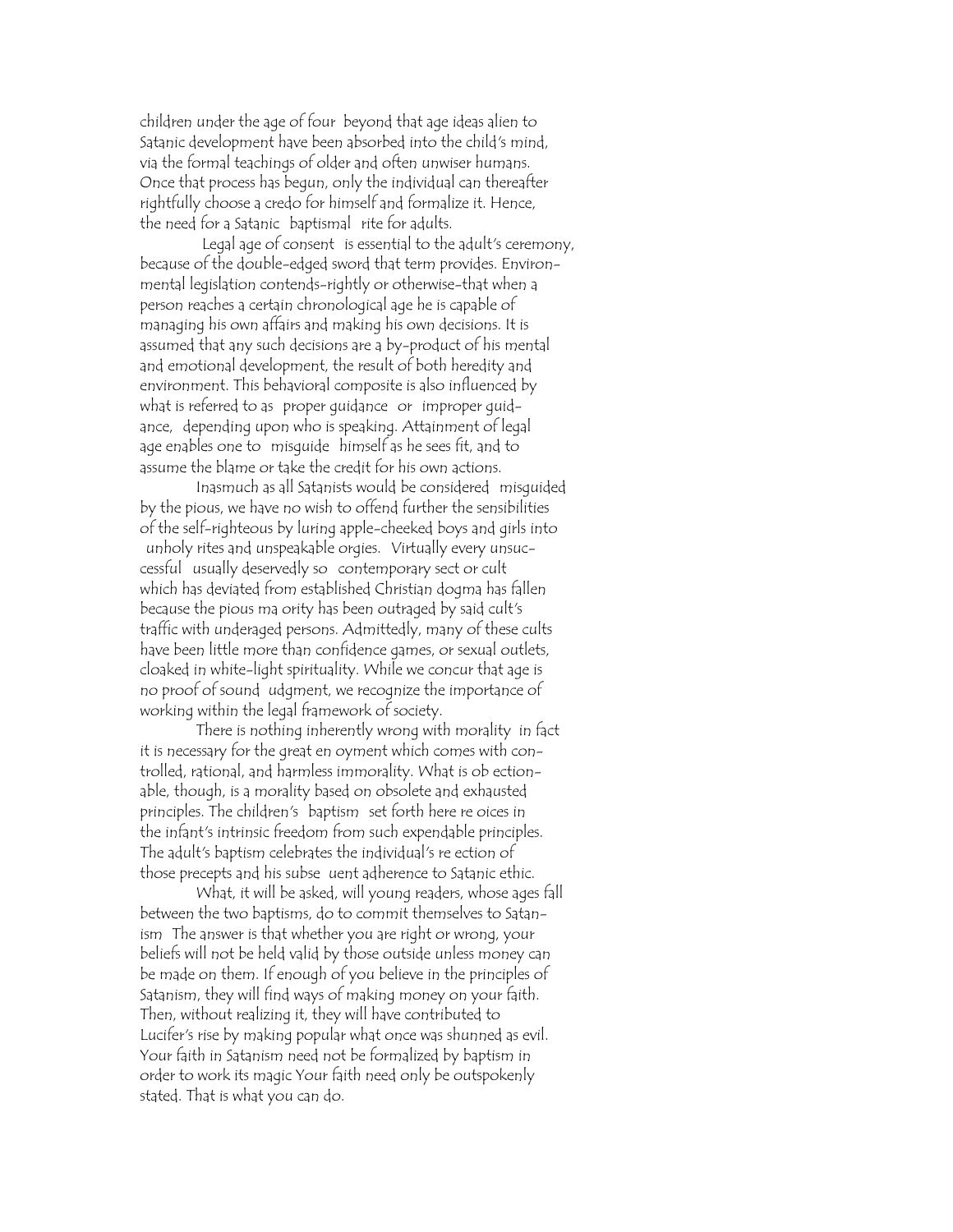children under the age of four beyond that age ideas alien to Satanic development have been absorbed into the child's mind, via the formal teachings of older and often unwiser humans. Once that process has begun, only the individual can thereafter rightfully choose a credo for himself and formalize it. Hence, the need for a Satanic baptismal rite for adults.

Legal age of consent is essential to the adult's ceremony, because of the double-edged sword that term provides. Environmental legislation contends–rightly or otherwise–that when a person reaches a certain chronological age he is capable of managing his own affairs and making his own decisions. It is assumed that any such decisions are a by-product of his mental and emotional development, the result of both heredity and environment. This behavioral composite is also influenced by what is referred to as proper guidance or improper guidance, depending upon who is speaking. Attainment of legal age enables one to misguide himself as he sees fit, and to assume the blame or take the credit for his own actions.

Inasmuch as all Satanists would be considered misguided by the pious, we have no wish to offend further the sensibilities of the self-righteous by luring apple-cheeked boys and girls into unholy rites and unspeakable orgies. Virtually every unsuccessful usually deservedly so contemporary sect or cult which has deviated from established Christian dogma has fallen because the pious ma ority has been outraged by said cult's traffic with underaged persons. Admittedly, many of these cults have been little more than confidence games, or sexual outlets, cloaked in white-light spirituality. While we concur that age is no proof of sound udgment, we recognize the importance of working within the legal framework of society.

There is nothing inherently wrong with morality in fact it is necessary for the great en oyment which comes with controlled, rational, and harmless immorality. What is ob ectionable, though, is a morality based on obsolete and exhausted principles. The children's baptism set forth here re oices in the infant's intrinsic freedom from such expendable principles. The adult's baptism celebrates the individual's re ection of those precepts and his subse uent adherence to Satanic ethic.

What, it will be asked, will young readers, whose ages fall between the two baptisms, do to commit themselves to Satanism The answer is that whether you are right or wrong, your beliefs will not be held valid by those outside unless money can be made on them. If enough of you believe in the principles of Satanism, they will find ways of making money on your faith. Then, without realizing it, they will have contributed to Lucifer's rise by making popular what once was shunned as evil. Your faith in Satanism need not be formalized by baptism in order to work its magic Your faith need only be outspokenly stated. That is what you can do.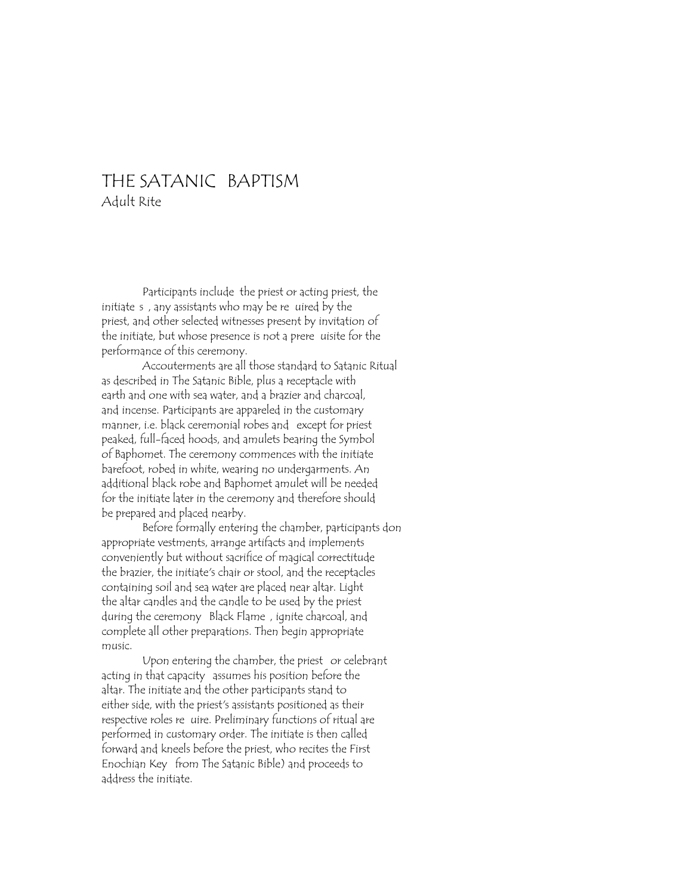# THE SATANIC BAPTISM

## Adult Rite

Participants include the priest or acting priest, the initiate s , any assistants who may be re uired by the priest, and other selected witnesses present by invitation of the initiate, but whose presence is not a prere uisite for the performance of this ceremony.

Accouterments are all those standard to Satanic Ritual as described in The Satanic Bible, plus a receptacle with earth and one with sea water, and a brazier and charcoal, and incense. Participants are appareled in the customary manner, i.e. black ceremonial robes and except for priest peaked, full-faced hoods, and amulets bearing the Symbol of Baphomet. The ceremony commences with the initiate barefoot, robed in white, wearing no undergarments. An additional black robe and Baphomet amulet will be needed for the initiate later in the ceremony and therefore should be prepared and placed nearby.

Before formally entering the chamber, participants don appropriate vestments, arrange artifacts and implements conveniently but without sacrifice of magical correctitude the brazier, the initiate's chair or stool, and the receptacles containing soil and sea water are placed near altar. Light the altar candles and the candle to be used by the priest during the ceremony Black Flame , ignite charcoal, and complete all other preparations. Then begin appropriate music.

Upon entering the chamber, the priest or celebrant acting in that capacity assumes his position before the altar. The initiate and the other participants stand to either side, with the priest's assistants positioned as their respective roles re uire. Preliminary functions of ritual are performed in customary order. The initiate is then called forward and kneels before the priest, who recites the First Enochian Key from The Satanic Bible) and proceeds to address the initiate.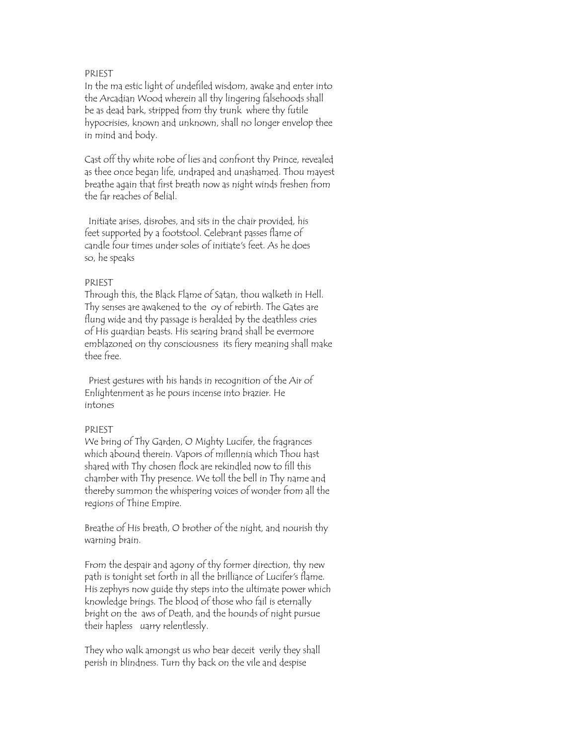PRIEST
In the ma estic light of undefiled wisdom, awake and enter into the Arcadian Wood wherein all thy lingering falsehoods shall be as dead bark, stripped from thy trunk where thy futile hypocrisies, known and unknown, shall no longer envelop thee in mind and body.

Cast off thy white robe of lies and confront thy Prince, revealed as thee once began life, undraped and unashamed. Thou mayest breathe again that first breath now as night winds freshen from the far reaches of Belial.

Initiate arises, disrobes, and sits in the chair provided, his feet supported by a footstool. Celebrant passes flame of candle four times under soles of initiate's feet. As he does so, he speaks

PRIEST
Through this, the Black Flame of Satan, thou walketh in Hell. Thy senses are awakened to the oy of rebirth. The Gates are flung wide and thy passage is heralded by the deathless cries of His guardian beasts. His searing brand shall be evermore emblazoned on thy consciousness its fiery meaning shall make thee free.

Priest gestures with his hands in recognition of the Air of Enlightenment as he pours incense into brazier. He intones

PRIEST
We bring of Thy Garden, O Mighty Lucifer, the fragrances which abound therein. Vapors of millennia which Thou hast shared with Thy chosen flock are rekindled now to fill this chamber with Thy presence. We toll the bell in Thy name and thereby summon the whispering voices of wonder from all the regions of Thine Empire.

Breathe of His breath, O brother of the night, and nourish thy warning brain.

From the despair and agony of thy former direction, thy new path is tonight set forth in all the brilliance of Lucifer's flame. His zephyrs now guide thy steps into the ultimate power which knowledge brings. The blood of those who fail is eternally bright on the aws of Death, and the hounds of night pursue their hapless uarry relentlessly.

They who walk amongst us who bear deceit verily they shall perish in blindness. Turn thy back on the vile and despise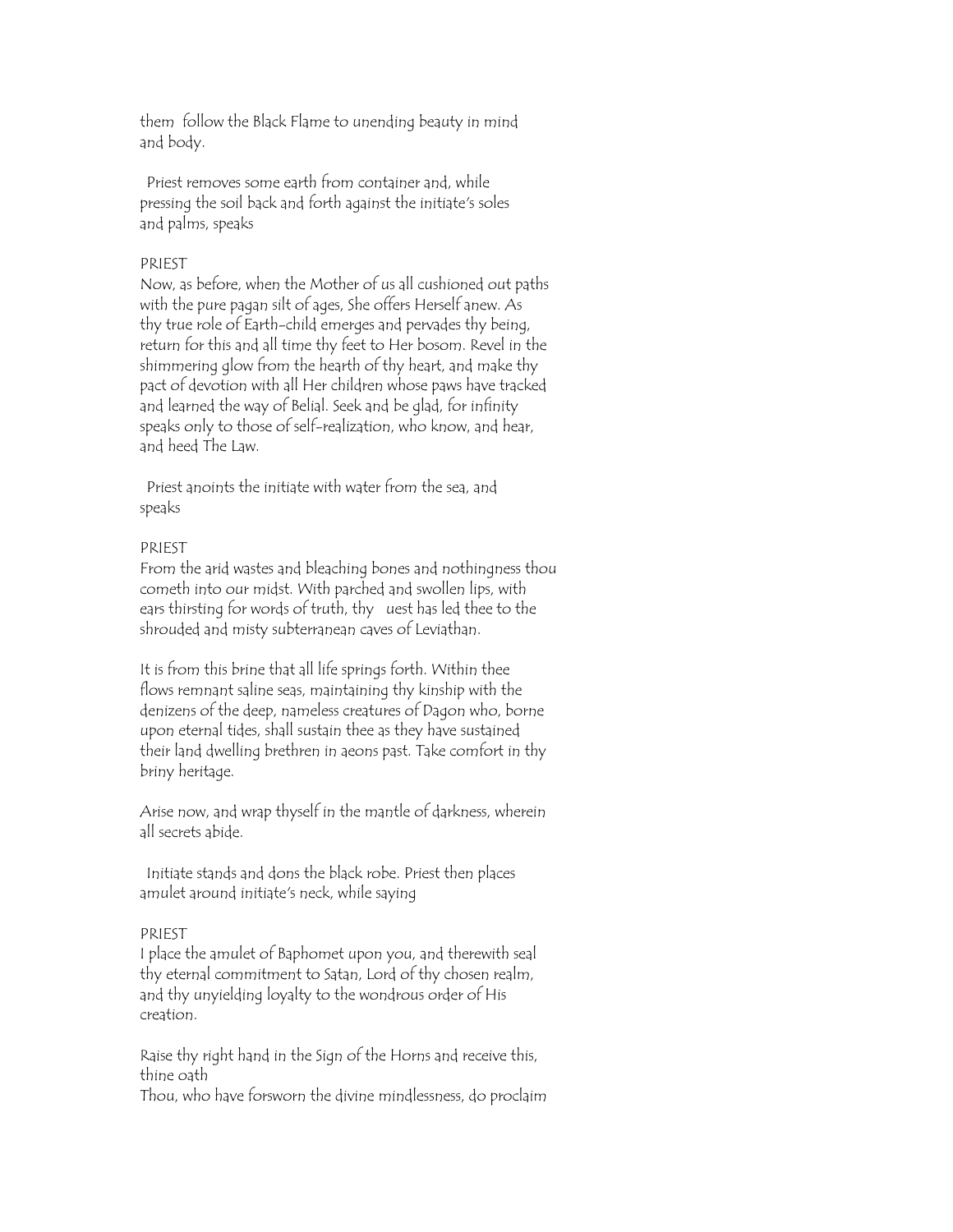them follow the Black Flame to unending beauty in mind and body.

Priest removes some earth from container and, while pressing the soil back and forth against the initiate's soles and palms, speaks

PRIEST
Now, as before, when the Mother of us all cushioned out paths with the pure pagan silt of ages, She offers Herself anew. As thy true role of Earth-child emerges and pervades thy being, return for this and all time thy feet to Her bosom. Revel in the shimmering glow from the hearth of thy heart, and make thy pact of devotion with all Her children whose paws have tracked and learned the way of Belial. Seek and be glad, for infinity speaks only to those of self-realization, who know, and hear, and heed The Law.

Priest anoints the initiate with water from the sea, and speaks

PRIEST
From the arid wastes and bleaching bones and nothingness thou cometh into our midst. With parched and swollen lips, with ears thirsting for words of truth, thy uest has led thee to the shrouded and misty subterranean caves of Leviathan.

It is from this brine that all life springs forth. Within thee flows remnant saline seas, maintaining thy kinship with the denizens of the deep, nameless creatures of Dagon who, borne upon eternal tides, shall sustain thee as they have sustained their land dwelling brethren in aeons past. Take comfort in thy briny heritage.

Arise now, and wrap thyself in the mantle of darkness, wherein all secrets abide.

Initiate stands and dons the black robe. Priest then places amulet around initiate's neck, while saying

PRIEST
I place the amulet of Baphomet upon you, and therewith seal thy eternal commitment to Satan, Lord of thy chosen realm, and thy unyielding loyalty to the wondrous order of His creation.

Raise thy right hand in the Sign of the Horns and receive this, thine oath
Thou, who have forsworn the divine mindlessness, do proclaim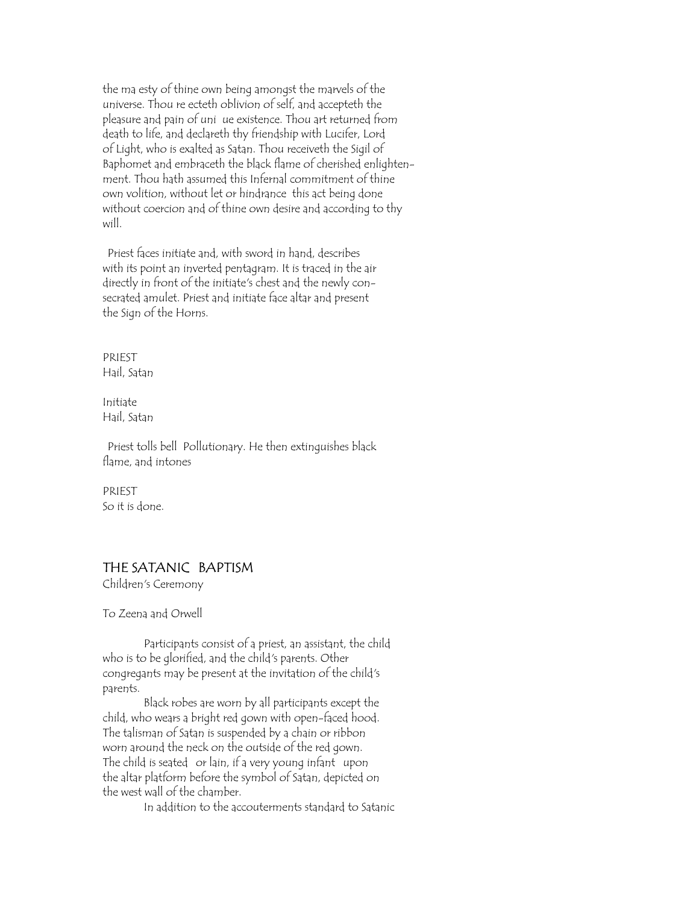the ma esty of thine own being amongst the marvels of the universe. Thou re ecteth oblivion of self, and accepteth the pleasure and pain of uni ue existence. Thou art returned from death to life, and declareth thy friendship with Lucifer, Lord of Light, who is exalted as Satan. Thou receiveth the Sigil of Baphomet and embraceth the black flame of cherished enlightenment. Thou hath assumed this Infernal commitment of thine own volition, without let or hindrance this act being done without coercion and of thine own desire and according to thy will.

Priest faces initiate and, with sword in hand, describes with its point an inverted pentagram. It is traced in the air directly in front of the initiate's chest and the newly consecrated amulet. Priest and initiate face altar and present the Sign of the Horns.

PRIEST
Hail, Satan

Initiate
Hail, Satan

Priest tolls bell Pollutionary. He then extinguishes black flame, and intones

PRIEST
So it is done.

## THE SATANIC BAPTISM

Children's Ceremony

To Zeena and Orwell

Participants consist of a priest, an assistant, the child who is to be glorified, and the child's parents. Other congregants may be present at the invitation of the child's parents.

Black robes are worn by all participants except the child, who wears a bright red gown with open-faced hood. The talisman of Satan is suspended by a chain or ribbon worn around the neck on the outside of the red gown. The child is seated or lain, if a very young infant upon the altar platform before the symbol of Satan, depicted on the west wall of the chamber.

In addition to the accouterments standard to Satanic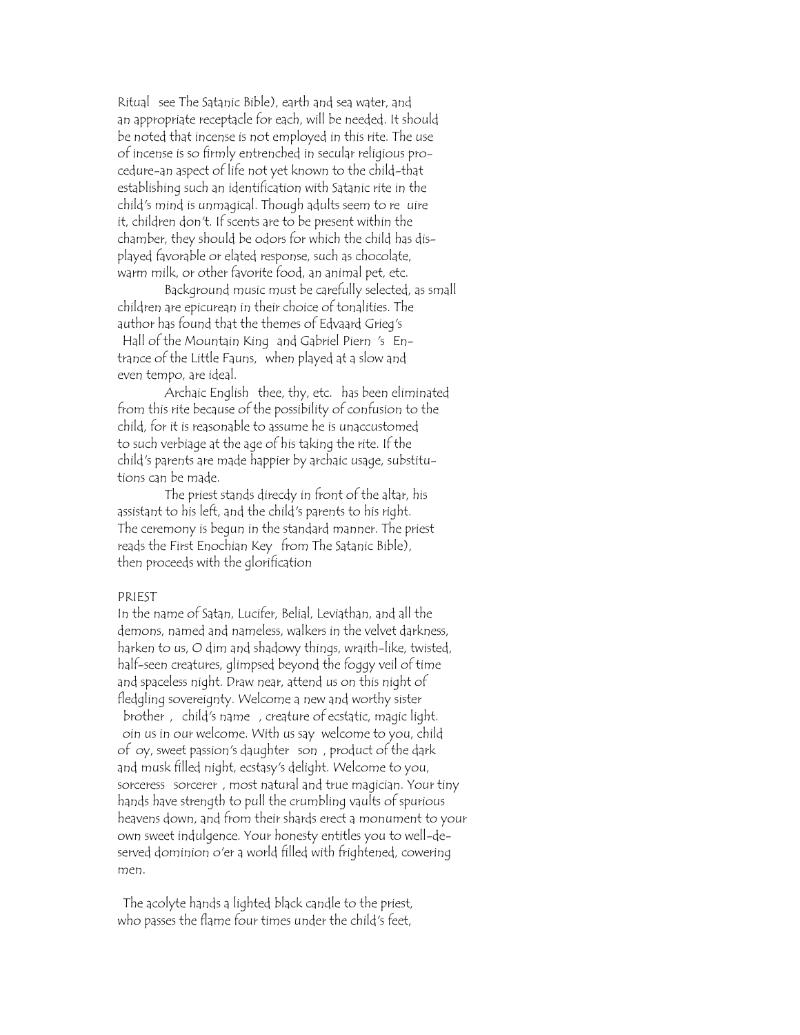Ritual see The Satanic Bible), earth and sea water, and an appropriate receptacle for each, will be needed. It should be noted that incense is not employed in this rite. The use of incense is so firmly entrenched in secular religious procedure-an aspect of life not yet known to the child-that establishing such an identification with Satanic rite in the child's mind is unmagical. Though adults seem to re uire it, children don't. If scents are to be present within the chamber, they should be odors for which the child has displayed favorable or elated response, such as chocolate, warm milk, or other favorite food, an animal pet, etc.

Background music must be carefully selected, as small children are epicurean in their choice of tonalities. The author has found that the themes of Edvaard Grieg's Hall of the Mountain King and Gabriel Piern 's Entrance of the Little Fauns, when played at a slow and even tempo, are ideal.

Archaic English thee, thy, etc. has been eliminated from this rite because of the possibility of confusion to the child, for it is reasonable to assume he is unaccustomed to such verbiage at the age of his taking the rite. If the child's parents are made happier by archaic usage, substitutions can be made.

The priest stands direcdy in front of the altar, his assistant to his left, and the child's parents to his right. The ceremony is begun in the standard manner. The priest reads the First Enochian Key from The Satanic Bible), then proceeds with the glorification

PRIEST

In the name of Satan, Lucifer, Belial, Leviathan, and all the demons, named and nameless, walkers in the velvet darkness, harken to us, O dim and shadowy things, wraith-like, twisted, half-seen creatures, glimpsed beyond the foggy veil of time and spaceless night. Draw near, attend us on this night of fledgling sovereignty. Welcome a new and worthy sister brother , child's name , creature of ecstatic, magic light. oin us in our welcome. With us say welcome to you, child of oy, sweet passion's daughter son , product of the dark and musk filled night, ecstasy's delight. Welcome to you, sorceress sorcerer , most natural and true magician. Your tiny hands have strength to pull the crumbling vaults of spurious heavens down, and from their shards erect a monument to your own sweet indulgence. Your honesty entitles you to well-deserved dominion o'er a world filled with frightened, cowering men.

The acolyte hands a lighted black candle to the priest, who passes the flame four times under the child's feet,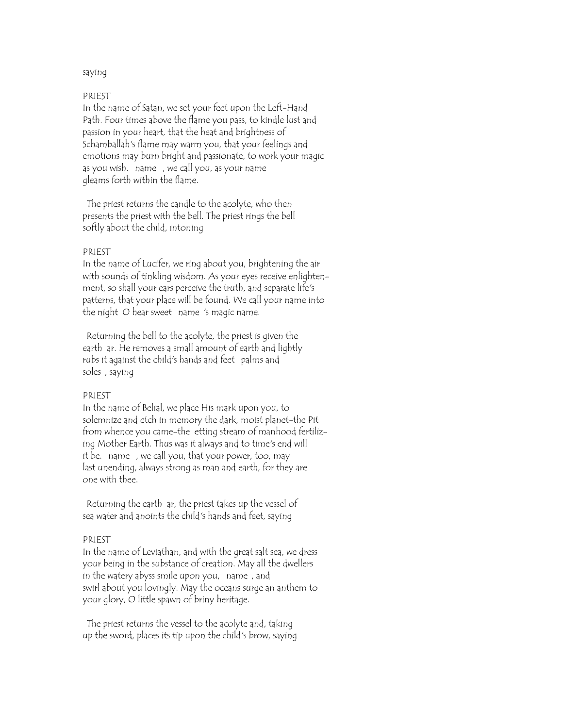saying

PRIEST
In the name of Satan, we set your feet upon the Left-Hand Path. Four times above the flame you pass, to kindle lust and passion in your heart, that the heat and brightness of Schamballah's flame may warm you, that your feelings and emotions may burn bright and passionate, to work your magic as you wish. name , we call you, as your name gleams forth within the flame.

The priest returns the candle to the acolyte, who then presents the priest with the bell. The priest rings the bell softly about the child, intoning

PRIEST
In the name of Lucifer, we ring about you, brightening the air with sounds of tinkling wisdom. As your eyes receive enlightenment, so shall your ears perceive the truth, and separate life's patterns, that your place will be found. We call your name into the night O hear sweet name 's magic name.

Returning the bell to the acolyte, the priest is given the earth ar. He removes a small amount of earth and lightly rubs it against the child's hands and feet palms and soles , saying

PRIEST
In the name of Belial, we place His mark upon you, to solemnize and etch in memory the dark, moist planet-the Pit from whence you came-the etting stream of manhood fertilizing Mother Earth. Thus was it always and to time's end will it be. name , we call you, that your power, too, may last unending, always strong as man and earth, for they are one with thee.

Returning the earth ar, the priest takes up the vessel of sea water and anoints the child's hands and feet, saying

PRIEST
In the name of Leviathan, and with the great salt sea, we dress your being in the substance of creation. May all the dwellers in the watery abyss smile upon you, name , and swirl about you lovingly. May the oceans surge an anthem to your glory, O little spawn of briny heritage.

The priest returns the vessel to the acolyte and, taking up the sword, places its tip upon the child's brow, saying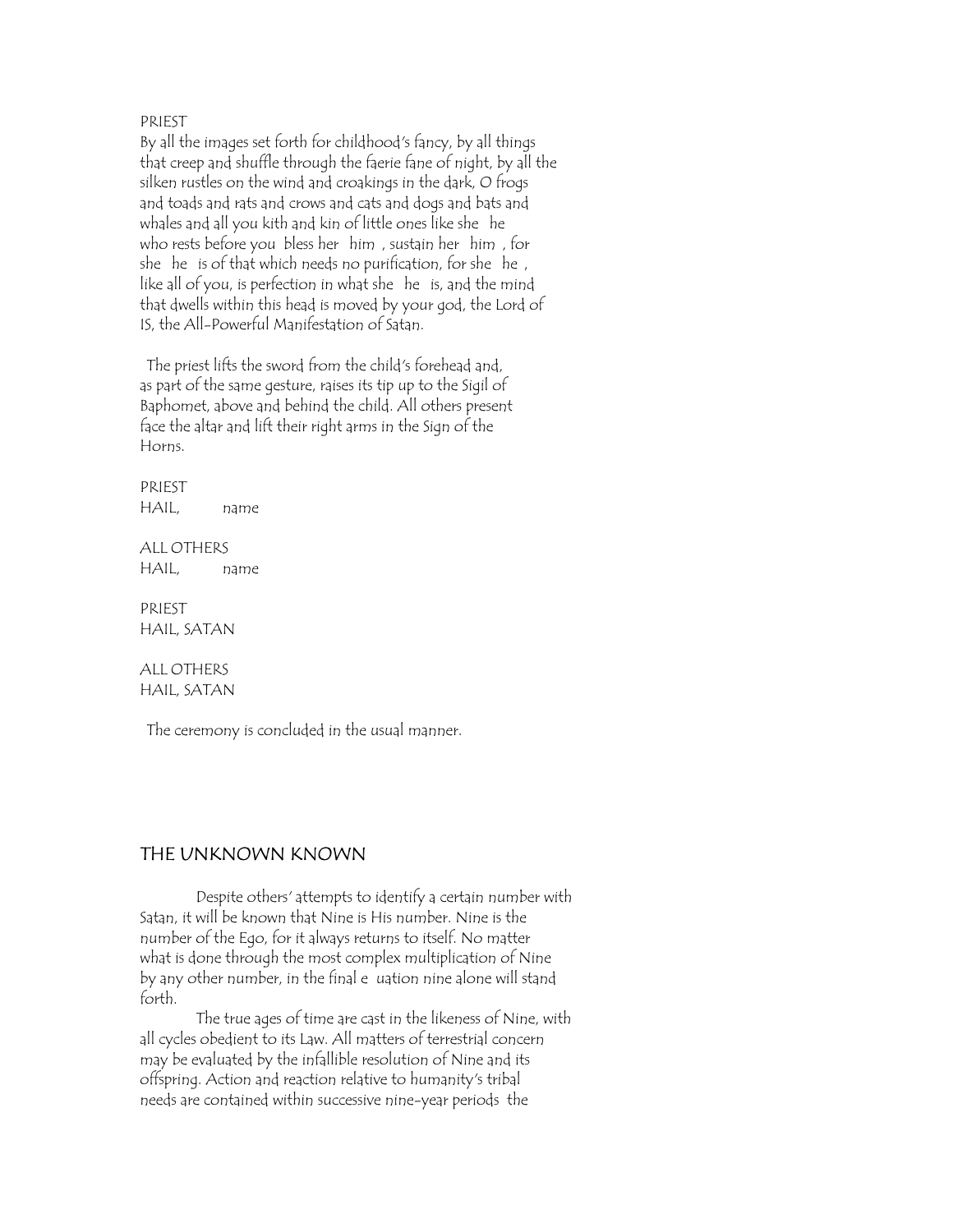PRIEST
By all the images set forth for childhood's fancy, by all things that creep and shuffle through the faerie fane of night, by all the silken rustles on the wind and croakings in the dark, O frogs and toads and rats and crows and cats and dogs and bats and whales and all you kith and kin of little ones like she he who rests before you bless her him , sustain her him , for she he is of that which needs no purification, for she he , like all of you, is perfection in what she he is, and the mind that dwells within this head is moved by your god, the Lord of IS, the All-Powerful Manifestation of Satan.

The priest lifts the sword from the child's forehead and, as part of the same gesture, raises its tip up to the Sigil of Baphomet, above and behind the child. All others present face the altar and lift their right arms in the Sign of the Horns.

PRIEST
HAIL, name

ALL OTHERS
HAIL, name

PRIEST
HAIL, SATAN

ALL OTHERS
HAIL, SATAN

The ceremony is concluded in the usual manner.

## THE UNKNOWN KNOWN

Despite others' attempts to identify a certain number with Satan, it will be known that Nine is His number. Nine is the number of the Ego, for it always returns to itself. No matter what is done through the most complex multiplication of Nine by any other number, in the final e uation nine alone will stand forth.

The true ages of time are cast in the likeness of Nine, with all cycles obedient to its Law. All matters of terrestrial concern may be evaluated by the infallible resolution of Nine and its offspring. Action and reaction relative to humanity's tribal needs are contained within successive nine-year periods the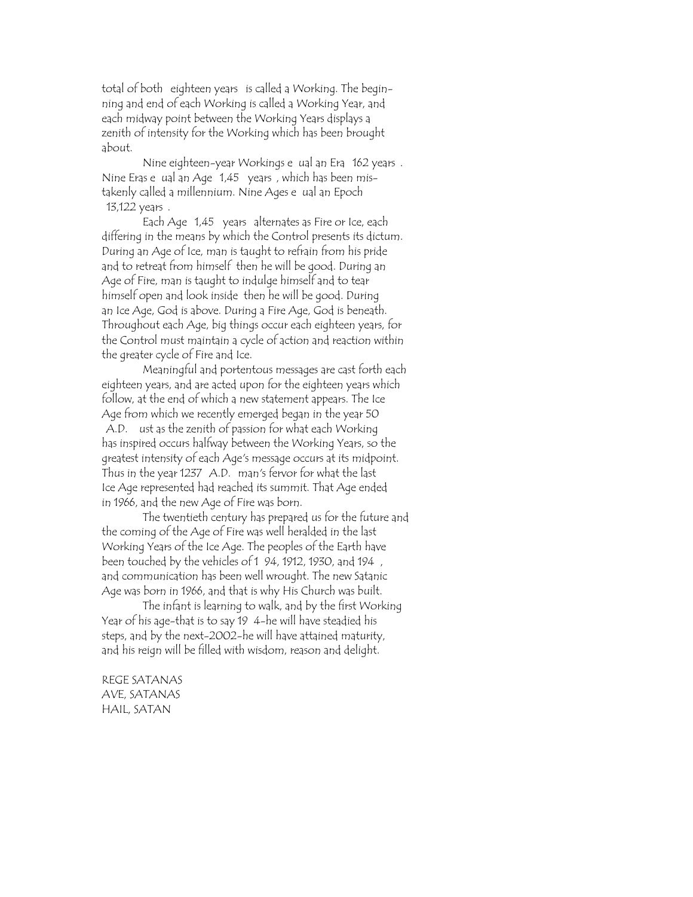total of both eighteen years is called a Working. The beginning and end of each Working is called a Working Year, and each midway point between the Working Years displays a zenith of intensity for the Working which has been brought about.

Nine eighteen-year Workings e ual an Era 162 years . Nine Eras e ual an Age 1,45 years , which has been mistakenly called a millennium. Nine Ages e ual an Epoch 13,122 years .

Each Age 1,45 years alternates as Fire or Ice, each differing in the means by which the Control presents its dictum. During an Age of Ice, man is taught to refrain from his pride and to retreat from himself then he will be good. During an Age of Fire, man is taught to indulge himself and to tear himself open and look inside then he will be good. During an Ice Age, God is above. During a Fire Age, God is beneath. Throughout each Age, big things occur each eighteen years, for the Control must maintain a cycle of action and reaction within the greater cycle of Fire and Ice.

Meaningful and portentous messages are cast forth each eighteen years, and are acted upon for the eighteen years which follow, at the end of which a new statement appears. The Ice Age from which we recently emerged began in the year 50 A.D. ust as the zenith of passion for what each Working has inspired occurs halfway between the Working Years, so the greatest intensity of each Age's message occurs at its midpoint. Thus in the year 1237 A.D. man's fervor for what the last Ice Age represented had reached its summit. That Age ended in 1966, and the new Age of Fire was born.

The twentieth century has prepared us for the future and the coming of the Age of Fire was well heralded in the last Working Years of the Ice Age. The peoples of the Earth have been touched by the vehicles of 1 94, 1912, 1930, and 194 , and communication has been well wrought. The new Satanic Age was born in 1966, and that is why His Church was built.

The infant is learning to walk, and by the first Working Year of his age-that is to say 19 4-he will have steadied his steps, and by the next-2002-he will have attained maturity, and his reign will be filled with wisdom, reason and delight.

REGE SATANAS
AVE, SATANAS
HAIL, SATAN